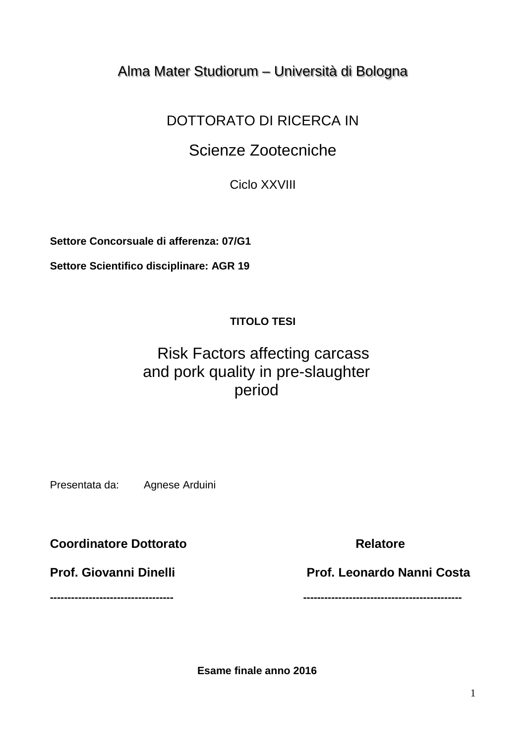Alma Mater Studiorum – Università di Bologna

DOTTORATO DI RICERCA IN

Scienze Zootecniche

Ciclo XXVIII

**Settore Concorsuale di afferenza: 07/G1**

**Settore Scientifico disciplinare: AGR 19**

**TITOLO TESI**

# Risk Factors affecting carcass and pork quality in pre-slaughter period

Presentata da: Agnese Arduini

| **Coordinatore Dottorato** | **Relatore** |
| --- | --- |
| **Prof. Giovanni Dinelli** | **Prof. Leonardo Nanni Costa** |
| ---------------------------------- | -------------------------------------------- |

**Esame finale anno 2016**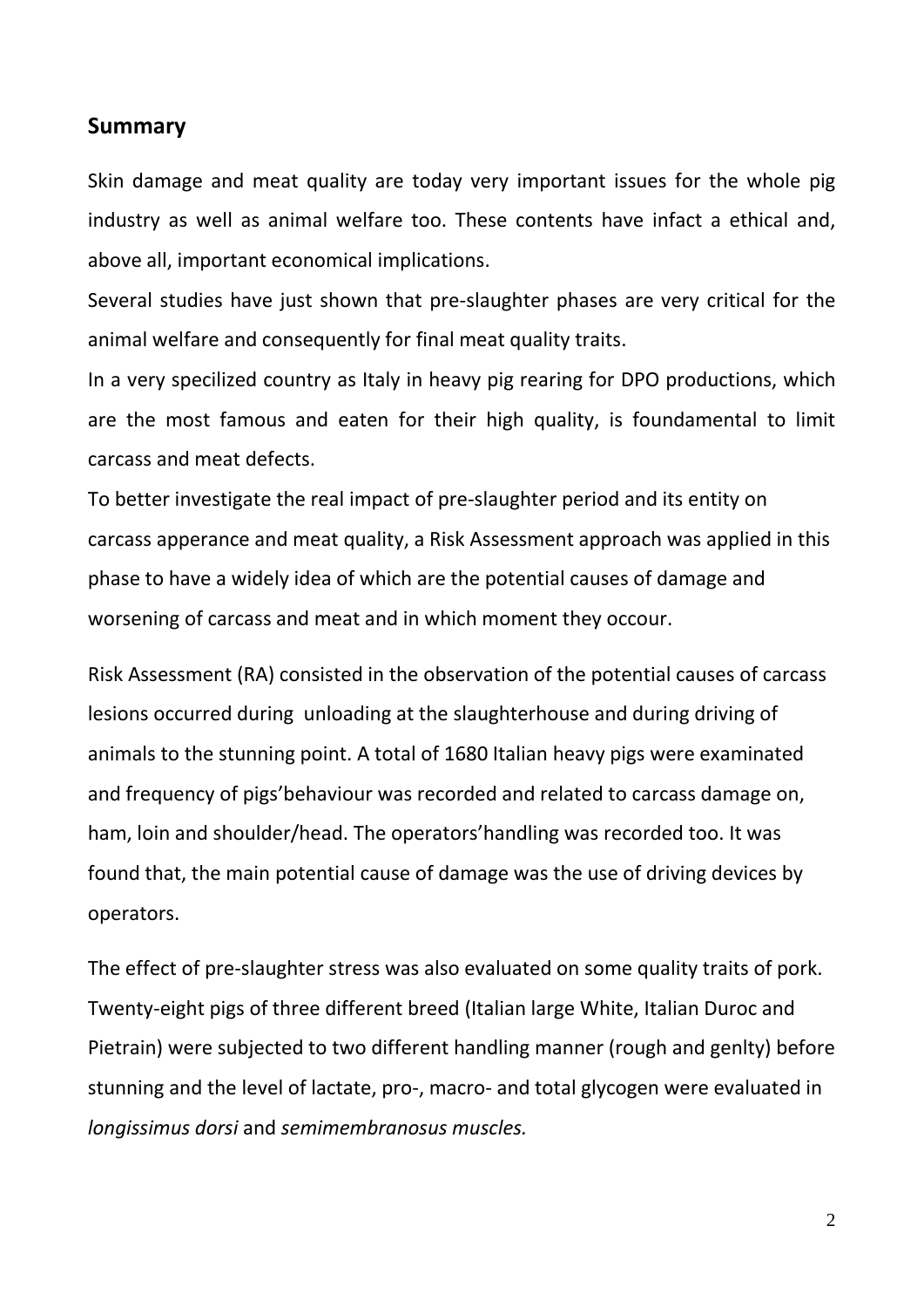## Summary

Skin damage and meat quality are today very important issues for the whole pig industry as well as animal welfare too. These contents have infact a ethical and, above all, important economical implications.

Several studies have just shown that pre-slaughter phases are very critical for the animal welfare and consequently for final meat quality traits.

In a very specilized country as Italy in heavy pig rearing for DPO productions, which are the most famous and eaten for their high quality, is foundamental to limit carcass and meat defects.

To better investigate the real impact of pre-slaughter period and its entity on carcass apperance and meat quality, a Risk Assessment approach was applied in this phase to have a widely idea of which are the potential causes of damage and worsening of carcass and meat and in which moment they occour.

Risk Assessment (RA) consisted in the observation of the potential causes of carcass lesions occurred during unloading at the slaughterhouse and during driving of animals to the stunning point. A total of 1680 Italian heavy pigs were examinated and frequency of pigs'behaviour was recorded and related to carcass damage on, ham, loin and shoulder/head. The operators'handling was recorded too. It was found that, the main potential cause of damage was the use of driving devices by operators.

The effect of pre-slaughter stress was also evaluated on some quality traits of pork. Twenty-eight pigs of three different breed (Italian large White, Italian Duroc and Pietrain) were subjected to two different handling manner (rough and genlty) before stunning and the level of lactate, pro-, macro- and total glycogen were evaluated in *longissimus dorsi* and *semimembranosus muscles.*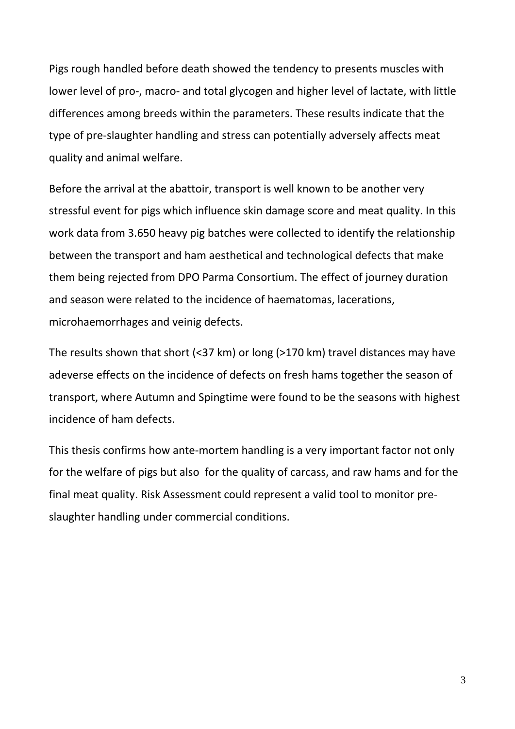Pigs rough handled before death showed the tendency to presents muscles with lower level of pro-, macro- and total glycogen and higher level of lactate, with little differences among breeds within the parameters. These results indicate that the type of pre-slaughter handling and stress can potentially adversely affects meat quality and animal welfare.

Before the arrival at the abattoir, transport is well known to be another very stressful event for pigs which influence skin damage score and meat quality. In this work data from 3.650 heavy pig batches were collected to identify the relationship between the transport and ham aesthetical and technological defects that make them being rejected from DPO Parma Consortium. The effect of journey duration and season were related to the incidence of haematomas, lacerations, microhaemorrhages and veinig defects.

The results shown that short (<37 km) or long (>170 km) travel distances may have adeverse effects on the incidence of defects on fresh hams together the season of transport, where Autumn and Spingtime were found to be the seasons with highest incidence of ham defects.

This thesis confirms how ante-mortem handling is a very important factor not only for the welfare of pigs but also  for the quality of carcass, and raw hams and for the final meat quality. Risk Assessment could represent a valid tool to monitor pre-slaughter handling under commercial conditions.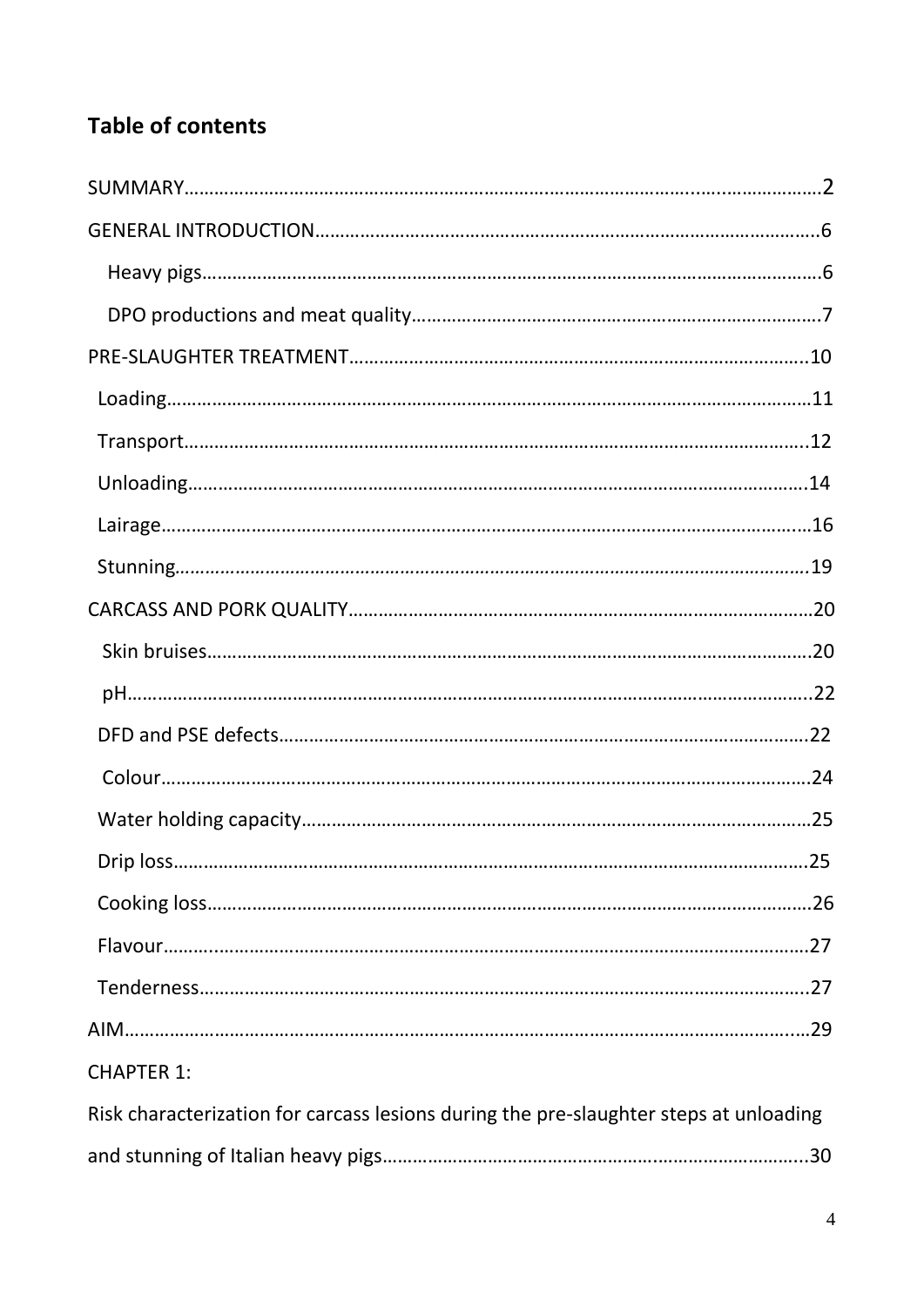## Table of contents

SUMMARY……………………………………………………………………………………………………………2

GENERAL INTRODUCTION………………………………………………………………………………………6

Heavy pigs……………………………………………………………………………………………………………6

DPO productions and meat quality…………………………………………………………………………7

PRE-SLAUGHTER TREATMENT…………………………………………………………………………………10

Loading…………………………………………………………………………………………………………………11

Transport………………………………………………………………………………………………………………12

Unloading……………………………………………………………………………………………………………14

Lairage…………………………………………………………………………………………………………………16

Stunning………………………………………………………………………………………………………………19

CARCASS AND PORK QUALITY…………………………………………………………………………………20

Skin bruises…………………………………………………………………………………………………………20

pH………………………………………………………………………………………………………………………22

DFD and PSE defects………………………………………………………………………………………………22

Colour…………………………………………………………………………………………………………………24

Water holding capacity…………………………………………………………………………………………25

Drip loss………………………………………………………………………………………………………………25

Cooking loss…………………………………………………………………………………………………………26

Flavour…………………………………………………………………………………………………………………27

Tenderness…………………………………………………………………………………………………………27

AIM……………………………………………………………………………………………………………………29

CHAPTER 1:

Risk characterization for carcass lesions during the pre-slaughter steps at unloading and stunning of Italian heavy pigs…………………………………………………………………………30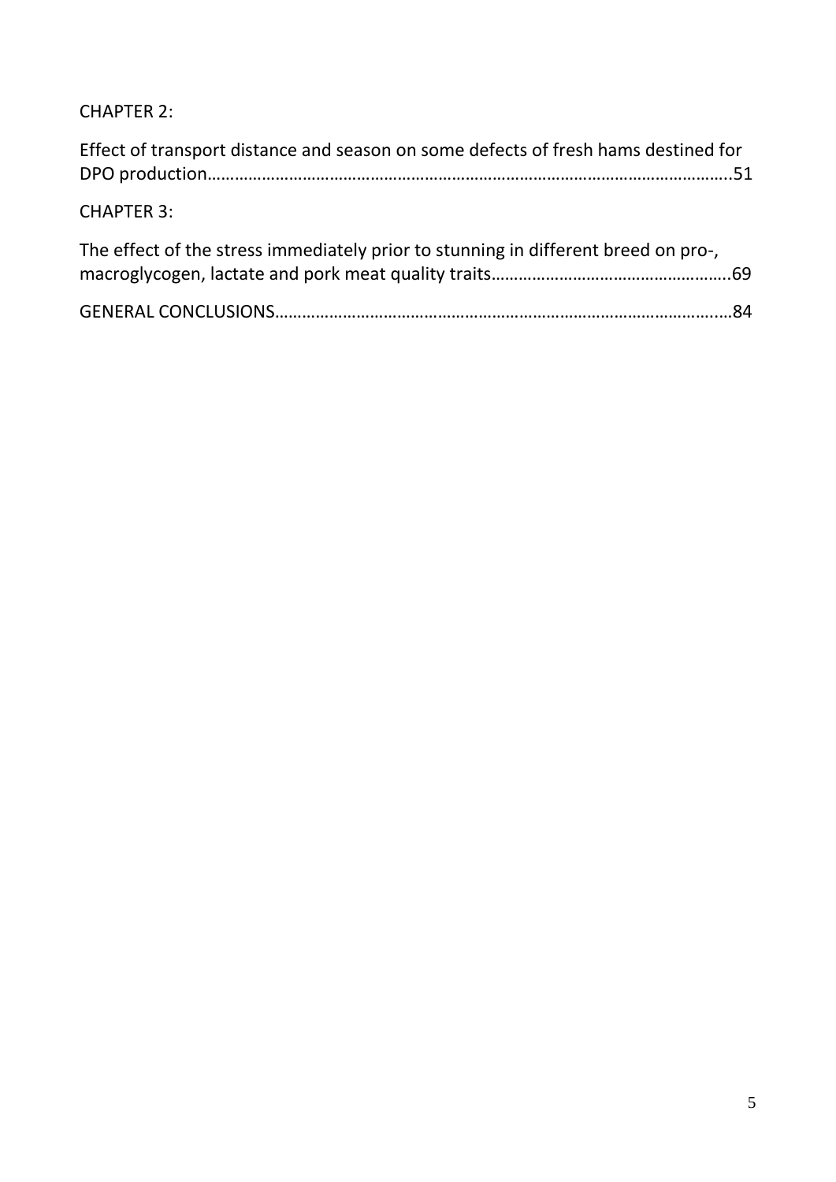CHAPTER 2:

Effect of transport distance and season on some defects of fresh hams destined for DPO production……………………………………………………………………………………………………..51

CHAPTER 3:

The effect of the stress immediately prior to stunning in different breed on pro-, macroglycogen, lactate and pork meat quality traits……………………………………………..69

GENERAL CONCLUSIONS………………………………………………………………………………….…84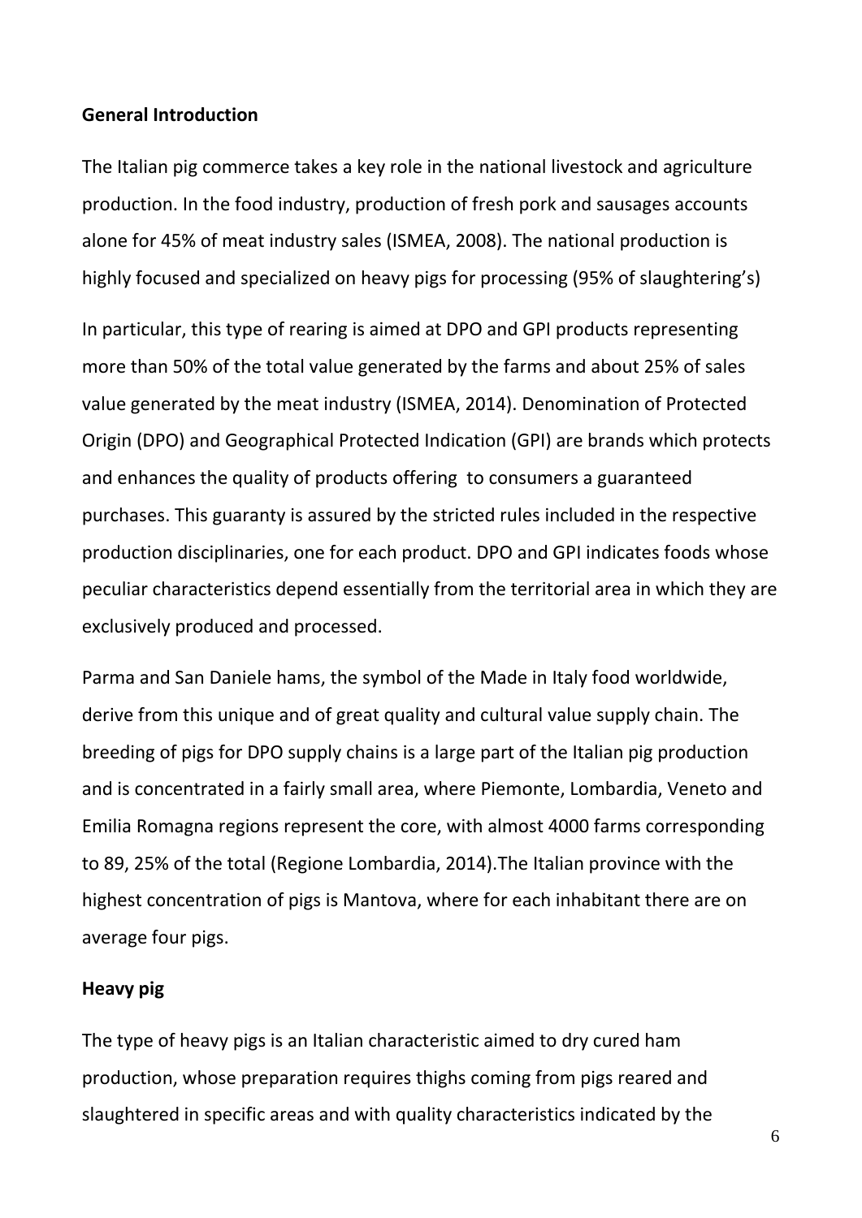**General Introduction**

The Italian pig commerce takes a key role in the national livestock and agriculture production. In the food industry, production of fresh pork and sausages accounts alone for 45% of meat industry sales (ISMEA, 2008). The national production is highly focused and specialized on heavy pigs for processing (95% of slaughtering's)

In particular, this type of rearing is aimed at DPO and GPI products representing more than 50% of the total value generated by the farms and about 25% of sales value generated by the meat industry (ISMEA, 2014). Denomination of Protected Origin (DPO) and Geographical Protected Indication (GPI) are brands which protects and enhances the quality of products offering to consumers a guaranteed purchases. This guaranty is assured by the stricted rules included in the respective production disciplinaries, one for each product. DPO and GPI indicates foods whose peculiar characteristics depend essentially from the territorial area in which they are exclusively produced and processed.

Parma and San Daniele hams, the symbol of the Made in Italy food worldwide, derive from this unique and of great quality and cultural value supply chain. The breeding of pigs for DPO supply chains is a large part of the Italian pig production and is concentrated in a fairly small area, where Piemonte, Lombardia, Veneto and Emilia Romagna regions represent the core, with almost 4000 farms corresponding to 89, 25% of the total (Regione Lombardia, 2014).The Italian province with the highest concentration of pigs is Mantova, where for each inhabitant there are on average four pigs.

**Heavy pig**

The type of heavy pigs is an Italian characteristic aimed to dry cured ham production, whose preparation requires thighs coming from pigs reared and slaughtered in specific areas and with quality characteristics indicated by the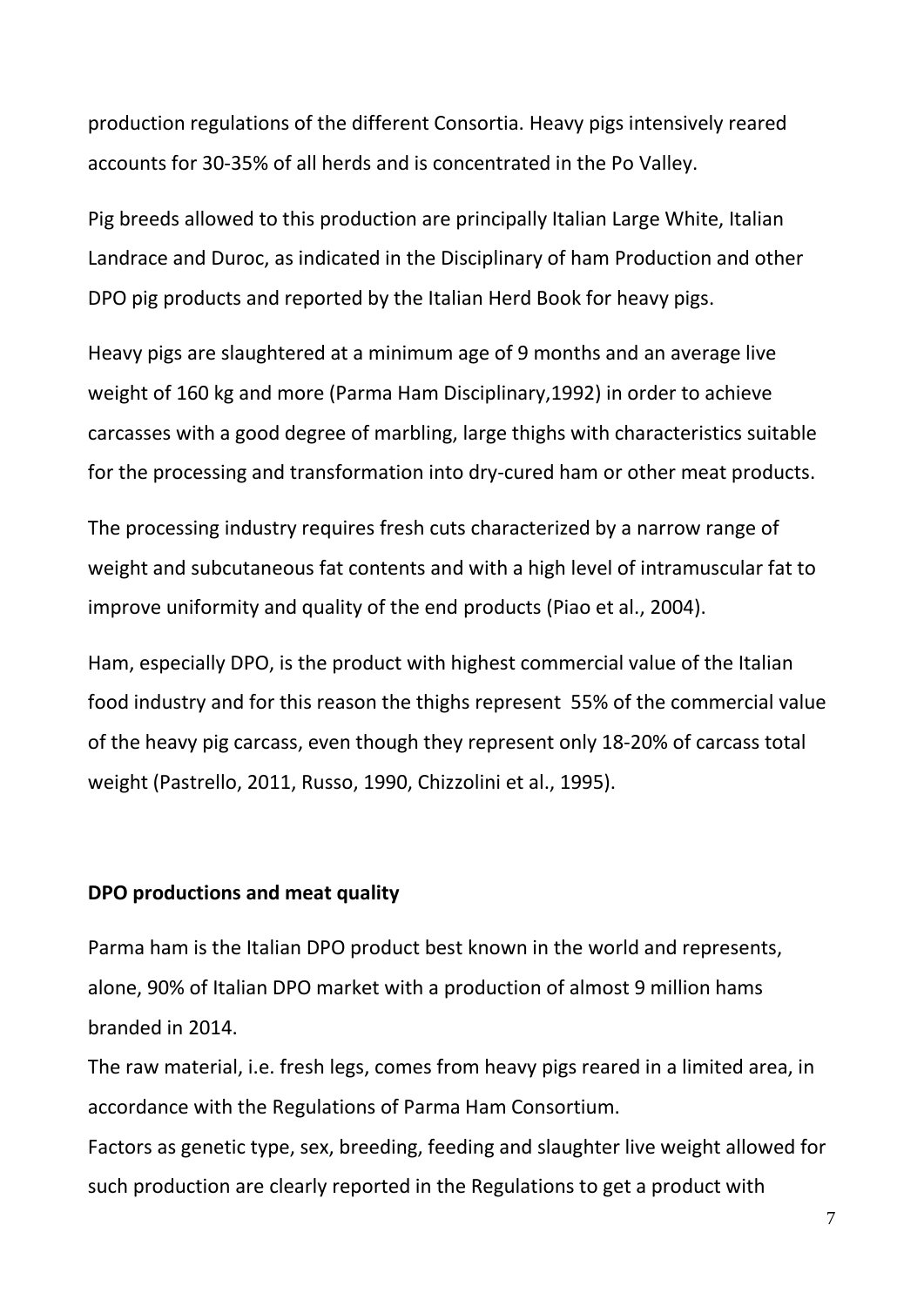production regulations of the different Consortia. Heavy pigs intensively reared accounts for 30-35% of all herds and is concentrated in the Po Valley.

Pig breeds allowed to this production are principally Italian Large White, Italian Landrace and Duroc, as indicated in the Disciplinary of ham Production and other DPO pig products and reported by the Italian Herd Book for heavy pigs.

Heavy pigs are slaughtered at a minimum age of 9 months and an average live weight of 160 kg and more (Parma Ham Disciplinary,1992) in order to achieve carcasses with a good degree of marbling, large thighs with characteristics suitable for the processing and transformation into dry-cured ham or other meat products.

The processing industry requires fresh cuts characterized by a narrow range of weight and subcutaneous fat contents and with a high level of intramuscular fat to improve uniformity and quality of the end products (Piao et al., 2004).

Ham, especially DPO, is the product with highest commercial value of the Italian food industry and for this reason the thighs represent 55% of the commercial value of the heavy pig carcass, even though they represent only 18-20% of carcass total weight (Pastrello, 2011, Russo, 1990, Chizzolini et al., 1995).

**DPO productions and meat quality**

Parma ham is the Italian DPO product best known in the world and represents, alone, 90% of Italian DPO market with a production of almost 9 million hams branded in 2014.

The raw material, i.e. fresh legs, comes from heavy pigs reared in a limited area, in accordance with the Regulations of Parma Ham Consortium.

Factors as genetic type, sex, breeding, feeding and slaughter live weight allowed for such production are clearly reported in the Regulations to get a product with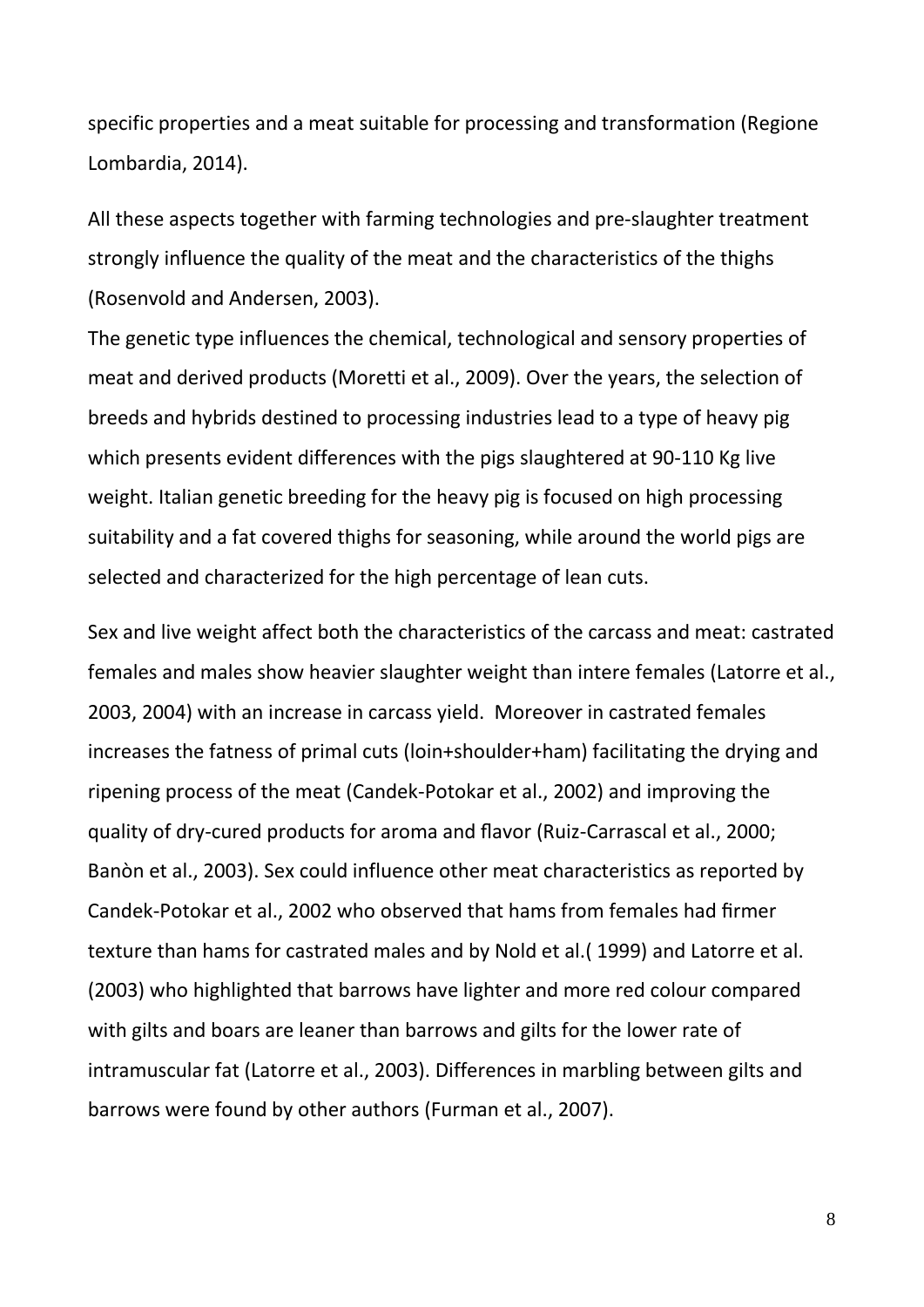specific properties and a meat suitable for processing and transformation (Regione Lombardia, 2014).

All these aspects together with farming technologies and pre-slaughter treatment strongly influence the quality of the meat and the characteristics of the thighs (Rosenvold and Andersen, 2003).

The genetic type influences the chemical, technological and sensory properties of meat and derived products (Moretti et al., 2009). Over the years, the selection of breeds and hybrids destined to processing industries lead to a type of heavy pig which presents evident differences with the pigs slaughtered at 90-110 Kg live weight. Italian genetic breeding for the heavy pig is focused on high processing suitability and a fat covered thighs for seasoning, while around the world pigs are selected and characterized for the high percentage of lean cuts.

Sex and live weight affect both the characteristics of the carcass and meat: castrated females and males show heavier slaughter weight than intere females (Latorre et al., 2003, 2004) with an increase in carcass yield. Moreover in castrated females increases the fatness of primal cuts (loin+shoulder+ham) facilitating the drying and ripening process of the meat (Candek-Potokar et al., 2002) and improving the quality of dry-cured products for aroma and flavor (Ruiz-Carrascal et al., 2000; Banòn et al., 2003). Sex could influence other meat characteristics as reported by Candek-Potokar et al., 2002 who observed that hams from females had firmer texture than hams for castrated males and by Nold et al.( 1999) and Latorre et al. (2003) who highlighted that barrows have lighter and more red colour compared with gilts and boars are leaner than barrows and gilts for the lower rate of intramuscular fat (Latorre et al., 2003). Differences in marbling between gilts and barrows were found by other authors (Furman et al., 2007).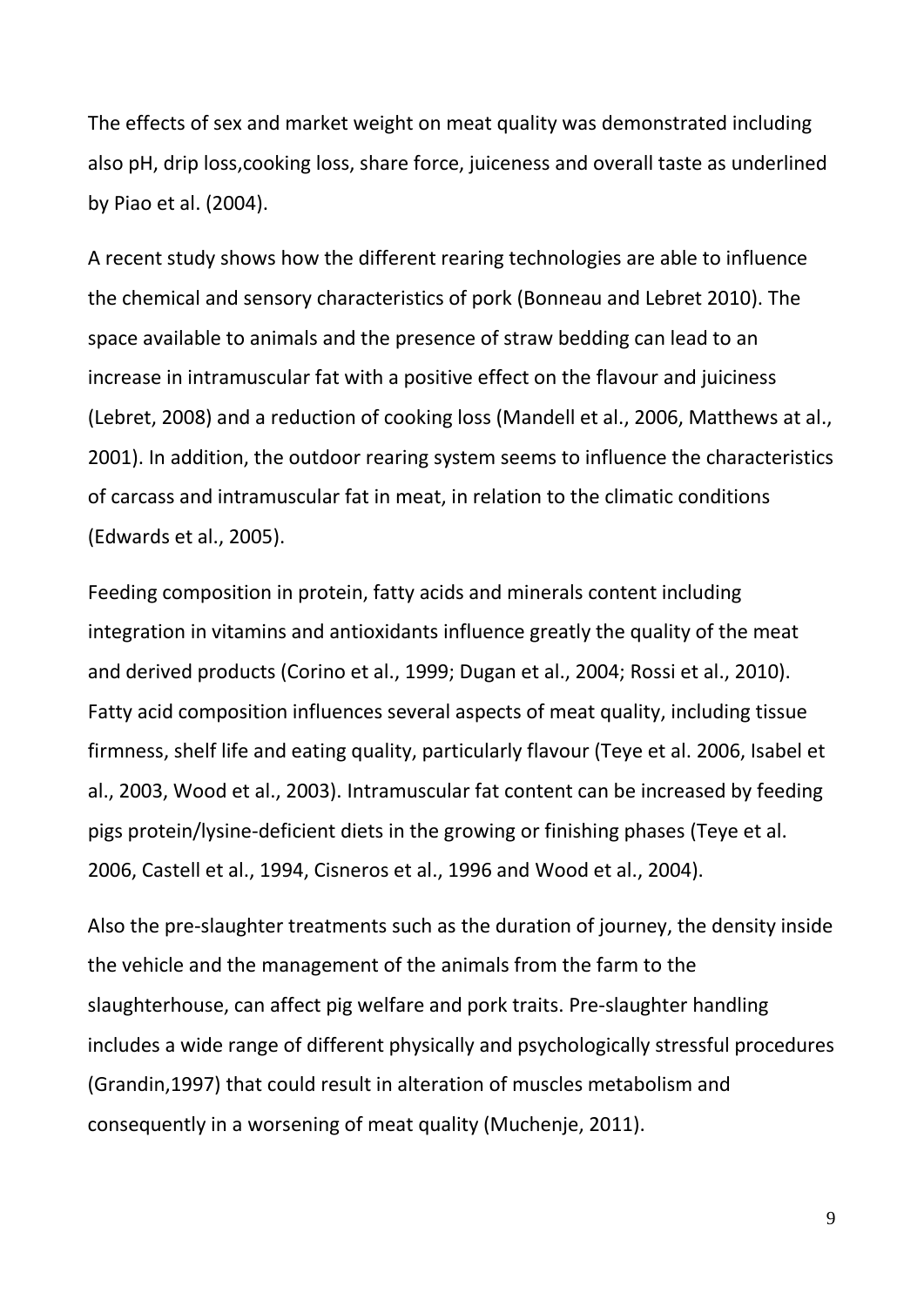The effects of sex and market weight on meat quality was demonstrated including also pH, drip loss,cooking loss, share force, juiceness and overall taste as underlined by Piao et al. (2004).

A recent study shows how the different rearing technologies are able to influence the chemical and sensory characteristics of pork (Bonneau and Lebret 2010). The space available to animals and the presence of straw bedding can lead to an increase in intramuscular fat with a positive effect on the flavour and juiciness (Lebret, 2008) and a reduction of cooking loss (Mandell et al., 2006, Matthews at al., 2001). In addition, the outdoor rearing system seems to influence the characteristics of carcass and intramuscular fat in meat, in relation to the climatic conditions (Edwards et al., 2005).

Feeding composition in protein, fatty acids and minerals content including integration in vitamins and antioxidants influence greatly the quality of the meat and derived products (Corino et al., 1999; Dugan et al., 2004; Rossi et al., 2010). Fatty acid composition influences several aspects of meat quality, including tissue firmness, shelf life and eating quality, particularly flavour (Teye et al. 2006, Isabel et al., 2003, Wood et al., 2003). Intramuscular fat content can be increased by feeding pigs protein/lysine-deficient diets in the growing or finishing phases (Teye et al. 2006, Castell et al., 1994, Cisneros et al., 1996 and Wood et al., 2004).

Also the pre-slaughter treatments such as the duration of journey, the density inside the vehicle and the management of the animals from the farm to the slaughterhouse, can affect pig welfare and pork traits. Pre-slaughter handling includes a wide range of different physically and psychologically stressful procedures (Grandin,1997) that could result in alteration of muscles metabolism and consequently in a worsening of meat quality (Muchenje, 2011).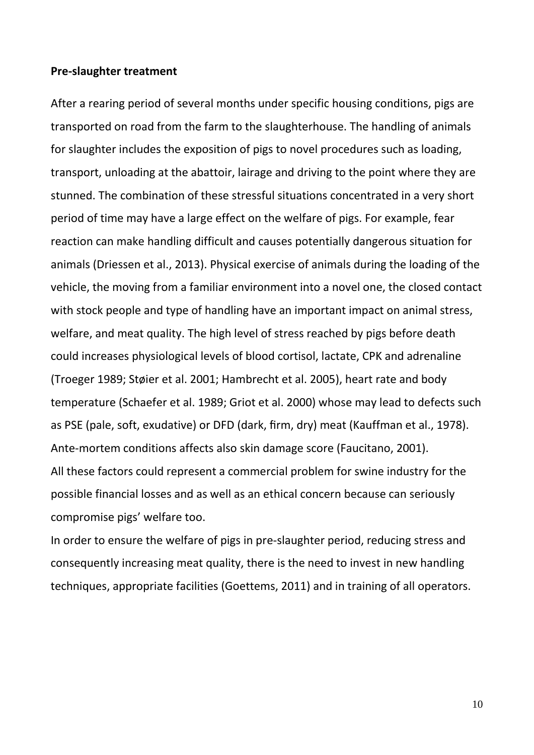**Pre-slaughter treatment**

After a rearing period of several months under specific housing conditions, pigs are transported on road from the farm to the slaughterhouse. The handling of animals for slaughter includes the exposition of pigs to novel procedures such as loading, transport, unloading at the abattoir, lairage and driving to the point where they are stunned. The combination of these stressful situations concentrated in a very short period of time may have a large effect on the welfare of pigs. For example, fear reaction can make handling difficult and causes potentially dangerous situation for animals (Driessen et al., 2013). Physical exercise of animals during the loading of the vehicle, the moving from a familiar environment into a novel one, the closed contact with stock people and type of handling have an important impact on animal stress, welfare, and meat quality. The high level of stress reached by pigs before death could increases physiological levels of blood cortisol, lactate, CPK and adrenaline (Troeger 1989; Støier et al. 2001; Hambrecht et al. 2005), heart rate and body temperature (Schaefer et al. 1989; Griot et al. 2000) whose may lead to defects such as PSE (pale, soft, exudative) or DFD (dark, firm, dry) meat (Kauffman et al., 1978). Ante-mortem conditions affects also skin damage score (Faucitano, 2001).
All these factors could represent a commercial problem for swine industry for the possible financial losses and as well as an ethical concern because can seriously compromise pigs' welfare too.
In order to ensure the welfare of pigs in pre-slaughter period, reducing stress and consequently increasing meat quality, there is the need to invest in new handling techniques, appropriate facilities (Goettems, 2011) and in training of all operators.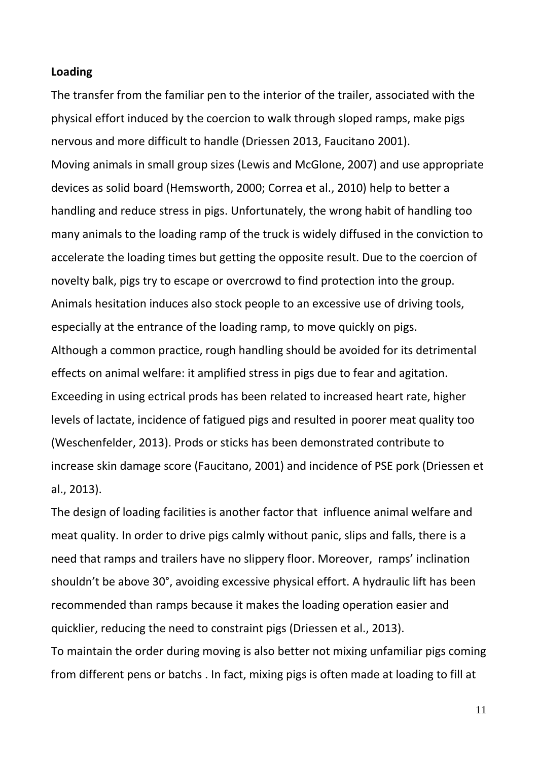**Loading**

The transfer from the familiar pen to the interior of the trailer, associated with the physical effort induced by the coercion to walk through sloped ramps, make pigs nervous and more difficult to handle (Driessen 2013, Faucitano 2001).

Moving animals in small group sizes (Lewis and McGlone, 2007) and use appropriate devices as solid board (Hemsworth, 2000; Correa et al., 2010) help to better a handling and reduce stress in pigs. Unfortunately, the wrong habit of handling too many animals to the loading ramp of the truck is widely diffused in the conviction to accelerate the loading times but getting the opposite result. Due to the coercion of novelty balk, pigs try to escape or overcrowd to find protection into the group. Animals hesitation induces also stock people to an excessive use of driving tools, especially at the entrance of the loading ramp, to move quickly on pigs.

Although a common practice, rough handling should be avoided for its detrimental effects on animal welfare: it amplified stress in pigs due to fear and agitation. Exceeding in using ectrical prods has been related to increased heart rate, higher levels of lactate, incidence of fatigued pigs and resulted in poorer meat quality too (Weschenfelder, 2013). Prods or sticks has been demonstrated contribute to increase skin damage score (Faucitano, 2001) and incidence of PSE pork (Driessen et al., 2013).

The design of loading facilities is another factor that influence animal welfare and meat quality. In order to drive pigs calmly without panic, slips and falls, there is a need that ramps and trailers have no slippery floor. Moreover, ramps' inclination shouldn't be above 30°, avoiding excessive physical effort. A hydraulic lift has been recommended than ramps because it makes the loading operation easier and quicklier, reducing the need to constraint pigs (Driessen et al., 2013).

To maintain the order during moving is also better not mixing unfamiliar pigs coming from different pens or batchs . In fact, mixing pigs is often made at loading to fill at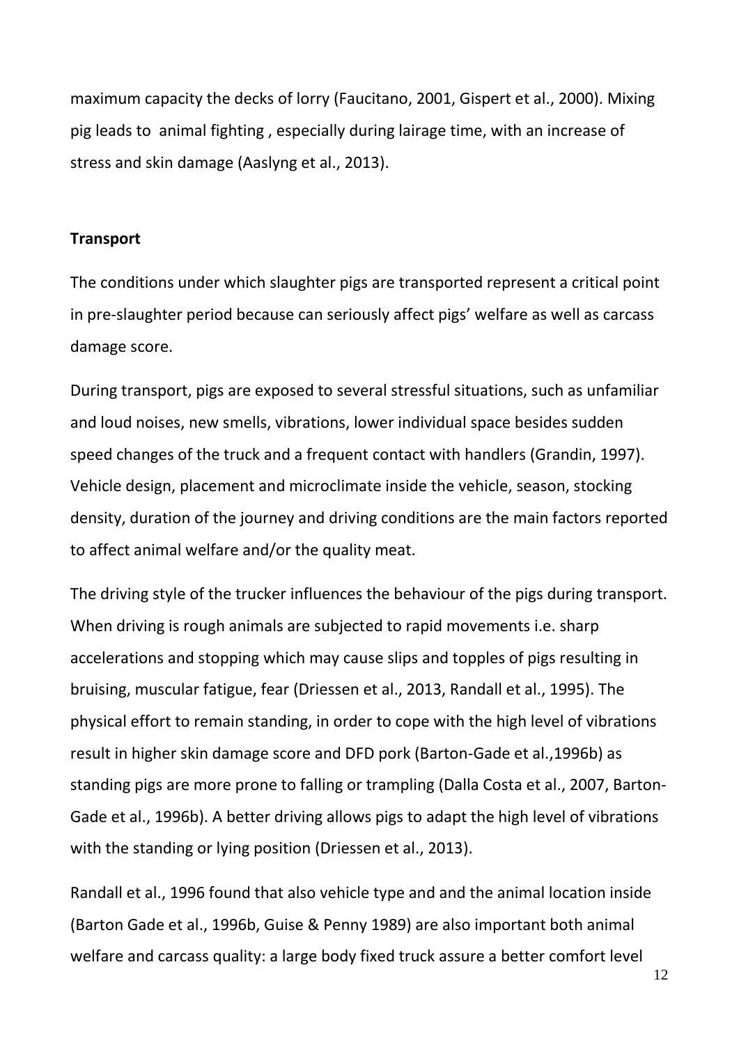maximum capacity the decks of lorry (Faucitano, 2001, Gispert et al., 2000). Mixing pig leads to  animal fighting , especially during lairage time, with an increase of stress and skin damage (Aaslyng et al., 2013).

**Transport**

The conditions under which slaughter pigs are transported represent a critical point in pre-slaughter period because can seriously affect pigs' welfare as well as carcass damage score.

During transport, pigs are exposed to several stressful situations, such as unfamiliar and loud noises, new smells, vibrations, lower individual space besides sudden speed changes of the truck and a frequent contact with handlers (Grandin, 1997). Vehicle design, placement and microclimate inside the vehicle, season, stocking density, duration of the journey and driving conditions are the main factors reported to affect animal welfare and/or the quality meat.

The driving style of the trucker influences the behaviour of the pigs during transport. When driving is rough animals are subjected to rapid movements i.e. sharp accelerations and stopping which may cause slips and topples of pigs resulting in bruising, muscular fatigue, fear (Driessen et al., 2013, Randall et al., 1995). The physical effort to remain standing, in order to cope with the high level of vibrations result in higher skin damage score and DFD pork (Barton-Gade et al.,1996b) as standing pigs are more prone to falling or trampling (Dalla Costa et al., 2007, Barton-Gade et al., 1996b). A better driving allows pigs to adapt the high level of vibrations with the standing or lying position (Driessen et al., 2013).

Randall et al., 1996 found that also vehicle type and and the animal location inside (Barton Gade et al., 1996b, Guise & Penny 1989) are also important both animal welfare and carcass quality: a large body fixed truck assure a better comfort level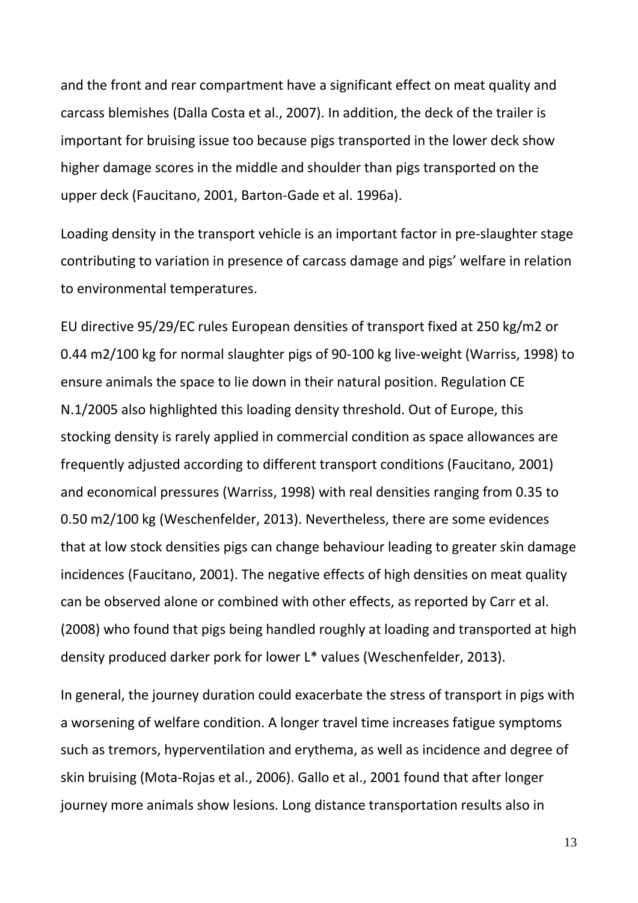and the front and rear compartment have a significant effect on meat quality and carcass blemishes (Dalla Costa et al., 2007). In addition, the deck of the trailer is important for bruising issue too because pigs transported in the lower deck show higher damage scores in the middle and shoulder than pigs transported on the upper deck (Faucitano, 2001, Barton-Gade et al. 1996a).

Loading density in the transport vehicle is an important factor in pre-slaughter stage contributing to variation in presence of carcass damage and pigs' welfare in relation to environmental temperatures.

EU directive 95/29/EC rules European densities of transport fixed at 250 kg/m2 or 0.44 m2/100 kg for normal slaughter pigs of 90-100 kg live-weight (Warriss, 1998) to ensure animals the space to lie down in their natural position. Regulation CE N.1/2005 also highlighted this loading density threshold. Out of Europe, this stocking density is rarely applied in commercial condition as space allowances are frequently adjusted according to different transport conditions (Faucitano, 2001) and economical pressures (Warriss, 1998) with real densities ranging from 0.35 to 0.50 m2/100 kg (Weschenfelder, 2013). Nevertheless, there are some evidences that at low stock densities pigs can change behaviour leading to greater skin damage incidences (Faucitano, 2001). The negative effects of high densities on meat quality can be observed alone or combined with other effects, as reported by Carr et al. (2008) who found that pigs being handled roughly at loading and transported at high density produced darker pork for lower L* values (Weschenfelder, 2013).

In general, the journey duration could exacerbate the stress of transport in pigs with a worsening of welfare condition. A longer travel time increases fatigue symptoms such as tremors, hyperventilation and erythema, as well as incidence and degree of skin bruising (Mota-Rojas et al., 2006). Gallo et al., 2001 found that after longer journey more animals show lesions. Long distance transportation results also in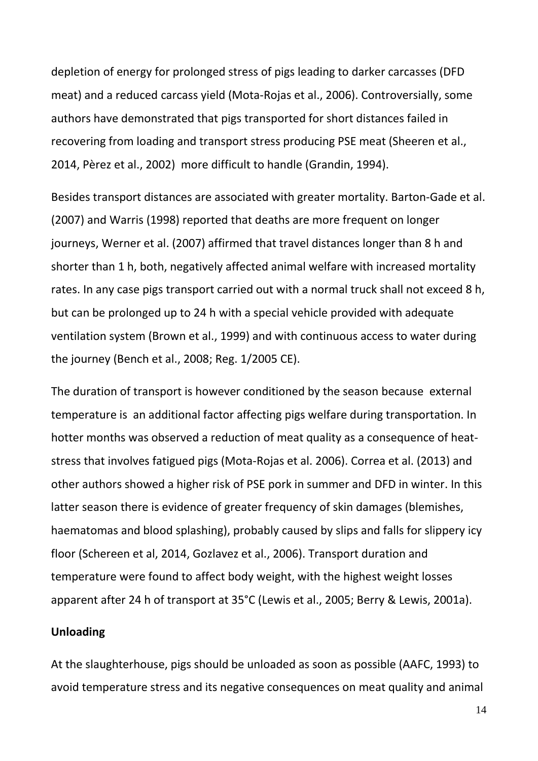depletion of energy for prolonged stress of pigs leading to darker carcasses (DFD meat) and a reduced carcass yield (Mota-Rojas et al., 2006). Controversially, some authors have demonstrated that pigs transported for short distances failed in recovering from loading and transport stress producing PSE meat (Sheeren et al., 2014, Pèrez et al., 2002) more difficult to handle (Grandin, 1994).

Besides transport distances are associated with greater mortality. Barton-Gade et al. (2007) and Warris (1998) reported that deaths are more frequent on longer journeys, Werner et al. (2007) affirmed that travel distances longer than 8 h and shorter than 1 h, both, negatively affected animal welfare with increased mortality rates. In any case pigs transport carried out with a normal truck shall not exceed 8 h, but can be prolonged up to 24 h with a special vehicle provided with adequate ventilation system (Brown et al., 1999) and with continuous access to water during the journey (Bench et al., 2008; Reg. 1/2005 CE).

The duration of transport is however conditioned by the season because external temperature is an additional factor affecting pigs welfare during transportation. In hotter months was observed a reduction of meat quality as a consequence of heat-stress that involves fatigued pigs (Mota-Rojas et al. 2006). Correa et al. (2013) and other authors showed a higher risk of PSE pork in summer and DFD in winter. In this latter season there is evidence of greater frequency of skin damages (blemishes, haematomas and blood splashing), probably caused by slips and falls for slippery icy floor (Schereen et al, 2014, Gozlavez et al., 2006). Transport duration and temperature were found to affect body weight, with the highest weight losses apparent after 24 h of transport at 35°C (Lewis et al., 2005; Berry & Lewis, 2001a).

**Unloading**

At the slaughterhouse, pigs should be unloaded as soon as possible (AAFC, 1993) to avoid temperature stress and its negative consequences on meat quality and animal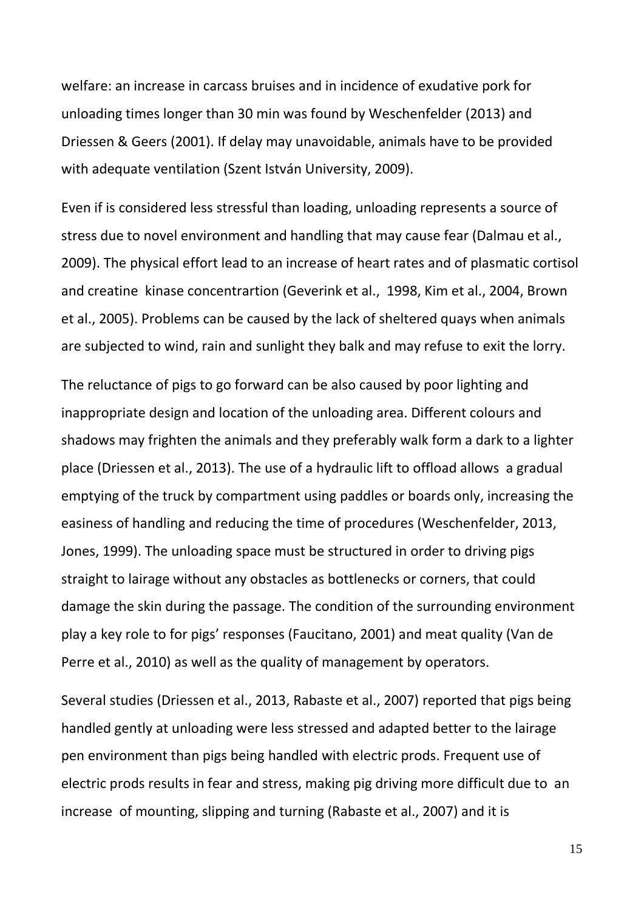welfare: an increase in carcass bruises and in incidence of exudative pork for unloading times longer than 30 min was found by Weschenfelder (2013) and Driessen & Geers (2001). If delay may unavoidable, animals have to be provided with adequate ventilation (Szent István University, 2009).

Even if is considered less stressful than loading, unloading represents a source of stress due to novel environment and handling that may cause fear (Dalmau et al., 2009). The physical effort lead to an increase of heart rates and of plasmatic cortisol and creatine kinase concentrartion (Geverink et al., 1998, Kim et al., 2004, Brown et al., 2005). Problems can be caused by the lack of sheltered quays when animals are subjected to wind, rain and sunlight they balk and may refuse to exit the lorry.

The reluctance of pigs to go forward can be also caused by poor lighting and inappropriate design and location of the unloading area. Different colours and shadows may frighten the animals and they preferably walk form a dark to a lighter place (Driessen et al., 2013). The use of a hydraulic lift to offload allows a gradual emptying of the truck by compartment using paddles or boards only, increasing the easiness of handling and reducing the time of procedures (Weschenfelder, 2013, Jones, 1999). The unloading space must be structured in order to driving pigs straight to lairage without any obstacles as bottlenecks or corners, that could damage the skin during the passage. The condition of the surrounding environment play a key role to for pigs' responses (Faucitano, 2001) and meat quality (Van de Perre et al., 2010) as well as the quality of management by operators.

Several studies (Driessen et al., 2013, Rabaste et al., 2007) reported that pigs being handled gently at unloading were less stressed and adapted better to the lairage pen environment than pigs being handled with electric prods. Frequent use of electric prods results in fear and stress, making pig driving more difficult due to an increase of mounting, slipping and turning (Rabaste et al., 2007) and it is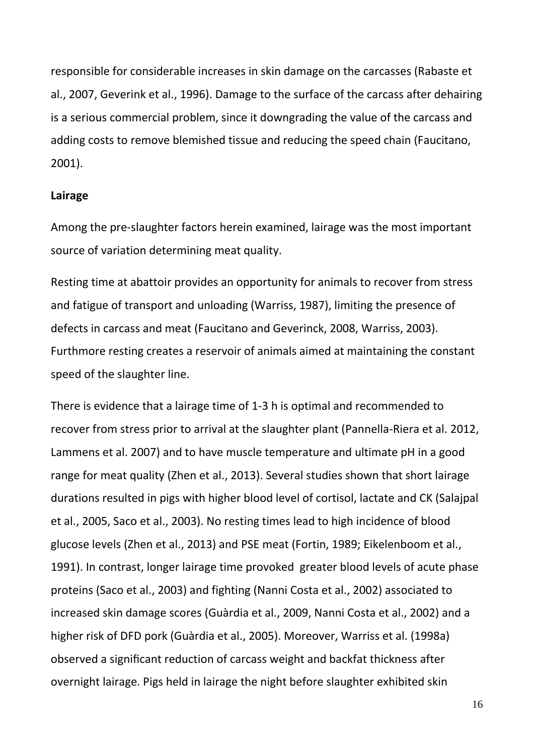responsible for considerable increases in skin damage on the carcasses (Rabaste et al., 2007, Geverink et al., 1996). Damage to the surface of the carcass after dehairing is a serious commercial problem, since it downgrading the value of the carcass and adding costs to remove blemished tissue and reducing the speed chain (Faucitano, 2001).

**Lairage**

Among the pre-slaughter factors herein examined, lairage was the most important source of variation determining meat quality.

Resting time at abattoir provides an opportunity for animals to recover from stress and fatigue of transport and unloading (Warriss, 1987), limiting the presence of defects in carcass and meat (Faucitano and Geverinck, 2008, Warriss, 2003). Furthermore resting creates a reservoir of animals aimed at maintaining the constant speed of the slaughter line.

There is evidence that a lairage time of 1-3 h is optimal and recommended to recover from stress prior to arrival at the slaughter plant (Pannella-Riera et al. 2012, Lammens et al. 2007) and to have muscle temperature and ultimate pH in a good range for meat quality (Zhen et al., 2013). Several studies shown that short lairage durations resulted in pigs with higher blood level of cortisol, lactate and CK (Salajpal et al., 2005, Saco et al., 2003). No resting times lead to high incidence of blood glucose levels (Zhen et al., 2013) and PSE meat (Fortin, 1989; Eikelenboom et al., 1991). In contrast, longer lairage time provoked greater blood levels of acute phase proteins (Saco et al., 2003) and fighting (Nanni Costa et al., 2002) associated to increased skin damage scores (Guàrdia et al., 2009, Nanni Costa et al., 2002) and a higher risk of DFD pork (Guàrdia et al., 2005). Moreover, Warriss et al. (1998a) observed a significant reduction of carcass weight and backfat thickness after overnight lairage. Pigs held in lairage the night before slaughter exhibited skin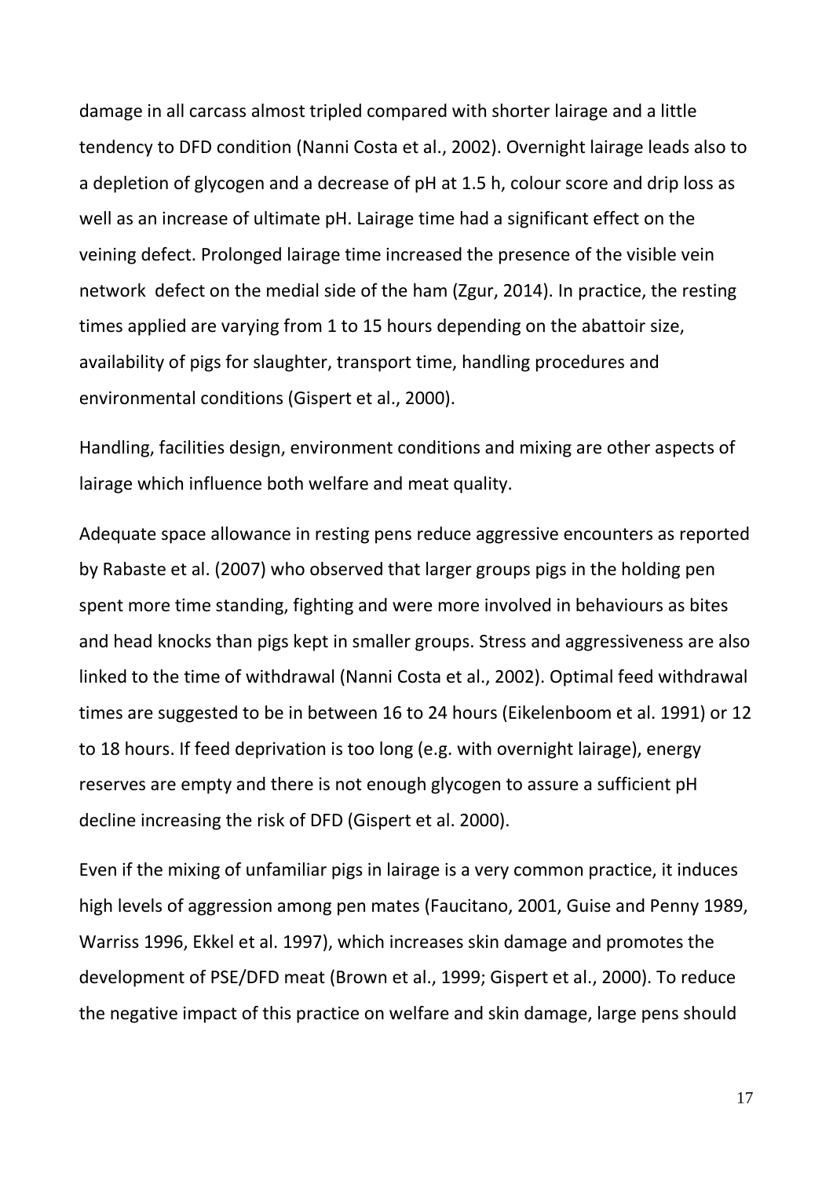damage in all carcass almost tripled compared with shorter lairage and a little tendency to DFD condition (Nanni Costa et al., 2002). Overnight lairage leads also to a depletion of glycogen and a decrease of pH at 1.5 h, colour score and drip loss as well as an increase of ultimate pH. Lairage time had a significant effect on the veining defect. Prolonged lairage time increased the presence of the visible vein network defect on the medial side of the ham (Zgur, 2014). In practice, the resting times applied are varying from 1 to 15 hours depending on the abattoir size, availability of pigs for slaughter, transport time, handling procedures and environmental conditions (Gispert et al., 2000).

Handling, facilities design, environment conditions and mixing are other aspects of lairage which influence both welfare and meat quality.

Adequate space allowance in resting pens reduce aggressive encounters as reported by Rabaste et al. (2007) who observed that larger groups pigs in the holding pen spent more time standing, fighting and were more involved in behaviours as bites and head knocks than pigs kept in smaller groups. Stress and aggressiveness are also linked to the time of withdrawal (Nanni Costa et al., 2002). Optimal feed withdrawal times are suggested to be in between 16 to 24 hours (Eikelenboom et al. 1991) or 12 to 18 hours. If feed deprivation is too long (e.g. with overnight lairage), energy reserves are empty and there is not enough glycogen to assure a sufficient pH decline increasing the risk of DFD (Gispert et al. 2000).

Even if the mixing of unfamiliar pigs in lairage is a very common practice, it induces high levels of aggression among pen mates (Faucitano, 2001, Guise and Penny 1989, Warriss 1996, Ekkel et al. 1997), which increases skin damage and promotes the development of PSE/DFD meat (Brown et al., 1999; Gispert et al., 2000). To reduce the negative impact of this practice on welfare and skin damage, large pens should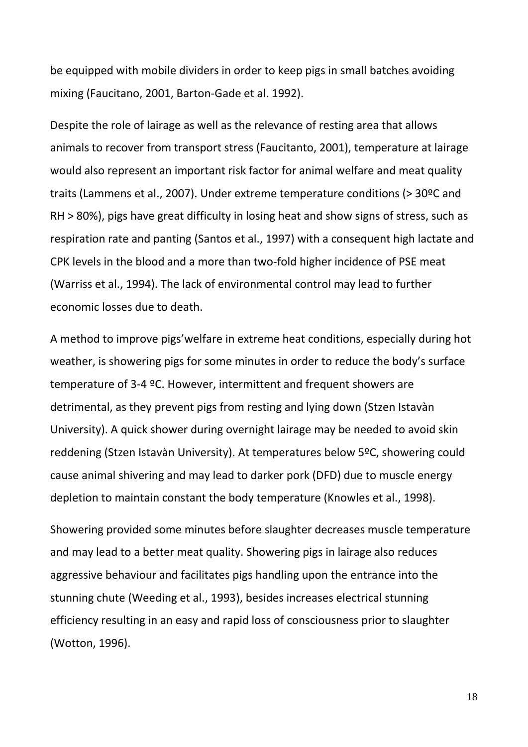be equipped with mobile dividers in order to keep pigs in small batches avoiding mixing (Faucitano, 2001, Barton-Gade et al. 1992).

Despite the role of lairage as well as the relevance of resting area that allows animals to recover from transport stress (Faucitanto, 2001), temperature at lairage would also represent an important risk factor for animal welfare and meat quality traits (Lammens et al., 2007). Under extreme temperature conditions (> 30ºC and RH > 80%), pigs have great difficulty in losing heat and show signs of stress, such as respiration rate and panting (Santos et al., 1997) with a consequent high lactate and CPK levels in the blood and a more than two-fold higher incidence of PSE meat (Warriss et al., 1994). The lack of environmental control may lead to further economic losses due to death.

A method to improve pigs'welfare in extreme heat conditions, especially during hot weather, is showering pigs for some minutes in order to reduce the body's surface temperature of 3-4 ºC. However, intermittent and frequent showers are detrimental, as they prevent pigs from resting and lying down (Stzen Istavàn University). A quick shower during overnight lairage may be needed to avoid skin reddening (Stzen Istavàn University). At temperatures below 5ºC, showering could cause animal shivering and may lead to darker pork (DFD) due to muscle energy depletion to maintain constant the body temperature (Knowles et al., 1998).

Showering provided some minutes before slaughter decreases muscle temperature and may lead to a better meat quality. Showering pigs in lairage also reduces aggressive behaviour and facilitates pigs handling upon the entrance into the stunning chute (Weeding et al., 1993), besides increases electrical stunning efficiency resulting in an easy and rapid loss of consciousness prior to slaughter (Wotton, 1996).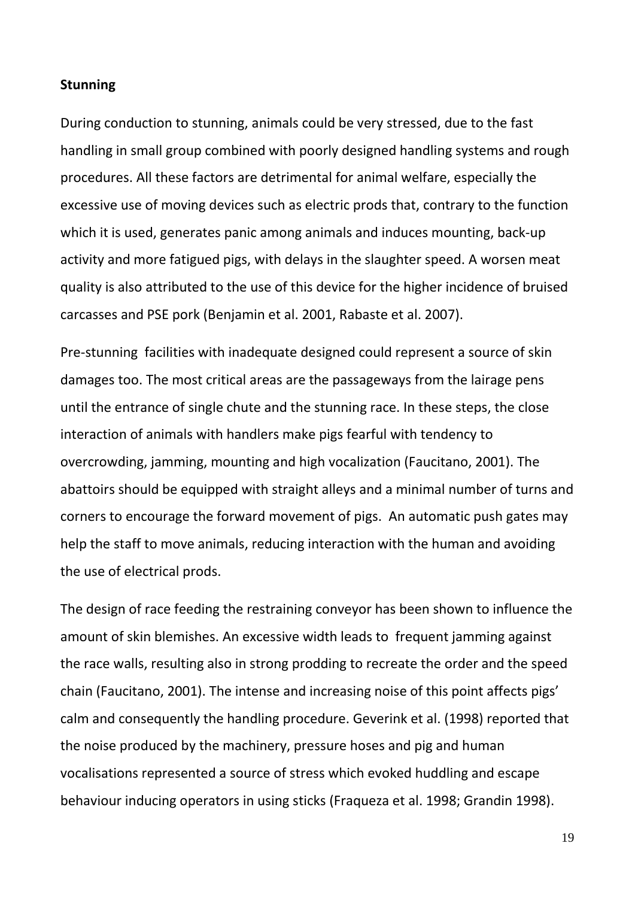**Stunning**

During conduction to stunning, animals could be very stressed, due to the fast handling in small group combined with poorly designed handling systems and rough procedures. All these factors are detrimental for animal welfare, especially the excessive use of moving devices such as electric prods that, contrary to the function which it is used, generates panic among animals and induces mounting, back-up activity and more fatigued pigs, with delays in the slaughter speed. A worsen meat quality is also attributed to the use of this device for the higher incidence of bruised carcasses and PSE pork (Benjamin et al. 2001, Rabaste et al. 2007).

Pre-stunning facilities with inadequate designed could represent a source of skin damages too. The most critical areas are the passageways from the lairage pens until the entrance of single chute and the stunning race. In these steps, the close interaction of animals with handlers make pigs fearful with tendency to overcrowding, jamming, mounting and high vocalization (Faucitano, 2001). The abattoirs should be equipped with straight alleys and a minimal number of turns and corners to encourage the forward movement of pigs. An automatic push gates may help the staff to move animals, reducing interaction with the human and avoiding the use of electrical prods.

The design of race feeding the restraining conveyor has been shown to influence the amount of skin blemishes. An excessive width leads to frequent jamming against the race walls, resulting also in strong prodding to recreate the order and the speed chain (Faucitano, 2001). The intense and increasing noise of this point affects pigs' calm and consequently the handling procedure. Geverink et al. (1998) reported that the noise produced by the machinery, pressure hoses and pig and human vocalisations represented a source of stress which evoked huddling and escape behaviour inducing operators in using sticks (Fraqueza et al. 1998; Grandin 1998).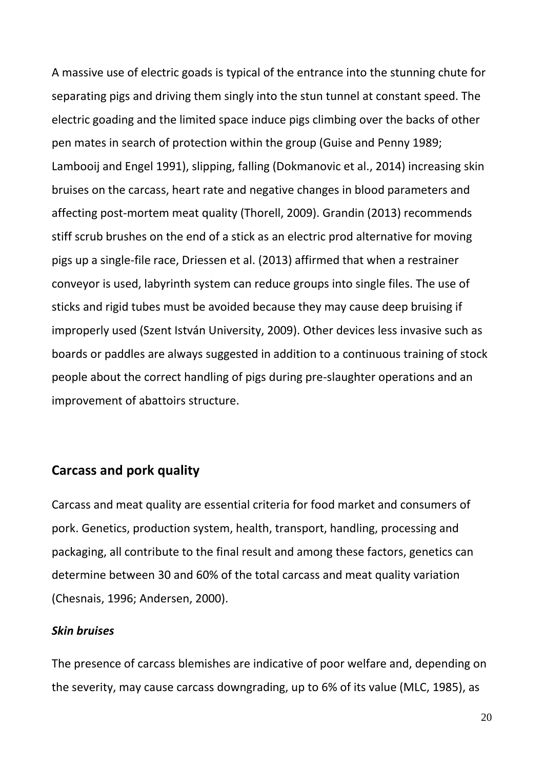A massive use of electric goads is typical of the entrance into the stunning chute for separating pigs and driving them singly into the stun tunnel at constant speed. The electric goading and the limited space induce pigs climbing over the backs of other pen mates in search of protection within the group (Guise and Penny 1989; Lambooij and Engel 1991), slipping, falling (Dokmanovic et al., 2014) increasing skin bruises on the carcass, heart rate and negative changes in blood parameters and affecting post-mortem meat quality (Thorell, 2009). Grandin (2013) recommends stiff scrub brushes on the end of a stick as an electric prod alternative for moving pigs up a single-file race, Driessen et al. (2013) affirmed that when a restrainer conveyor is used, labyrinth system can reduce groups into single files. The use of sticks and rigid tubes must be avoided because they may cause deep bruising if improperly used (Szent István University, 2009). Other devices less invasive such as boards or paddles are always suggested in addition to a continuous training of stock people about the correct handling of pigs during pre-slaughter operations and an improvement of abattoirs structure.

## Carcass and pork quality

Carcass and meat quality are essential criteria for food market and consumers of pork. Genetics, production system, health, transport, handling, processing and packaging, all contribute to the final result and among these factors, genetics can determine between 30 and 60% of the total carcass and meat quality variation (Chesnais, 1996; Andersen, 2000).

### *Skin bruises*

The presence of carcass blemishes are indicative of poor welfare and, depending on the severity, may cause carcass downgrading, up to 6% of its value (MLC, 1985), as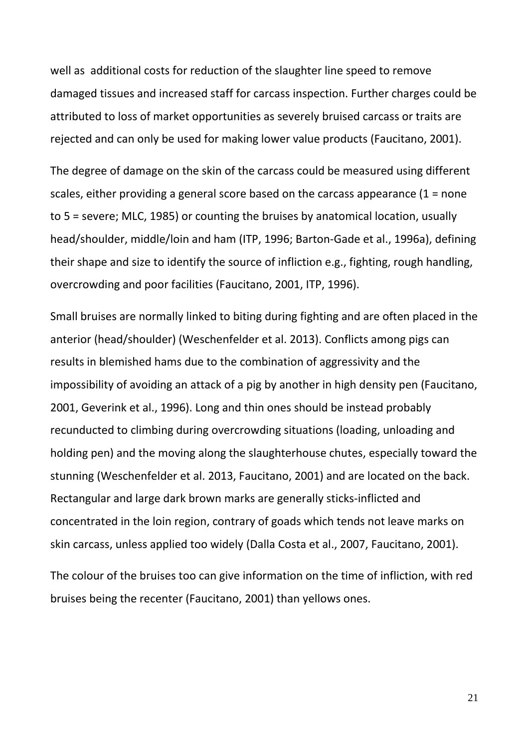well as  additional costs for reduction of the slaughter line speed to remove damaged tissues and increased staff for carcass inspection. Further charges could be attributed to loss of market opportunities as severely bruised carcass or traits are rejected and can only be used for making lower value products (Faucitano, 2001).

The degree of damage on the skin of the carcass could be measured using different scales, either providing a general score based on the carcass appearance (1 = none to 5 = severe; MLC, 1985) or counting the bruises by anatomical location, usually head/shoulder, middle/loin and ham (ITP, 1996; Barton-Gade et al., 1996a), defining their shape and size to identify the source of infliction e.g., fighting, rough handling, overcrowding and poor facilities (Faucitano, 2001, ITP, 1996).

Small bruises are normally linked to biting during fighting and are often placed in the anterior (head/shoulder) (Weschenfelder et al. 2013). Conflicts among pigs can results in blemished hams due to the combination of aggressivity and the impossibility of avoiding an attack of a pig by another in high density pen (Faucitano, 2001, Geverink et al., 1996). Long and thin ones should be instead probably recunducted to climbing during overcrowding situations (loading, unloading and holding pen) and the moving along the slaughterhouse chutes, especially toward the stunning (Weschenfelder et al. 2013, Faucitano, 2001) and are located on the back. Rectangular and large dark brown marks are generally sticks-inflicted and concentrated in the loin region, contrary of goads which tends not leave marks on skin carcass, unless applied too widely (Dalla Costa et al., 2007, Faucitano, 2001).

The colour of the bruises too can give information on the time of infliction, with red bruises being the recenter (Faucitano, 2001) than yellows ones.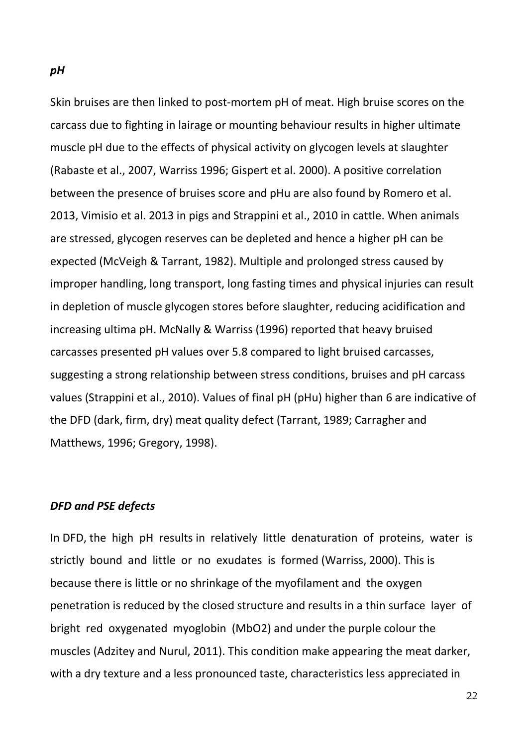### *pH*

Skin bruises are then linked to post-mortem pH of meat. High bruise scores on the carcass due to fighting in lairage or mounting behaviour results in higher ultimate muscle pH due to the effects of physical activity on glycogen levels at slaughter (Rabaste et al., 2007, Warriss 1996; Gispert et al. 2000). A positive correlation between the presence of bruises score and pHu are also found by Romero et al. 2013, Vimisio et al. 2013 in pigs and Strappini et al., 2010 in cattle. When animals are stressed, glycogen reserves can be depleted and hence a higher pH can be expected (McVeigh & Tarrant, 1982). Multiple and prolonged stress caused by improper handling, long transport, long fasting times and physical injuries can result in depletion of muscle glycogen stores before slaughter, reducing acidification and increasing ultima pH. McNally & Warriss (1996) reported that heavy bruised carcasses presented pH values over 5.8 compared to light bruised carcasses, suggesting a strong relationship between stress conditions, bruises and pH carcass values (Strappini et al., 2010). Values of final pH (pHu) higher than 6 are indicative of the DFD (dark, firm, dry) meat quality defect (Tarrant, 1989; Carragher and Matthews, 1996; Gregory, 1998).

### *DFD and PSE defects*

In DFD, the high pH results in relatively little denaturation of proteins, water is strictly bound and little or no exudates is formed (Warriss, 2000). This is because there is little or no shrinkage of the myofilament and the oxygen penetration is reduced by the closed structure and results in a thin surface layer of bright red oxygenated myoglobin ($MbO_2$) and under the purple colour the muscles (Adzitey and Nurul, 2011). This condition make appearing the meat darker, with a dry texture and a less pronounced taste, characteristics less appreciated in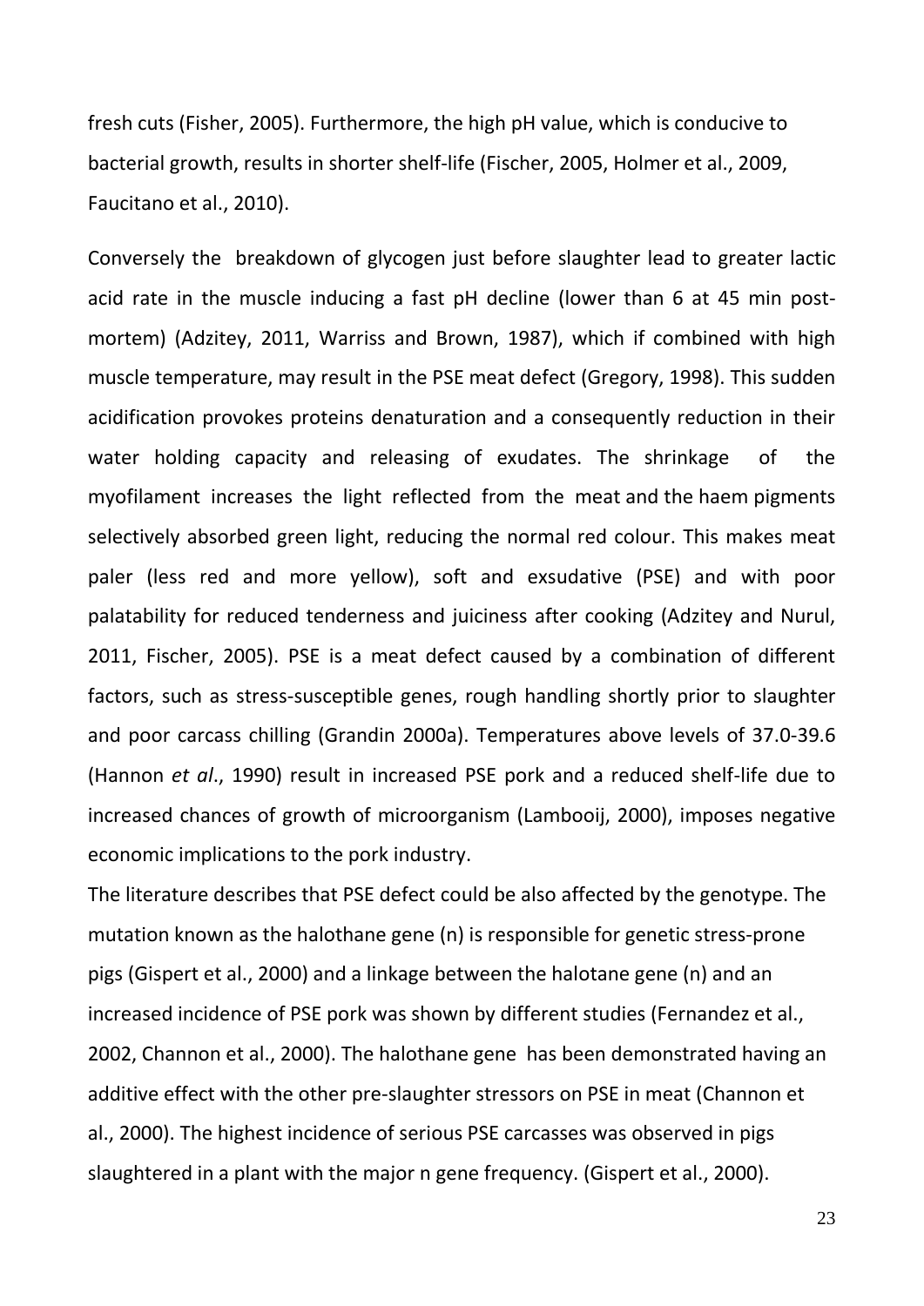fresh cuts (Fisher, 2005). Furthermore, the high pH value, which is conducive to bacterial growth, results in shorter shelf-life (Fischer, 2005, Holmer et al., 2009, Faucitano et al., 2010).

Conversely the breakdown of glycogen just before slaughter lead to greater lactic acid rate in the muscle inducing a fast pH decline (lower than 6 at 45 min post-mortem) (Adzitey, 2011, Warriss and Brown, 1987), which if combined with high muscle temperature, may result in the PSE meat defect (Gregory, 1998). This sudden acidification provokes proteins denaturation and a consequently reduction in their water holding capacity and releasing of exudates. The shrinkage of the myofilament increases the light reflected from the meat and the haem pigments selectively absorbed green light, reducing the normal red colour. This makes meat paler (less red and more yellow), soft and exsudative (PSE) and with poor palatability for reduced tenderness and juiciness after cooking (Adzitey and Nurul, 2011, Fischer, 2005). PSE is a meat defect caused by a combination of different factors, such as stress-susceptible genes, rough handling shortly prior to slaughter and poor carcass chilling (Grandin 2000a). Temperatures above levels of 37.0-39.6 (Hannon *et al*., 1990) result in increased PSE pork and a reduced shelf-life due to increased chances of growth of microorganism (Lambooij, 2000), imposes negative economic implications to the pork industry.

The literature describes that PSE defect could be also affected by the genotype. The mutation known as the halothane gene (n) is responsible for genetic stress-prone pigs (Gispert et al., 2000) and a linkage between the halotane gene (n) and an increased incidence of PSE pork was shown by different studies (Fernandez et al., 2002, Channon et al., 2000). The halothane gene has been demonstrated having an additive effect with the other pre-slaughter stressors on PSE in meat (Channon et al., 2000). The highest incidence of serious PSE carcasses was observed in pigs slaughtered in a plant with the major n gene frequency. (Gispert et al., 2000).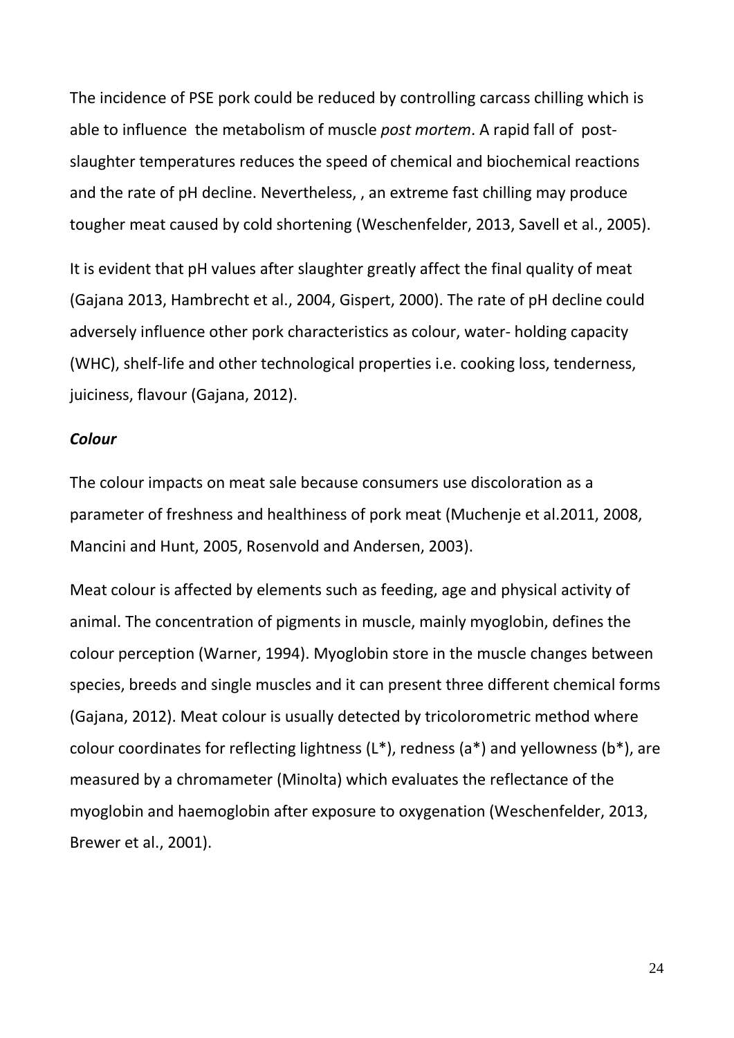The incidence of PSE pork could be reduced by controlling carcass chilling which is able to influence the metabolism of muscle *post mortem*. A rapid fall of post-slaughter temperatures reduces the speed of chemical and biochemical reactions and the rate of pH decline. Nevertheless, , an extreme fast chilling may produce tougher meat caused by cold shortening (Weschenfelder, 2013, Savell et al., 2005).

It is evident that pH values after slaughter greatly affect the final quality of meat (Gajana 2013, Hambrecht et al., 2004, Gispert, 2000). The rate of pH decline could adversely influence other pork characteristics as colour, water- holding capacity (WHC), shelf-life and other technological properties i.e. cooking loss, tenderness, juiciness, flavour (Gajana, 2012).

***Colour***

The colour impacts on meat sale because consumers use discoloration as a parameter of freshness and healthiness of pork meat (Muchenje et al.2011, 2008, Mancini and Hunt, 2005, Rosenvold and Andersen, 2003).

Meat colour is affected by elements such as feeding, age and physical activity of animal. The concentration of pigments in muscle, mainly myoglobin, defines the colour perception (Warner, 1994). Myoglobin store in the muscle changes between species, breeds and single muscles and it can present three different chemical forms (Gajana, 2012). Meat colour is usually detected by tricolorometric method where colour coordinates for reflecting lightness (L*), redness (a*) and yellowness (b*), are measured by a chromameter (Minolta) which evaluates the reflectance of the myoglobin and haemoglobin after exposure to oxygenation (Weschenfelder, 2013, Brewer et al., 2001).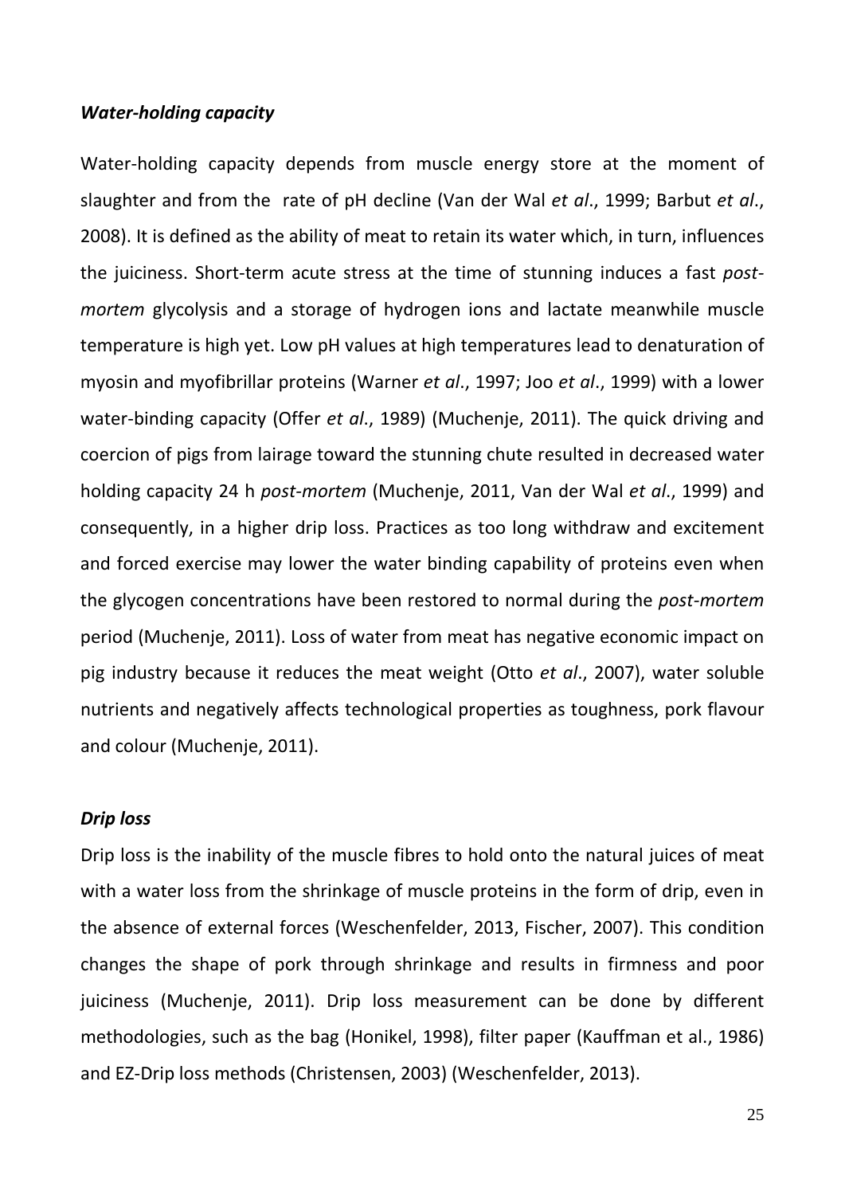***Water-holding capacity***

Water-holding capacity depends from muscle energy store at the moment of slaughter and from the  rate of pH decline (Van der Wal *et al*., 1999; Barbut *et al*., 2008). It is defined as the ability of meat to retain its water which, in turn, influences the juiciness. Short-term acute stress at the time of stunning induces a fast *post-mortem* glycolysis and a storage of hydrogen ions and lactate meanwhile muscle temperature is high yet. Low pH values at high temperatures lead to denaturation of myosin and myofibrillar proteins (Warner *et al*., 1997; Joo *et al*., 1999) with a lower water-binding capacity (Offer *et al*., 1989) (Muchenje, 2011). The quick driving and coercion of pigs from lairage toward the stunning chute resulted in decreased water holding capacity 24 h *post-mortem* (Muchenje, 2011, Van der Wal *et al*., 1999) and consequently, in a higher drip loss. Practices as too long withdraw and excitement and forced exercise may lower the water binding capability of proteins even when the glycogen concentrations have been restored to normal during the *post-mortem* period (Muchenje, 2011). Loss of water from meat has negative economic impact on pig industry because it reduces the meat weight (Otto *et al*., 2007), water soluble nutrients and negatively affects technological properties as toughness, pork flavour and colour (Muchenje, 2011).

***Drip loss***

Drip loss is the inability of the muscle fibres to hold onto the natural juices of meat with a water loss from the shrinkage of muscle proteins in the form of drip, even in the absence of external forces (Weschenfelder, 2013, Fischer, 2007). This condition changes the shape of pork through shrinkage and results in firmness and poor juiciness (Muchenje, 2011). Drip loss measurement can be done by different methodologies, such as the bag (Honikel, 1998), filter paper (Kauffman et al., 1986) and EZ-Drip loss methods (Christensen, 2003) (Weschenfelder, 2013).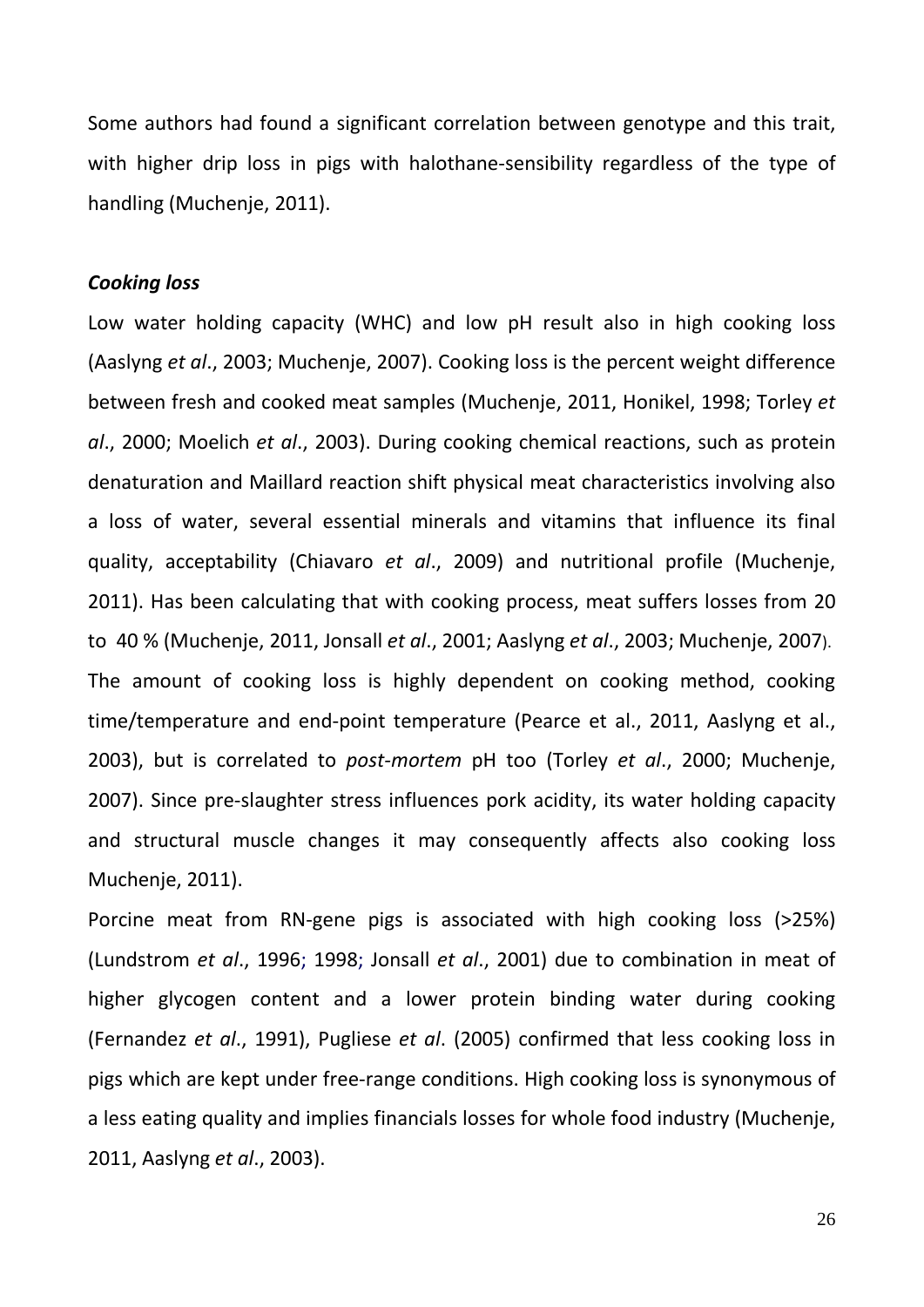Some authors had found a significant correlation between genotype and this trait, with higher drip loss in pigs with halothane-sensibility regardless of the type of handling (Muchenje, 2011).

### ***Cooking loss***

Low water holding capacity (WHC) and low pH result also in high cooking loss (Aaslyng *et al*., 2003; Muchenje, 2007). Cooking loss is the percent weight difference between fresh and cooked meat samples (Muchenje, 2011, Honikel, 1998; Torley *et al*., 2000; Moelich *et al*., 2003). During cooking chemical reactions, such as protein denaturation and Maillard reaction shift physical meat characteristics involving also a loss of water, several essential minerals and vitamins that influence its final quality, acceptability (Chiavaro *et al*., 2009) and nutritional profile (Muchenje, 2011). Has been calculating that with cooking process, meat suffers losses from 20 to 40 % (Muchenje, 2011, Jonsall *et al*., 2001; Aaslyng *et al*., 2003; Muchenje, 2007). The amount of cooking loss is highly dependent on cooking method, cooking time/temperature and end-point temperature (Pearce et al., 2011, Aaslyng et al., 2003), but is correlated to *post-mortem* pH too (Torley *et al*., 2000; Muchenje, 2007). Since pre-slaughter stress influences pork acidity, its water holding capacity and structural muscle changes it may consequently affects also cooking loss Muchenje, 2011).

Porcine meat from RN-gene pigs is associated with high cooking loss (>25%) (Lundstrom *et al*., 1996; 1998; Jonsall *et al*., 2001) due to combination in meat of higher glycogen content and a lower protein binding water during cooking (Fernandez *et al*., 1991), Pugliese *et al*. (2005) confirmed that less cooking loss in pigs which are kept under free-range conditions. High cooking loss is synonymous of a less eating quality and implies financials losses for whole food industry (Muchenje, 2011, Aaslyng *et al*., 2003).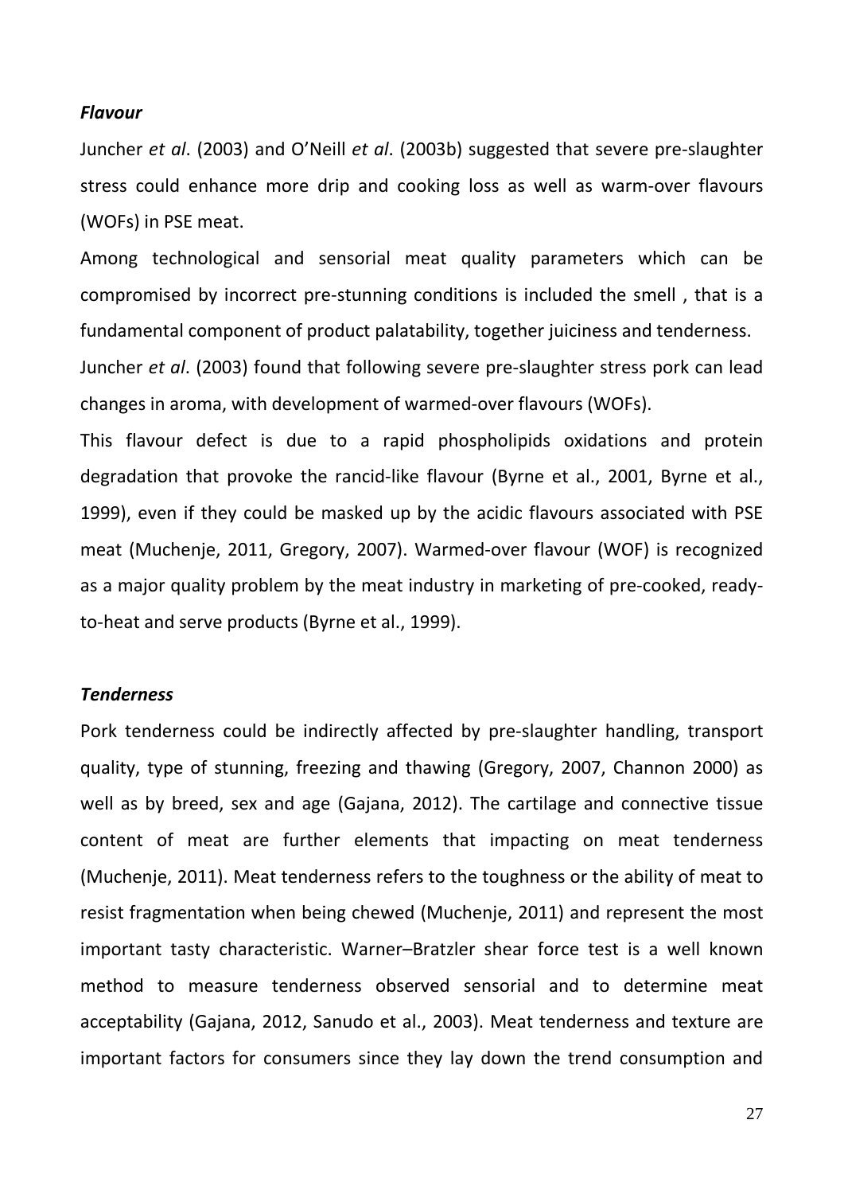***Flavour***

Juncher *et al*. (2003) and O'Neill *et al*. (2003b) suggested that severe pre-slaughter stress could enhance more drip and cooking loss as well as warm-over flavours (WOFs) in PSE meat.

Among technological and sensorial meat quality parameters which can be compromised by incorrect pre-stunning conditions is included the smell , that is a fundamental component of product palatability, together juiciness and tenderness.

Juncher *et al*. (2003) found that following severe pre-slaughter stress pork can lead changes in aroma, with development of warmed-over flavours (WOFs).

This flavour defect is due to a rapid phospholipids oxidations and protein degradation that provoke the rancid-like flavour (Byrne et al., 2001, Byrne et al., 1999), even if they could be masked up by the acidic flavours associated with PSE meat (Muchenje, 2011, Gregory, 2007). Warmed-over flavour (WOF) is recognized as a major quality problem by the meat industry in marketing of pre-cooked, ready-to-heat and serve products (Byrne et al., 1999).

***Tenderness***

Pork tenderness could be indirectly affected by pre-slaughter handling, transport quality, type of stunning, freezing and thawing (Gregory, 2007, Channon 2000) as well as by breed, sex and age (Gajana, 2012). The cartilage and connective tissue content of meat are further elements that impacting on meat tenderness (Muchenje, 2011). Meat tenderness refers to the toughness or the ability of meat to resist fragmentation when being chewed (Muchenje, 2011) and represent the most important tasty characteristic. Warner–Bratzler shear force test is a well known method to measure tenderness observed sensorial and to determine meat acceptability (Gajana, 2012, Sanudo et al., 2003). Meat tenderness and texture are important factors for consumers since they lay down the trend consumption and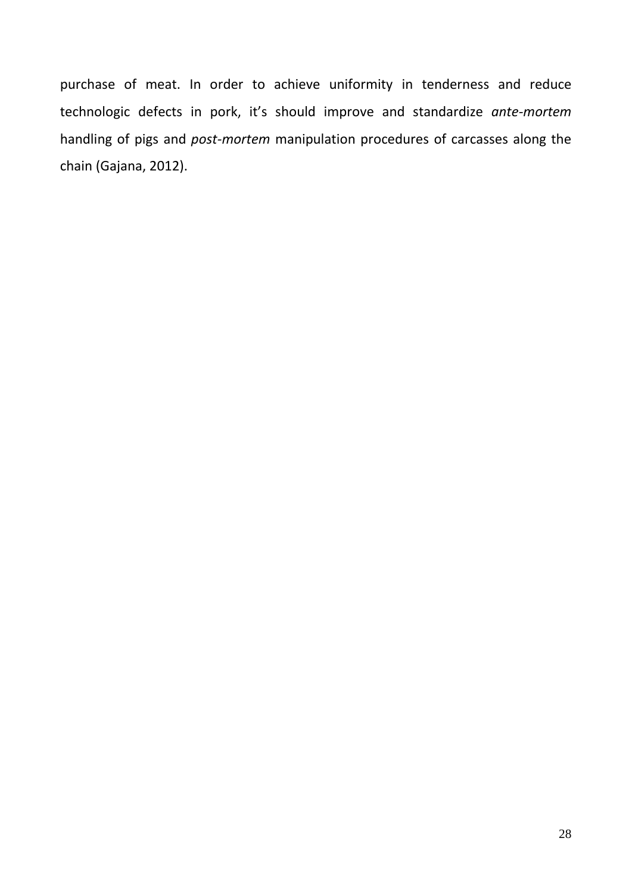purchase of meat. In order to achieve uniformity in tenderness and reduce technologic defects in pork, it's should improve and standardize *ante-mortem* handling of pigs and *post-mortem* manipulation procedures of carcasses along the chain (Gajana, 2012).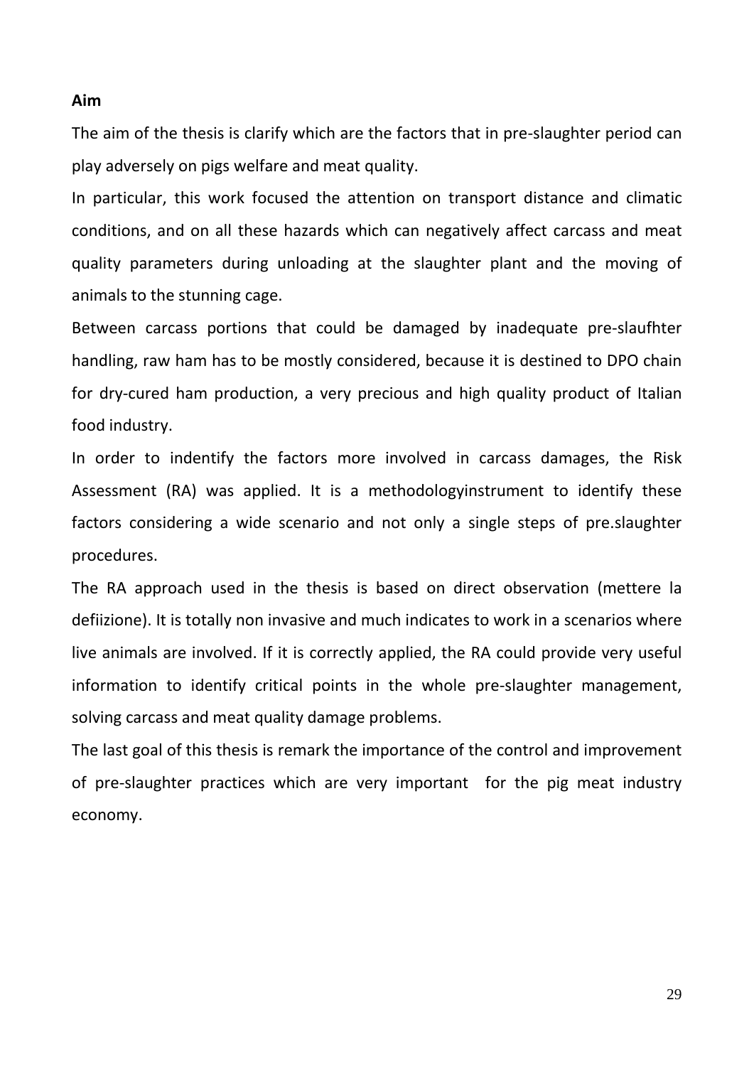**Aim**

The aim of the thesis is clarify which are the factors that in pre-slaughter period can play adversely on pigs welfare and meat quality.

In particular, this work focused the attention on transport distance and climatic conditions, and on all these hazards which can negatively affect carcass and meat quality parameters during unloading at the slaughter plant and the moving of animals to the stunning cage.

Between carcass portions that could be damaged by inadequate pre-slaufhter handling, raw ham has to be mostly considered, because it is destined to DPO chain for dry-cured ham production, a very precious and high quality product of Italian food industry.

In order to indentify the factors more involved in carcass damages, the Risk Assessment (RA) was applied. It is a methodologyinstrument to identify these factors considering a wide scenario and not only a single steps of pre.slaughter procedures.

The RA approach used in the thesis is based on direct observation (mettere la defiizione). It is totally non invasive and much indicates to work in a scenarios where live animals are involved. If it is correctly applied, the RA could provide very useful information to identify critical points in the whole pre-slaughter management, solving carcass and meat quality damage problems.

The last goal of this thesis is remark the importance of the control and improvement of pre-slaughter practices which are very important for the pig meat industry economy.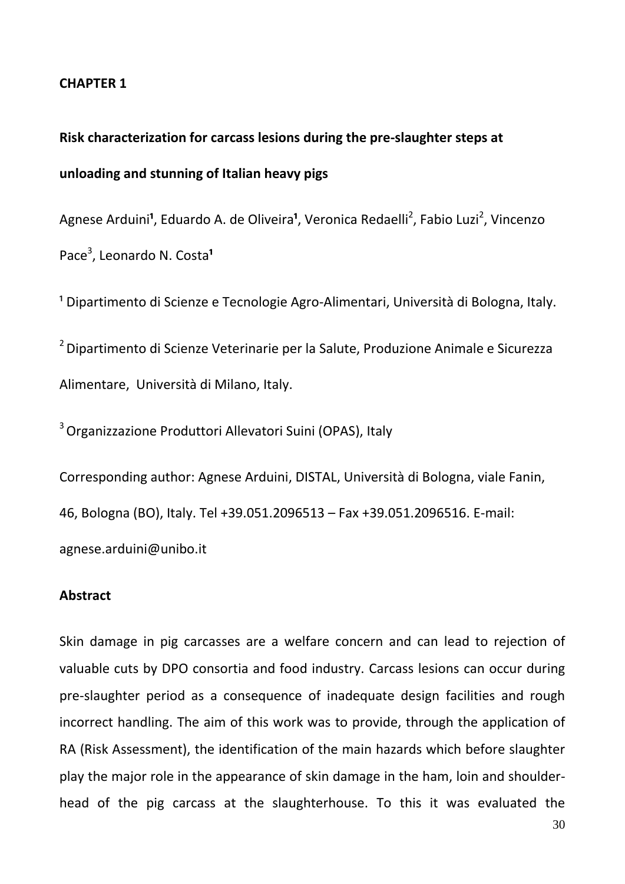**CHAPTER 1**

**Risk characterization for carcass lesions during the pre-slaughter steps at unloading and stunning of Italian heavy pigs**

Agnese Arduini[1], Eduardo A. de Oliveira[1], Veronica Redaelli[2], Fabio Luzi[2], Vincenzo Pace[3], Leonardo N. Costa[1]

[1] Dipartimento di Scienze e Tecnologie Agro-Alimentari, Università di Bologna, Italy.

[2] Dipartimento di Scienze Veterinarie per la Salute, Produzione Animale e Sicurezza Alimentare, Università di Milano, Italy.

[3] Organizzazione Produttori Allevatori Suini (OPAS), Italy

Corresponding author: Agnese Arduini, DISTAL, Università di Bologna, viale Fanin, 46, Bologna (BO), Italy. Tel +39.051.2096513 – Fax +39.051.2096516. E-mail: agnese.arduini@unibo.it

**Abstract**

Skin damage in pig carcasses are a welfare concern and can lead to rejection of valuable cuts by DPO consortia and food industry. Carcass lesions can occur during pre-slaughter period as a consequence of inadequate design facilities and rough incorrect handling. The aim of this work was to provide, through the application of RA (Risk Assessment), the identification of the main hazards which before slaughter play the major role in the appearance of skin damage in the ham, loin and shoulder-head of the pig carcass at the slaughterhouse. To this it was evaluated the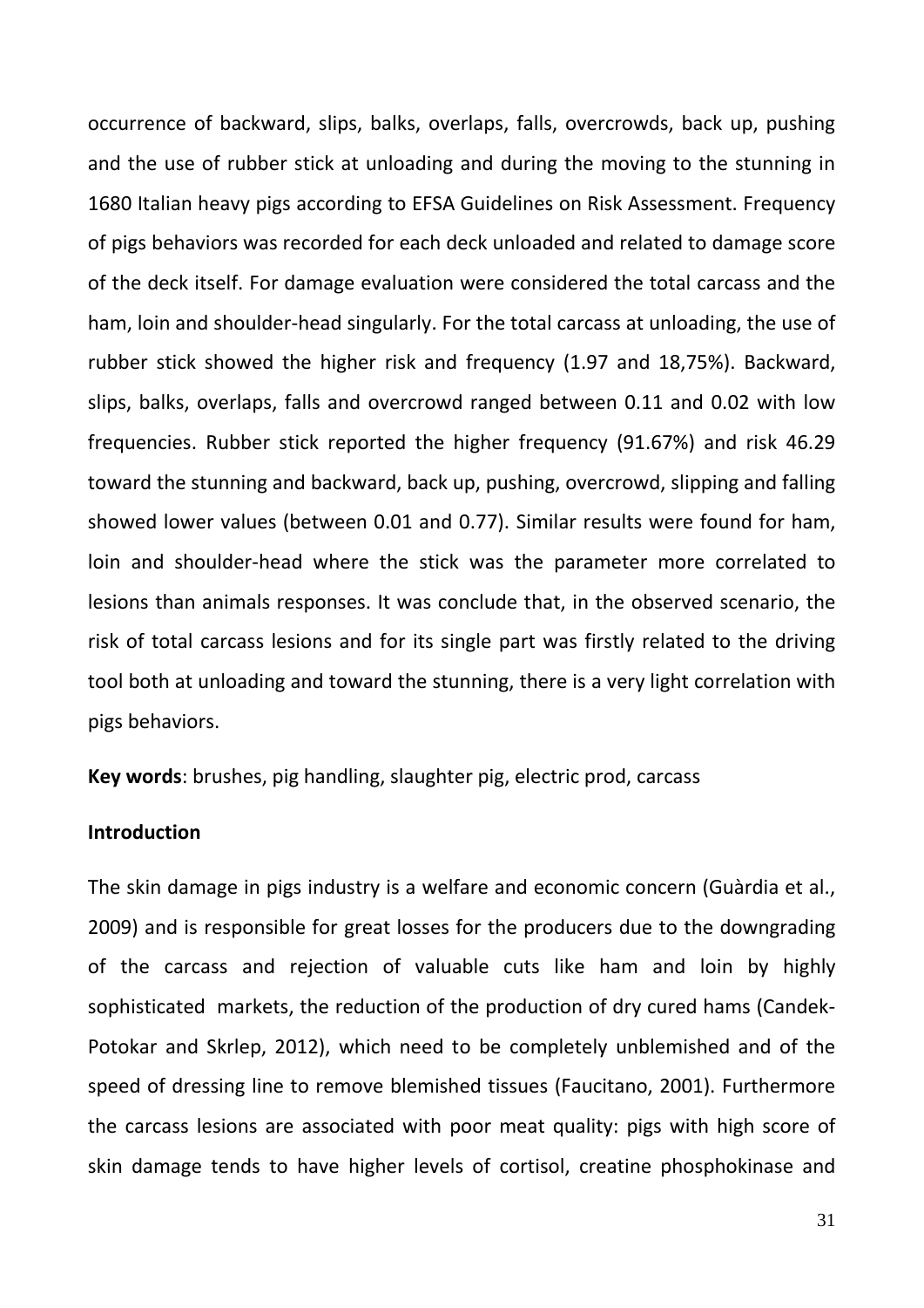occurrence of backward, slips, balks, overlaps, falls, overcrowds, back up, pushing and the use of rubber stick at unloading and during the moving to the stunning in 1680 Italian heavy pigs according to EFSA Guidelines on Risk Assessment. Frequency of pigs behaviors was recorded for each deck unloaded and related to damage score of the deck itself. For damage evaluation were considered the total carcass and the ham, loin and shoulder-head singularly. For the total carcass at unloading, the use of rubber stick showed the higher risk and frequency (1.97 and 18,75%). Backward, slips, balks, overlaps, falls and overcrowd ranged between 0.11 and 0.02 with low frequencies. Rubber stick reported the higher frequency (91.67%) and risk 46.29 toward the stunning and backward, back up, pushing, overcrowd, slipping and falling showed lower values (between 0.01 and 0.77). Similar results were found for ham, loin and shoulder-head where the stick was the parameter more correlated to lesions than animals responses. It was conclude that, in the observed scenario, the risk of total carcass lesions and for its single part was firstly related to the driving tool both at unloading and toward the stunning, there is a very light correlation with pigs behaviors.

**Key words**: brushes, pig handling, slaughter pig, electric prod, carcass

**Introduction**

The skin damage in pigs industry is a welfare and economic concern (Guàrdia et al., 2009) and is responsible for great losses for the producers due to the downgrading of the carcass and rejection of valuable cuts like ham and loin by highly sophisticated markets, the reduction of the production of dry cured hams (Candek-Potokar and Skrlep, 2012), which need to be completely unblemished and of the speed of dressing line to remove blemished tissues (Faucitano, 2001). Furthermore the carcass lesions are associated with poor meat quality: pigs with high score of skin damage tends to have higher levels of cortisol, creatine phosphokinase and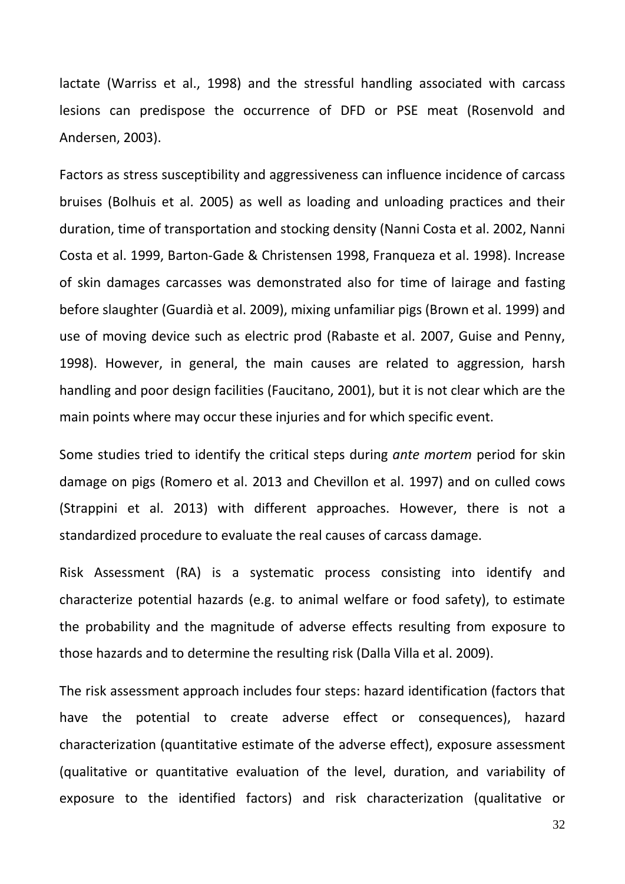lactate (Warriss et al., 1998) and the stressful handling associated with carcass lesions can predispose the occurrence of DFD or PSE meat (Rosenvold and Andersen, 2003).

Factors as stress susceptibility and aggressiveness can influence incidence of carcass bruises (Bolhuis et al. 2005) as well as loading and unloading practices and their duration, time of transportation and stocking density (Nanni Costa et al. 2002, Nanni Costa et al. 1999, Barton-Gade & Christensen 1998, Franqueza et al. 1998). Increase of skin damages carcasses was demonstrated also for time of lairage and fasting before slaughter (Guardià et al. 2009), mixing unfamiliar pigs (Brown et al. 1999) and use of moving device such as electric prod (Rabaste et al. 2007, Guise and Penny, 1998). However, in general, the main causes are related to aggression, harsh handling and poor design facilities (Faucitano, 2001), but it is not clear which are the main points where may occur these injuries and for which specific event.

Some studies tried to identify the critical steps during *ante mortem* period for skin damage on pigs (Romero et al. 2013 and Chevillon et al. 1997) and on culled cows (Strappini et al. 2013) with different approaches. However, there is not a standardized procedure to evaluate the real causes of carcass damage.

Risk Assessment (RA) is a systematic process consisting into identify and characterize potential hazards (e.g. to animal welfare or food safety), to estimate the probability and the magnitude of adverse effects resulting from exposure to those hazards and to determine the resulting risk (Dalla Villa et al. 2009).

The risk assessment approach includes four steps: hazard identification (factors that have the potential to create adverse effect or consequences), hazard characterization (quantitative estimate of the adverse effect), exposure assessment (qualitative or quantitative evaluation of the level, duration, and variability of exposure to the identified factors) and risk characterization (qualitative or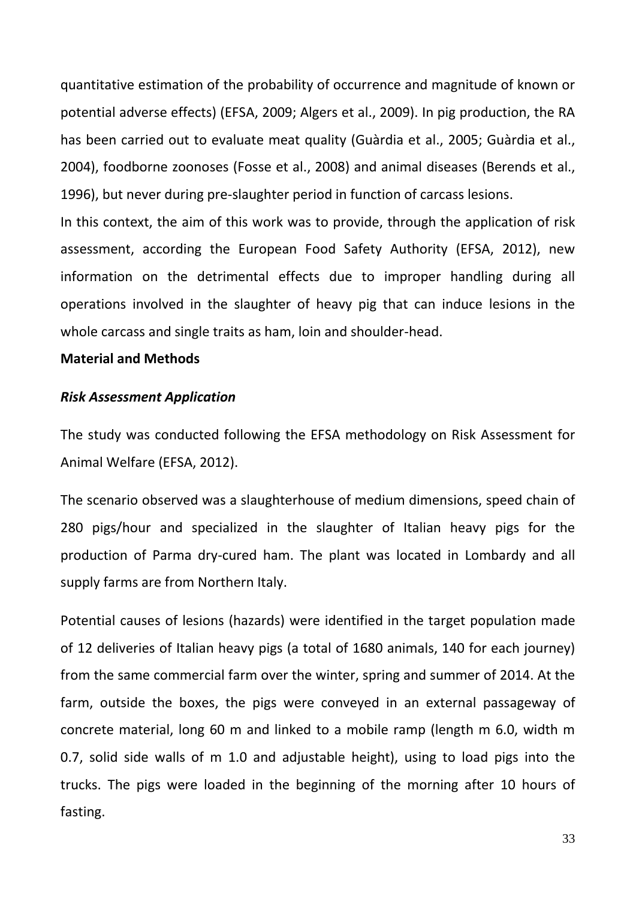quantitative estimation of the probability of occurrence and magnitude of known or potential adverse effects) (EFSA, 2009; Algers et al., 2009). In pig production, the RA has been carried out to evaluate meat quality (Guàrdia et al., 2005; Guàrdia et al., 2004), foodborne zoonoses (Fosse et al., 2008) and animal diseases (Berends et al., 1996), but never during pre-slaughter period in function of carcass lesions.

In this context, the aim of this work was to provide, through the application of risk assessment, according the European Food Safety Authority (EFSA, 2012), new information on the detrimental effects due to improper handling during all operations involved in the slaughter of heavy pig that can induce lesions in the whole carcass and single traits as ham, loin and shoulder-head.

**Material and Methods**

***Risk Assessment Application***

The study was conducted following the EFSA methodology on Risk Assessment for Animal Welfare (EFSA, 2012).

The scenario observed was a slaughterhouse of medium dimensions, speed chain of 280 pigs/hour and specialized in the slaughter of Italian heavy pigs for the production of Parma dry-cured ham. The plant was located in Lombardy and all supply farms are from Northern Italy.

Potential causes of lesions (hazards) were identified in the target population made of 12 deliveries of Italian heavy pigs (a total of 1680 animals, 140 for each journey) from the same commercial farm over the winter, spring and summer of 2014. At the farm, outside the boxes, the pigs were conveyed in an external passageway of concrete material, long 60 m and linked to a mobile ramp (length m 6.0, width m 0.7, solid side walls of m 1.0 and adjustable height), using to load pigs into the trucks. The pigs were loaded in the beginning of the morning after 10 hours of fasting.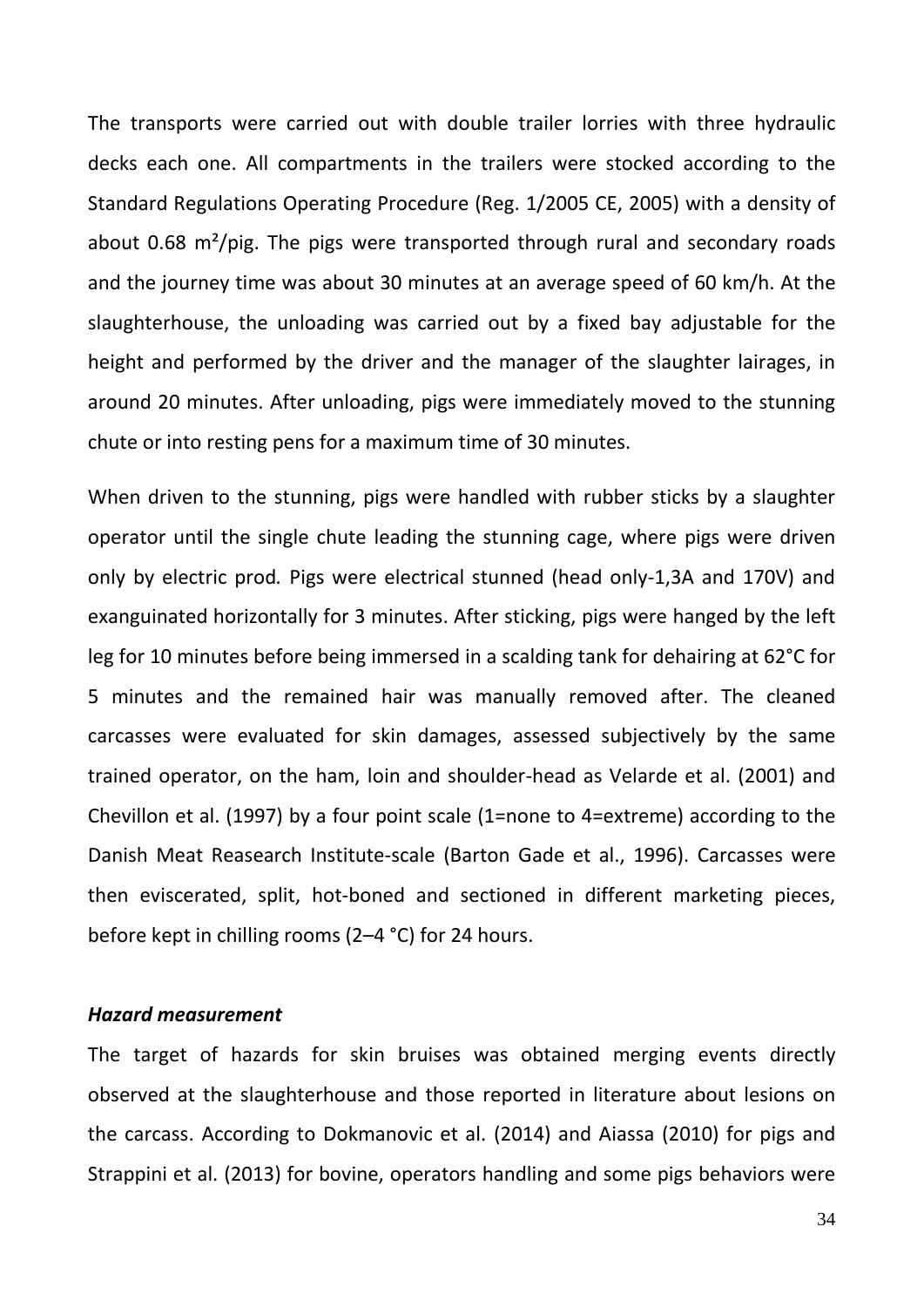The transports were carried out with double trailer lorries with three hydraulic decks each one. All compartments in the trailers were stocked according to the Standard Regulations Operating Procedure (Reg. 1/2005 CE, 2005) with a density of about 0.68 m²/pig. The pigs were transported through rural and secondary roads and the journey time was about 30 minutes at an average speed of 60 km/h. At the slaughterhouse, the unloading was carried out by a fixed bay adjustable for the height and performed by the driver and the manager of the slaughter lairages, in around 20 minutes. After unloading, pigs were immediately moved to the stunning chute or into resting pens for a maximum time of 30 minutes.

When driven to the stunning, pigs were handled with rubber sticks by a slaughter operator until the single chute leading the stunning cage, where pigs were driven only by electric prod*.* Pigs were electrical stunned (head only-1,3A and 170V) and exanguinated horizontally for 3 minutes. After sticking, pigs were hanged by the left leg for 10 minutes before being immersed in a scalding tank for dehairing at 62°C for 5 minutes and the remained hair was manually removed after. The cleaned carcasses were evaluated for skin damages, assessed subjectively by the same trained operator, on the ham, loin and shoulder-head as Velarde et al. (2001) and Chevillon et al. (1997) by a four point scale (1=none to 4=extreme) according to the Danish Meat Reasearch Institute-scale (Barton Gade et al., 1996). Carcasses were then eviscerated, split, hot-boned and sectioned in different marketing pieces, before kept in chilling rooms (2–4 °C) for 24 hours.

***Hazard measurement***

The target of hazards for skin bruises was obtained merging events directly observed at the slaughterhouse and those reported in literature about lesions on the carcass. According to Dokmanovic et al. (2014) and Aiassa (2010) for pigs and Strappini et al. (2013) for bovine, operators handling and some pigs behaviors were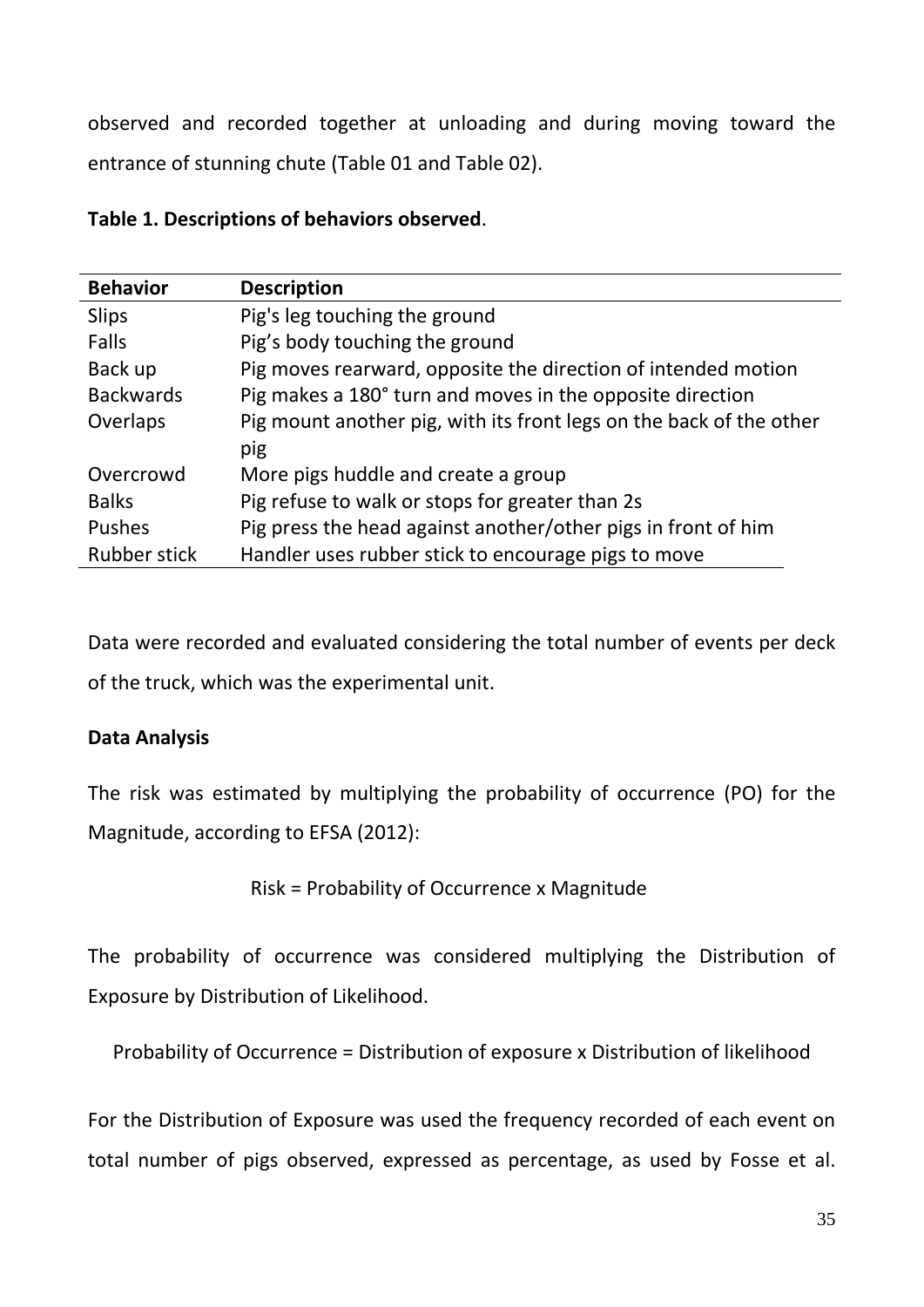observed and recorded together at unloading and during moving toward the entrance of stunning chute (Table 01 and Table 02).

**Table 1. Descriptions of behaviors observed**.

| Behavior | Description |
|---|---|
| Slips | Pig's leg touching the ground |
| Falls | Pig's body touching the ground |
| Back up | Pig moves rearward, opposite the direction of intended motion |
| Backwards | Pig makes a 180° turn and moves in the opposite direction |
| Overlaps | Pig mount another pig, with its front legs on the back of the other pig |
| Overcrowd | More pigs huddle and create a group |
| Balks | Pig refuse to walk or stops for greater than 2s |
| Pushes | Pig press the head against another/other pigs in front of him |
| Rubber stick | Handler uses rubber stick to encourage pigs to move |

Data were recorded and evaluated considering the total number of events per deck of the truck, which was the experimental unit.

**Data Analysis**

The risk was estimated by multiplying the probability of occurrence (PO) for the Magnitude, according to EFSA (2012):

$$\text{Risk} = \text{Probability of Occurrence} \times \text{Magnitude}$$

The probability of occurrence was considered multiplying the Distribution of Exposure by Distribution of Likelihood.

$$\text{Probability of Occurrence} = \text{Distribution of exposure} \times \text{Distribution of likelihood}$$

For the Distribution of Exposure was used the frequency recorded of each event on total number of pigs observed, expressed as percentage, as used by Fosse et al.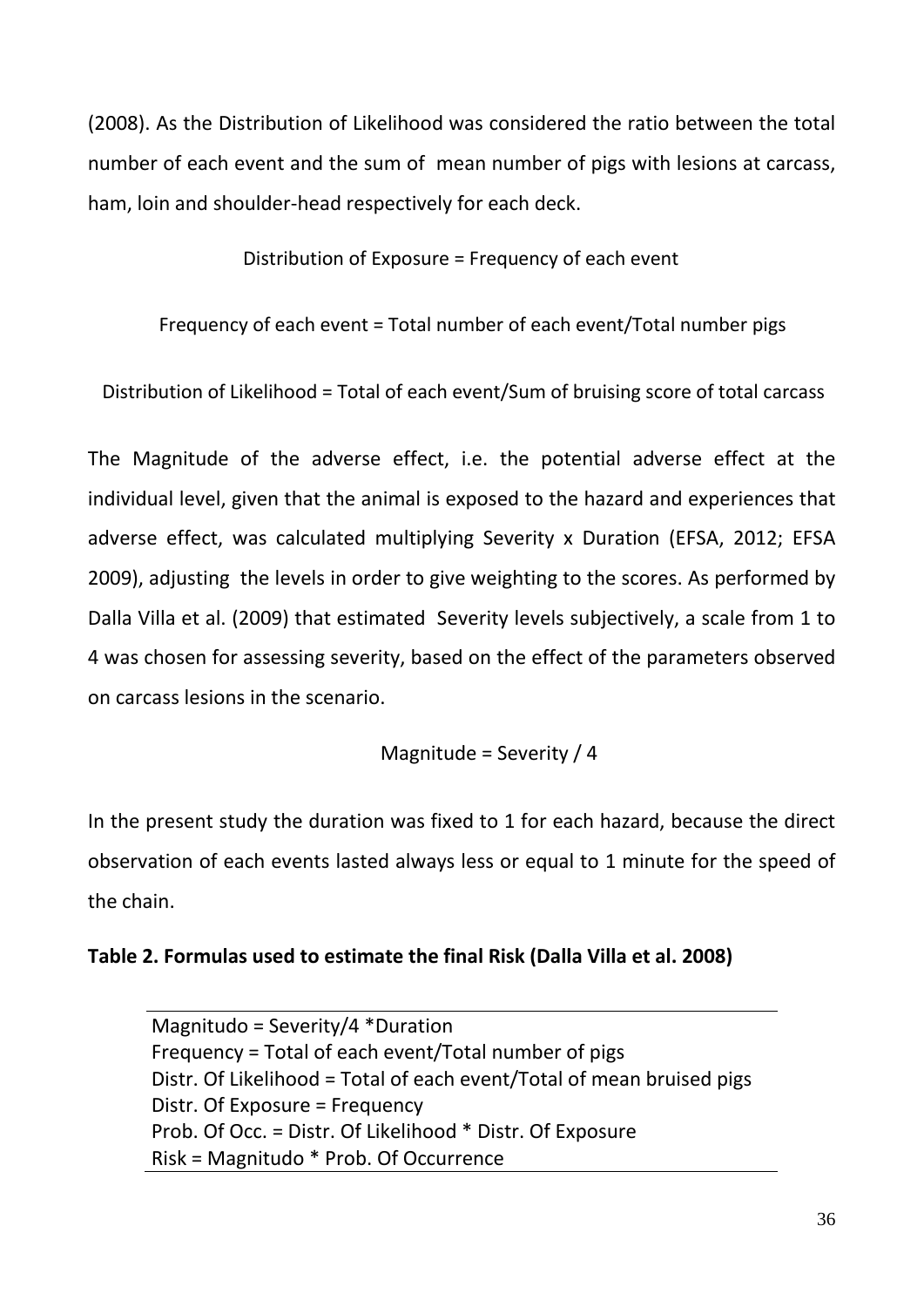(2008). As the Distribution of Likelihood was considered the ratio between the total number of each event and the sum of mean number of pigs with lesions at carcass, ham, loin and shoulder-head respectively for each deck.

Distribution of Exposure = Frequency of each event

Frequency of each event = Total number of each event/Total number pigs

Distribution of Likelihood = Total of each event/Sum of bruising score of total carcass

The Magnitude of the adverse effect, i.e. the potential adverse effect at the individual level, given that the animal is exposed to the hazard and experiences that adverse effect, was calculated multiplying Severity x Duration (EFSA, 2012; EFSA 2009), adjusting the levels in order to give weighting to the scores. As performed by Dalla Villa et al. (2009) that estimated Severity levels subjectively, a scale from 1 to 4 was chosen for assessing severity, based on the effect of the parameters observed on carcass lesions in the scenario.

Magnitude = Severity / 4

In the present study the duration was fixed to 1 for each hazard, because the direct observation of each events lasted always less or equal to 1 minute for the speed of the chain.

**Table 2. Formulas used to estimate the final Risk (Dalla Villa et al. 2008)**

| |
|---|
| Magnitudo = Severity/4 *Duration |
| Frequency = Total of each event/Total number of pigs |
| Distr. Of Likelihood = Total of each event/Total of mean bruised pigs |
| Distr. Of Exposure = Frequency |
| Prob. Of Occ. = Distr. Of Likelihood * Distr. Of Exposure |
| Risk = Magnitudo * Prob. Of Occurrence |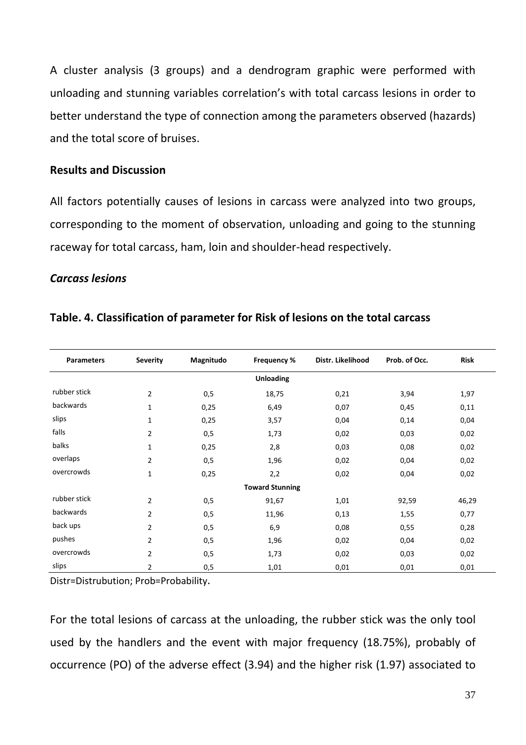A cluster analysis (3 groups) and a dendrogram graphic were performed with unloading and stunning variables correlation's with total carcass lesions in order to better understand the type of connection among the parameters observed (hazards) and the total score of bruises.

**Results and Discussion**

All factors potentially causes of lesions in carcass were analyzed into two groups, corresponding to the moment of observation, unloading and going to the stunning raceway for total carcass, ham, loin and shoulder-head respectively.

***Carcass lesions***

**Table. 4. Classification of parameter for Risk of lesions on the total carcass**

| Parameters | Severity | Magnitudo | Frequency % | Distr. Likelihood | Prob. of Occ. | Risk |
|---|---|---|---|---|---|---|
| | | | **Unloading** | | | |
| rubber stick | 2 | 0,5 | 18,75 | 0,21 | 3,94 | 1,97 |
| backwards | 1 | 0,25 | 6,49 | 0,07 | 0,45 | 0,11 |
| slips | 1 | 0,25 | 3,57 | 0,04 | 0,14 | 0,04 |
| falls | 2 | 0,5 | 1,73 | 0,02 | 0,03 | 0,02 |
| balks | 1 | 0,25 | 2,8 | 0,03 | 0,08 | 0,02 |
| overlaps | 2 | 0,5 | 1,96 | 0,02 | 0,04 | 0,02 |
| overcrowds | 1 | 0,25 | 2,2 | 0,02 | 0,04 | 0,02 |
| | | | **Toward Stunning** | | | |
| rubber stick | 2 | 0,5 | 91,67 | 1,01 | 92,59 | 46,29 |
| backwards | 2 | 0,5 | 11,96 | 0,13 | 1,55 | 0,77 |
| back ups | 2 | 0,5 | 6,9 | 0,08 | 0,55 | 0,28 |
| pushes | 2 | 0,5 | 1,96 | 0,02 | 0,04 | 0,02 |
| overcrowds | 2 | 0,5 | 1,73 | 0,02 | 0,03 | 0,02 |
| slips | 2 | 0,5 | 1,01 | 0,01 | 0,01 | 0,01 |

Distr=Distrubution; Prob=Probability.

For the total lesions of carcass at the unloading, the rubber stick was the only tool used by the handlers and the event with major frequency (18.75%), probably of occurrence (PO) of the adverse effect (3.94) and the higher risk (1.97) associated to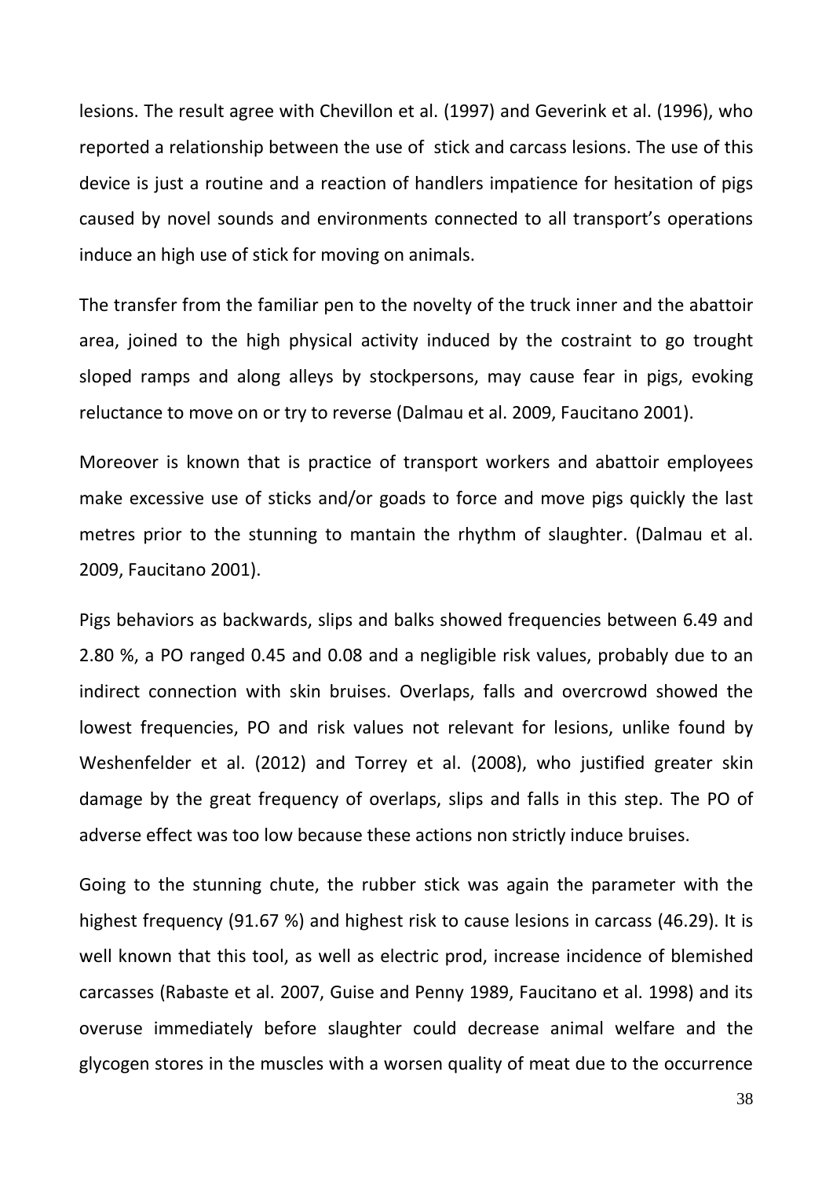lesions. The result agree with Chevillon et al. (1997) and Geverink et al. (1996), who reported a relationship between the use of stick and carcass lesions. The use of this device is just a routine and a reaction of handlers impatience for hesitation of pigs caused by novel sounds and environments connected to all transport's operations induce an high use of stick for moving on animals.

The transfer from the familiar pen to the novelty of the truck inner and the abattoir area, joined to the high physical activity induced by the costraint to go trought sloped ramps and along alleys by stockpersons, may cause fear in pigs, evoking reluctance to move on or try to reverse (Dalmau et al. 2009, Faucitano 2001).

Moreover is known that is practice of transport workers and abattoir employees make excessive use of sticks and/or goads to force and move pigs quickly the last metres prior to the stunning to mantain the rhythm of slaughter. (Dalmau et al. 2009, Faucitano 2001).

Pigs behaviors as backwards, slips and balks showed frequencies between 6.49 and 2.80 %, a PO ranged 0.45 and 0.08 and a negligible risk values, probably due to an indirect connection with skin bruises. Overlaps, falls and overcrowd showed the lowest frequencies, PO and risk values not relevant for lesions, unlike found by Weshenfelder et al. (2012) and Torrey et al. (2008), who justified greater skin damage by the great frequency of overlaps, slips and falls in this step. The PO of adverse effect was too low because these actions non strictly induce bruises.

Going to the stunning chute, the rubber stick was again the parameter with the highest frequency (91.67 %) and highest risk to cause lesions in carcass (46.29). It is well known that this tool, as well as electric prod, increase incidence of blemished carcasses (Rabaste et al. 2007, Guise and Penny 1989, Faucitano et al. 1998) and its overuse immediately before slaughter could decrease animal welfare and the glycogen stores in the muscles with a worsen quality of meat due to the occurrence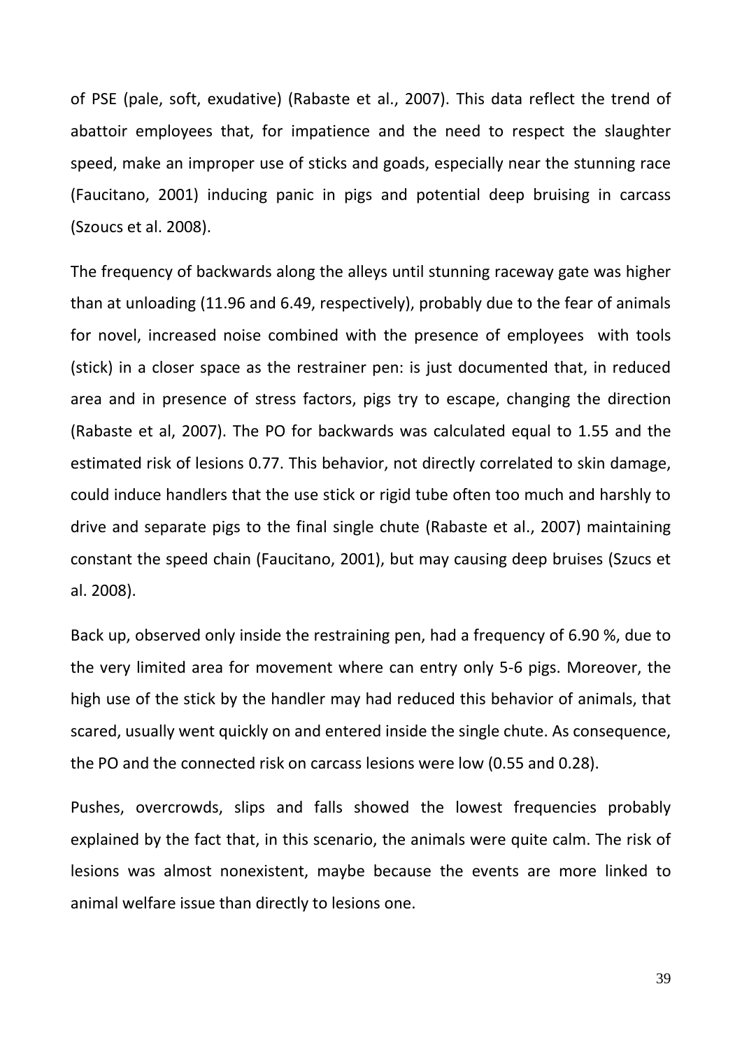of PSE (pale, soft, exudative) (Rabaste et al., 2007). This data reflect the trend of abattoir employees that, for impatience and the need to respect the slaughter speed, make an improper use of sticks and goads, especially near the stunning race (Faucitano, 2001) inducing panic in pigs and potential deep bruising in carcass (Szoucs et al. 2008).

The frequency of backwards along the alleys until stunning raceway gate was higher than at unloading (11.96 and 6.49, respectively), probably due to the fear of animals for novel, increased noise combined with the presence of employees with tools (stick) in a closer space as the restrainer pen: is just documented that, in reduced area and in presence of stress factors, pigs try to escape, changing the direction (Rabaste et al, 2007). The PO for backwards was calculated equal to 1.55 and the estimated risk of lesions 0.77. This behavior, not directly correlated to skin damage, could induce handlers that the use stick or rigid tube often too much and harshly to drive and separate pigs to the final single chute (Rabaste et al., 2007) maintaining constant the speed chain (Faucitano, 2001), but may causing deep bruises (Szucs et al. 2008).

Back up, observed only inside the restraining pen, had a frequency of 6.90 %, due to the very limited area for movement where can entry only 5-6 pigs. Moreover, the high use of the stick by the handler may had reduced this behavior of animals, that scared, usually went quickly on and entered inside the single chute. As consequence, the PO and the connected risk on carcass lesions were low (0.55 and 0.28).

Pushes, overcrowds, slips and falls showed the lowest frequencies probably explained by the fact that, in this scenario, the animals were quite calm. The risk of lesions was almost nonexistent, maybe because the events are more linked to animal welfare issue than directly to lesions one.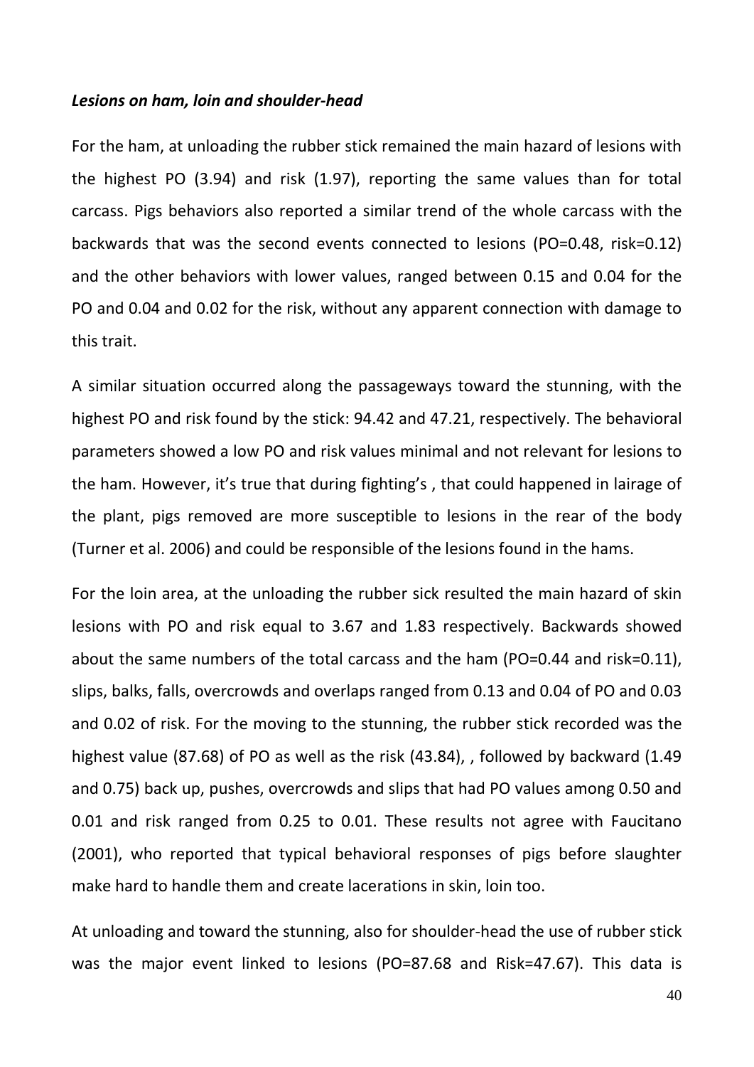### *Lesions on ham, loin and shoulder-head*

For the ham, at unloading the rubber stick remained the main hazard of lesions with the highest PO (3.94) and risk (1.97), reporting the same values than for total carcass. Pigs behaviors also reported a similar trend of the whole carcass with the backwards that was the second events connected to lesions (PO=0.48, risk=0.12) and the other behaviors with lower values, ranged between 0.15 and 0.04 for the PO and 0.04 and 0.02 for the risk, without any apparent connection with damage to this trait.

A similar situation occurred along the passageways toward the stunning, with the highest PO and risk found by the stick: 94.42 and 47.21, respectively. The behavioral parameters showed a low PO and risk values minimal and not relevant for lesions to the ham. However, it's true that during fighting's , that could happened in lairage of the plant, pigs removed are more susceptible to lesions in the rear of the body (Turner et al. 2006) and could be responsible of the lesions found in the hams.

For the loin area, at the unloading the rubber sick resulted the main hazard of skin lesions with PO and risk equal to 3.67 and 1.83 respectively. Backwards showed about the same numbers of the total carcass and the ham (PO=0.44 and risk=0.11), slips, balks, falls, overcrowds and overlaps ranged from 0.13 and 0.04 of PO and 0.03 and 0.02 of risk. For the moving to the stunning, the rubber stick recorded was the highest value (87.68) of PO as well as the risk (43.84), , followed by backward (1.49 and 0.75) back up, pushes, overcrowds and slips that had PO values among 0.50 and 0.01 and risk ranged from 0.25 to 0.01. These results not agree with Faucitano (2001), who reported that typical behavioral responses of pigs before slaughter make hard to handle them and create lacerations in skin, loin too.

At unloading and toward the stunning, also for shoulder-head the use of rubber stick was the major event linked to lesions (PO=87.68 and Risk=47.67). This data is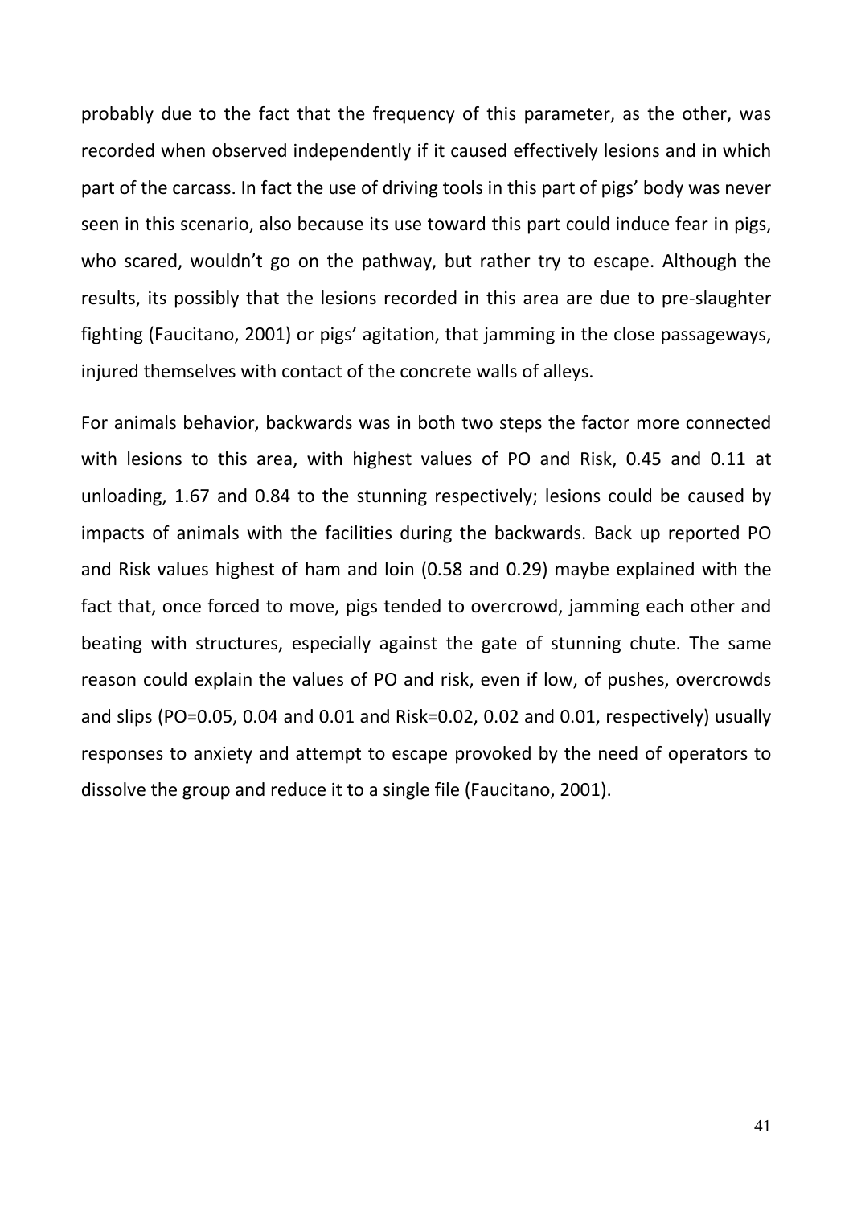probably due to the fact that the frequency of this parameter, as the other, was recorded when observed independently if it caused effectively lesions and in which part of the carcass. In fact the use of driving tools in this part of pigs' body was never seen in this scenario, also because its use toward this part could induce fear in pigs, who scared, wouldn't go on the pathway, but rather try to escape. Although the results, its possibly that the lesions recorded in this area are due to pre-slaughter fighting (Faucitano, 2001) or pigs' agitation, that jamming in the close passageways, injured themselves with contact of the concrete walls of alleys.

For animals behavior, backwards was in both two steps the factor more connected with lesions to this area, with highest values of PO and Risk, 0.45 and 0.11 at unloading, 1.67 and 0.84 to the stunning respectively; lesions could be caused by impacts of animals with the facilities during the backwards. Back up reported PO and Risk values highest of ham and loin (0.58 and 0.29) maybe explained with the fact that, once forced to move, pigs tended to overcrowd, jamming each other and beating with structures, especially against the gate of stunning chute. The same reason could explain the values of PO and risk, even if low, of pushes, overcrowds and slips (PO=0.05, 0.04 and 0.01 and Risk=0.02, 0.02 and 0.01, respectively) usually responses to anxiety and attempt to escape provoked by the need of operators to dissolve the group and reduce it to a single file (Faucitano, 2001).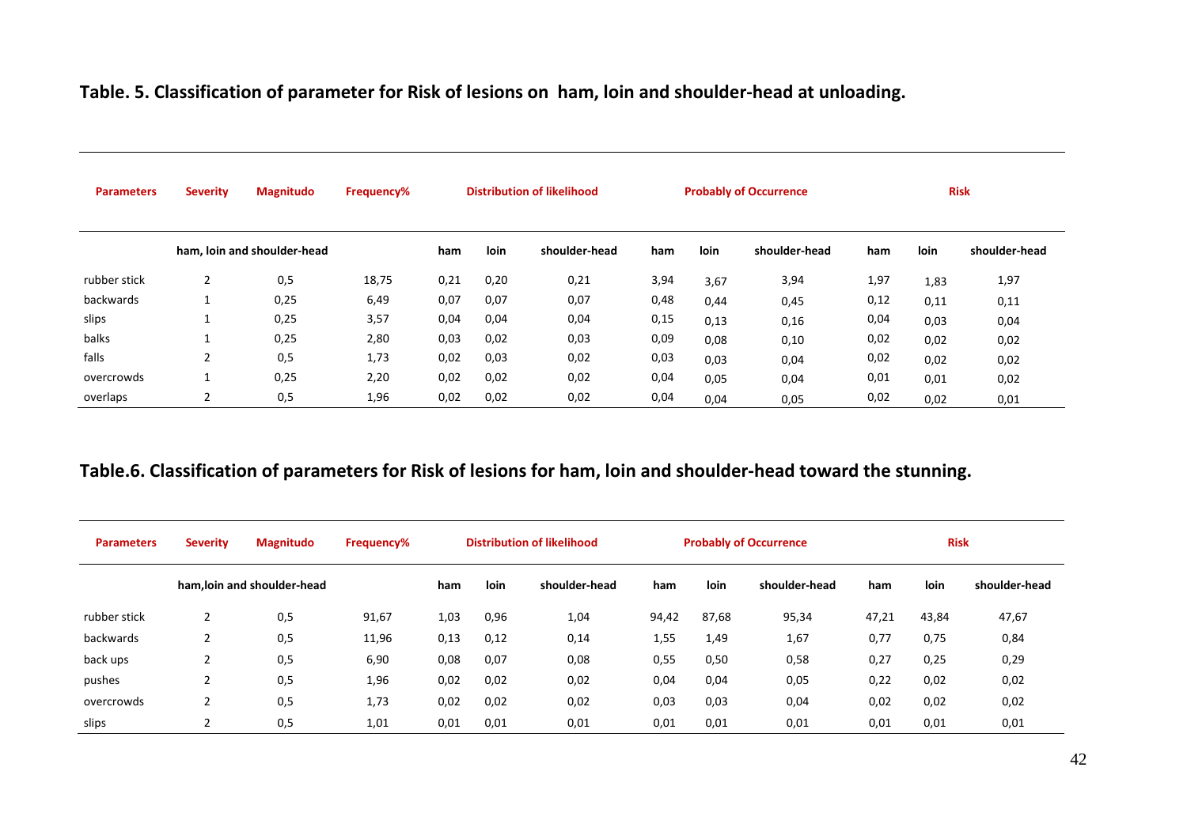**Table. 5. Classification of parameter for Risk of lesions on ham, loin and shoulder-head at unloading.**

| Parameters | Severity | Magnitudo | Frequency% | Distribution of likelihood | | | Probably of Occurrence | | | Risk | | |
|---|---|---|---|---|---|---|---|---|---|---|---|---|
| | ham, loin and shoulder-head | | | ham | loin | shoulder-head | ham | loin | shoulder-head | ham | loin | shoulder-head |
| rubber stick | 2 | 0,5 | 18,75 | 0,21 | 0,20 | 0,21 | 3,94 | 3,67 | 3,94 | 1,97 | 1,83 | 1,97 |
| backwards | 1 | 0,25 | 6,49 | 0,07 | 0,07 | 0,07 | 0,48 | 0,44 | 0,45 | 0,12 | 0,11 | 0,11 |
| slips | 1 | 0,25 | 3,57 | 0,04 | 0,04 | 0,04 | 0,15 | 0,13 | 0,16 | 0,04 | 0,03 | 0,04 |
| balks | 1 | 0,25 | 2,80 | 0,03 | 0,02 | 0,03 | 0,09 | 0,08 | 0,10 | 0,02 | 0,02 | 0,02 |
| falls | 2 | 0,5 | 1,73 | 0,02 | 0,03 | 0,02 | 0,03 | 0,03 | 0,04 | 0,02 | 0,02 | 0,02 |
| overcrowds | 1 | 0,25 | 2,20 | 0,02 | 0,02 | 0,02 | 0,04 | 0,05 | 0,04 | 0,01 | 0,01 | 0,02 |
| overlaps | 2 | 0,5 | 1,96 | 0,02 | 0,02 | 0,02 | 0,04 | 0,04 | 0,05 | 0,02 | 0,02 | 0,01 |

**Table.6. Classification of parameters for Risk of lesions for ham, loin and shoulder-head toward the stunning.**

| Parameters | Severity | Magnitudo | Frequency% | Distribution of likelihood | | | Probably of Occurrence | | | Risk | | |
|---|---|---|---|---|---|---|---|---|---|---|---|---|
| | ham,loin and shoulder-head | | | ham | loin | shoulder-head | ham | loin | shoulder-head | ham | loin | shoulder-head |
| rubber stick | 2 | 0,5 | 91,67 | 1,03 | 0,96 | 1,04 | 94,42 | 87,68 | 95,34 | 47,21 | 43,84 | 47,67 |
| backwards | 2 | 0,5 | 11,96 | 0,13 | 0,12 | 0,14 | 1,55 | 1,49 | 1,67 | 0,77 | 0,75 | 0,84 |
| back ups | 2 | 0,5 | 6,90 | 0,08 | 0,07 | 0,08 | 0,55 | 0,50 | 0,58 | 0,27 | 0,25 | 0,29 |
| pushes | 2 | 0,5 | 1,96 | 0,02 | 0,02 | 0,02 | 0,04 | 0,04 | 0,05 | 0,22 | 0,02 | 0,02 |
| overcrowds | 2 | 0,5 | 1,73 | 0,02 | 0,02 | 0,02 | 0,03 | 0,03 | 0,04 | 0,02 | 0,02 | 0,02 |
| slips | 2 | 0,5 | 1,01 | 0,01 | 0,01 | 0,01 | 0,01 | 0,01 | 0,01 | 0,01 | 0,01 | 0,01 |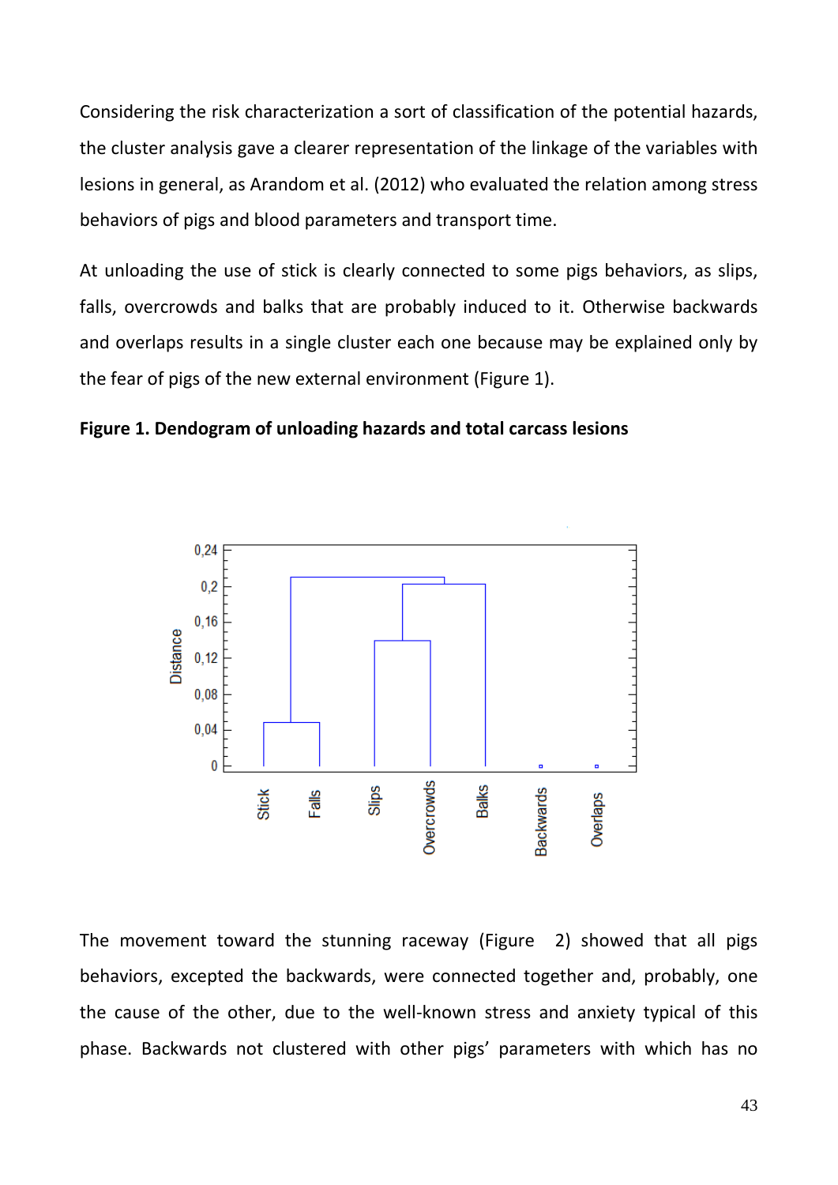Considering the risk characterization a sort of classification of the potential hazards, the cluster analysis gave a clearer representation of the linkage of the variables with lesions in general, as Arandom et al. (2012) who evaluated the relation among stress behaviors of pigs and blood parameters and transport time.

At unloading the use of stick is clearly connected to some pigs behaviors, as slips, falls, overcrowds and balks that are probably induced to it. Otherwise backwards and overlaps results in a single cluster each one because may be explained only by the fear of pigs of the new external environment (Figure 1).

**Figure 1. Dendogram of unloading hazards and total carcass lesions**

The movement toward the stunning raceway (Figure 2) showed that all pigs behaviors, excepted the backwards, were connected together and, probably, one the cause of the other, due to the well-known stress and anxiety typical of this phase. Backwards not clustered with other pigs' parameters with which has no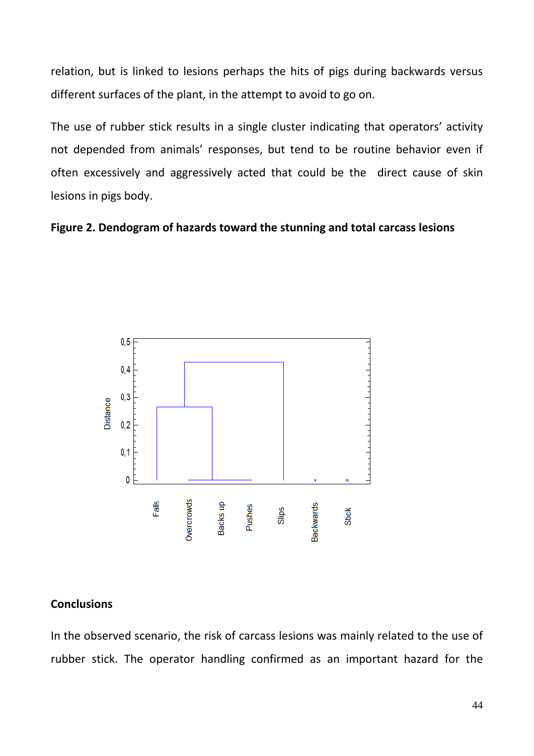relation, but is linked to lesions perhaps the hits of pigs during backwards versus different surfaces of the plant, in the attempt to avoid to go on.

The use of rubber stick results in a single cluster indicating that operators' activity not depended from animals' responses, but tend to be routine behavior even if often excessively and aggressively acted that could be the direct cause of skin lesions in pigs body.

**Figure 2. Dendogram of hazards toward the stunning and total carcass lesions**

## Conclusions

In the observed scenario, the risk of carcass lesions was mainly related to the use of rubber stick. The operator handling confirmed as an important hazard for the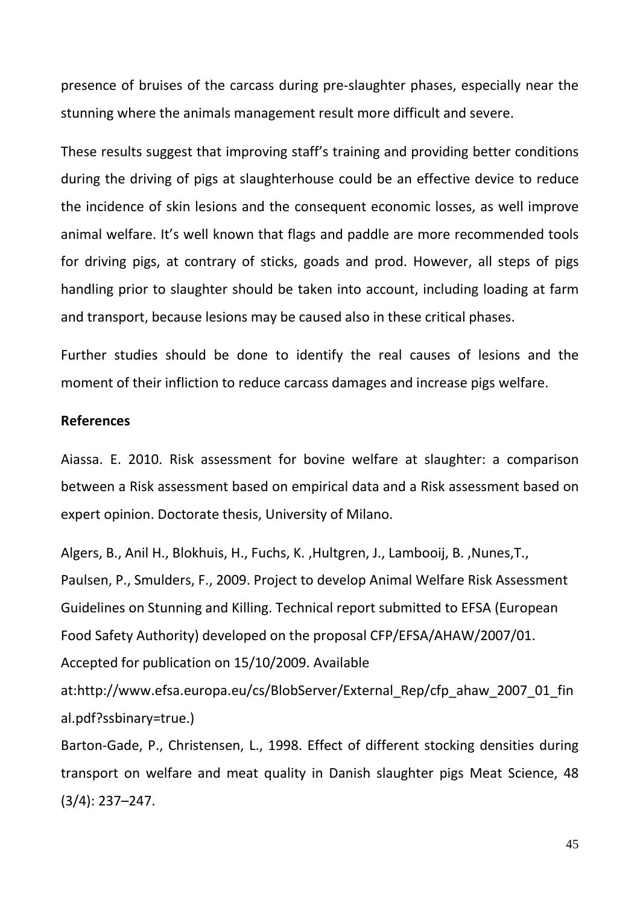presence of bruises of the carcass during pre-slaughter phases, especially near the stunning where the animals management result more difficult and severe.

These results suggest that improving staff's training and providing better conditions during the driving of pigs at slaughterhouse could be an effective device to reduce the incidence of skin lesions and the consequent economic losses, as well improve animal welfare. It's well known that flags and paddle are more recommended tools for driving pigs, at contrary of sticks, goads and prod. However, all steps of pigs handling prior to slaughter should be taken into account, including loading at farm and transport, because lesions may be caused also in these critical phases.

Further studies should be done to identify the real causes of lesions and the moment of their infliction to reduce carcass damages and increase pigs welfare.

**References**

Aiassa. E. 2010. Risk assessment for bovine welfare at slaughter: a comparison between a Risk assessment based on empirical data and a Risk assessment based on expert opinion. Doctorate thesis, University of Milano.

Algers, B., Anil H., Blokhuis, H., Fuchs, K. ,Hultgren, J., Lambooij, B. ,Nunes,T., Paulsen, P., Smulders, F., 2009. Project to develop Animal Welfare Risk Assessment Guidelines on Stunning and Killing. Technical report submitted to EFSA (European Food Safety Authority) developed on the proposal CFP/EFSA/AHAW/2007/01. Accepted for publication on 15/10/2009. Available at:http://www.efsa.europa.eu/cs/BlobServer/External_Rep/cfp_ahaw_2007_01_final.pdf?ssbinary=true.)

Barton-Gade, P., Christensen, L., 1998. Effect of different stocking densities during transport on welfare and meat quality in Danish slaughter pigs Meat Science, 48 (3/4): 237–247.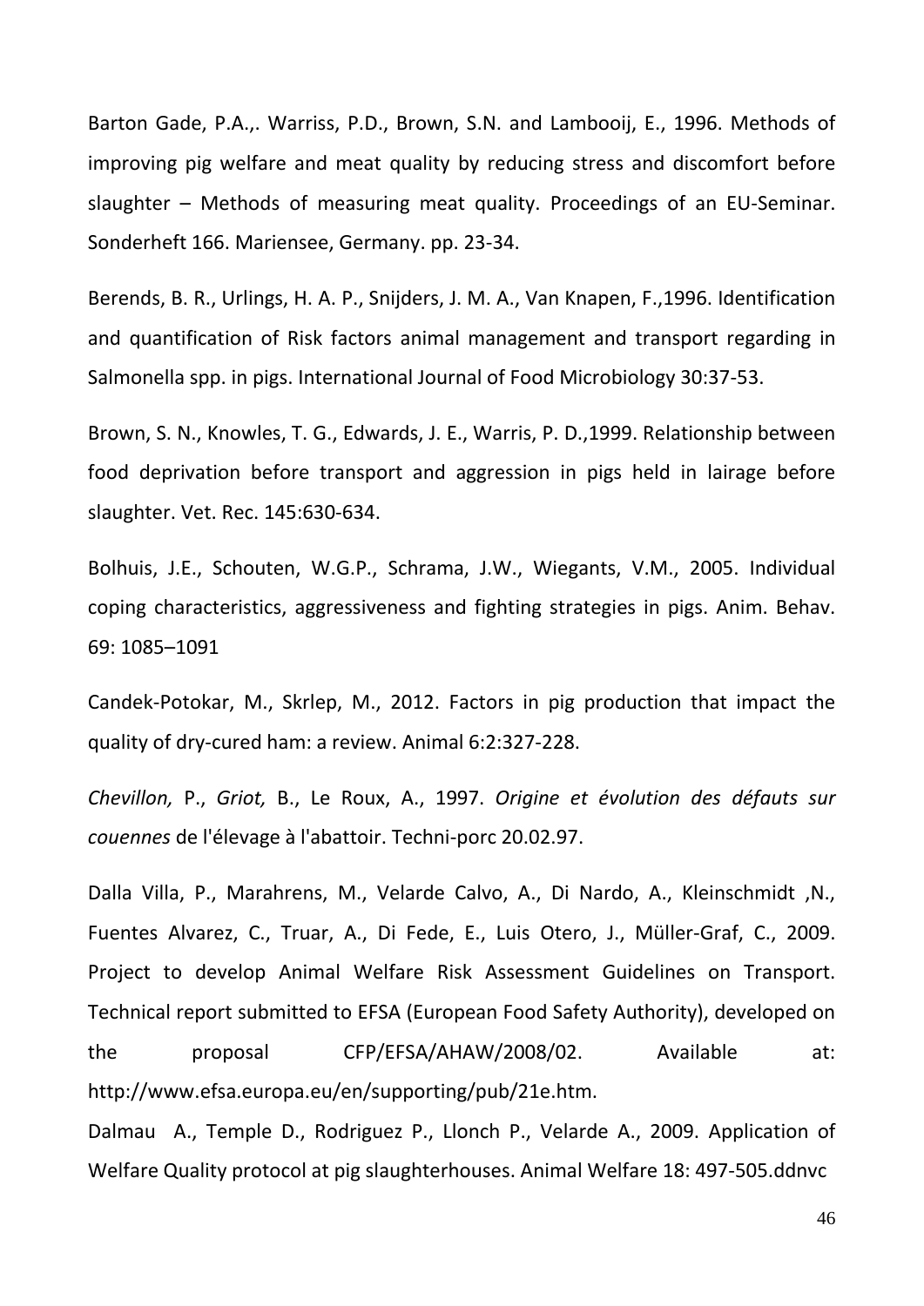Barton Gade, P.A.,. Warriss, P.D., Brown, S.N. and Lambooij, E., 1996. Methods of improving pig welfare and meat quality by reducing stress and discomfort before slaughter – Methods of measuring meat quality. Proceedings of an EU-Seminar. Sonderheft 166. Mariensee, Germany. pp. 23-34.

Berends, B. R., Urlings, H. A. P., Snijders, J. M. A., Van Knapen, F.,1996. Identification and quantification of Risk factors animal management and transport regarding in Salmonella spp. in pigs. International Journal of Food Microbiology 30:37-53.

Brown, S. N., Knowles, T. G., Edwards, J. E., Warris, P. D.,1999. Relationship between food deprivation before transport and aggression in pigs held in lairage before slaughter. Vet. Rec. 145:630-634.

Bolhuis, J.E., Schouten, W.G.P., Schrama, J.W., Wiegants, V.M., 2005. Individual coping characteristics, aggressiveness and fighting strategies in pigs. Anim. Behav. 69: 1085–1091

Candek-Potokar, M., Skrlep, M., 2012. Factors in pig production that impact the quality of dry-cured ham: a review. Animal 6:2:327-228.

*Chevillon,* P., *Griot,* B., Le Roux, A., 1997. *Origine et évolution des défauts sur couennes* de l'élevage à l'abattoir. Techni-porc 20.02.97.

Dalla Villa, P., Marahrens, M., Velarde Calvo, A., Di Nardo, A., Kleinschmidt ,N., Fuentes Alvarez, C., Truar, A., Di Fede, E., Luis Otero, J., Müller-Graf, C., 2009. Project to develop Animal Welfare Risk Assessment Guidelines on Transport. Technical report submitted to EFSA (European Food Safety Authority), developed on the proposal CFP/EFSA/AHAW/2008/02. Available at: http://www.efsa.europa.eu/en/supporting/pub/21e.htm.

Dalmau A., Temple D., Rodriguez P., Llonch P., Velarde A., 2009. Application of Welfare Quality protocol at pig slaughterhouses. Animal Welfare 18: 497-505.ddnvc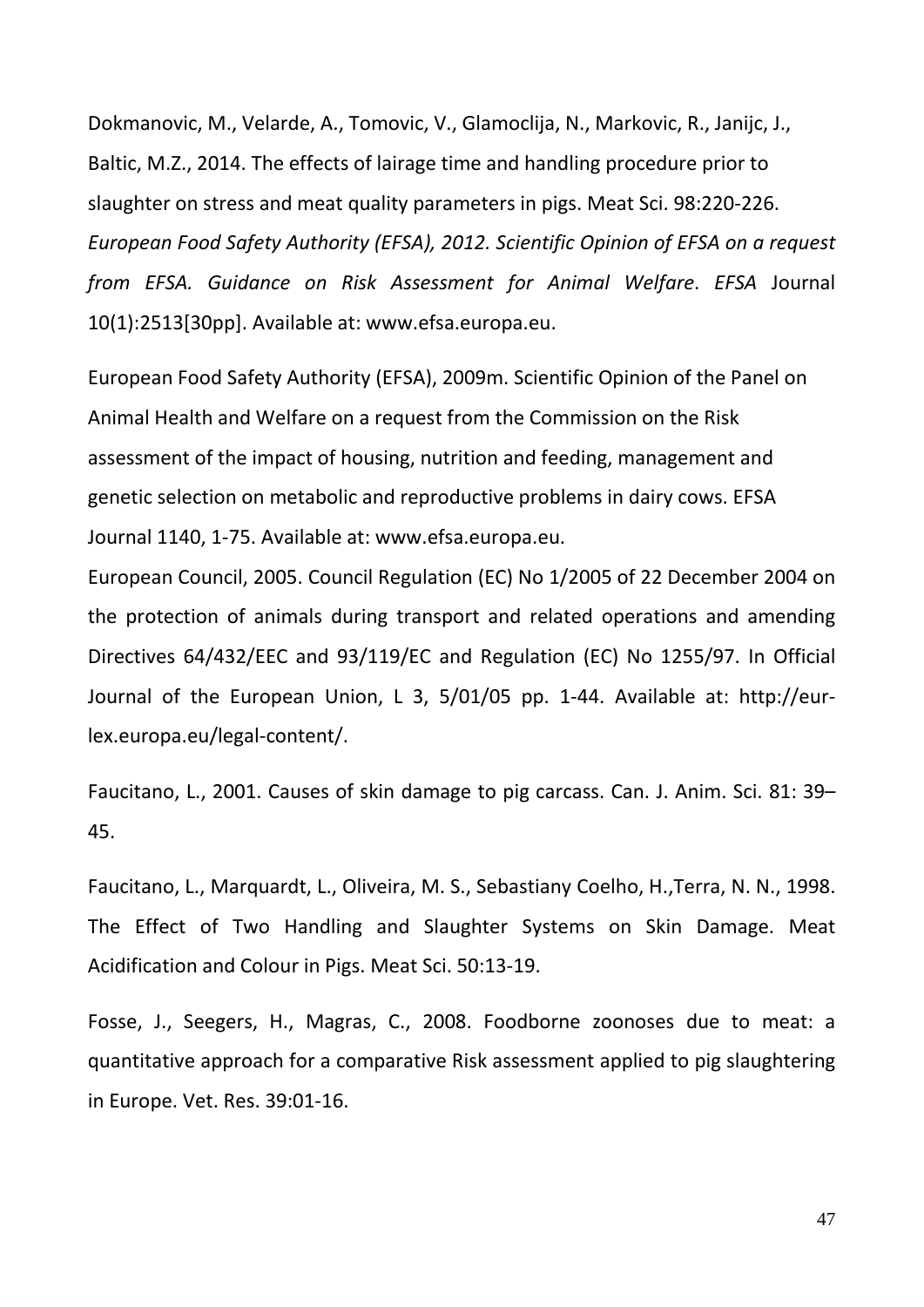Dokmanovic, M., Velarde, A., Tomovic, V., Glamoclija, N., Markovic, R., Janijc, J., Baltic, M.Z., 2014. The effects of lairage time and handling procedure prior to slaughter on stress and meat quality parameters in pigs. Meat Sci. 98:220-226.

*European Food Safety Authority (EFSA), 2012. Scientific Opinion of EFSA on a request from EFSA. Guidance on Risk Assessment for Animal Welfare*. *EFSA* Journal 10(1):2513[30pp]. Available at: www.efsa.europa.eu.

European Food Safety Authority (EFSA), 2009m. Scientific Opinion of the Panel on Animal Health and Welfare on a request from the Commission on the Risk assessment of the impact of housing, nutrition and feeding, management and genetic selection on metabolic and reproductive problems in dairy cows. EFSA Journal 1140, 1-75. Available at: www.efsa.europa.eu.

European Council, 2005. Council Regulation (EC) No 1/2005 of 22 December 2004 on the protection of animals during transport and related operations and amending Directives 64/432/EEC and 93/119/EC and Regulation (EC) No 1255/97. In Official Journal of the European Union, L 3, 5/01/05 pp. 1-44. Available at: http://eur-lex.europa.eu/legal-content/.

Faucitano, L., 2001. Causes of skin damage to pig carcass. Can. J. Anim. Sci. 81: 39–45.

Faucitano, L., Marquardt, L., Oliveira, M. S., Sebastiany Coelho, H.,Terra, N. N., 1998. The Effect of Two Handling and Slaughter Systems on Skin Damage. Meat Acidification and Colour in Pigs. Meat Sci. 50:13-19.

Fosse, J., Seegers, H., Magras, C., 2008. Foodborne zoonoses due to meat: a quantitative approach for a comparative Risk assessment applied to pig slaughtering in Europe. Vet. Res. 39:01-16.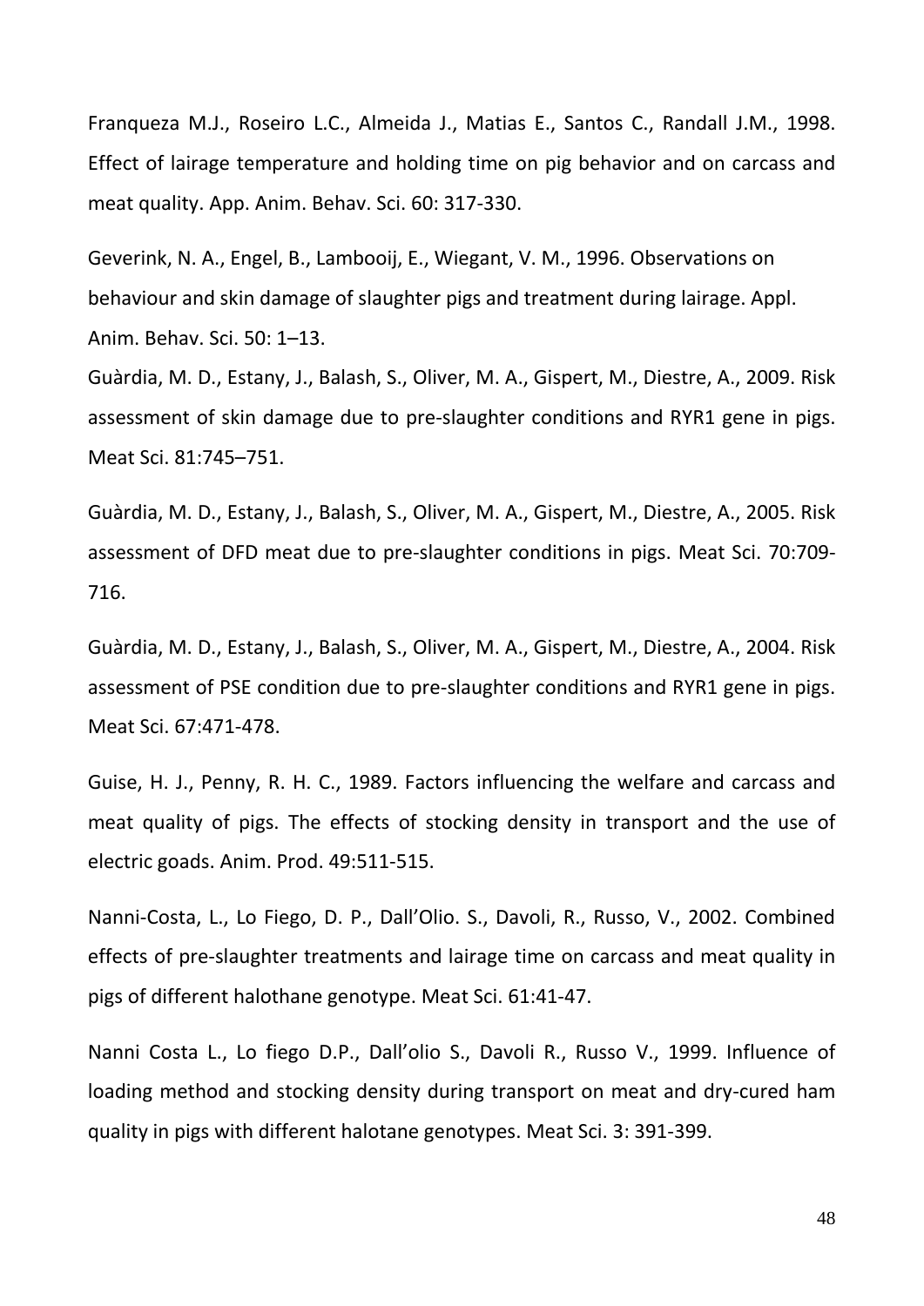Franqueza M.J., Roseiro L.C., Almeida J., Matias E., Santos C., Randall J.M., 1998. Effect of lairage temperature and holding time on pig behavior and on carcass and meat quality. App. Anim. Behav. Sci. 60: 317-330.

Geverink, N. A., Engel, B., Lambooij, E., Wiegant, V. M., 1996. Observations on behaviour and skin damage of slaughter pigs and treatment during lairage. Appl. Anim. Behav. Sci. 50: 1–13.

Guàrdia, M. D., Estany, J., Balash, S., Oliver, M. A., Gispert, M., Diestre, A., 2009. Risk assessment of skin damage due to pre-slaughter conditions and RYR1 gene in pigs. Meat Sci. 81:745–751.

Guàrdia, M. D., Estany, J., Balash, S., Oliver, M. A., Gispert, M., Diestre, A., 2005. Risk assessment of DFD meat due to pre-slaughter conditions in pigs. Meat Sci. 70:709-716.

Guàrdia, M. D., Estany, J., Balash, S., Oliver, M. A., Gispert, M., Diestre, A., 2004. Risk assessment of PSE condition due to pre-slaughter conditions and RYR1 gene in pigs. Meat Sci. 67:471-478.

Guise, H. J., Penny, R. H. C., 1989. Factors influencing the welfare and carcass and meat quality of pigs. The effects of stocking density in transport and the use of electric goads. Anim. Prod. 49:511-515.

Nanni-Costa, L., Lo Fiego, D. P., Dall'Olio. S., Davoli, R., Russo, V., 2002. Combined effects of pre-slaughter treatments and lairage time on carcass and meat quality in pigs of different halothane genotype. Meat Sci. 61:41-47.

Nanni Costa L., Lo fiego D.P., Dall'olio S., Davoli R., Russo V., 1999. Influence of loading method and stocking density during transport on meat and dry-cured ham quality in pigs with different halotane genotypes. Meat Sci. 3: 391-399.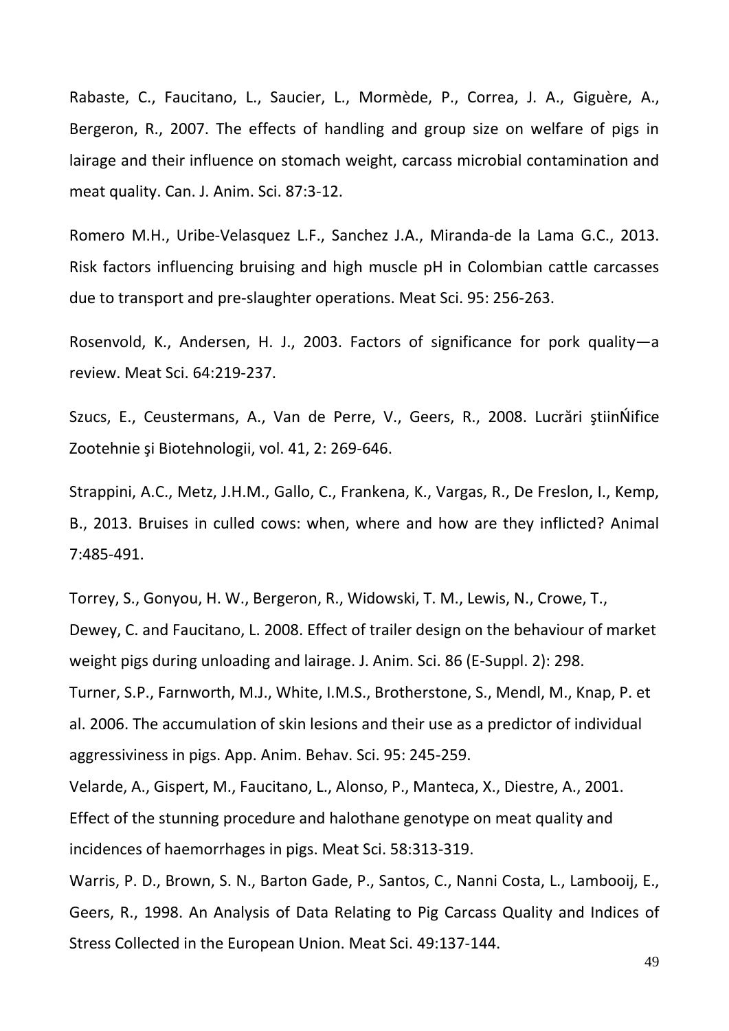Rabaste, C., Faucitano, L., Saucier, L., Mormède, P., Correa, J. A., Giguère, A., Bergeron, R., 2007. The effects of handling and group size on welfare of pigs in lairage and their influence on stomach weight, carcass microbial contamination and meat quality. Can. J. Anim. Sci. 87:3-12.

Romero M.H., Uribe-Velasquez L.F., Sanchez J.A., Miranda-de la Lama G.C., 2013. Risk factors influencing bruising and high muscle pH in Colombian cattle carcasses due to transport and pre-slaughter operations. Meat Sci. 95: 256-263.

Rosenvold, K., Andersen, H. J., 2003. Factors of significance for pork quality—a review. Meat Sci. 64:219-237.

Szucs, E., Ceustermans, A., Van de Perre, V., Geers, R., 2008. Lucrări ştiinŃifice Zootehnie şi Biotehnologii, vol. 41, 2: 269-646.

Strappini, A.C., Metz, J.H.M., Gallo, C., Frankena, K., Vargas, R., De Freslon, I., Kemp, B., 2013. Bruises in culled cows: when, where and how are they inflicted? Animal 7:485-491.

Torrey, S., Gonyou, H. W., Bergeron, R., Widowski, T. M., Lewis, N., Crowe, T., Dewey, C. and Faucitano, L. 2008. Effect of trailer design on the behaviour of market weight pigs during unloading and lairage. J. Anim. Sci. 86 (E-Suppl. 2): 298.

Turner, S.P., Farnworth, M.J., White, I.M.S., Brotherstone, S., Mendl, M., Knap, P. et al. 2006. The accumulation of skin lesions and their use as a predictor of individual aggressiviness in pigs. App. Anim. Behav. Sci. 95: 245-259.

Velarde, A., Gispert, M., Faucitano, L., Alonso, P., Manteca, X., Diestre, A., 2001. Effect of the stunning procedure and halothane genotype on meat quality and incidences of haemorrhages in pigs. Meat Sci. 58:313-319.

Warris, P. D., Brown, S. N., Barton Gade, P., Santos, C., Nanni Costa, L., Lambooij, E., Geers, R., 1998. An Analysis of Data Relating to Pig Carcass Quality and Indices of Stress Collected in the European Union. Meat Sci. 49:137-144.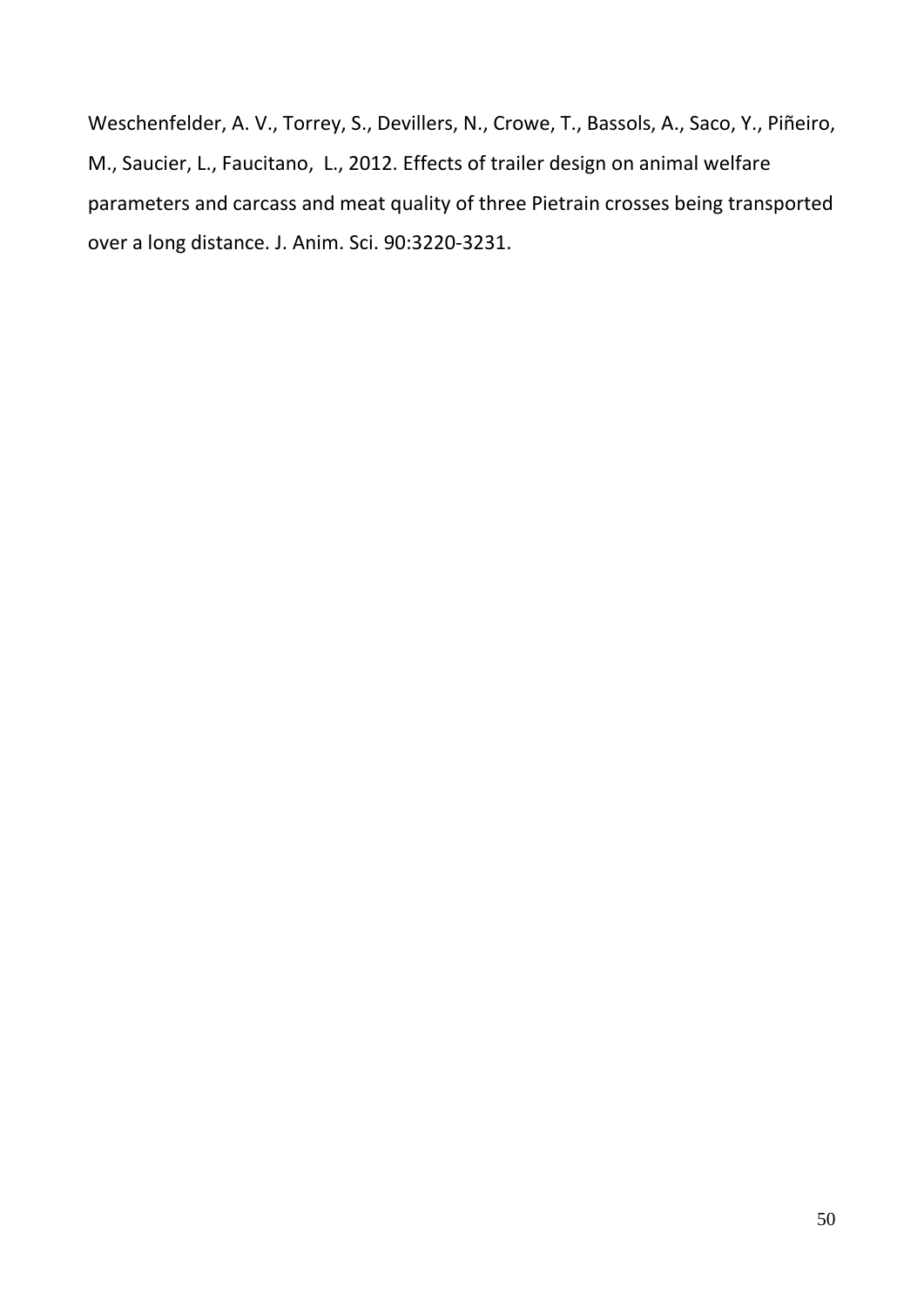Weschenfelder, A. V., Torrey, S., Devillers, N., Crowe, T., Bassols, A., Saco, Y., Piñeiro, M., Saucier, L., Faucitano, L., 2012. Effects of trailer design on animal welfare parameters and carcass and meat quality of three Pietrain crosses being transported over a long distance. J. Anim. Sci. 90:3220-3231.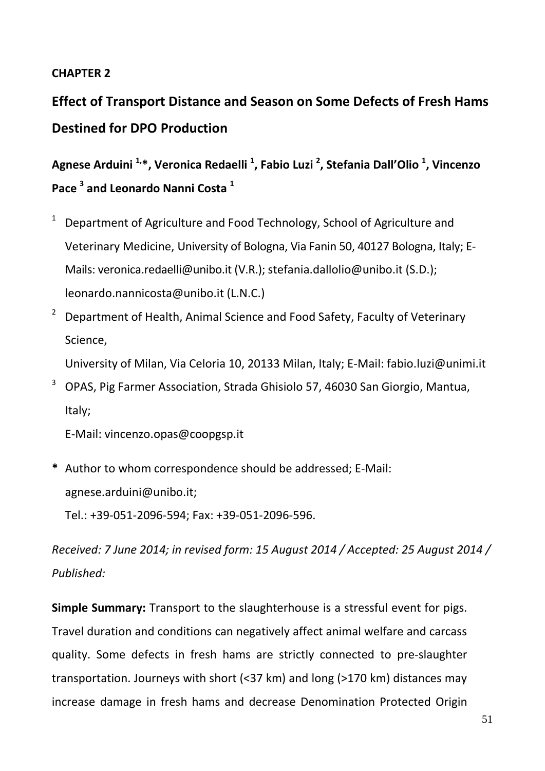**CHAPTER 2**

## Effect of Transport Distance and Season on Some Defects of Fresh Hams Destined for DPO Production

**Agnese Arduini [1,]*, Veronica Redaelli [1], Fabio Luzi [2], Stefania Dall'Olio [1], Vincenzo Pace [3] and Leonardo Nanni Costa [1]**

[1] Department of Agriculture and Food Technology, School of Agriculture and Veterinary Medicine, University of Bologna, Via Fanin 50, 40127 Bologna, Italy; E-Mails: veronica.redaelli@unibo.it (V.R.); stefania.dallolio@unibo.it (S.D.); leonardo.nannicosta@unibo.it (L.N.C.)

[2] Department of Health, Animal Science and Food Safety, Faculty of Veterinary Science,
University of Milan, Via Celoria 10, 20133 Milan, Italy; E-Mail: fabio.luzi@unimi.it

[3] OPAS, Pig Farmer Association, Strada Ghisiolo 57, 46030 San Giorgio, Mantua, Italy;
E-Mail: vincenzo.opas@coopgsp.it

**\*** Author to whom correspondence should be addressed; E-Mail: agnese.arduini@unibo.it;
Tel.: +39-051-2096-594; Fax: +39-051-2096-596.

*Received: 7 June 2014; in revised form: 15 August 2014 / Accepted: 25 August 2014 / Published:*

**Simple Summary:** Transport to the slaughterhouse is a stressful event for pigs. Travel duration and conditions can negatively affect animal welfare and carcass quality. Some defects in fresh hams are strictly connected to pre-slaughter transportation. Journeys with short (<37 km) and long (>170 km) distances may increase damage in fresh hams and decrease Denomination Protected Origin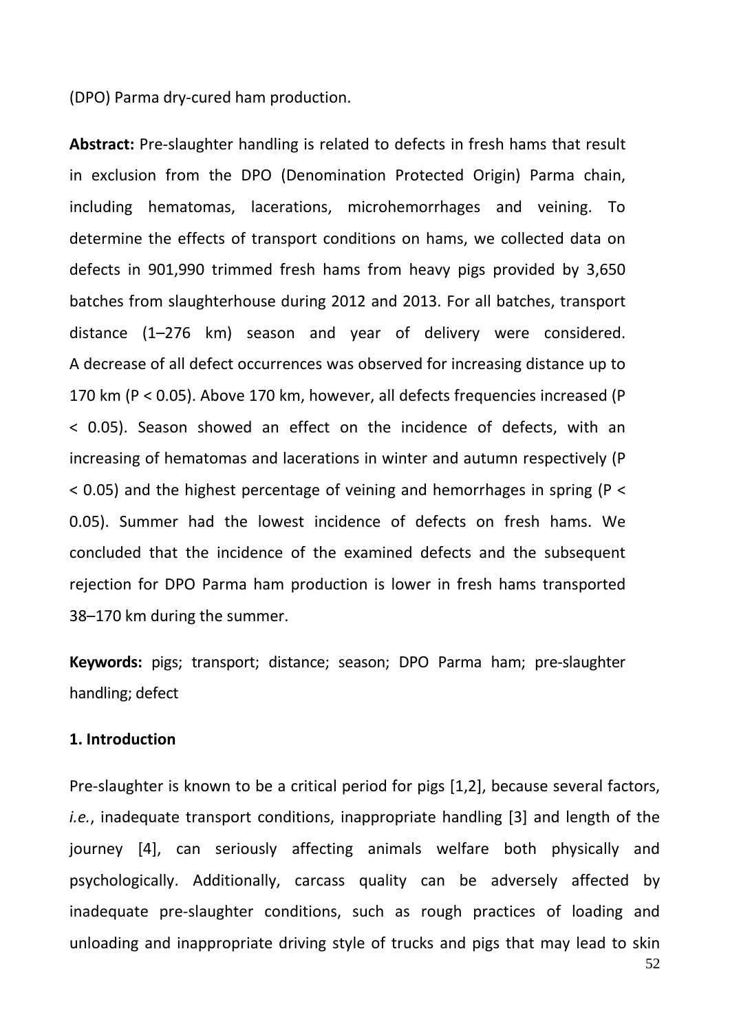(DPO) Parma dry-cured ham production.

**Abstract:** Pre-slaughter handling is related to defects in fresh hams that result in exclusion from the DPO (Denomination Protected Origin) Parma chain, including hematomas, lacerations, microhemorrhages and veining. To determine the effects of transport conditions on hams, we collected data on defects in 901,990 trimmed fresh hams from heavy pigs provided by 3,650 batches from slaughterhouse during 2012 and 2013. For all batches, transport distance (1–276 km) season and year of delivery were considered. A decrease of all defect occurrences was observed for increasing distance up to 170 km ($P < 0.05$). Above 170 km, however, all defects frequencies increased ($P < 0.05$). Season showed an effect on the incidence of defects, with an increasing of hematomas and lacerations in winter and autumn respectively ($P < 0.05$) and the highest percentage of veining and hemorrhages in spring ($P < 0.05$). Summer had the lowest incidence of defects on fresh hams. We concluded that the incidence of the examined defects and the subsequent rejection for DPO Parma ham production is lower in fresh hams transported 38–170 km during the summer.

**Keywords:** pigs; transport; distance; season; DPO Parma ham; pre-slaughter handling; defect

## 1. Introduction

Pre-slaughter is known to be a critical period for pigs [1,2], because several factors, *i.e.*, inadequate transport conditions, inappropriate handling [3] and length of the journey [4], can seriously affecting animals welfare both physically and psychologically. Additionally, carcass quality can be adversely affected by inadequate pre-slaughter conditions, such as rough practices of loading and unloading and inappropriate driving style of trucks and pigs that may lead to skin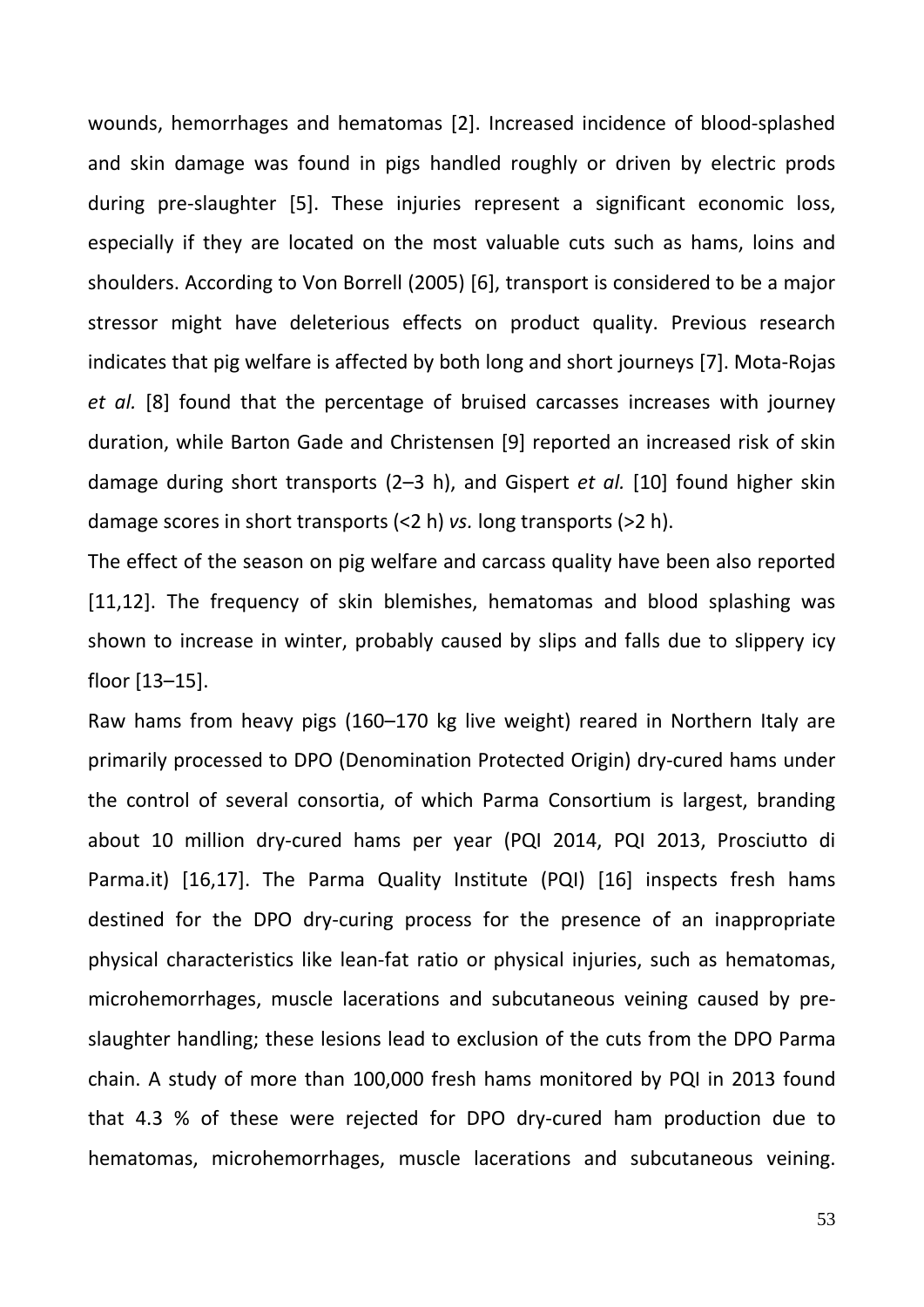wounds, hemorrhages and hematomas [2]. Increased incidence of blood-splashed and skin damage was found in pigs handled roughly or driven by electric prods during pre-slaughter [5]. These injuries represent a significant economic loss, especially if they are located on the most valuable cuts such as hams, loins and shoulders. According to Von Borrell (2005) [6], transport is considered to be a major stressor might have deleterious effects on product quality. Previous research indicates that pig welfare is affected by both long and short journeys [7]. Mota-Rojas *et al.* [8] found that the percentage of bruised carcasses increases with journey duration, while Barton Gade and Christensen [9] reported an increased risk of skin damage during short transports (2–3 h), and Gispert *et al.* [10] found higher skin damage scores in short transports (<2 h) *vs.* long transports (>2 h).

The effect of the season on pig welfare and carcass quality have been also reported [11,12]. The frequency of skin blemishes, hematomas and blood splashing was shown to increase in winter, probably caused by slips and falls due to slippery icy floor [13–15].

Raw hams from heavy pigs (160–170 kg live weight) reared in Northern Italy are primarily processed to DPO (Denomination Protected Origin) dry-cured hams under the control of several consortia, of which Parma Consortium is largest, branding about 10 million dry-cured hams per year (PQI 2014, PQI 2013, Prosciutto di Parma.it) [16,17]. The Parma Quality Institute (PQI) [16] inspects fresh hams destined for the DPO dry-curing process for the presence of an inappropriate physical characteristics like lean-fat ratio or physical injuries, such as hematomas, microhemorrhages, muscle lacerations and subcutaneous veining caused by pre-slaughter handling; these lesions lead to exclusion of the cuts from the DPO Parma chain. A study of more than 100,000 fresh hams monitored by PQI in 2013 found that 4.3 % of these were rejected for DPO dry-cured ham production due to hematomas, microhemorrhages, muscle lacerations and subcutaneous veining.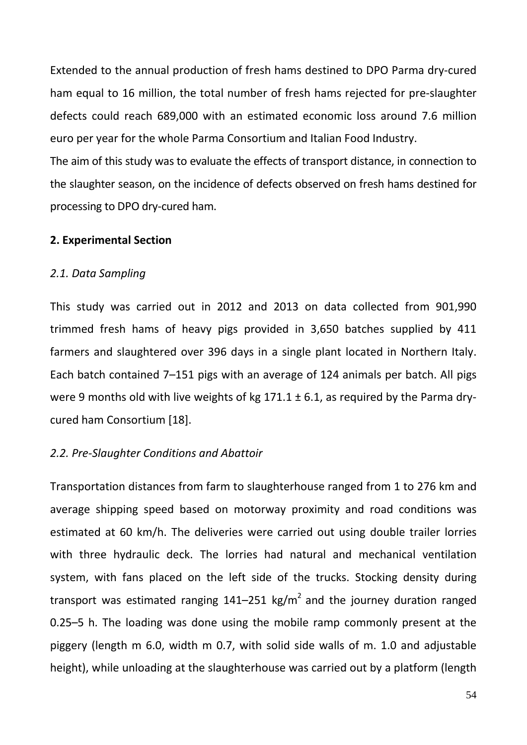Extended to the annual production of fresh hams destined to DPO Parma dry-cured ham equal to 16 million, the total number of fresh hams rejected for pre-slaughter defects could reach 689,000 with an estimated economic loss around 7.6 million euro per year for the whole Parma Consortium and Italian Food Industry.

The aim of this study was to evaluate the effects of transport distance, in connection to the slaughter season, on the incidence of defects observed on fresh hams destined for processing to DPO dry-cured ham.

## 2. Experimental Section

### *2.1. Data Sampling*

This study was carried out in 2012 and 2013 on data collected from 901,990 trimmed fresh hams of heavy pigs provided in 3,650 batches supplied by 411 farmers and slaughtered over 396 days in a single plant located in Northern Italy. Each batch contained 7–151 pigs with an average of 124 animals per batch. All pigs were 9 months old with live weights of kg 171.1 ± 6.1, as required by the Parma dry-cured ham Consortium [18].

### *2.2. Pre-Slaughter Conditions and Abattoir*

Transportation distances from farm to slaughterhouse ranged from 1 to 276 km and average shipping speed based on motorway proximity and road conditions was estimated at 60 km/h. The deliveries were carried out using double trailer lorries with three hydraulic deck. The lorries had natural and mechanical ventilation system, with fans placed on the left side of the trucks. Stocking density during transport was estimated ranging 141–251 kg/m$^2$ and the journey duration ranged 0.25–5 h. The loading was done using the mobile ramp commonly present at the piggery (length m 6.0, width m 0.7, with solid side walls of m. 1.0 and adjustable height), while unloading at the slaughterhouse was carried out by a platform (length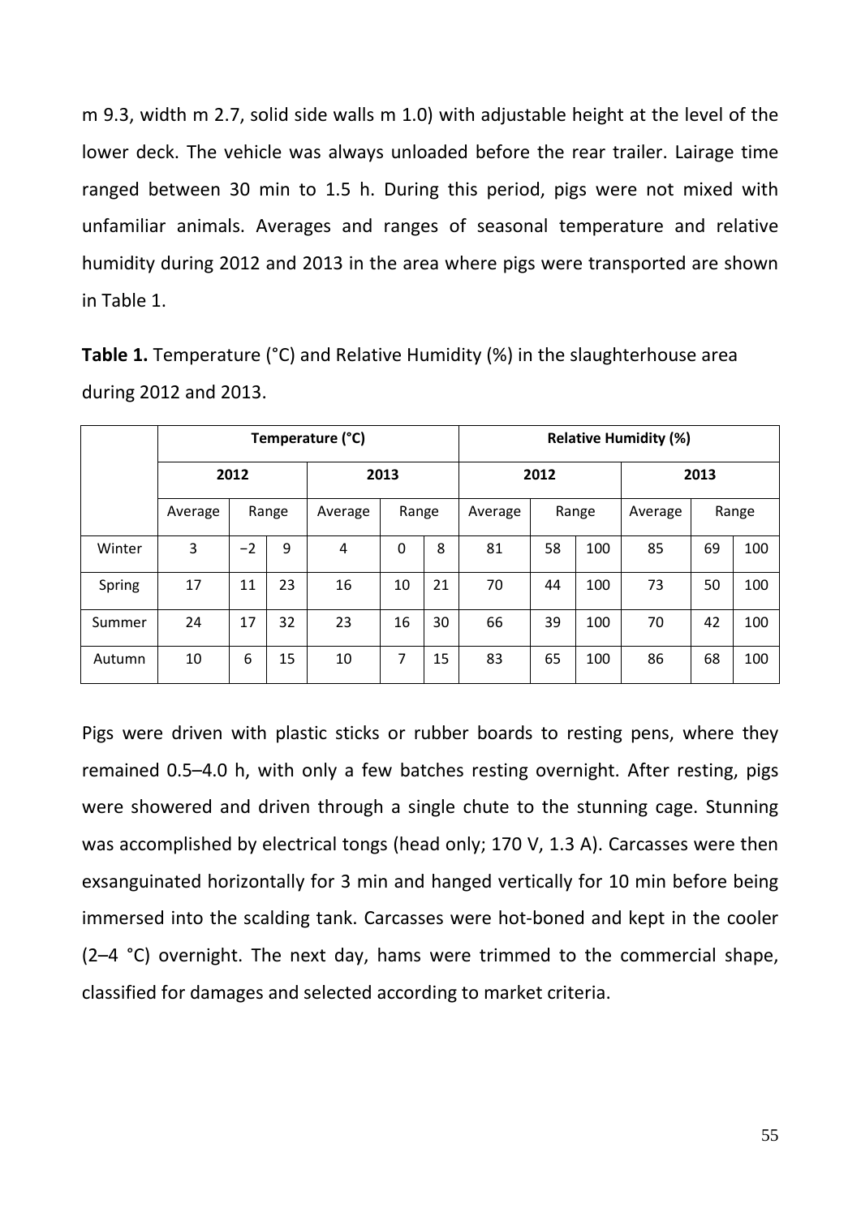m 9.3, width m 2.7, solid side walls m 1.0) with adjustable height at the level of the lower deck. The vehicle was always unloaded before the rear trailer. Lairage time ranged between 30 min to 1.5 h. During this period, pigs were not mixed with unfamiliar animals. Averages and ranges of seasonal temperature and relative humidity during 2012 and 2013 in the area where pigs were transported are shown in Table 1.

**Table 1.** Temperature (°C) and Relative Humidity (%) in the slaughterhouse area during 2012 and 2013.

| | Temperature (°C) | | | | | | Relative Humidity (%) | | | | | |
|---|---|---|---|---|---|---|---|---|---|---|---|---|
| | 2012 | | | 2013 | | | 2012 | | | 2013 | | |
| | Average | Range | | Average | Range | | Average | Range | | Average | Range | |
| Winter | 3 | −2 | 9 | 4 | 0 | 8 | 81 | 58 | 100 | 85 | 69 | 100 |
| Spring | 17 | 11 | 23 | 16 | 10 | 21 | 70 | 44 | 100 | 73 | 50 | 100 |
| Summer | 24 | 17 | 32 | 23 | 16 | 30 | 66 | 39 | 100 | 70 | 42 | 100 |
| Autumn | 10 | 6 | 15 | 10 | 7 | 15 | 83 | 65 | 100 | 86 | 68 | 100 |

Pigs were driven with plastic sticks or rubber boards to resting pens, where they remained 0.5–4.0 h, with only a few batches resting overnight. After resting, pigs were showered and driven through a single chute to the stunning cage. Stunning was accomplished by electrical tongs (head only; 170 V, 1.3 A). Carcasses were then exsanguinated horizontally for 3 min and hanged vertically for 10 min before being immersed into the scalding tank. Carcasses were hot-boned and kept in the cooler (2–4 °C) overnight. The next day, hams were trimmed to the commercial shape, classified for damages and selected according to market criteria.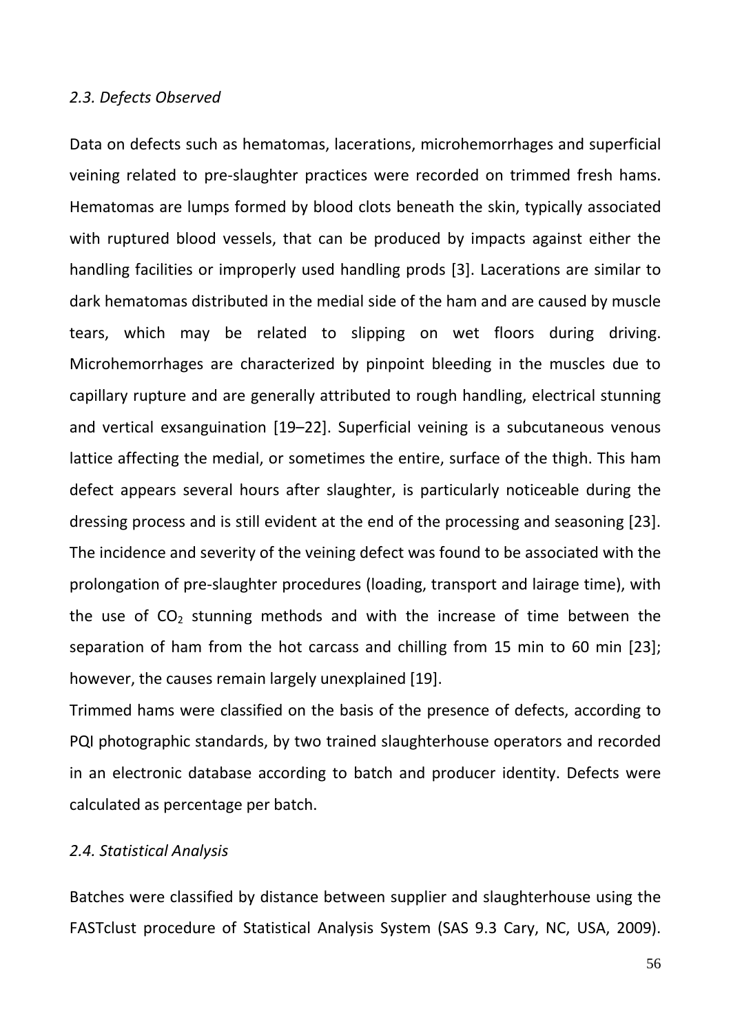*2.3. Defects Observed*

Data on defects such as hematomas, lacerations, microhemorrhages and superficial veining related to pre-slaughter practices were recorded on trimmed fresh hams. Hematomas are lumps formed by blood clots beneath the skin, typically associated with ruptured blood vessels, that can be produced by impacts against either the handling facilities or improperly used handling prods [3]. Lacerations are similar to dark hematomas distributed in the medial side of the ham and are caused by muscle tears, which may be related to slipping on wet floors during driving. Microhemorrhages are characterized by pinpoint bleeding in the muscles due to capillary rupture and are generally attributed to rough handling, electrical stunning and vertical exsanguination [19–22]. Superficial veining is a subcutaneous venous lattice affecting the medial, or sometimes the entire, surface of the thigh. This ham defect appears several hours after slaughter, is particularly noticeable during the dressing process and is still evident at the end of the processing and seasoning [23]. The incidence and severity of the veining defect was found to be associated with the prolongation of pre-slaughter procedures (loading, transport and lairage time), with the use of $CO_2$ stunning methods and with the increase of time between the separation of ham from the hot carcass and chilling from 15 min to 60 min [23]; however, the causes remain largely unexplained [19].

Trimmed hams were classified on the basis of the presence of defects, according to PQI photographic standards, by two trained slaughterhouse operators and recorded in an electronic database according to batch and producer identity. Defects were calculated as percentage per batch.

*2.4. Statistical Analysis*

Batches were classified by distance between supplier and slaughterhouse using the FASTclust procedure of Statistical Analysis System (SAS 9.3 Cary, NC, USA, 2009).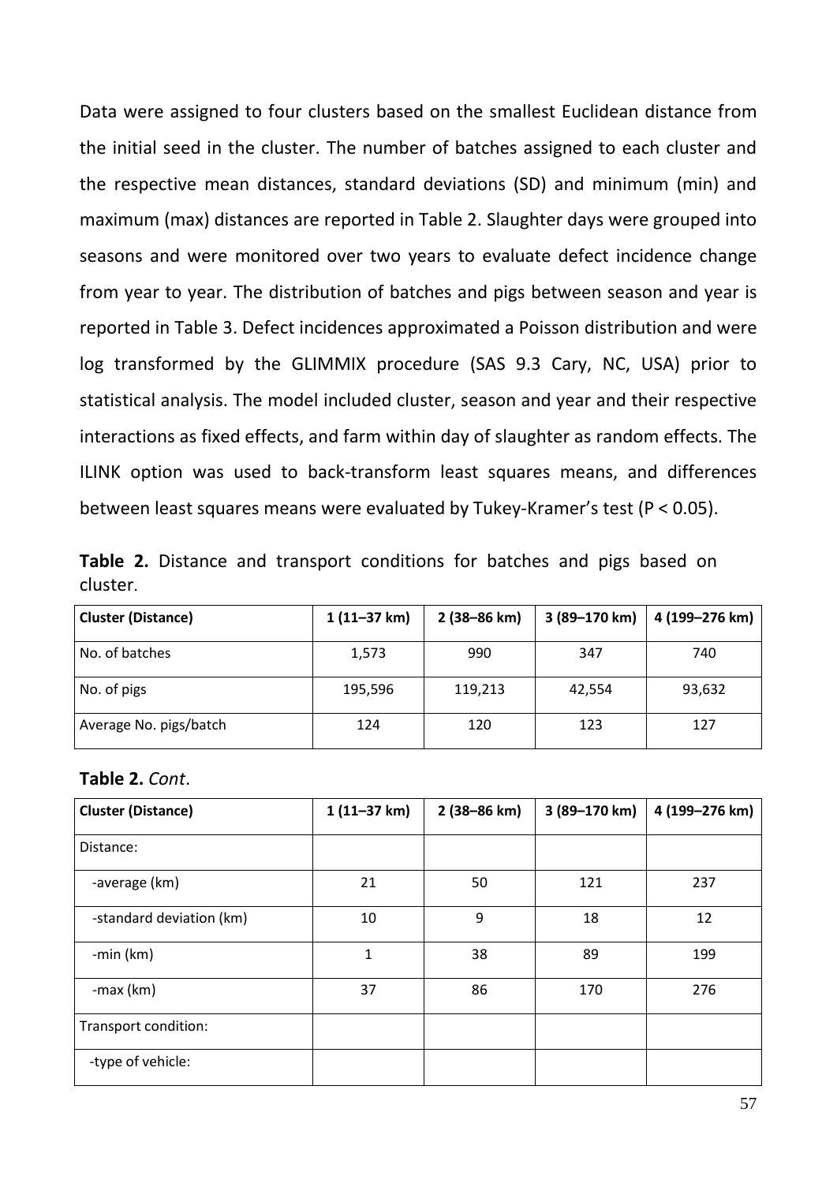Data were assigned to four clusters based on the smallest Euclidean distance from the initial seed in the cluster. The number of batches assigned to each cluster and the respective mean distances, standard deviations (SD) and minimum (min) and maximum (max) distances are reported in Table 2. Slaughter days were grouped into seasons and were monitored over two years to evaluate defect incidence change from year to year. The distribution of batches and pigs between season and year is reported in Table 3. Defect incidences approximated a Poisson distribution and were log transformed by the GLIMMIX procedure (SAS 9.3 Cary, NC, USA) prior to statistical analysis. The model included cluster, season and year and their respective interactions as fixed effects, and farm within day of slaughter as random effects. The ILINK option was used to back-transform least squares means, and differences between least squares means were evaluated by Tukey-Kramer's test ($P < 0.05$).

**Table 2.** Distance and transport conditions for batches and pigs based on cluster.

| Cluster (Distance) | 1 (11–37 km) | 2 (38–86 km) | 3 (89–170 km) | 4 (199–276 km) |
|---|---|---|---|---|
| No. of batches | 1,573 | 990 | 347 | 740 |
| No. of pigs | 195,596 | 119,213 | 42,554 | 93,632 |
| Average No. pigs/batch | 124 | 120 | 123 | 127 |

**Table 2.** *Cont*.

| Cluster (Distance) | 1 (11–37 km) | 2 (38–86 km) | 3 (89–170 km) | 4 (199–276 km) |
|---|---|---|---|---|
| Distance: | | | | |
| -average (km) | 21 | 50 | 121 | 237 |
| -standard deviation (km) | 10 | 9 | 18 | 12 |
| -min (km) | 1 | 38 | 89 | 199 |
| -max (km) | 37 | 86 | 170 | 276 |
| Transport condition: | | | | |
| -type of vehicle: | | | | |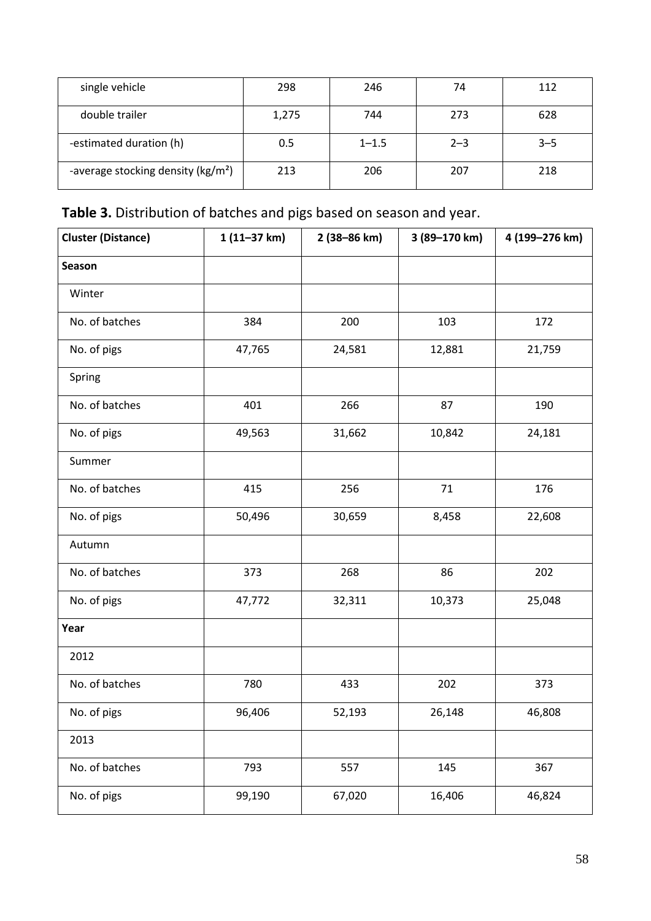| single vehicle | 298 | 246 | 74 | 112 |
|---|---|---|---|---|
| double trailer | 1,275 | 744 | 273 | 628 |
| -estimated duration (h) | 0.5 | 1–1.5 | 2–3 | 3–5 |
| -average stocking density (kg/m²) | 213 | 206 | 207 | 218 |

**Table 3.** Distribution of batches and pigs based on season and year.

| **Cluster (Distance)** | **1 (11–37 km)** | **2 (38–86 km)** | **3 (89–170 km)** | **4 (199–276 km)** |
|---|---|---|---|---|
| **Season** | | | | |
| Winter | | | | |
| No. of batches | 384 | 200 | 103 | 172 |
| No. of pigs | 47,765 | 24,581 | 12,881 | 21,759 |
| Spring | | | | |
| No. of batches | 401 | 266 | 87 | 190 |
| No. of pigs | 49,563 | 31,662 | 10,842 | 24,181 |
| Summer | | | | |
| No. of batches | 415 | 256 | 71 | 176 |
| No. of pigs | 50,496 | 30,659 | 8,458 | 22,608 |
| Autumn | | | | |
| No. of batches | 373 | 268 | 86 | 202 |
| No. of pigs | 47,772 | 32,311 | 10,373 | 25,048 |
| **Year** | | | | |
| 2012 | | | | |
| No. of batches | 780 | 433 | 202 | 373 |
| No. of pigs | 96,406 | 52,193 | 26,148 | 46,808 |
| 2013 | | | | |
| No. of batches | 793 | 557 | 145 | 367 |
| No. of pigs | 99,190 | 67,020 | 16,406 | 46,824 |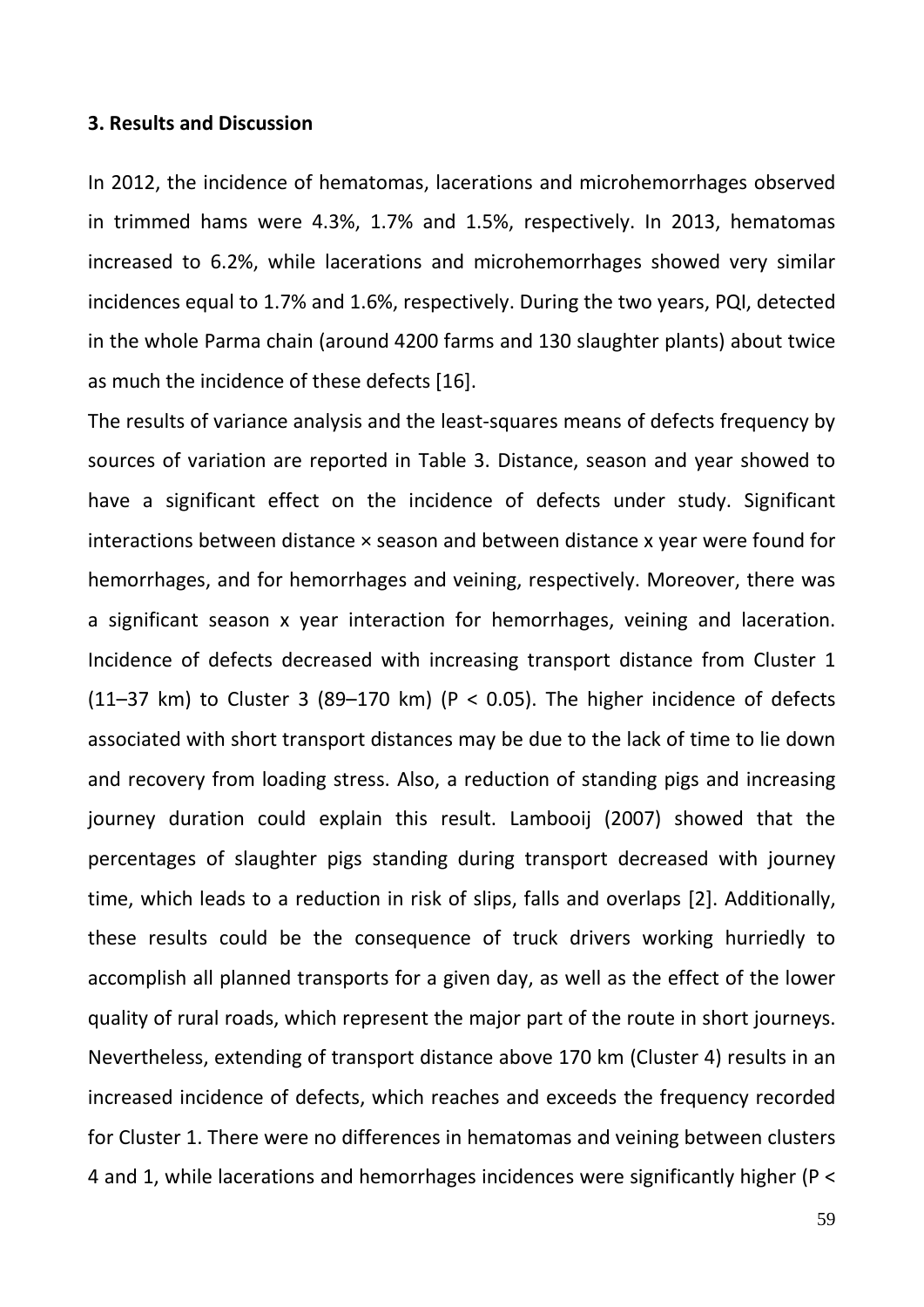### 3. Results and Discussion

In 2012, the incidence of hematomas, lacerations and microhemorrhages observed in trimmed hams were 4.3%, 1.7% and 1.5%, respectively. In 2013, hematomas increased to 6.2%, while lacerations and microhemorrhages showed very similar incidences equal to 1.7% and 1.6%, respectively. During the two years, PQI, detected in the whole Parma chain (around 4200 farms and 130 slaughter plants) about twice as much the incidence of these defects [16].

The results of variance analysis and the least-squares means of defects frequency by sources of variation are reported in Table 3. Distance, season and year showed to have a significant effect on the incidence of defects under study. Significant interactions between distance × season and between distance x year were found for hemorrhages, and for hemorrhages and veining, respectively. Moreover, there was a significant season x year interaction for hemorrhages, veining and laceration. Incidence of defects decreased with increasing transport distance from Cluster 1 (11–37 km) to Cluster 3 (89–170 km) ($P < 0.05$). The higher incidence of defects associated with short transport distances may be due to the lack of time to lie down and recovery from loading stress. Also, a reduction of standing pigs and increasing journey duration could explain this result. Lambooij (2007) showed that the percentages of slaughter pigs standing during transport decreased with journey time, which leads to a reduction in risk of slips, falls and overlaps [2]. Additionally, these results could be the consequence of truck drivers working hurriedly to accomplish all planned transports for a given day, as well as the effect of the lower quality of rural roads, which represent the major part of the route in short journeys. Nevertheless, extending of transport distance above 170 km (Cluster 4) results in an increased incidence of defects, which reaches and exceeds the frequency recorded for Cluster 1. There were no differences in hematomas and veining between clusters 4 and 1, while lacerations and hemorrhages incidences were significantly higher (P <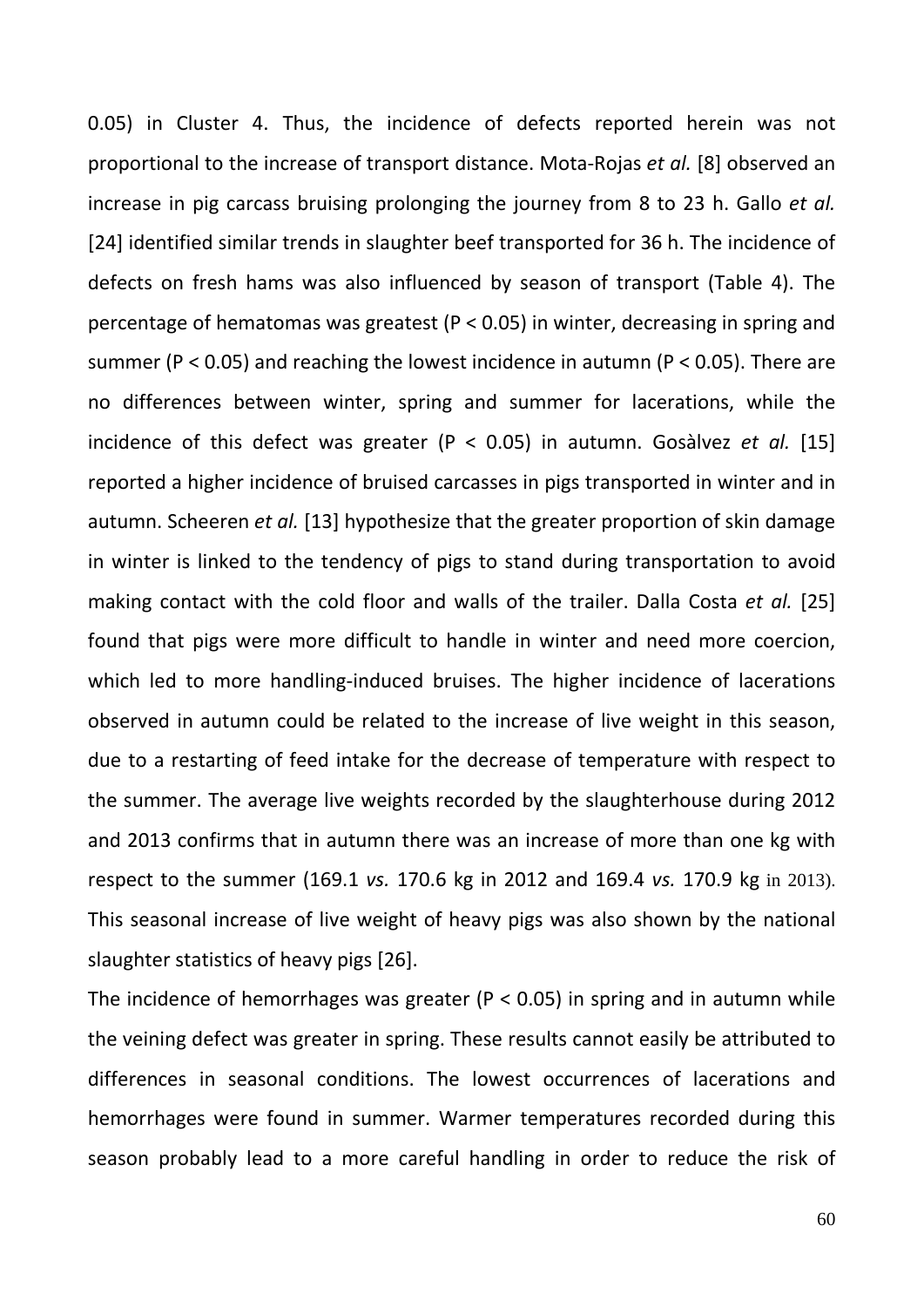0.05) in Cluster 4. Thus, the incidence of defects reported herein was not proportional to the increase of transport distance. Mota-Rojas *et al.* [8] observed an increase in pig carcass bruising prolonging the journey from 8 to 23 h. Gallo *et al.* [24] identified similar trends in slaughter beef transported for 36 h. The incidence of defects on fresh hams was also influenced by season of transport (Table 4). The percentage of hematomas was greatest ($P < 0.05$) in winter, decreasing in spring and summer ($P < 0.05$) and reaching the lowest incidence in autumn ($P < 0.05$). There are no differences between winter, spring and summer for lacerations, while the incidence of this defect was greater ($P < 0.05$) in autumn. Gosàlvez *et al.* [15] reported a higher incidence of bruised carcasses in pigs transported in winter and in autumn. Scheeren *et al.* [13] hypothesize that the greater proportion of skin damage in winter is linked to the tendency of pigs to stand during transportation to avoid making contact with the cold floor and walls of the trailer. Dalla Costa *et al.* [25] found that pigs were more difficult to handle in winter and need more coercion, which led to more handling-induced bruises. The higher incidence of lacerations observed in autumn could be related to the increase of live weight in this season, due to a restarting of feed intake for the decrease of temperature with respect to the summer. The average live weights recorded by the slaughterhouse during 2012 and 2013 confirms that in autumn there was an increase of more than one kg with respect to the summer (169.1 *vs.* 170.6 kg in 2012 and 169.4 *vs.* 170.9 kg in 2013). This seasonal increase of live weight of heavy pigs was also shown by the national slaughter statistics of heavy pigs [26].

The incidence of hemorrhages was greater ($P < 0.05$) in spring and in autumn while the veining defect was greater in spring. These results cannot easily be attributed to differences in seasonal conditions. The lowest occurrences of lacerations and hemorrhages were found in summer. Warmer temperatures recorded during this season probably lead to a more careful handling in order to reduce the risk of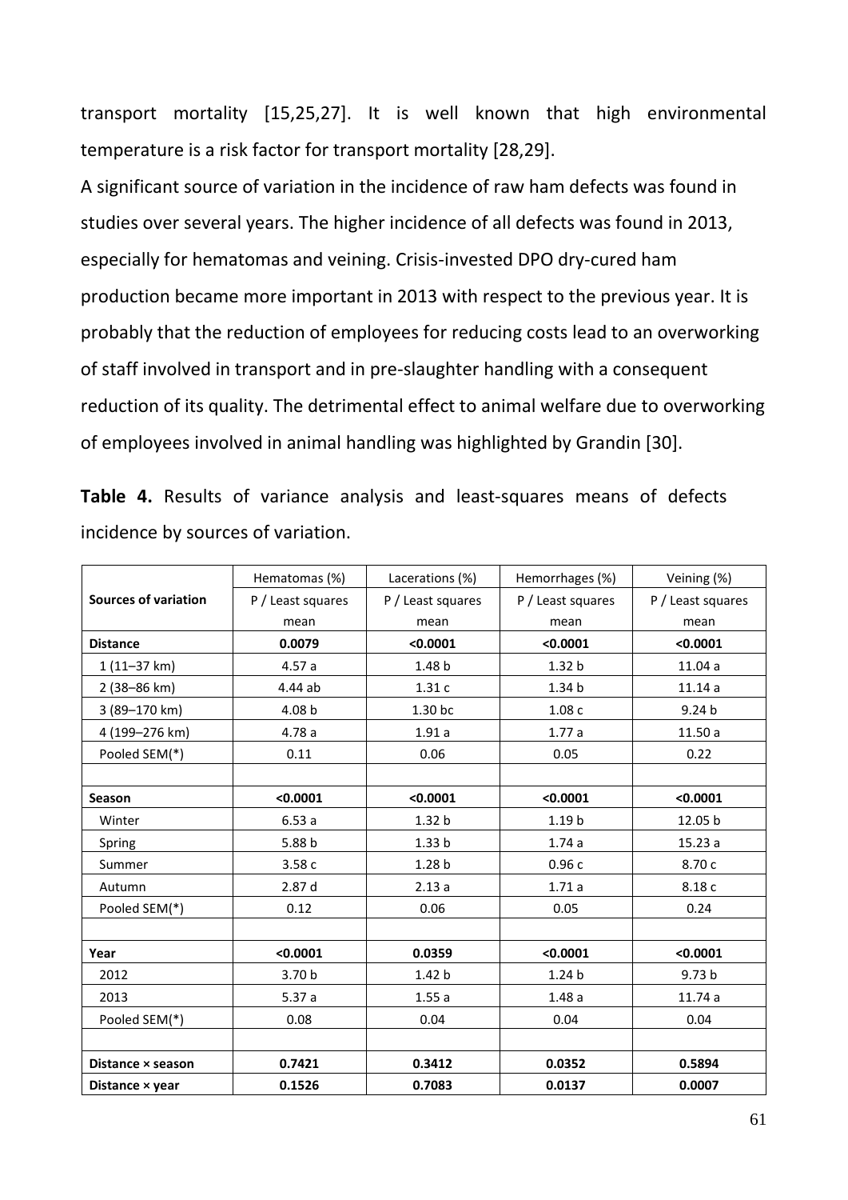transport mortality [15,25,27]. It is well known that high environmental temperature is a risk factor for transport mortality [28,29].

A significant source of variation in the incidence of raw ham defects was found in studies over several years. The higher incidence of all defects was found in 2013, especially for hematomas and veining. Crisis-invested DPO dry-cured ham production became more important in 2013 with respect to the previous year. It is probably that the reduction of employees for reducing costs lead to an overworking of staff involved in transport and in pre-slaughter handling with a consequent reduction of its quality. The detrimental effect to animal welfare due to overworking of employees involved in animal handling was highlighted by Grandin [30].

**Table 4.** Results of variance analysis and least-squares means of defects incidence by sources of variation.

| Sources of variation | Hematomas (%) P / Least squares mean | Lacerations (%) P / Least squares mean | Hemorrhages (%) P / Least squares mean | Veining (%) P / Least squares mean |
|---|---|---|---|---|
| **Distance** | **0.0079** | **<0.0001** | **<0.0001** | **<0.0001** |
| 1 (11–37 km) | 4.57 a | 1.48 b | 1.32 b | 11.04 a |
| 2 (38–86 km) | 4.44 ab | 1.31 c | 1.34 b | 11.14 a |
| 3 (89–170 km) | 4.08 b | 1.30 bc | 1.08 c | 9.24 b |
| 4 (199–276 km) | 4.78 a | 1.91 a | 1.77 a | 11.50 a |
| Pooled SEM(*) | 0.11 | 0.06 | 0.05 | 0.22 |
| | | | | |
| **Season** | **<0.0001** | **<0.0001** | **<0.0001** | **<0.0001** |
| Winter | 6.53 a | 1.32 b | 1.19 b | 12.05 b |
| Spring | 5.88 b | 1.33 b | 1.74 a | 15.23 a |
| Summer | 3.58 c | 1.28 b | 0.96 c | 8.70 c |
| Autumn | 2.87 d | 2.13 a | 1.71 a | 8.18 c |
| Pooled SEM(*) | 0.12 | 0.06 | 0.05 | 0.24 |
| | | | | |
| **Year** | **<0.0001** | **0.0359** | **<0.0001** | **<0.0001** |
| 2012 | 3.70 b | 1.42 b | 1.24 b | 9.73 b |
| 2013 | 5.37 a | 1.55 a | 1.48 a | 11.74 a |
| Pooled SEM(*) | 0.08 | 0.04 | 0.04 | 0.04 |
| | | | | |
| **Distance × season** | **0.7421** | **0.3412** | **0.0352** | **0.5894** |
| **Distance × year** | **0.1526** | **0.7083** | **0.0137** | **0.0007** |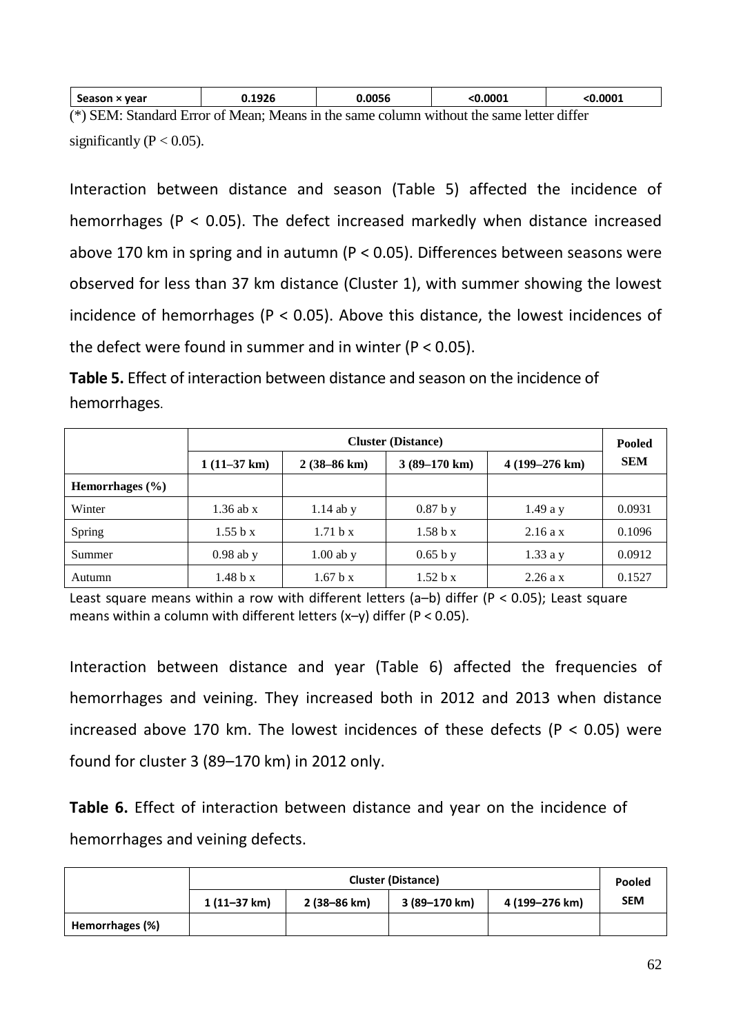| Season × year | 0.1926 | 0.0056 | <0.0001 | <0.0001 |
|---|---|---|---|---|

(*) SEM: Standard Error of Mean; Means in the same column without the same letter differ significantly ($P < 0.05$).

Interaction between distance and season (Table 5) affected the incidence of hemorrhages ($P < 0.05$). The defect increased markedly when distance increased above 170 km in spring and in autumn ($P < 0.05$). Differences between seasons were observed for less than 37 km distance (Cluster 1), with summer showing the lowest incidence of hemorrhages ($P < 0.05$). Above this distance, the lowest incidences of the defect were found in summer and in winter ($P < 0.05$).

**Table 5.** Effect of interaction between distance and season on the incidence of hemorrhages.

| | Cluster (Distance) | | | | Pooled SEM |
|---|---|---|---|---|---|
| | 1 (11–37 km) | 2 (38–86 km) | 3 (89–170 km) | 4 (199–276 km) | |
| **Hemorrhages (%)** | | | | | |
| Winter | 1.36 ab x | 1.14 ab y | 0.87 b y | 1.49 a y | 0.0931 |
| Spring | 1.55 b x | 1.71 b x | 1.58 b x | 2.16 a x | 0.1096 |
| Summer | 0.98 ab y | 1.00 ab y | 0.65 b y | 1.33 a y | 0.0912 |
| Autumn | 1.48 b x | 1.67 b x | 1.52 b x | 2.26 a x | 0.1527 |

Least square means within a row with different letters (a–b) differ ($P < 0.05$); Least square means within a column with different letters (x–y) differ ($P < 0.05$).

Interaction between distance and year (Table 6) affected the frequencies of hemorrhages and veining. They increased both in 2012 and 2013 when distance increased above 170 km. The lowest incidences of these defects ($P < 0.05$) were found for cluster 3 (89–170 km) in 2012 only.

**Table 6.** Effect of interaction between distance and year on the incidence of hemorrhages and veining defects.

| | Cluster (Distance) | | | | Pooled SEM |
|---|---|---|---|---|---|
| | 1 (11–37 km) | 2 (38–86 km) | 3 (89–170 km) | 4 (199–276 km) | |
| **Hemorrhages (%)** | | | | | |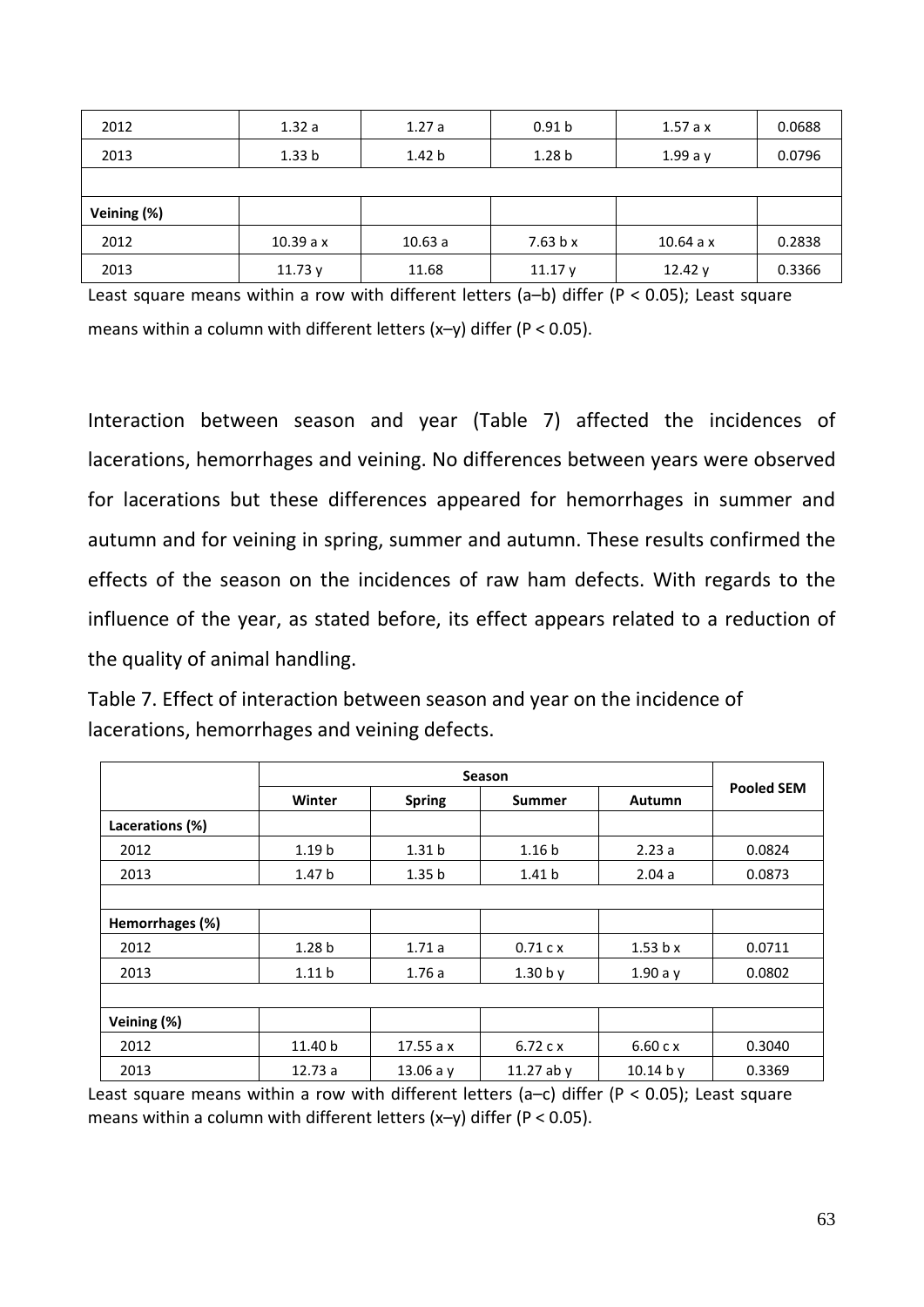| | | | | | |
|---|---|---|---|---|---|
| 2012 | 1.32 a | 1.27 a | 0.91 b | 1.57 a x | 0.0688 |
| 2013 | 1.33 b | 1.42 b | 1.28 b | 1.99 a y | 0.0796 |
| | | | | | |
| **Veining (%)** | | | | | |
| 2012 | 10.39 a x | 10.63 a | 7.63 b x | 10.64 a x | 0.2838 |
| 2013 | 11.73 y | 11.68 | 11.17 y | 12.42 y | 0.3366 |

Least square means within a row with different letters (a–b) differ ($P < 0.05$); Least square means within a column with different letters (x–y) differ ($P < 0.05$).

Interaction between season and year (Table 7) affected the incidences of lacerations, hemorrhages and veining. No differences between years were observed for lacerations but these differences appeared for hemorrhages in summer and autumn and for veining in spring, summer and autumn. These results confirmed the effects of the season on the incidences of raw ham defects. With regards to the influence of the year, as stated before, its effect appears related to a reduction of the quality of animal handling.

Table 7. Effect of interaction between season and year on the incidence of lacerations, hemorrhages and veining defects.

| | Season | | | | Pooled SEM |
|---|---|---|---|---|---|
| | Winter | Spring | Summer | Autumn | |
| **Lacerations (%)** | | | | | |
| 2012 | 1.19 b | 1.31 b | 1.16 b | 2.23 a | 0.0824 |
| 2013 | 1.47 b | 1.35 b | 1.41 b | 2.04 a | 0.0873 |
| | | | | | |
| **Hemorrhages (%)** | | | | | |
| 2012 | 1.28 b | 1.71 a | 0.71 c x | 1.53 b x | 0.0711 |
| 2013 | 1.11 b | 1.76 a | 1.30 b y | 1.90 a y | 0.0802 |
| | | | | | |
| **Veining (%)** | | | | | |
| 2012 | 11.40 b | 17.55 a x | 6.72 c x | 6.60 c x | 0.3040 |
| 2013 | 12.73 a | 13.06 a y | 11.27 ab y | 10.14 b y | 0.3369 |

Least square means within a row with different letters (a–c) differ ($P < 0.05$); Least square means within a column with different letters (x–y) differ ($P < 0.05$).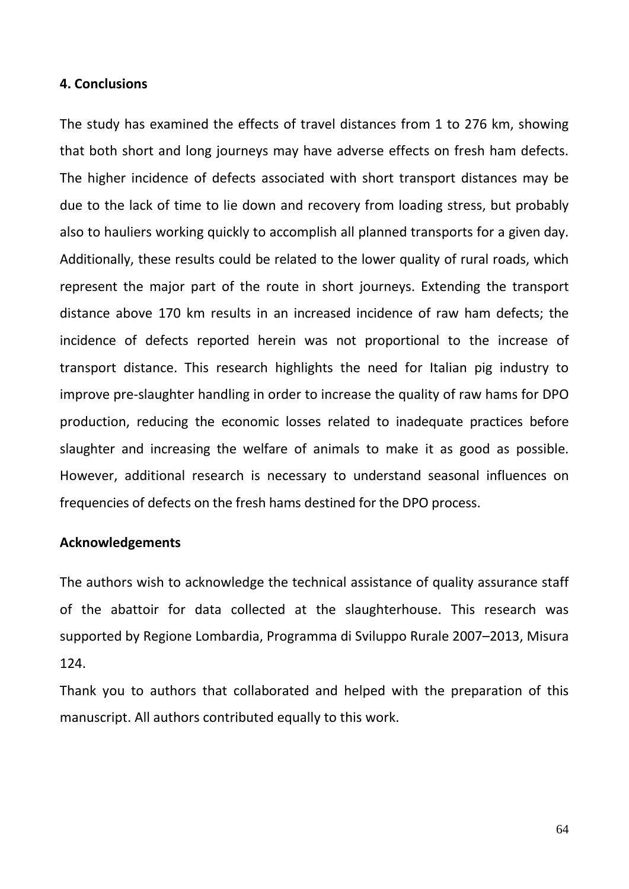## 4. Conclusions

The study has examined the effects of travel distances from 1 to 276 km, showing that both short and long journeys may have adverse effects on fresh ham defects. The higher incidence of defects associated with short transport distances may be due to the lack of time to lie down and recovery from loading stress, but probably also to hauliers working quickly to accomplish all planned transports for a given day. Additionally, these results could be related to the lower quality of rural roads, which represent the major part of the route in short journeys. Extending the transport distance above 170 km results in an increased incidence of raw ham defects; the incidence of defects reported herein was not proportional to the increase of transport distance. This research highlights the need for Italian pig industry to improve pre-slaughter handling in order to increase the quality of raw hams for DPO production, reducing the economic losses related to inadequate practices before slaughter and increasing the welfare of animals to make it as good as possible. However, additional research is necessary to understand seasonal influences on frequencies of defects on the fresh hams destined for the DPO process.

## Acknowledgements

The authors wish to acknowledge the technical assistance of quality assurance staff of the abattoir for data collected at the slaughterhouse. This research was supported by Regione Lombardia, Programma di Sviluppo Rurale 2007–2013, Misura 124.

Thank you to authors that collaborated and helped with the preparation of this manuscript. All authors contributed equally to this work.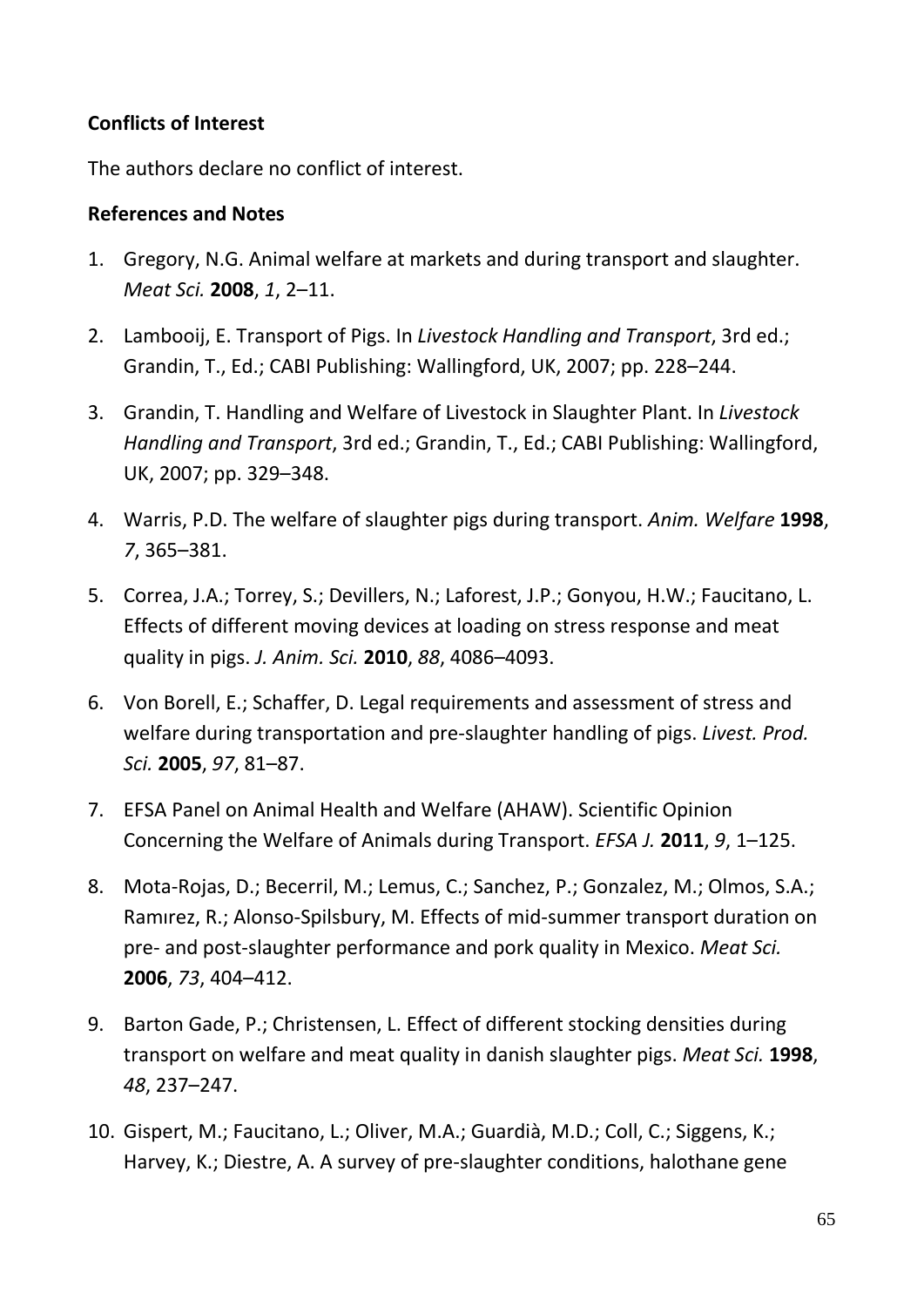**Conflicts of Interest**

The authors declare no conflict of interest.

**References and Notes**

1. Gregory, N.G. Animal welfare at markets and during transport and slaughter. *Meat Sci.* **2008**, *1*, 2–11.
2. Lambooij, E. Transport of Pigs. In *Livestock Handling and Transport*, 3rd ed.; Grandin, T., Ed.; CABI Publishing: Wallingford, UK, 2007; pp. 228–244.
3. Grandin, T. Handling and Welfare of Livestock in Slaughter Plant. In *Livestock Handling and Transport*, 3rd ed.; Grandin, T., Ed.; CABI Publishing: Wallingford, UK, 2007; pp. 329–348.
4. Warris, P.D. The welfare of slaughter pigs during transport. *Anim. Welfare* **1998**, *7*, 365–381.
5. Correa, J.A.; Torrey, S.; Devillers, N.; Laforest, J.P.; Gonyou, H.W.; Faucitano, L. Effects of different moving devices at loading on stress response and meat quality in pigs. *J. Anim. Sci.* **2010**, *88*, 4086–4093.
6. Von Borell, E.; Schaffer, D. Legal requirements and assessment of stress and welfare during transportation and pre-slaughter handling of pigs. *Livest. Prod. Sci.* **2005**, *97*, 81–87.
7. EFSA Panel on Animal Health and Welfare (AHAW). Scientific Opinion Concerning the Welfare of Animals during Transport. *EFSA J.* **2011**, *9*, 1–125.
8. Mota-Rojas, D.; Becerril, M.; Lemus, C.; Sanchez, P.; Gonzalez, M.; Olmos, S.A.; Ramırez, R.; Alonso-Spilsbury, M. Effects of mid-summer transport duration on pre- and post-slaughter performance and pork quality in Mexico. *Meat Sci.* **2006**, *73*, 404–412.
9. Barton Gade, P.; Christensen, L. Effect of different stocking densities during transport on welfare and meat quality in danish slaughter pigs. *Meat Sci.* **1998**, *48*, 237–247.
10. Gispert, M.; Faucitano, L.; Oliver, M.A.; Guardià, M.D.; Coll, C.; Siggens, K.; Harvey, K.; Diestre, A. A survey of pre-slaughter conditions, halothane gene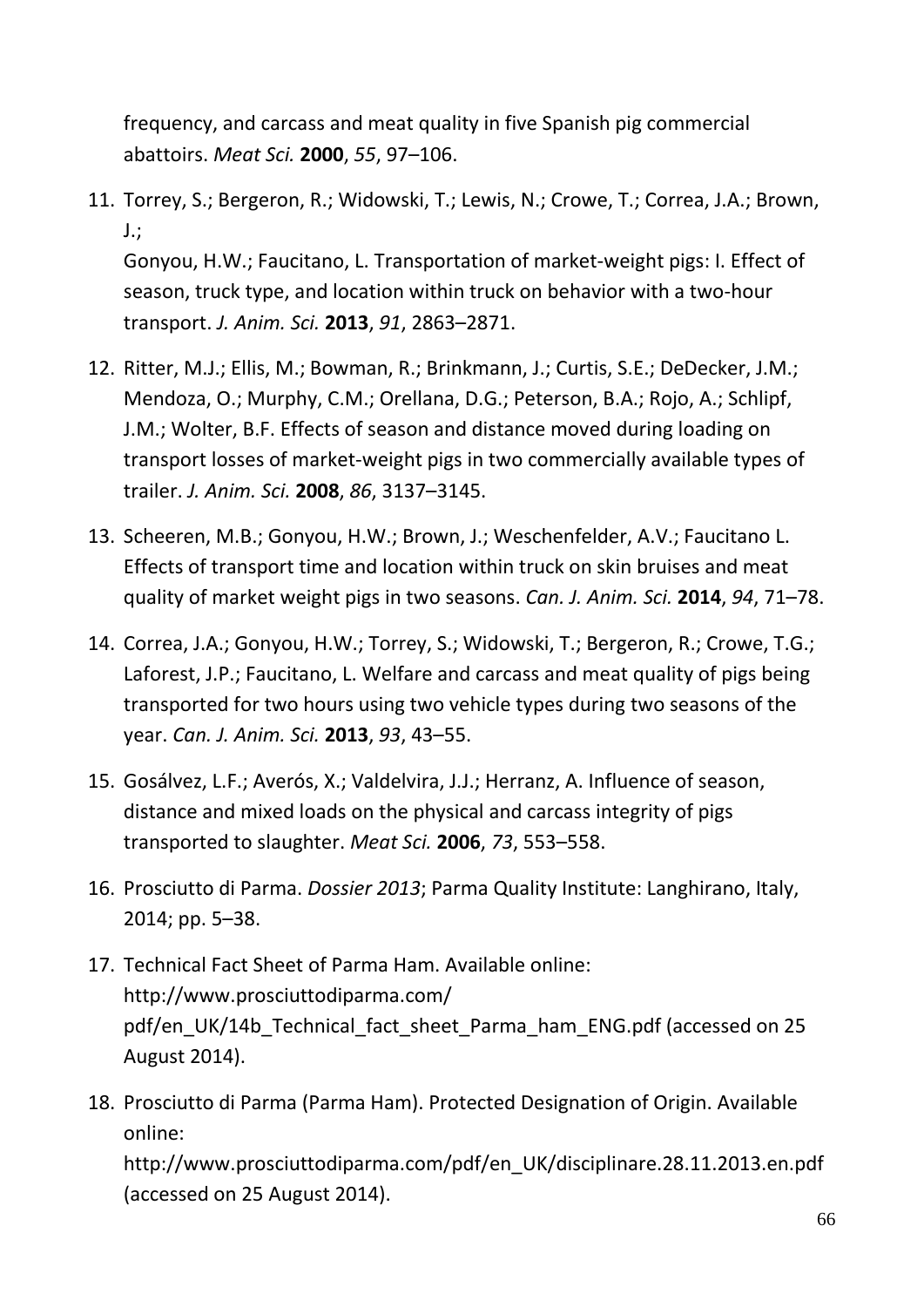frequency, and carcass and meat quality in five Spanish pig commercial abattoirs. *Meat Sci.* **2000**, *55*, 97–106.

11. Torrey, S.; Bergeron, R.; Widowski, T.; Lewis, N.; Crowe, T.; Correa, J.A.; Brown, J.; Gonyou, H.W.; Faucitano, L. Transportation of market-weight pigs: I. Effect of season, truck type, and location within truck on behavior with a two-hour transport. *J. Anim. Sci.* **2013**, *91*, 2863–2871.
12. Ritter, M.J.; Ellis, M.; Bowman, R.; Brinkmann, J.; Curtis, S.E.; DeDecker, J.M.; Mendoza, O.; Murphy, C.M.; Orellana, D.G.; Peterson, B.A.; Rojo, A.; Schlipf, J.M.; Wolter, B.F. Effects of season and distance moved during loading on transport losses of market-weight pigs in two commercially available types of trailer. *J. Anim. Sci.* **2008**, *86*, 3137–3145.
13. Scheeren, M.B.; Gonyou, H.W.; Brown, J.; Weschenfelder, A.V.; Faucitano L. Effects of transport time and location within truck on skin bruises and meat quality of market weight pigs in two seasons. *Can. J. Anim. Sci.* **2014**, *94*, 71–78.
14. Correa, J.A.; Gonyou, H.W.; Torrey, S.; Widowski, T.; Bergeron, R.; Crowe, T.G.; Laforest, J.P.; Faucitano, L. Welfare and carcass and meat quality of pigs being transported for two hours using two vehicle types during two seasons of the year. *Can. J. Anim. Sci.* **2013**, *93*, 43–55.
15. Gosálvez, L.F.; Averós, X.; Valdelvira, J.J.; Herranz, A. Influence of season, distance and mixed loads on the physical and carcass integrity of pigs transported to slaughter. *Meat Sci.* **2006**, *73*, 553–558.
16. Prosciutto di Parma. *Dossier 2013*; Parma Quality Institute: Langhirano, Italy, 2014; pp. 5–38.
17. Technical Fact Sheet of Parma Ham. Available online: http://www.prosciuttodiparma.com/pdf/en_UK/14b_Technical_fact_sheet_Parma_ham_ENG.pdf (accessed on 25 August 2014).
18. Prosciutto di Parma (Parma Ham). Protected Designation of Origin. Available online: http://www.prosciuttodiparma.com/pdf/en_UK/disciplinare.28.11.2013.en.pdf (accessed on 25 August 2014).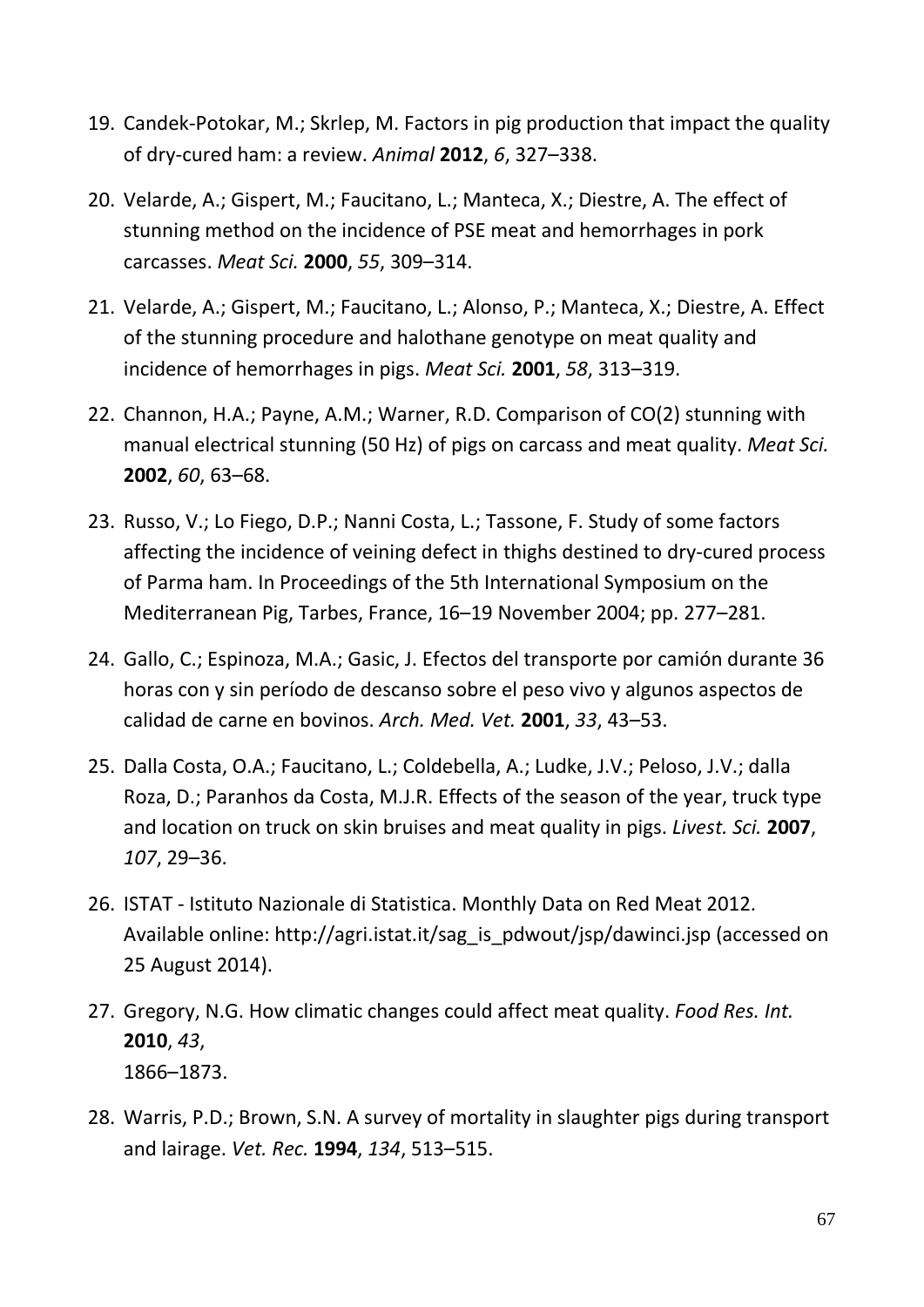19. Candek-Potokar, M.; Skrlep, M. Factors in pig production that impact the quality of dry-cured ham: a review. *Animal* **2012**, *6*, 327–338.

20. Velarde, A.; Gispert, M.; Faucitano, L.; Manteca, X.; Diestre, A. The effect of stunning method on the incidence of PSE meat and hemorrhages in pork carcasses. *Meat Sci.* **2000**, *55*, 309–314.

21. Velarde, A.; Gispert, M.; Faucitano, L.; Alonso, P.; Manteca, X.; Diestre, A. Effect of the stunning procedure and halothane genotype on meat quality and incidence of hemorrhages in pigs. *Meat Sci.* **2001**, *58*, 313–319.

22. Channon, H.A.; Payne, A.M.; Warner, R.D. Comparison of CO(2) stunning with manual electrical stunning (50 Hz) of pigs on carcass and meat quality. *Meat Sci.* **2002**, *60*, 63–68.

23. Russo, V.; Lo Fiego, D.P.; Nanni Costa, L.; Tassone, F. Study of some factors affecting the incidence of veining defect in thighs destined to dry-cured process of Parma ham. In Proceedings of the 5th International Symposium on the Mediterranean Pig, Tarbes, France, 16–19 November 2004; pp. 277–281.

24. Gallo, C.; Espinoza, M.A.; Gasic, J. Efectos del transporte por camión durante 36 horas con y sin período de descanso sobre el peso vivo y algunos aspectos de calidad de carne en bovinos. *Arch. Med. Vet.* **2001**, *33*, 43–53.

25. Dalla Costa, O.A.; Faucitano, L.; Coldebella, A.; Ludke, J.V.; Peloso, J.V.; dalla Roza, D.; Paranhos da Costa, M.J.R. Effects of the season of the year, truck type and location on truck on skin bruises and meat quality in pigs. *Livest. Sci.* **2007**, *107*, 29–36.

26. ISTAT - Istituto Nazionale di Statistica. Monthly Data on Red Meat 2012. Available online: http://agri.istat.it/sag_is_pdwout/jsp/dawinci.jsp (accessed on 25 August 2014).

27. Gregory, N.G. How climatic changes could affect meat quality. *Food Res. Int.* **2010**, *43*, 1866–1873.

28. Warris, P.D.; Brown, S.N. A survey of mortality in slaughter pigs during transport and lairage. *Vet. Rec.* **1994**, *134*, 513–515.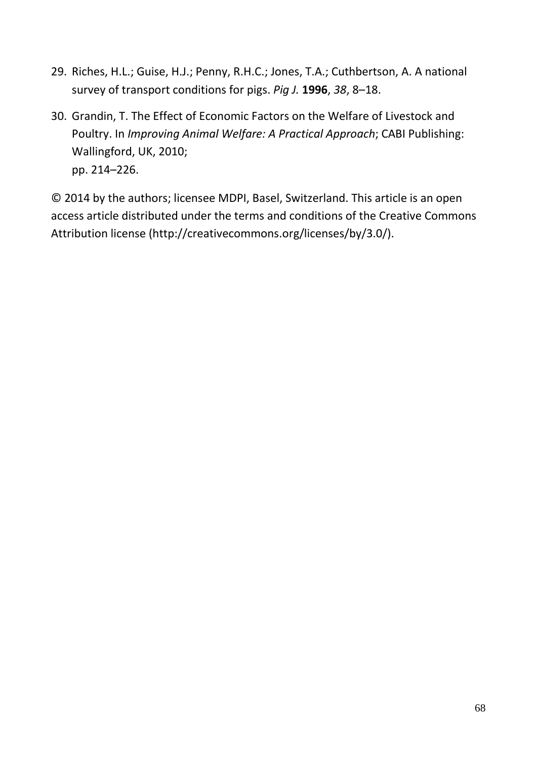29. Riches, H.L.; Guise, H.J.; Penny, R.H.C.; Jones, T.A.; Cuthbertson, A. A national survey of transport conditions for pigs. *Pig J.* **1996**, *38*, 8–18.
30. Grandin, T. The Effect of Economic Factors on the Welfare of Livestock and Poultry. In *Improving Animal Welfare: A Practical Approach*; CABI Publishing: Wallingford, UK, 2010; pp. 214–226.

© 2014 by the authors; licensee MDPI, Basel, Switzerland. This article is an open access article distributed under the terms and conditions of the Creative Commons Attribution license (http://creativecommons.org/licenses/by/3.0/).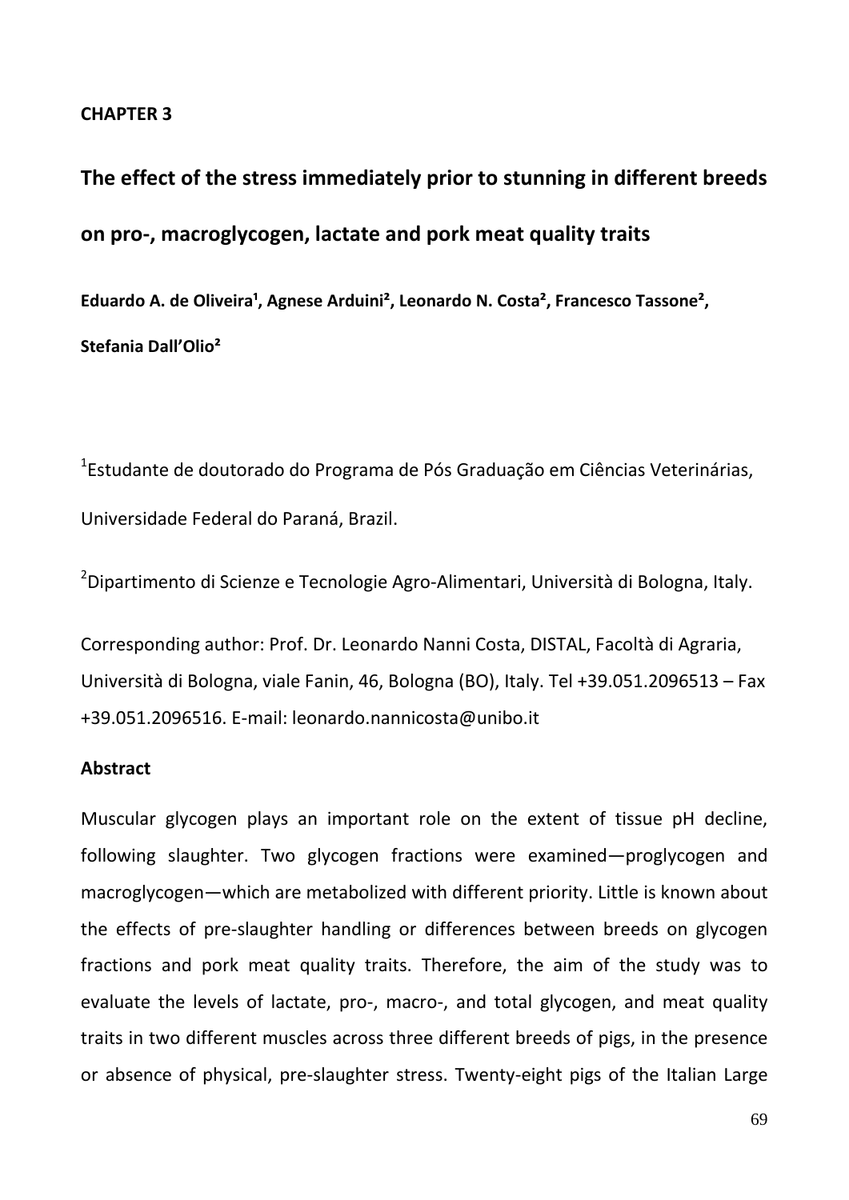**CHAPTER 3**

# The effect of the stress immediately prior to stunning in different breeds on pro-, macroglycogen, lactate and pork meat quality traits

**Eduardo A. de Oliveira[1], Agnese Arduini[2], Leonardo N. Costa[2], Francesco Tassone[2], Stefania Dall'Olio[2]**

[1]Estudante de doutorado do Programa de Pós Graduação em Ciências Veterinárias, Universidade Federal do Paraná, Brazil.

[2]Dipartimento di Scienze e Tecnologie Agro-Alimentari, Università di Bologna, Italy.

Corresponding author: Prof. Dr. Leonardo Nanni Costa, DISTAL, Facoltà di Agraria, Università di Bologna, viale Fanin, 46, Bologna (BO), Italy. Tel +39.051.2096513 – Fax +39.051.2096516. E-mail: leonardo.nannicosta@unibo.it

**Abstract**

Muscular glycogen plays an important role on the extent of tissue pH decline, following slaughter. Two glycogen fractions were examined—proglycogen and macroglycogen—which are metabolized with different priority. Little is known about the effects of pre-slaughter handling or differences between breeds on glycogen fractions and pork meat quality traits. Therefore, the aim of the study was to evaluate the levels of lactate, pro-, macro-, and total glycogen, and meat quality traits in two different muscles across three different breeds of pigs, in the presence or absence of physical, pre-slaughter stress. Twenty-eight pigs of the Italian Large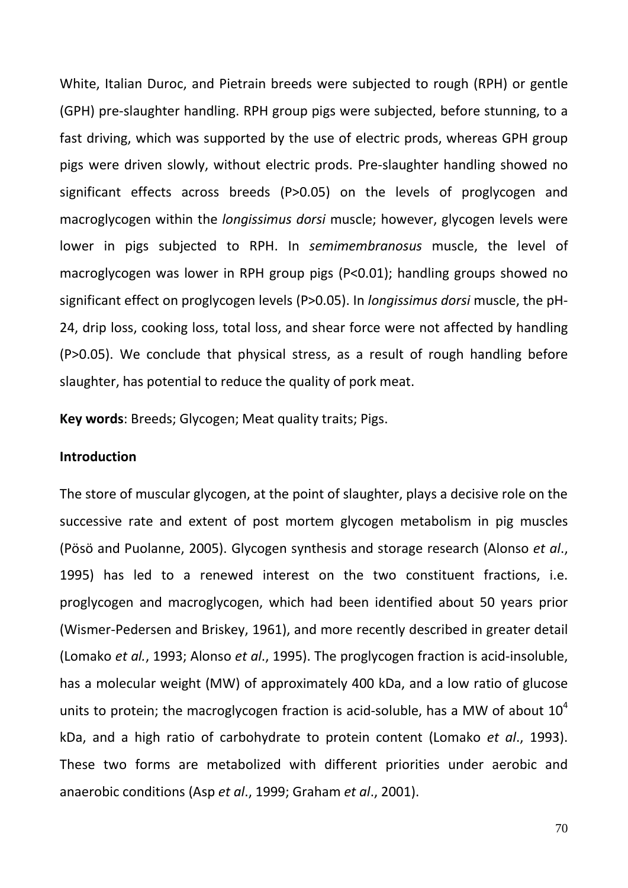White, Italian Duroc, and Pietrain breeds were subjected to rough (RPH) or gentle (GPH) pre-slaughter handling. RPH group pigs were subjected, before stunning, to a fast driving, which was supported by the use of electric prods, whereas GPH group pigs were driven slowly, without electric prods. Pre-slaughter handling showed no significant effects across breeds ($P>0.05$) on the levels of proglycogen and macroglycogen within the *longissimus dorsi* muscle; however, glycogen levels were lower in pigs subjected to RPH. In *semimembranosus* muscle, the level of macroglycogen was lower in RPH group pigs ($P<0.01$); handling groups showed no significant effect on proglycogen levels ($P>0.05$). In *longissimus dorsi* muscle, the pH-24, drip loss, cooking loss, total loss, and shear force were not affected by handling ($P>0.05$). We conclude that physical stress, as a result of rough handling before slaughter, has potential to reduce the quality of pork meat.

**Key words**: Breeds; Glycogen; Meat quality traits; Pigs.

**Introduction**

The store of muscular glycogen, at the point of slaughter, plays a decisive role on the successive rate and extent of post mortem glycogen metabolism in pig muscles (Pösö and Puolanne, 2005). Glycogen synthesis and storage research (Alonso *et al*., 1995) has led to a renewed interest on the two constituent fractions, i.e. proglycogen and macroglycogen, which had been identified about 50 years prior (Wismer-Pedersen and Briskey, 1961), and more recently described in greater detail (Lomako *et al.*, 1993; Alonso *et al*., 1995). The proglycogen fraction is acid-insoluble, has a molecular weight (MW) of approximately 400 kDa, and a low ratio of glucose units to protein; the macroglycogen fraction is acid-soluble, has a MW of about $10^4$ kDa, and a high ratio of carbohydrate to protein content (Lomako *et al*., 1993). These two forms are metabolized with different priorities under aerobic and anaerobic conditions (Asp *et al*., 1999; Graham *et al*., 2001).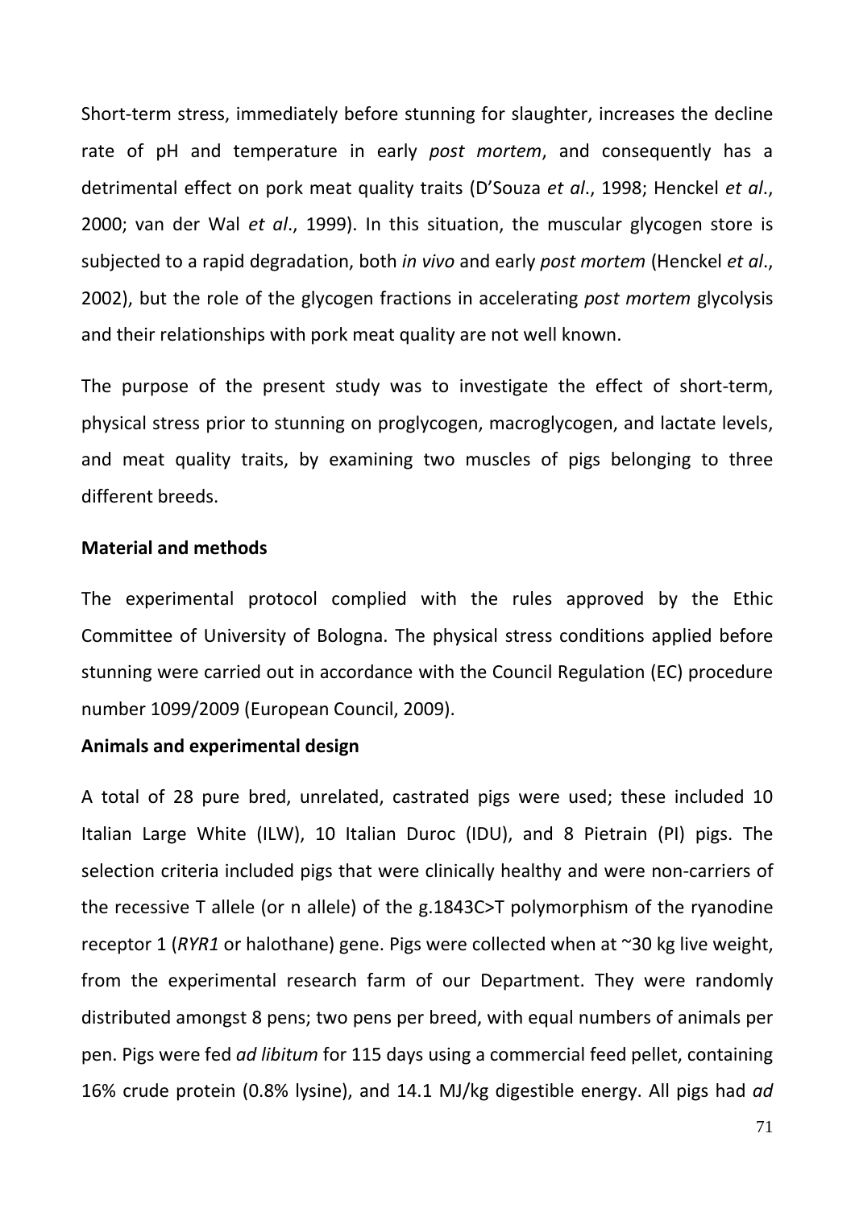Short-term stress, immediately before stunning for slaughter, increases the decline rate of pH and temperature in early *post mortem*, and consequently has a detrimental effect on pork meat quality traits (D'Souza *et al*., 1998; Henckel *et al*., 2000; van der Wal *et al*., 1999). In this situation, the muscular glycogen store is subjected to a rapid degradation, both *in vivo* and early *post mortem* (Henckel *et al*., 2002), but the role of the glycogen fractions in accelerating *post mortem* glycolysis and their relationships with pork meat quality are not well known.

The purpose of the present study was to investigate the effect of short-term, physical stress prior to stunning on proglycogen, macroglycogen, and lactate levels, and meat quality traits, by examining two muscles of pigs belonging to three different breeds.

## Material and methods

The experimental protocol complied with the rules approved by the Ethic Committee of University of Bologna. The physical stress conditions applied before stunning were carried out in accordance with the Council Regulation (EC) procedure number 1099/2009 (European Council, 2009).

### Animals and experimental design

A total of 28 pure bred, unrelated, castrated pigs were used; these included 10 Italian Large White (ILW), 10 Italian Duroc (IDU), and 8 Pietrain (PI) pigs. The selection criteria included pigs that were clinically healthy and were non-carriers of the recessive T allele (or n allele) of the g.1843C>T polymorphism of the ryanodine receptor 1 (*RYR1* or halothane) gene. Pigs were collected when at ~30 kg live weight, from the experimental research farm of our Department. They were randomly distributed amongst 8 pens; two pens per breed, with equal numbers of animals per pen. Pigs were fed *ad libitum* for 115 days using a commercial feed pellet, containing 16% crude protein (0.8% lysine), and 14.1 MJ/kg digestible energy. All pigs had *ad*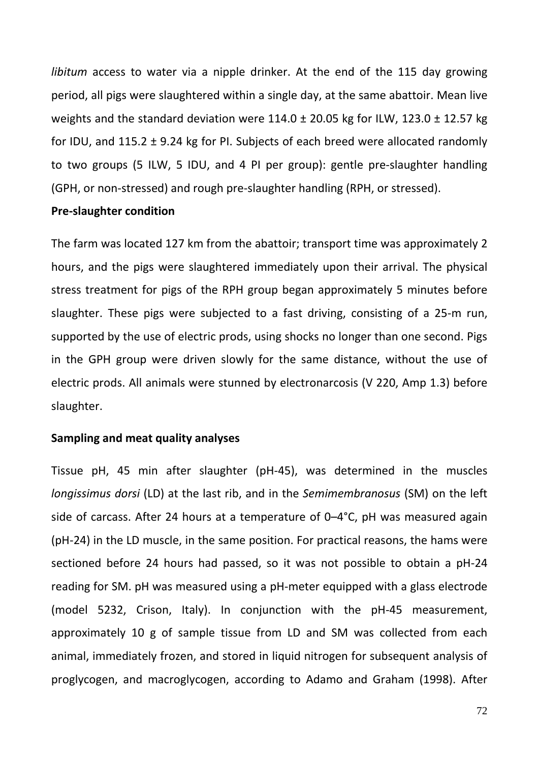*libitum* access to water via a nipple drinker. At the end of the 115 day growing period, all pigs were slaughtered within a single day, at the same abattoir. Mean live weights and the standard deviation were 114.0 ± 20.05 kg for ILW, 123.0 ± 12.57 kg for IDU, and 115.2 ± 9.24 kg for PI. Subjects of each breed were allocated randomly to two groups (5 ILW, 5 IDU, and 4 PI per group): gentle pre-slaughter handling (GPH, or non-stressed) and rough pre-slaughter handling (RPH, or stressed).

**Pre-slaughter condition**

The farm was located 127 km from the abattoir; transport time was approximately 2 hours, and the pigs were slaughtered immediately upon their arrival. The physical stress treatment for pigs of the RPH group began approximately 5 minutes before slaughter. These pigs were subjected to a fast driving, consisting of a 25-m run, supported by the use of electric prods, using shocks no longer than one second. Pigs in the GPH group were driven slowly for the same distance, without the use of electric prods. All animals were stunned by electronarcosis (V 220, Amp 1.3) before slaughter.

**Sampling and meat quality analyses**

Tissue pH, 45 min after slaughter (pH-45), was determined in the muscles *longissimus dorsi* (LD) at the last rib, and in the *Semimembranosus* (SM) on the left side of carcass. After 24 hours at a temperature of 0–4°C, pH was measured again (pH-24) in the LD muscle, in the same position. For practical reasons, the hams were sectioned before 24 hours had passed, so it was not possible to obtain a pH-24 reading for SM. pH was measured using a pH-meter equipped with a glass electrode (model 5232, Crison, Italy). In conjunction with the pH-45 measurement, approximately 10 g of sample tissue from LD and SM was collected from each animal, immediately frozen, and stored in liquid nitrogen for subsequent analysis of proglycogen, and macroglycogen, according to Adamo and Graham (1998). After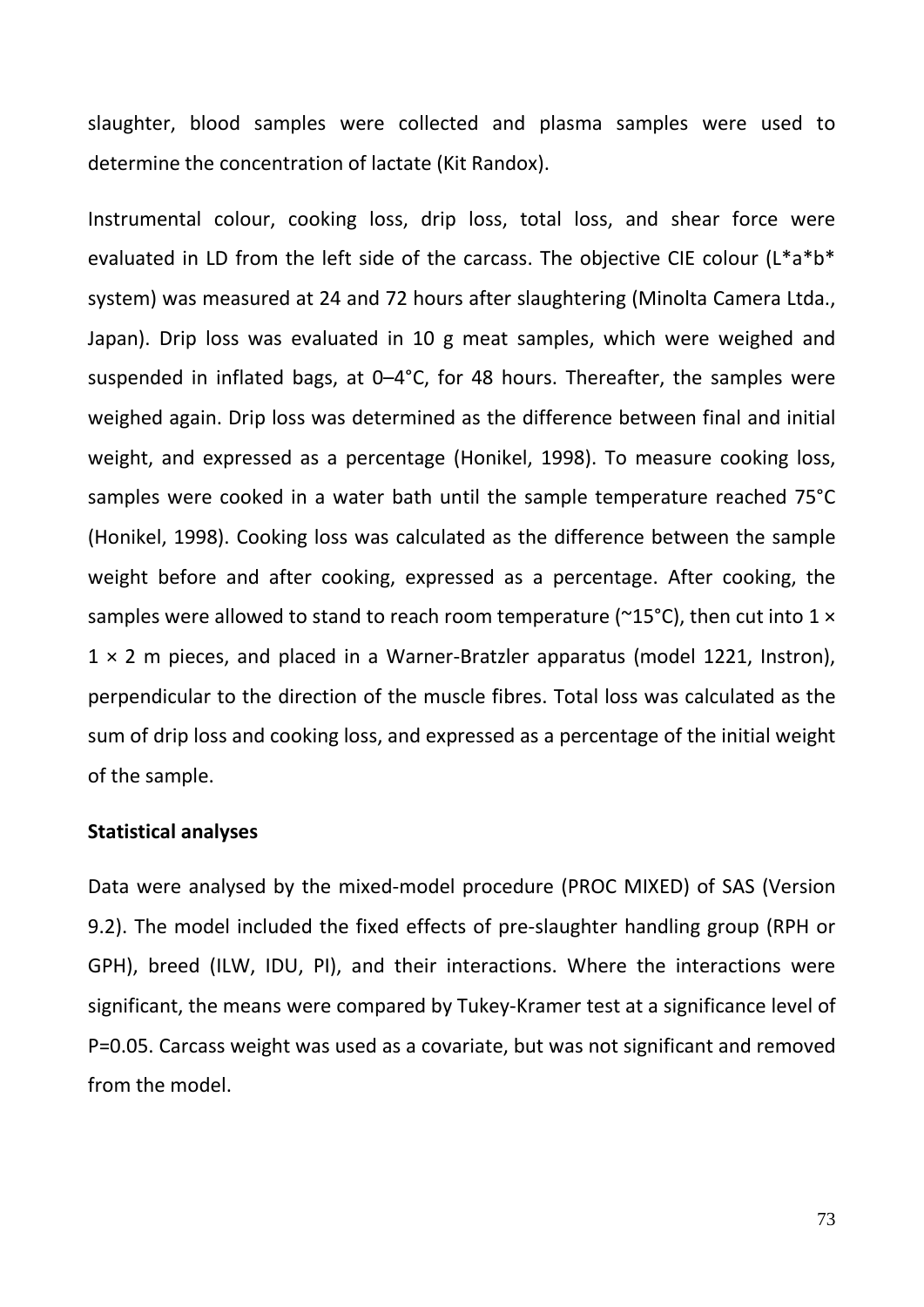slaughter, blood samples were collected and plasma samples were used to determine the concentration of lactate (Kit Randox).

Instrumental colour, cooking loss, drip loss, total loss, and shear force were evaluated in LD from the left side of the carcass. The objective CIE colour (L*a*b* system) was measured at 24 and 72 hours after slaughtering (Minolta Camera Ltda., Japan). Drip loss was evaluated in 10 g meat samples, which were weighed and suspended in inflated bags, at 0–4°C, for 48 hours. Thereafter, the samples were weighed again. Drip loss was determined as the difference between final and initial weight, and expressed as a percentage (Honikel, 1998). To measure cooking loss, samples were cooked in a water bath until the sample temperature reached 75°C (Honikel, 1998). Cooking loss was calculated as the difference between the sample weight before and after cooking, expressed as a percentage. After cooking, the samples were allowed to stand to reach room temperature (~15°C), then cut into 1 × 1 × 2 m pieces, and placed in a Warner-Bratzler apparatus (model 1221, Instron), perpendicular to the direction of the muscle fibres. Total loss was calculated as the sum of drip loss and cooking loss, and expressed as a percentage of the initial weight of the sample.

**Statistical analyses**

Data were analysed by the mixed-model procedure (PROC MIXED) of SAS (Version 9.2). The model included the fixed effects of pre-slaughter handling group (RPH or GPH), breed (ILW, IDU, PI), and their interactions. Where the interactions were significant, the means were compared by Tukey-Kramer test at a significance level of P=0.05. Carcass weight was used as a covariate, but was not significant and removed from the model.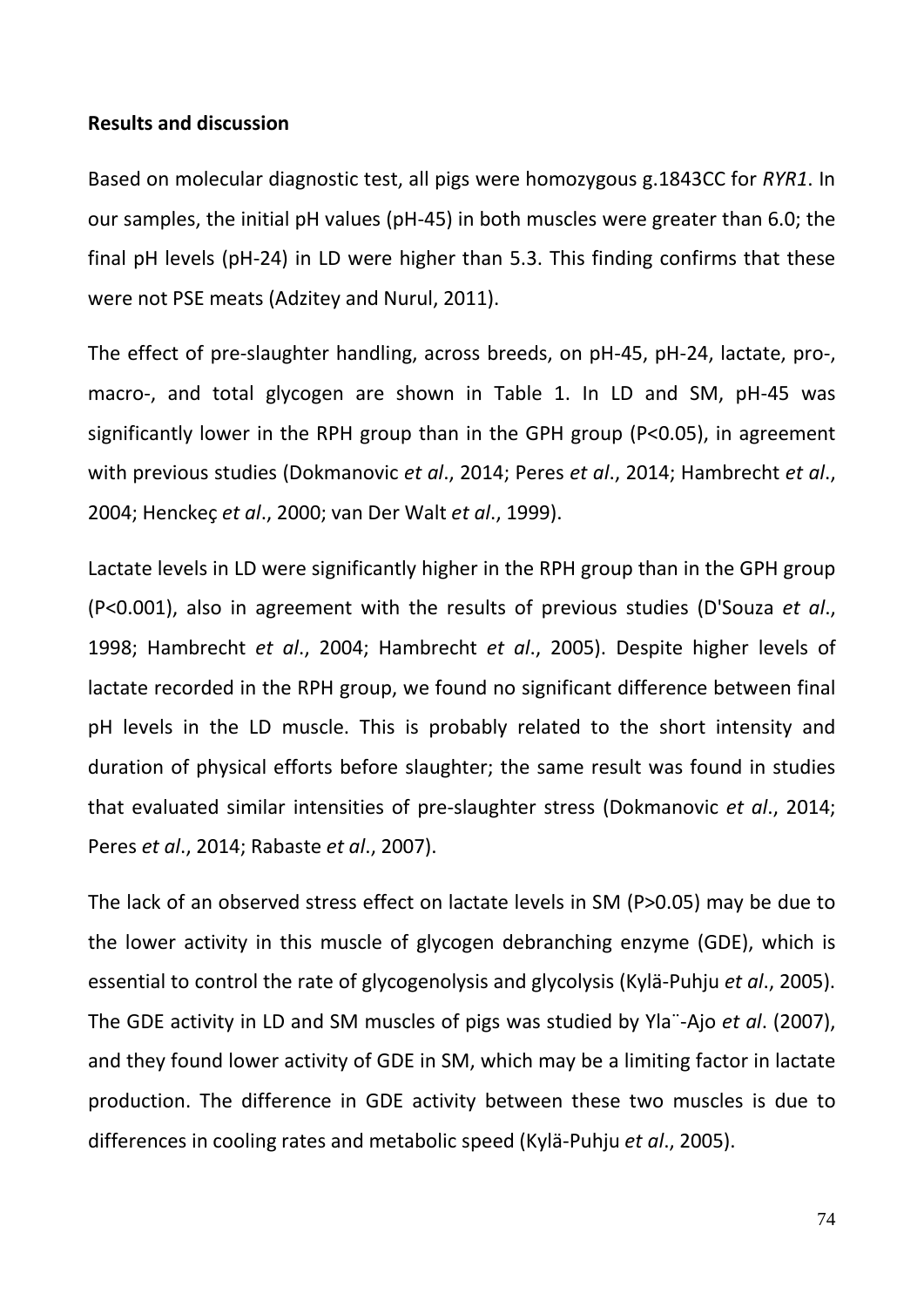**Results and discussion**

Based on molecular diagnostic test, all pigs were homozygous g.1843CC for *RYR1*. In our samples, the initial pH values (pH-45) in both muscles were greater than 6.0; the final pH levels (pH-24) in LD were higher than 5.3. This finding confirms that these were not PSE meats (Adzitey and Nurul, 2011).

The effect of pre-slaughter handling, across breeds, on pH-45, pH-24, lactate, pro-, macro-, and total glycogen are shown in Table 1. In LD and SM, pH-45 was significantly lower in the RPH group than in the GPH group (P<0.05), in agreement with previous studies (Dokmanovic *et al*., 2014; Peres *et al*., 2014; Hambrecht *et al*., 2004; Henckeç *et al*., 2000; van Der Walt *et al*., 1999).

Lactate levels in LD were significantly higher in the RPH group than in the GPH group (P<0.001), also in agreement with the results of previous studies (D'Souza *et al*., 1998; Hambrecht *et al*., 2004; Hambrecht *et al*., 2005). Despite higher levels of lactate recorded in the RPH group, we found no significant difference between final pH levels in the LD muscle. This is probably related to the short intensity and duration of physical efforts before slaughter; the same result was found in studies that evaluated similar intensities of pre-slaughter stress (Dokmanovic *et al*., 2014; Peres *et al*., 2014; Rabaste *et al*., 2007).

The lack of an observed stress effect on lactate levels in SM (P>0.05) may be due to the lower activity in this muscle of glycogen debranching enzyme (GDE), which is essential to control the rate of glycogenolysis and glycolysis (Kylä-Puhju *et al*., 2005). The GDE activity in LD and SM muscles of pigs was studied by Yla¨-Ajo *et al*. (2007), and they found lower activity of GDE in SM, which may be a limiting factor in lactate production. The difference in GDE activity between these two muscles is due to differences in cooling rates and metabolic speed (Kylä-Puhju *et al*., 2005).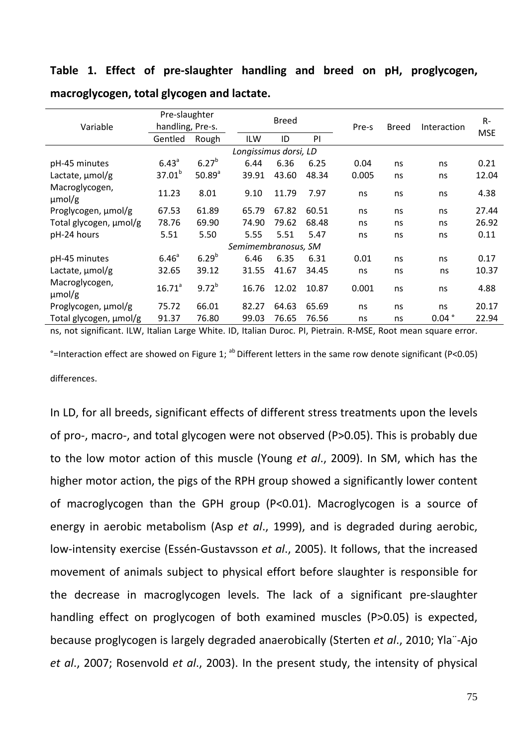**Table 1. Effect of pre-slaughter handling and breed on pH, proglycogen, macroglycogen, total glycogen and lactate.**

| Variable | Pre-slaughter handling, Pre-s. | | Breed | | | Pre-s | Breed | Interaction | R-MSE |
|---|---|---|---|---|---|---|---|---|---|
| | Gentled | Rough | ILW | ID | PI | | | | |
| *Longissimus dorsi, LD* | | | | | | | | | |
| pH-45 minutes | 6.43[a] | 6.27[b] | 6.44 | 6.36 | 6.25 | 0.04 | ns | ns | 0.21 |
| Lactate, μmol/g | 37.01[b] | 50.89[a] | 39.91 | 43.60 | 48.34 | 0.005 | ns | ns | 12.04 |
| Macroglycogen, μmol/g | 11.23 | 8.01 | 9.10 | 11.79 | 7.97 | ns | ns | ns | 4.38 |
| Proglycogen, μmol/g | 67.53 | 61.89 | 65.79 | 67.82 | 60.51 | ns | ns | ns | 27.44 |
| Total glycogen, μmol/g | 78.76 | 69.90 | 74.90 | 79.62 | 68.48 | ns | ns | ns | 26.92 |
| pH-24 hours | 5.51 | 5.50 | 5.55 | 5.51 | 5.47 | ns | ns | ns | 0.11 |
| *Semimembranosus, SM* | | | | | | | | | |
| pH-45 minutes | 6.46[a] | 6.29[b] | 6.46 | 6.35 | 6.31 | 0.01 | ns | ns | 0.17 |
| Lactate, μmol/g | 32.65 | 39.12 | 31.55 | 41.67 | 34.45 | ns | ns | ns | 10.37 |
| Macroglycogen, μmol/g | 16.71[a] | 9.72[b] | 16.76 | 12.02 | 10.87 | 0.001 | ns | ns | 4.88 |
| Proglycogen, μmol/g | 75.72 | 66.01 | 82.27 | 64.63 | 65.69 | ns | ns | ns | 20.17 |
| Total glycogen, μmol/g | 91.37 | 76.80 | 99.03 | 76.65 | 76.56 | ns | ns | 0.04 ° | 22.94 |

ns, not significant. ILW, Italian Large White. ID, Italian Duroc. PI, Pietrain. R-MSE, Root mean square error.

°=Interaction effect are showed on Figure 1; [ab] Different letters in the same row denote significant (P<0.05) differences.

In LD, for all breeds, significant effects of different stress treatments upon the levels of pro-, macro-, and total glycogen were not observed (P>0.05). This is probably due to the low motor action of this muscle (Young *et al*., 2009). In SM, which has the higher motor action, the pigs of the RPH group showed a significantly lower content of macroglycogen than the GPH group (P<0.01). Macroglycogen is a source of energy in aerobic metabolism (Asp *et al*., 1999), and is degraded during aerobic, low-intensity exercise (Essén-Gustavsson *et al*., 2005). It follows, that the increased movement of animals subject to physical effort before slaughter is responsible for the decrease in macroglycogen levels. The lack of a significant pre-slaughter handling effect on proglycogen of both examined muscles (P>0.05) is expected, because proglycogen is largely degraded anaerobically (Sterten *et al*., 2010; Yla¨-Ajo *et al*., 2007; Rosenvold *et al*., 2003). In the present study, the intensity of physical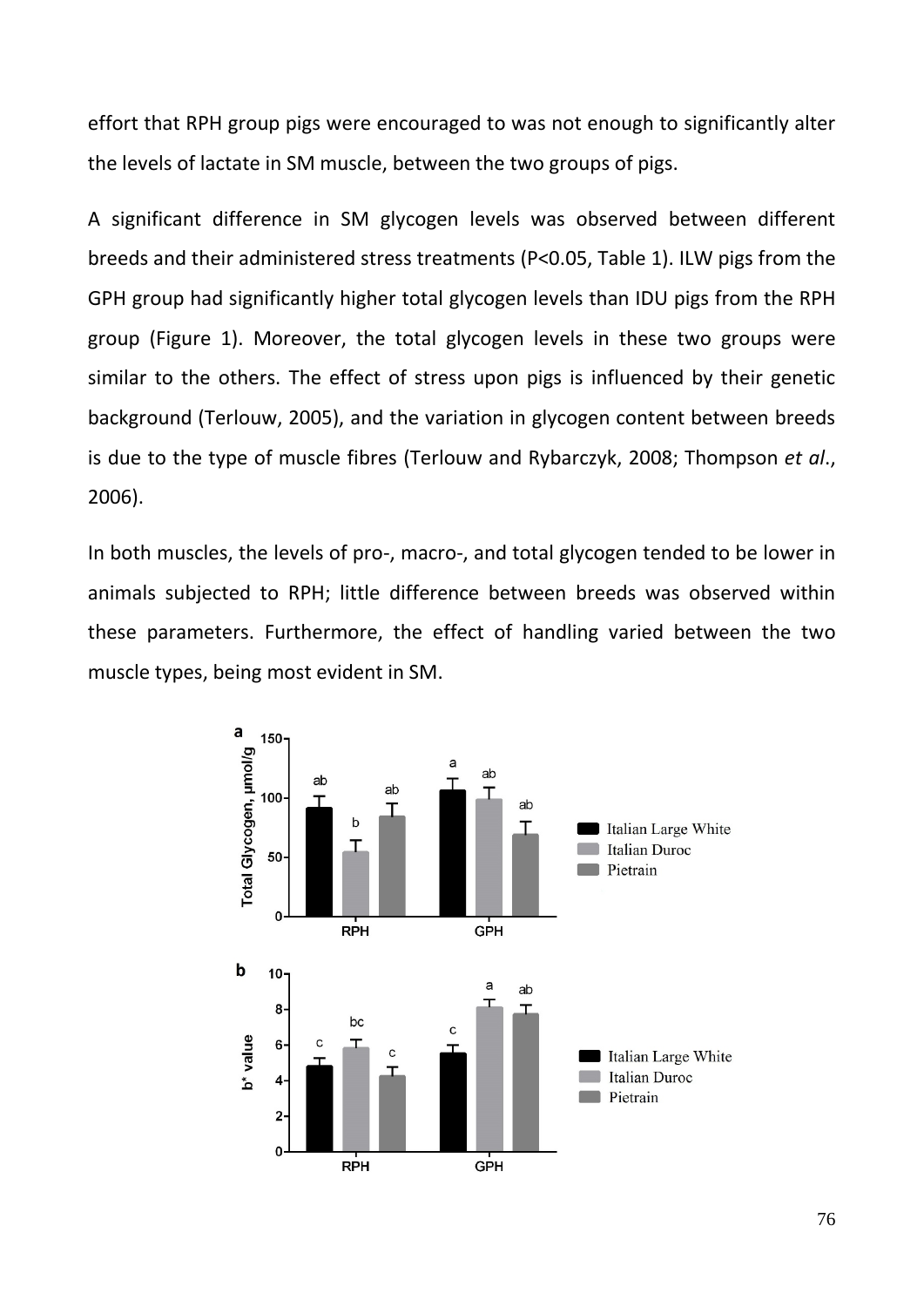effort that RPH group pigs were encouraged to was not enough to significantly alter the levels of lactate in SM muscle, between the two groups of pigs.

A significant difference in SM glycogen levels was observed between different breeds and their administered stress treatments (P<0.05, Table 1). ILW pigs from the GPH group had significantly higher total glycogen levels than IDU pigs from the RPH group (Figure 1). Moreover, the total glycogen levels in these two groups were similar to the others. The effect of stress upon pigs is influenced by their genetic background (Terlouw, 2005), and the variation in glycogen content between breeds is due to the type of muscle fibres (Terlouw and Rybarczyk, 2008; Thompson *et al*., 2006).

In both muscles, the levels of pro-, macro-, and total glycogen tended to be lower in animals subjected to RPH; little difference between breeds was observed within these parameters. Furthermore, the effect of handling varied between the two muscle types, being most evident in SM.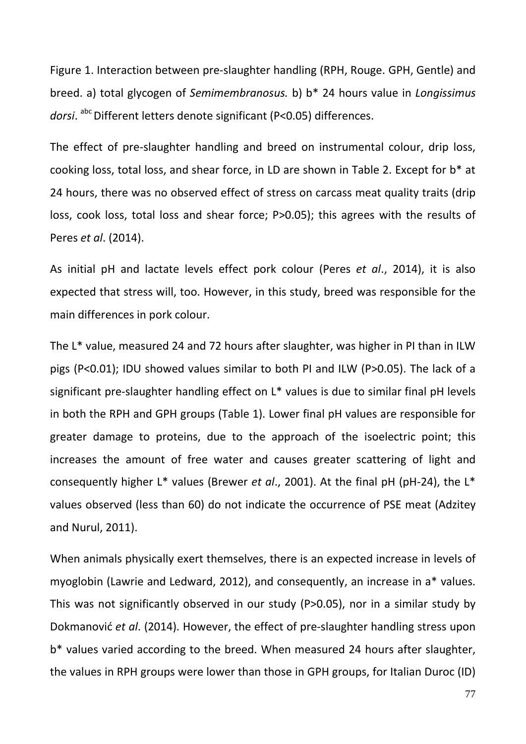Figure 1. Interaction between pre-slaughter handling (RPH, Rouge. GPH, Gentle) and breed. a) total glycogen of *Semimembranosus.* b) b* 24 hours value in *Longissimus dorsi*. [abc] Different letters denote significant (P<0.05) differences.

The effect of pre-slaughter handling and breed on instrumental colour, drip loss, cooking loss, total loss, and shear force, in LD are shown in Table 2. Except for b* at 24 hours, there was no observed effect of stress on carcass meat quality traits (drip loss, cook loss, total loss and shear force; P>0.05); this agrees with the results of Peres *et al*. (2014).

As initial pH and lactate levels effect pork colour (Peres *et al*., 2014), it is also expected that stress will, too. However, in this study, breed was responsible for the main differences in pork colour.

The L* value, measured 24 and 72 hours after slaughter, was higher in PI than in ILW pigs (P<0.01); IDU showed values similar to both PI and ILW (P>0.05). The lack of a significant pre-slaughter handling effect on L* values is due to similar final pH levels in both the RPH and GPH groups (Table 1). Lower final pH values are responsible for greater damage to proteins, due to the approach of the isoelectric point; this increases the amount of free water and causes greater scattering of light and consequently higher L* values (Brewer *et al*., 2001). At the final pH (pH-24), the L* values observed (less than 60) do not indicate the occurrence of PSE meat (Adzitey and Nurul, 2011).

When animals physically exert themselves, there is an expected increase in levels of myoglobin (Lawrie and Ledward, 2012), and consequently, an increase in a* values. This was not significantly observed in our study (P>0.05), nor in a similar study by Dokmanović *et al*. (2014). However, the effect of pre-slaughter handling stress upon b* values varied according to the breed. When measured 24 hours after slaughter, the values in RPH groups were lower than those in GPH groups, for Italian Duroc (ID)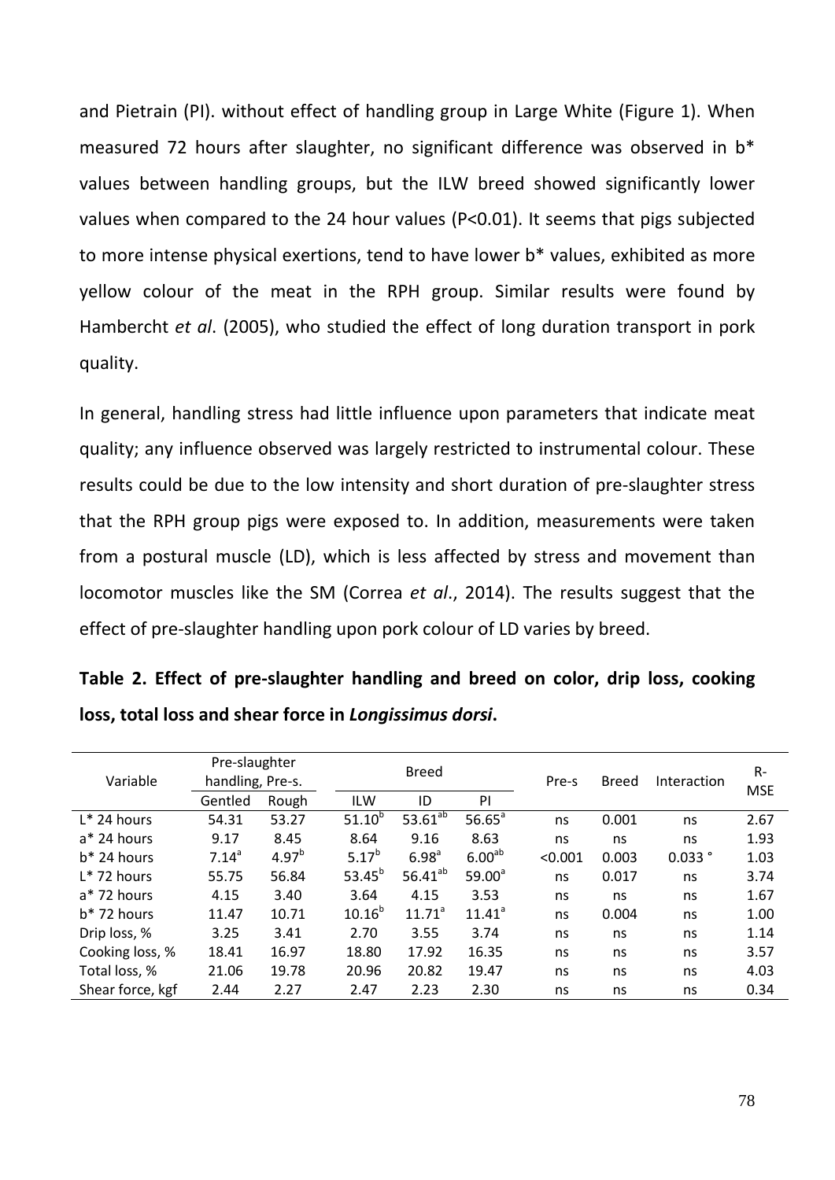and Pietrain (PI). without effect of handling group in Large White (Figure 1). When measured 72 hours after slaughter, no significant difference was observed in b* values between handling groups, but the ILW breed showed significantly lower values when compared to the 24 hour values (P<0.01). It seems that pigs subjected to more intense physical exertions, tend to have lower b* values, exhibited as more yellow colour of the meat in the RPH group. Similar results were found by Hambercht *et al*. (2005), who studied the effect of long duration transport in pork quality.

In general, handling stress had little influence upon parameters that indicate meat quality; any influence observed was largely restricted to instrumental colour. These results could be due to the low intensity and short duration of pre-slaughter stress that the RPH group pigs were exposed to. In addition, measurements were taken from a postural muscle (LD), which is less affected by stress and movement than locomotor muscles like the SM (Correa *et al*., 2014). The results suggest that the effect of pre-slaughter handling upon pork colour of LD varies by breed.

**Table 2. Effect of pre-slaughter handling and breed on color, drip loss, cooking loss, total loss and shear force in *Longissimus dorsi*.**

| Variable | Pre-slaughter handling, Pre-s. | | Breed | | | Pre-s | Breed | Interaction | R-MSE |
|---|---|---|---|---|---|---|---|---|---|
| | Gentled | Rough | ILW | ID | PI | | | | |
| L* 24 hours | 54.31 | 53.27 | $51.10^{b}$ | $53.61^{ab}$ | $56.65^{a}$ | ns | 0.001 | ns | 2.67 |
| a* 24 hours | 9.17 | 8.45 | 8.64 | 9.16 | 8.63 | ns | ns | ns | 1.93 |
| b* 24 hours | $7.14^{a}$ | $4.97^{b}$ | $5.17^{b}$ | $6.98^{a}$ | $6.00^{ab}$ | <0.001 | 0.003 | 0.033 ° | 1.03 |
| L* 72 hours | 55.75 | 56.84 | $53.45^{b}$ | $56.41^{ab}$ | $59.00^{a}$ | ns | 0.017 | ns | 3.74 |
| a* 72 hours | 4.15 | 3.40 | 3.64 | 4.15 | 3.53 | ns | ns | ns | 1.67 |
| b* 72 hours | 11.47 | 10.71 | $10.16^{b}$ | $11.71^{a}$ | $11.41^{a}$ | ns | 0.004 | ns | 1.00 |
| Drip loss, % | 3.25 | 3.41 | 2.70 | 3.55 | 3.74 | ns | ns | ns | 1.14 |
| Cooking loss, % | 18.41 | 16.97 | 18.80 | 17.92 | 16.35 | ns | ns | ns | 3.57 |
| Total loss, % | 21.06 | 19.78 | 20.96 | 20.82 | 19.47 | ns | ns | ns | 4.03 |
| Shear force, kgf | 2.44 | 2.27 | 2.47 | 2.23 | 2.30 | ns | ns | ns | 0.34 |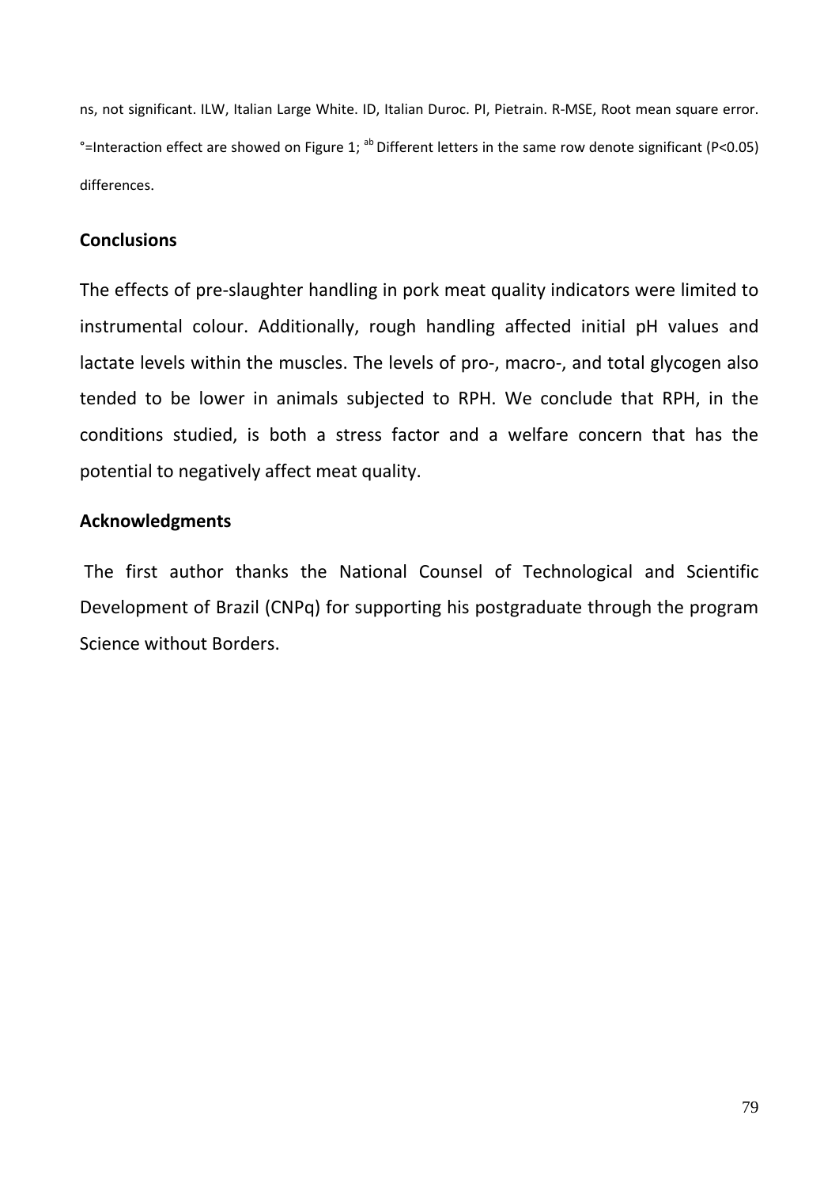ns, not significant. ILW, Italian Large White. ID, Italian Duroc. PI, Pietrain. R-MSE, Root mean square error. °=Interaction effect are showed on Figure 1; [ab] Different letters in the same row denote significant ($P<0.05$) differences.

## Conclusions

The effects of pre-slaughter handling in pork meat quality indicators were limited to instrumental colour. Additionally, rough handling affected initial pH values and lactate levels within the muscles. The levels of pro-, macro-, and total glycogen also tended to be lower in animals subjected to RPH. We conclude that RPH, in the conditions studied, is both a stress factor and a welfare concern that has the potential to negatively affect meat quality.

## Acknowledgments

The first author thanks the National Counsel of Technological and Scientific Development of Brazil (CNPq) for supporting his postgraduate through the program Science without Borders.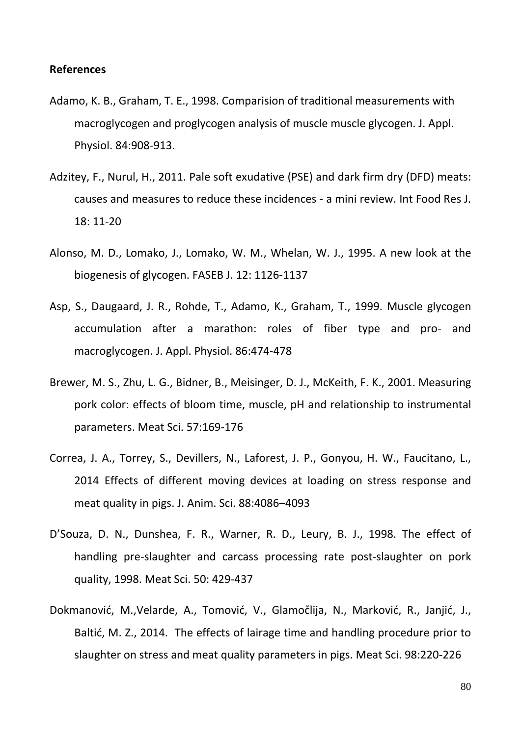**References**

Adamo, K. B., Graham, T. E., 1998. Comparision of traditional measurements with macroglycogen and proglycogen analysis of muscle muscle glycogen. J. Appl. Physiol. 84:908-913.

Adzitey, F., Nurul, H., 2011. Pale soft exudative (PSE) and dark firm dry (DFD) meats: causes and measures to reduce these incidences - a mini review. Int Food Res J. 18: 11-20

Alonso, M. D., Lomako, J., Lomako, W. M., Whelan, W. J., 1995. A new look at the biogenesis of glycogen. FASEB J. 12: 1126-1137

Asp, S., Daugaard, J. R., Rohde, T., Adamo, K., Graham, T., 1999. Muscle glycogen accumulation after a marathon: roles of fiber type and pro- and macroglycogen. J. Appl. Physiol. 86:474-478

Brewer, M. S., Zhu, L. G., Bidner, B., Meisinger, D. J., McKeith, F. K., 2001. Measuring pork color: effects of bloom time, muscle, pH and relationship to instrumental parameters. Meat Sci. 57:169-176

Correa, J. A., Torrey, S., Devillers, N., Laforest, J. P., Gonyou, H. W., Faucitano, L., 2014 Effects of different moving devices at loading on stress response and meat quality in pigs. J. Anim. Sci. 88:4086–4093

D'Souza, D. N., Dunshea, F. R., Warner, R. D., Leury, B. J., 1998. The effect of handling pre-slaughter and carcass processing rate post-slaughter on pork quality, 1998. Meat Sci. 50: 429-437

Dokmanović, M.,Velarde, A., Tomović, V., Glamočlija, N., Marković, R., Janjić, J., Baltić, M. Z., 2014. The effects of lairage time and handling procedure prior to slaughter on stress and meat quality parameters in pigs. Meat Sci. 98:220-226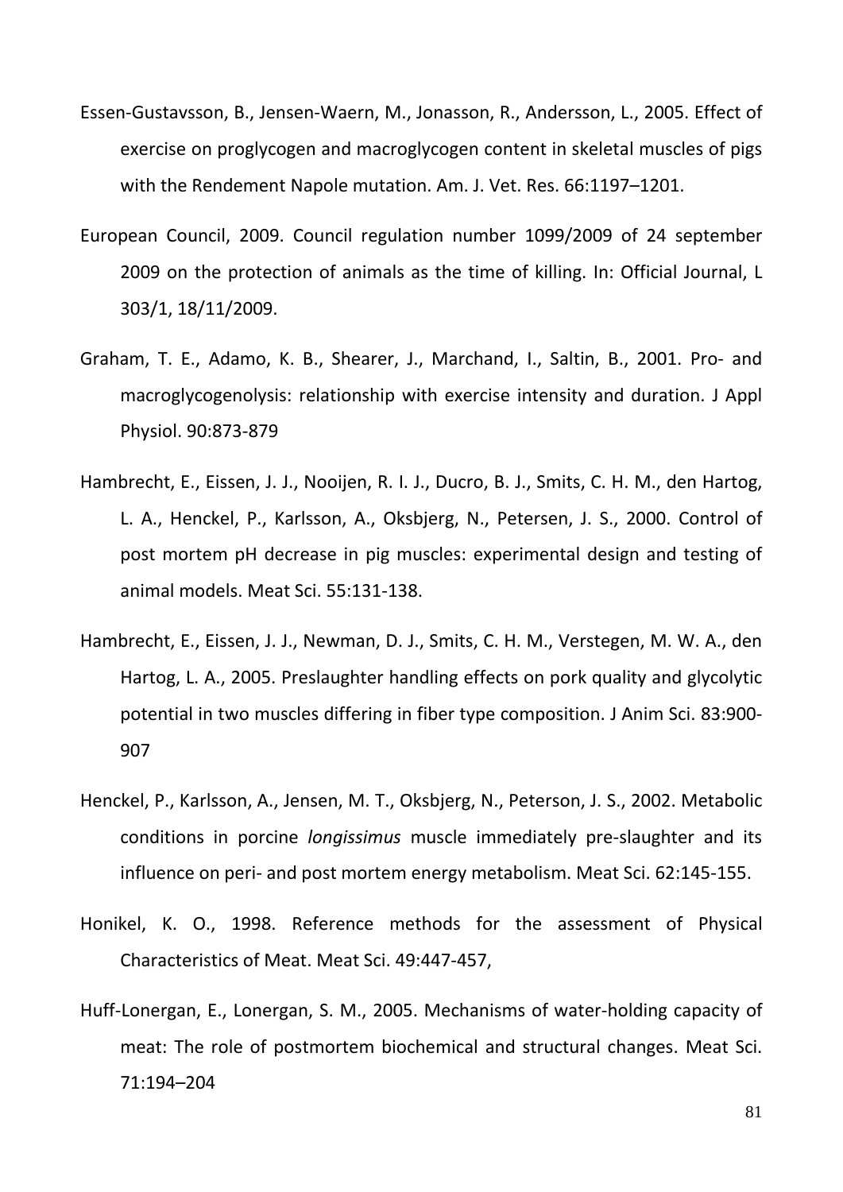Essen-Gustavsson, B., Jensen-Waern, M., Jonasson, R., Andersson, L., 2005. Effect of exercise on proglycogen and macroglycogen content in skeletal muscles of pigs with the Rendement Napole mutation. Am. J. Vet. Res. 66:1197–1201.

European Council, 2009. Council regulation number 1099/2009 of 24 september 2009 on the protection of animals as the time of killing. In: Official Journal, L 303/1, 18/11/2009.

Graham, T. E., Adamo, K. B., Shearer, J., Marchand, I., Saltin, B., 2001. Pro- and macroglycogenolysis: relationship with exercise intensity and duration. J Appl Physiol. 90:873-879

Hambrecht, E., Eissen, J. J., Nooijen, R. I. J., Ducro, B. J., Smits, C. H. M., den Hartog, L. A., Henckel, P., Karlsson, A., Oksbjerg, N., Petersen, J. S., 2000. Control of post mortem pH decrease in pig muscles: experimental design and testing of animal models. Meat Sci. 55:131-138.

Hambrecht, E., Eissen, J. J., Newman, D. J., Smits, C. H. M., Verstegen, M. W. A., den Hartog, L. A., 2005. Preslaughter handling effects on pork quality and glycolytic potential in two muscles differing in fiber type composition. J Anim Sci. 83:900-907

Henckel, P., Karlsson, A., Jensen, M. T., Oksbjerg, N., Peterson, J. S., 2002. Metabolic conditions in porcine *longissimus* muscle immediately pre-slaughter and its influence on peri- and post mortem energy metabolism. Meat Sci. 62:145-155.

Honikel, K. O., 1998. Reference methods for the assessment of Physical Characteristics of Meat. Meat Sci. 49:447-457,

Huff-Lonergan, E., Lonergan, S. M., 2005. Mechanisms of water-holding capacity of meat: The role of postmortem biochemical and structural changes. Meat Sci. 71:194–204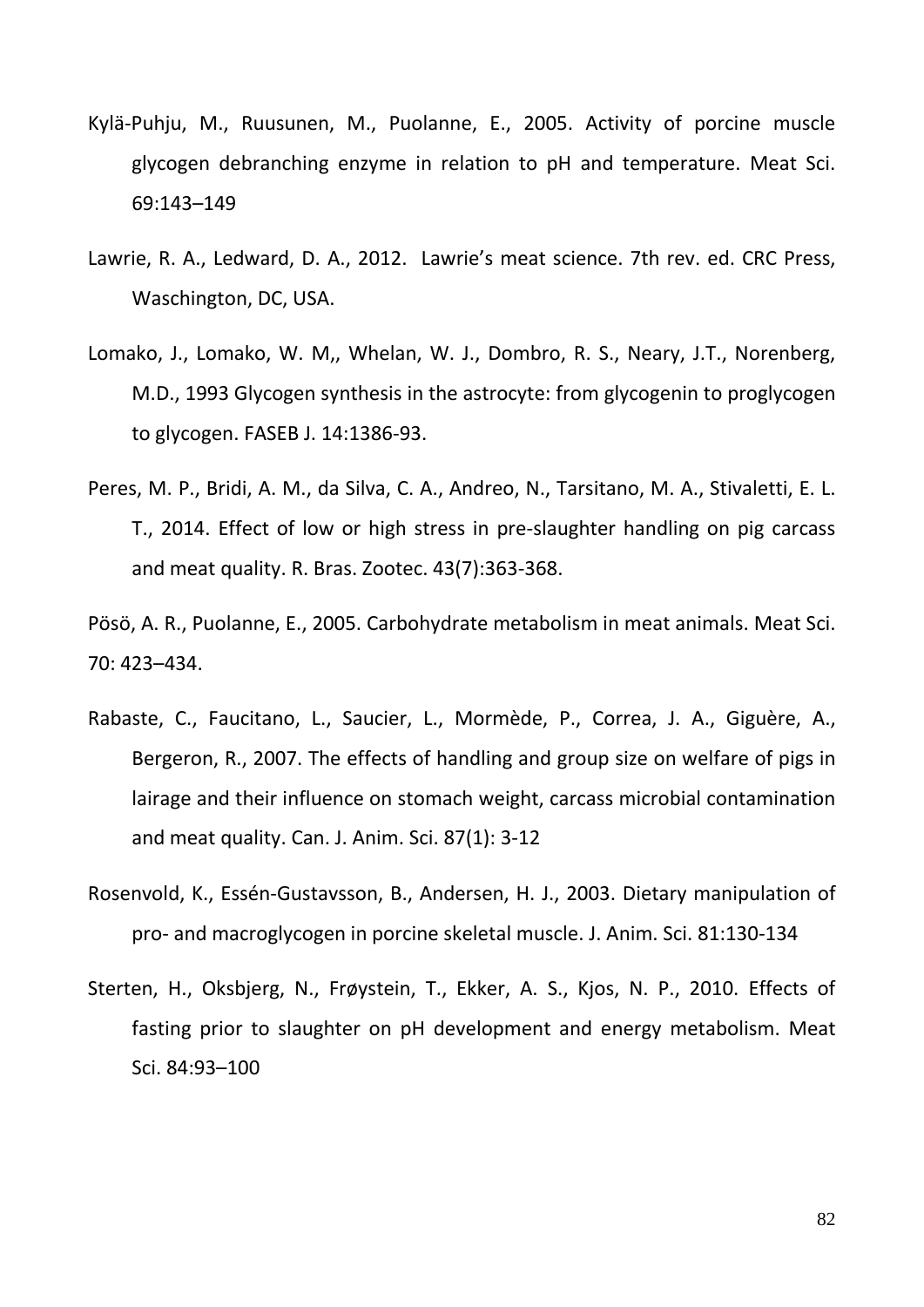Kylä-Puhju, M., Ruusunen, M., Puolanne, E., 2005. Activity of porcine muscle glycogen debranching enzyme in relation to pH and temperature. Meat Sci. 69:143–149

Lawrie, R. A., Ledward, D. A., 2012. Lawrie's meat science. 7th rev. ed. CRC Press, Waschington, DC, USA.

Lomako, J., Lomako, W. M,, Whelan, W. J., Dombro, R. S., Neary, J.T., Norenberg, M.D., 1993 Glycogen synthesis in the astrocyte: from glycogenin to proglycogen to glycogen. FASEB J. 14:1386-93.

Peres, M. P., Bridi, A. M., da Silva, C. A., Andreo, N., Tarsitano, M. A., Stivaletti, E. L. T., 2014. Effect of low or high stress in pre-slaughter handling on pig carcass and meat quality. R. Bras. Zootec. 43(7):363-368.

Pösö, A. R., Puolanne, E., 2005. Carbohydrate metabolism in meat animals. Meat Sci. 70: 423–434.

Rabaste, C., Faucitano, L., Saucier, L., Mormède, P., Correa, J. A., Giguère, A., Bergeron, R., 2007. The effects of handling and group size on welfare of pigs in lairage and their influence on stomach weight, carcass microbial contamination and meat quality. Can. J. Anim. Sci. 87(1): 3-12

Rosenvold, K., Essén-Gustavsson, B., Andersen, H. J., 2003. Dietary manipulation of pro- and macroglycogen in porcine skeletal muscle. J. Anim. Sci. 81:130-134

Sterten, H., Oksbjerg, N., Frøystein, T., Ekker, A. S., Kjos, N. P., 2010. Effects of fasting prior to slaughter on pH development and energy metabolism. Meat Sci. 84:93–100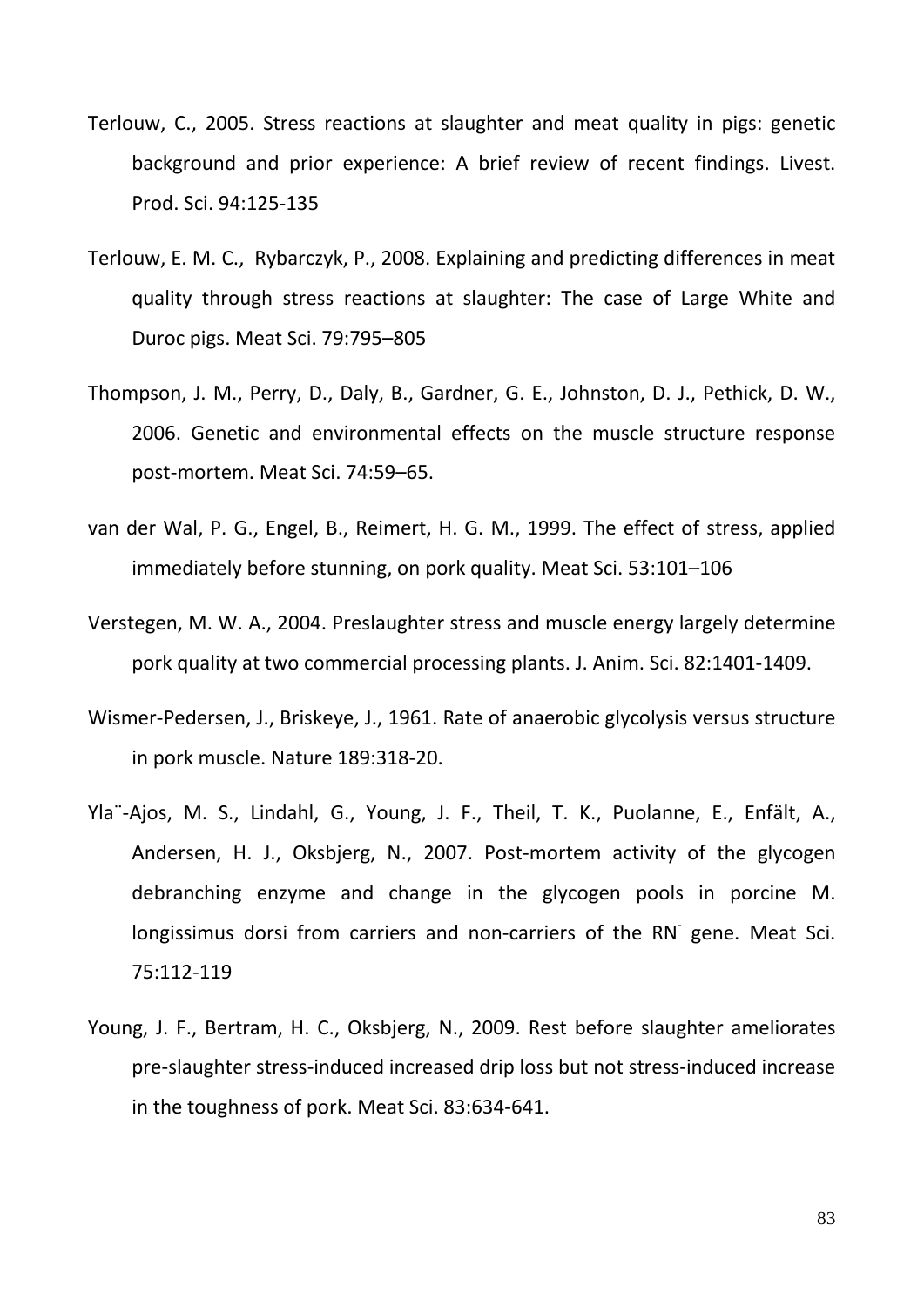Terlouw, C., 2005. Stress reactions at slaughter and meat quality in pigs: genetic background and prior experience: A brief review of recent findings. Livest. Prod. Sci. 94:125-135

Terlouw, E. M. C., Rybarczyk, P., 2008. Explaining and predicting differences in meat quality through stress reactions at slaughter: The case of Large White and Duroc pigs. Meat Sci. 79:795–805

Thompson, J. M., Perry, D., Daly, B., Gardner, G. E., Johnston, D. J., Pethick, D. W., 2006. Genetic and environmental effects on the muscle structure response post-mortem. Meat Sci. 74:59–65.

van der Wal, P. G., Engel, B., Reimert, H. G. M., 1999. The effect of stress, applied immediately before stunning, on pork quality. Meat Sci. 53:101–106

Verstegen, M. W. A., 2004. Preslaughter stress and muscle energy largely determine pork quality at two commercial processing plants. J. Anim. Sci. 82:1401-1409.

Wismer-Pedersen, J., Briskeye, J., 1961. Rate of anaerobic glycolysis versus structure in pork muscle. Nature 189:318-20.

Yla¨-Ajos, M. S., Lindahl, G., Young, J. F., Theil, T. K., Puolanne, E., Enfält, A., Andersen, H. J., Oksbjerg, N., 2007. Post-mortem activity of the glycogen debranching enzyme and change in the glycogen pools in porcine M. longissimus dorsi from carriers and non-carriers of the $RN^-$ gene. Meat Sci. 75:112-119

Young, J. F., Bertram, H. C., Oksbjerg, N., 2009. Rest before slaughter ameliorates pre-slaughter stress-induced increased drip loss but not stress-induced increase in the toughness of pork. Meat Sci. 83:634-641.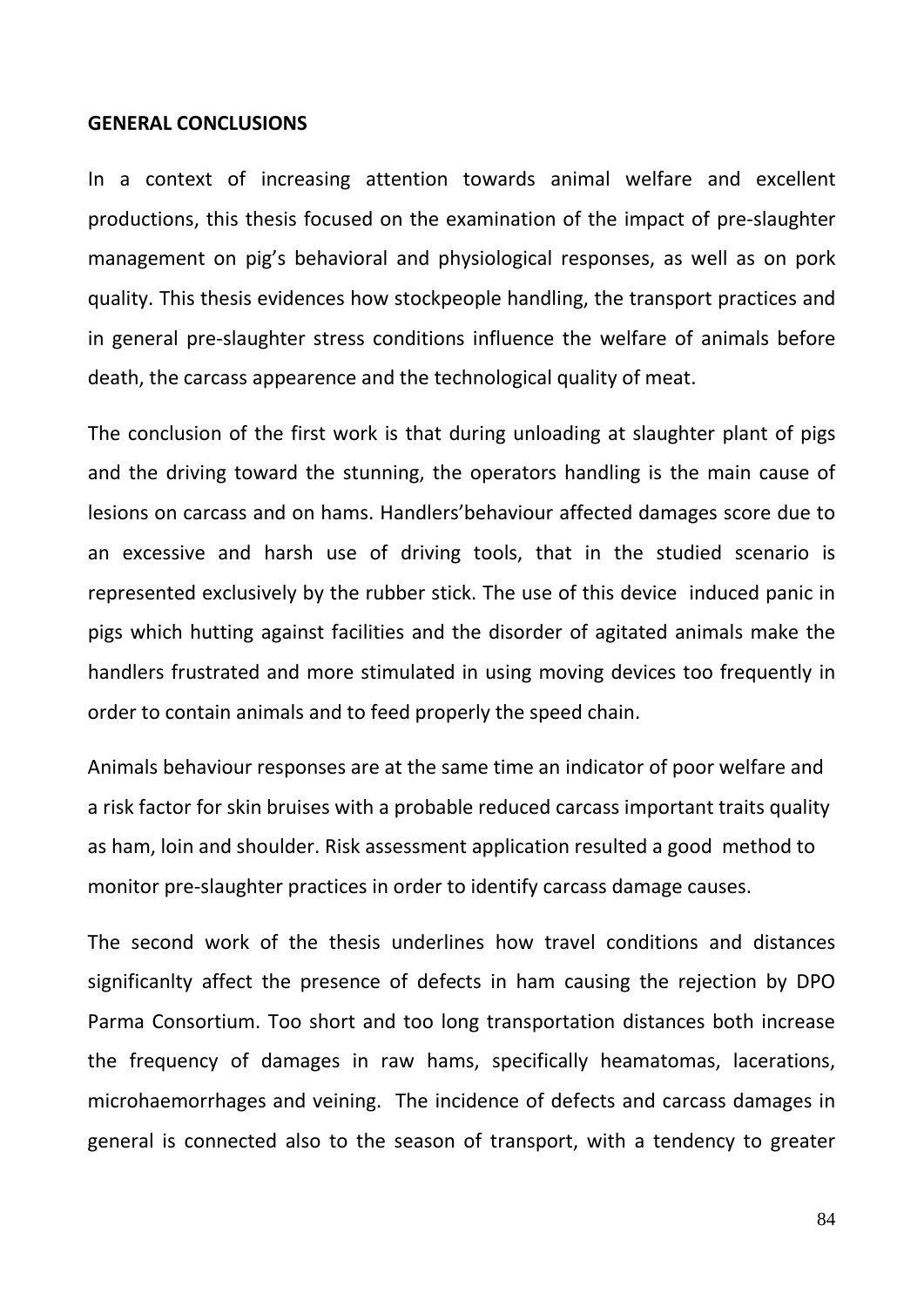**GENERAL CONCLUSIONS**

In a context of increasing attention towards animal welfare and excellent productions, this thesis focused on the examination of the impact of pre-slaughter management on pig's behavioral and physiological responses, as well as on pork quality. This thesis evidences how stockpeople handling, the transport practices and in general pre-slaughter stress conditions influence the welfare of animals before death, the carcass appearence and the technological quality of meat.

The conclusion of the first work is that during unloading at slaughter plant of pigs and the driving toward the stunning, the operators handling is the main cause of lesions on carcass and on hams. Handlers'behaviour affected damages score due to an excessive and harsh use of driving tools, that in the studied scenario is represented exclusively by the rubber stick. The use of this device induced panic in pigs which hutting against facilities and the disorder of agitated animals make the handlers frustrated and more stimulated in using moving devices too frequently in order to contain animals and to feed properly the speed chain.

Animals behaviour responses are at the same time an indicator of poor welfare and a risk factor for skin bruises with a probable reduced carcass important traits quality as ham, loin and shoulder. Risk assessment application resulted a good method to monitor pre-slaughter practices in order to identify carcass damage causes.

The second work of the thesis underlines how travel conditions and distances significanlty affect the presence of defects in ham causing the rejection by DPO Parma Consortium. Too short and too long transportation distances both increase the frequency of damages in raw hams, specifically heamatomas, lacerations, microhaemorrhages and veining. The incidence of defects and carcass damages in general is connected also to the season of transport, with a tendency to greater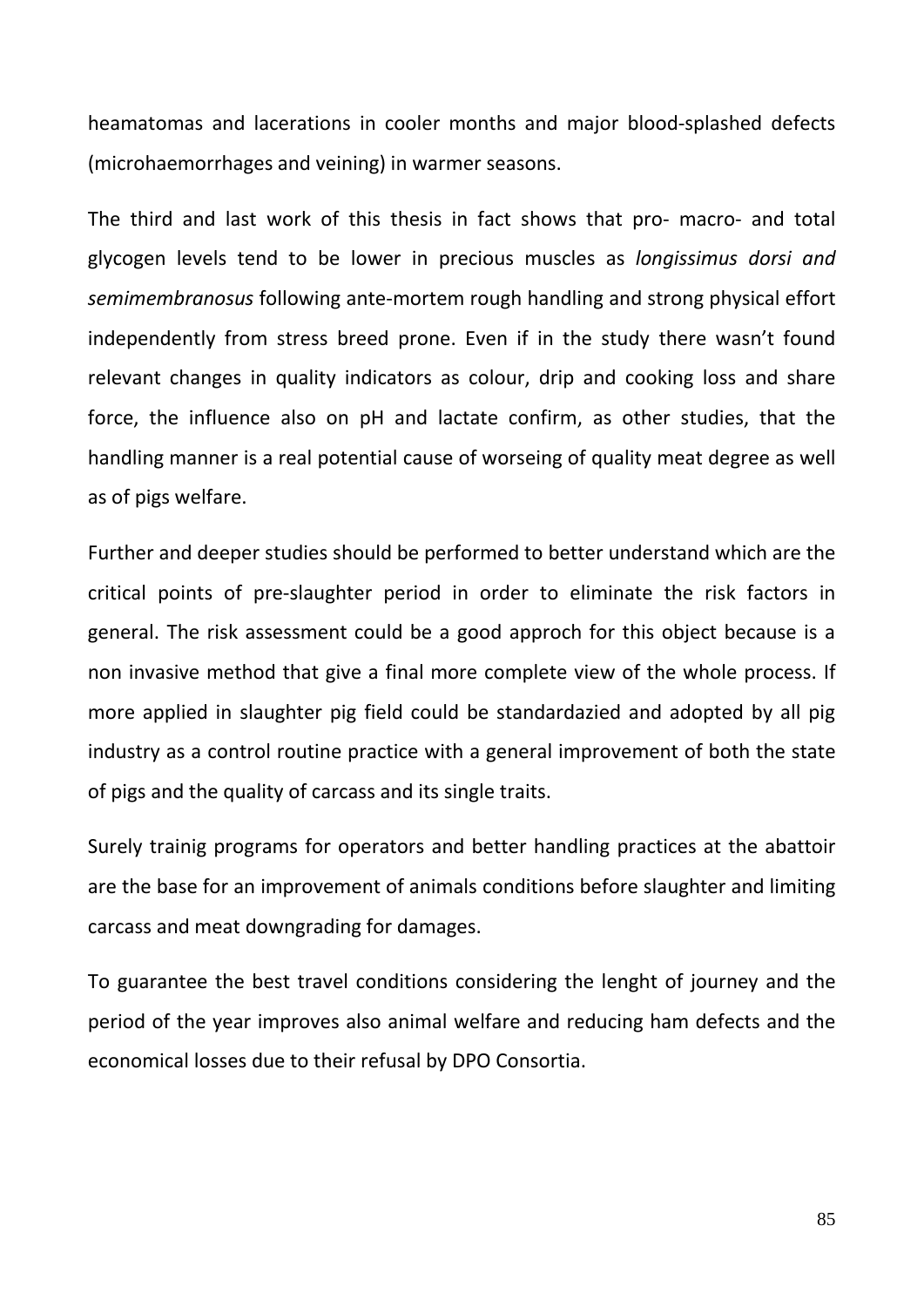heamatomas and lacerations in cooler months and major blood-splashed defects (microhaemorrhages and veining) in warmer seasons.

The third and last work of this thesis in fact shows that pro- macro- and total glycogen levels tend to be lower in precious muscles as *longissimus dorsi and semimembranosus* following ante-mortem rough handling and strong physical effort independently from stress breed prone. Even if in the study there wasn't found relevant changes in quality indicators as colour, drip and cooking loss and share force, the influence also on pH and lactate confirm, as other studies, that the handling manner is a real potential cause of worseing of quality meat degree as well as of pigs welfare.

Further and deeper studies should be performed to better understand which are the critical points of pre-slaughter period in order to eliminate the risk factors in general. The risk assessment could be a good approch for this object because is a non invasive method that give a final more complete view of the whole process. If more applied in slaughter pig field could be standardazied and adopted by all pig industry as a control routine practice with a general improvement of both the state of pigs and the quality of carcass and its single traits.

Surely trainig programs for operators and better handling practices at the abattoir are the base for an improvement of animals conditions before slaughter and limiting carcass and meat downgrading for damages.

To guarantee the best travel conditions considering the lenght of journey and the period of the year improves also animal welfare and reducing ham defects and the economical losses due to their refusal by DPO Consortia.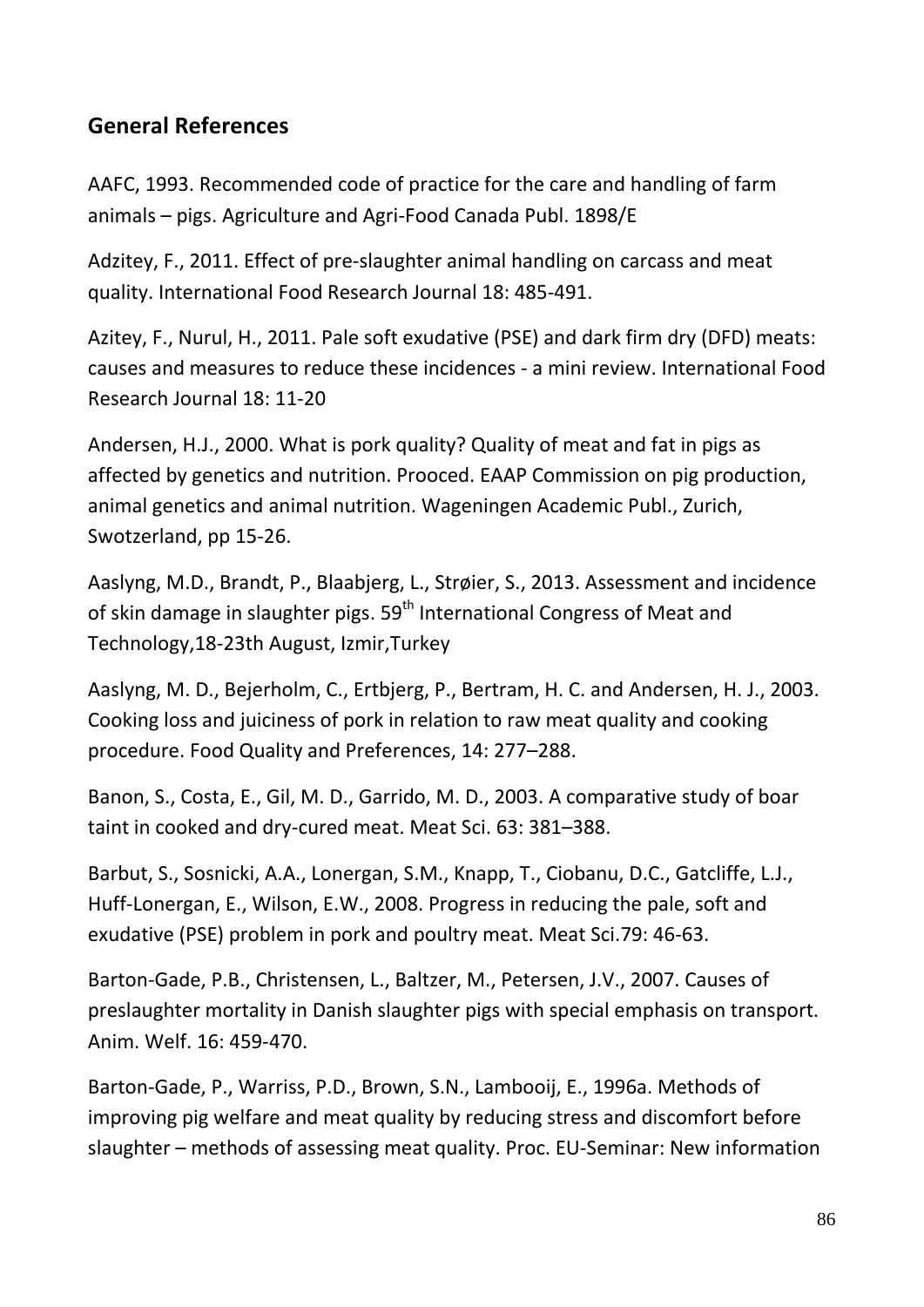## General References

AAFC, 1993. Recommended code of practice for the care and handling of farm animals – pigs. Agriculture and Agri-Food Canada Publ. 1898/E

Adzitey, F., 2011. Effect of pre-slaughter animal handling on carcass and meat quality. International Food Research Journal 18: 485-491.

Azitey, F., Nurul, H., 2011. Pale soft exudative (PSE) and dark firm dry (DFD) meats: causes and measures to reduce these incidences - a mini review. International Food Research Journal 18: 11-20

Andersen, H.J., 2000. What is pork quality? Quality of meat and fat in pigs as affected by genetics and nutrition. Prooced. EAAP Commission on pig production, animal genetics and animal nutrition. Wageningen Academic Publ., Zurich, Swotzerland, pp 15-26.

Aaslyng, M.D., Brandt, P., Blaabjerg, L., Strøier, S., 2013. Assessment and incidence of skin damage in slaughter pigs. 59th International Congress of Meat and Technology,18-23th August, Izmir,Turkey

Aaslyng, M. D., Bejerholm, C., Ertbjerg, P., Bertram, H. C. and Andersen, H. J., 2003. Cooking loss and juiciness of pork in relation to raw meat quality and cooking procedure. Food Quality and Preferences, 14: 277–288.

Banon, S., Costa, E., Gil, M. D., Garrido, M. D., 2003. A comparative study of boar taint in cooked and dry-cured meat. Meat Sci. 63: 381–388.

Barbut, S., Sosnicki, A.A., Lonergan, S.M., Knapp, T., Ciobanu, D.C., Gatcliffe, L.J., Huff-Lonergan, E., Wilson, E.W., 2008. Progress in reducing the pale, soft and exudative (PSE) problem in pork and poultry meat. Meat Sci.79: 46-63.

Barton-Gade, P.B., Christensen, L., Baltzer, M., Petersen, J.V., 2007. Causes of preslaughter mortality in Danish slaughter pigs with special emphasis on transport. Anim. Welf. 16: 459-470.

Barton-Gade, P., Warriss, P.D., Brown, S.N., Lambooij, E., 1996a. Methods of improving pig welfare and meat quality by reducing stress and discomfort before slaughter – methods of assessing meat quality. Proc. EU-Seminar: New information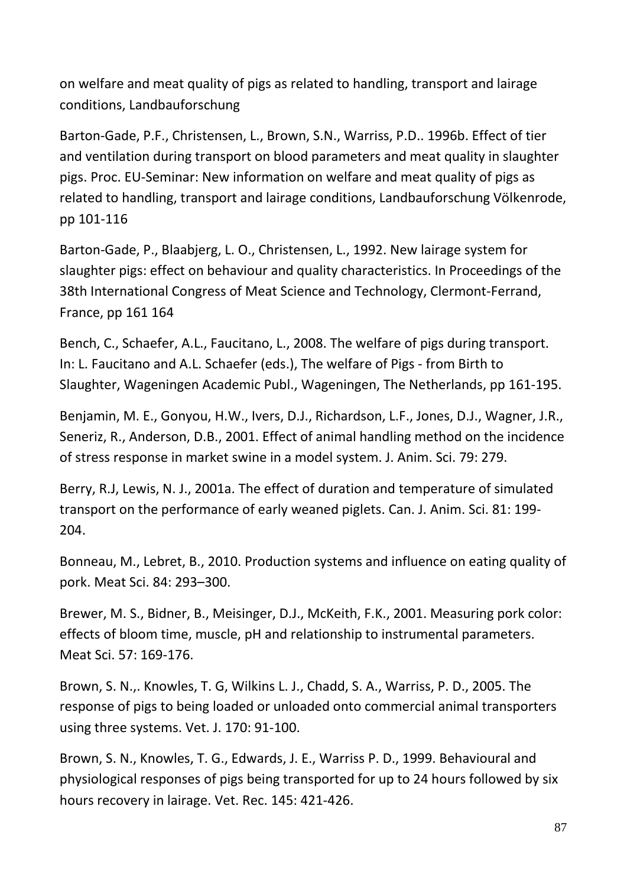on welfare and meat quality of pigs as related to handling, transport and lairage conditions, Landbauforschung

Barton-Gade, P.F., Christensen, L., Brown, S.N., Warriss, P.D.. 1996b. Effect of tier and ventilation during transport on blood parameters and meat quality in slaughter pigs. Proc. EU-Seminar: New information on welfare and meat quality of pigs as related to handling, transport and lairage conditions, Landbauforschung Völkenrode, pp 101-116

Barton-Gade, P., Blaabjerg, L. O., Christensen, L., 1992. New lairage system for slaughter pigs: effect on behaviour and quality characteristics. In Proceedings of the 38th International Congress of Meat Science and Technology, Clermont-Ferrand, France, pp 161 164

Bench, C., Schaefer, A.L., Faucitano, L., 2008. The welfare of pigs during transport. In: L. Faucitano and A.L. Schaefer (eds.), The welfare of Pigs - from Birth to Slaughter, Wageningen Academic Publ., Wageningen, The Netherlands, pp 161-195.

Benjamin, M. E., Gonyou, H.W., Ivers, D.J., Richardson, L.F., Jones, D.J., Wagner, J.R., Seneriz, R., Anderson, D.B., 2001. Effect of animal handling method on the incidence of stress response in market swine in a model system. J. Anim. Sci. 79: 279.

Berry, R.J, Lewis, N. J., 2001a. The effect of duration and temperature of simulated transport on the performance of early weaned piglets. Can. J. Anim. Sci. 81: 199-204.

Bonneau, M., Lebret, B., 2010. Production systems and influence on eating quality of pork. Meat Sci. 84: 293–300.

Brewer, M. S., Bidner, B., Meisinger, D.J., McKeith, F.K., 2001. Measuring pork color: effects of bloom time, muscle, pH and relationship to instrumental parameters. Meat Sci. 57: 169-176.

Brown, S. N.,. Knowles, T. G, Wilkins L. J., Chadd, S. A., Warriss, P. D., 2005. The response of pigs to being loaded or unloaded onto commercial animal transporters using three systems. Vet. J. 170: 91-100.

Brown, S. N., Knowles, T. G., Edwards, J. E., Warriss P. D., 1999. Behavioural and physiological responses of pigs being transported for up to 24 hours followed by six hours recovery in lairage. Vet. Rec. 145: 421-426.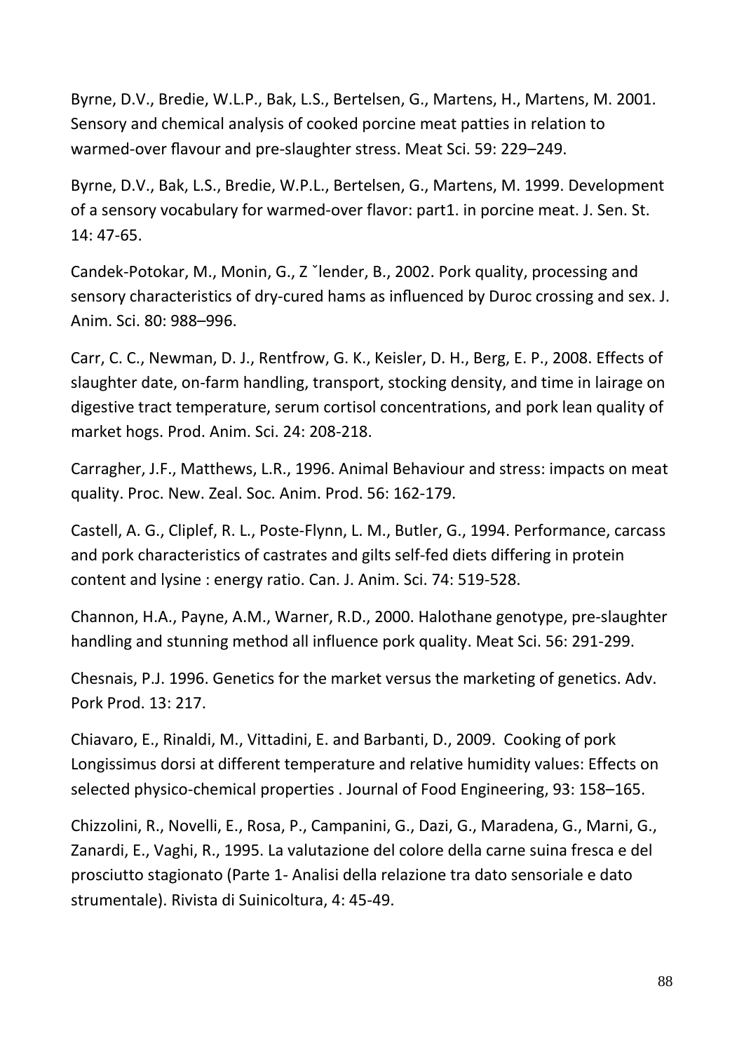Byrne, D.V., Bredie, W.L.P., Bak, L.S., Bertelsen, G., Martens, H., Martens, M. 2001. Sensory and chemical analysis of cooked porcine meat patties in relation to warmed-over flavour and pre-slaughter stress. Meat Sci. 59: 229–249.

Byrne, D.V., Bak, L.S., Bredie, W.P.L., Bertelsen, G., Martens, M. 1999. Development of a sensory vocabulary for warmed-over flavor: part1. in porcine meat. J. Sen. St. 14: 47-65.

Candek-Potokar, M., Monin, G., Z ˇlender, B., 2002. Pork quality, processing and sensory characteristics of dry-cured hams as influenced by Duroc crossing and sex. J. Anim. Sci. 80: 988–996.

Carr, C. C., Newman, D. J., Rentfrow, G. K., Keisler, D. H., Berg, E. P., 2008. Effects of slaughter date, on-farm handling, transport, stocking density, and time in lairage on digestive tract temperature, serum cortisol concentrations, and pork lean quality of market hogs. Prod. Anim. Sci. 24: 208-218.

Carragher, J.F., Matthews, L.R., 1996. Animal Behaviour and stress: impacts on meat quality. Proc. New. Zeal. Soc. Anim. Prod. 56: 162-179.

Castell, A. G., Cliplef, R. L., Poste-Flynn, L. M., Butler, G., 1994. Performance, carcass and pork characteristics of castrates and gilts self-fed diets differing in protein content and lysine : energy ratio. Can. J. Anim. Sci. 74: 519-528.

Channon, H.A., Payne, A.M., Warner, R.D., 2000. Halothane genotype, pre-slaughter handling and stunning method all influence pork quality. Meat Sci. 56: 291-299.

Chesnais, P.J. 1996. Genetics for the market versus the marketing of genetics. Adv. Pork Prod. 13: 217.

Chiavaro, E., Rinaldi, M., Vittadini, E. and Barbanti, D., 2009. Cooking of pork Longissimus dorsi at different temperature and relative humidity values: Effects on selected physico-chemical properties . Journal of Food Engineering, 93: 158–165.

Chizzolini, R., Novelli, E., Rosa, P., Campanini, G., Dazi, G., Maradena, G., Marni, G., Zanardi, E., Vaghi, R., 1995. La valutazione del colore della carne suina fresca e del prosciutto stagionato (Parte 1- Analisi della relazione tra dato sensoriale e dato strumentale). Rivista di Suinicoltura, 4: 45-49.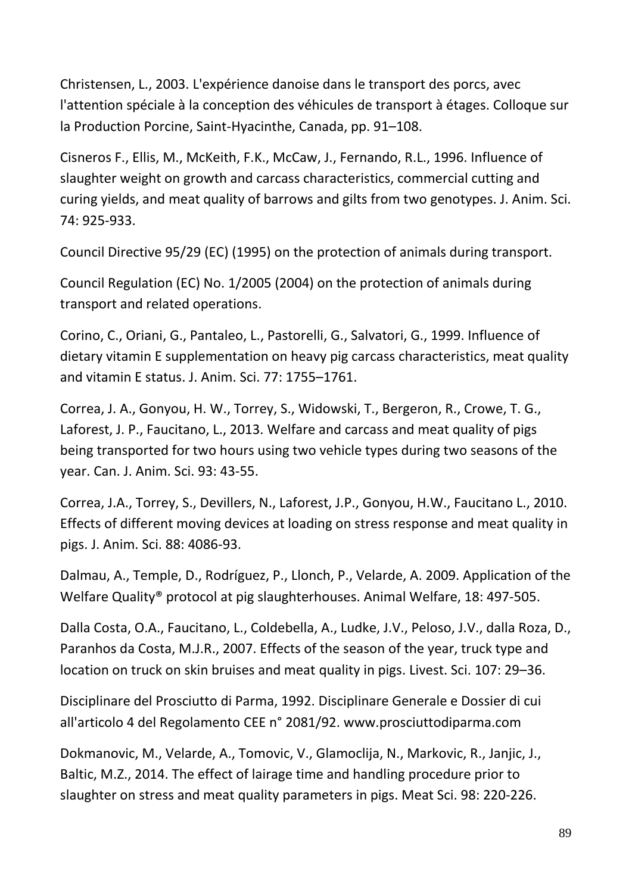Christensen, L., 2003. L'expérience danoise dans le transport des porcs, avec l'attention spéciale à la conception des véhicules de transport à étages. Colloque sur la Production Porcine, Saint-Hyacinthe, Canada, pp. 91–108.

Cisneros F., Ellis, M., McKeith, F.K., McCaw, J., Fernando, R.L., 1996. Influence of slaughter weight on growth and carcass characteristics, commercial cutting and curing yields, and meat quality of barrows and gilts from two genotypes. J. Anim. Sci. 74: 925-933.

Council Directive 95/29 (EC) (1995) on the protection of animals during transport.

Council Regulation (EC) No. 1/2005 (2004) on the protection of animals during transport and related operations.

Corino, C., Oriani, G., Pantaleo, L., Pastorelli, G., Salvatori, G., 1999. Influence of dietary vitamin E supplementation on heavy pig carcass characteristics, meat quality and vitamin E status. J. Anim. Sci. 77: 1755–1761.

Correa, J. A., Gonyou, H. W., Torrey, S., Widowski, T., Bergeron, R., Crowe, T. G., Laforest, J. P., Faucitano, L., 2013. Welfare and carcass and meat quality of pigs being transported for two hours using two vehicle types during two seasons of the year. Can. J. Anim. Sci. 93: 43-55.

Correa, J.A., Torrey, S., Devillers, N., Laforest, J.P., Gonyou, H.W., Faucitano L., 2010. Effects of different moving devices at loading on stress response and meat quality in pigs. J. Anim. Sci. 88: 4086-93.

Dalmau, A., Temple, D., Rodríguez, P., Llonch, P., Velarde, A. 2009. Application of the Welfare Quality® protocol at pig slaughterhouses. Animal Welfare, 18: 497-505.

Dalla Costa, O.A., Faucitano, L., Coldebella, A., Ludke, J.V., Peloso, J.V., dalla Roza, D., Paranhos da Costa, M.J.R., 2007. Effects of the season of the year, truck type and location on truck on skin bruises and meat quality in pigs. Livest. Sci. 107: 29–36.

Disciplinare del Prosciutto di Parma, 1992. Disciplinare Generale e Dossier di cui all'articolo 4 del Regolamento CEE n° 2081/92. www.prosciuttodiparma.com

Dokmanovic, M., Velarde, A., Tomovic, V., Glamoclija, N., Markovic, R., Janjic, J., Baltic, M.Z., 2014. The effect of lairage time and handling procedure prior to slaughter on stress and meat quality parameters in pigs. Meat Sci. 98: 220-226.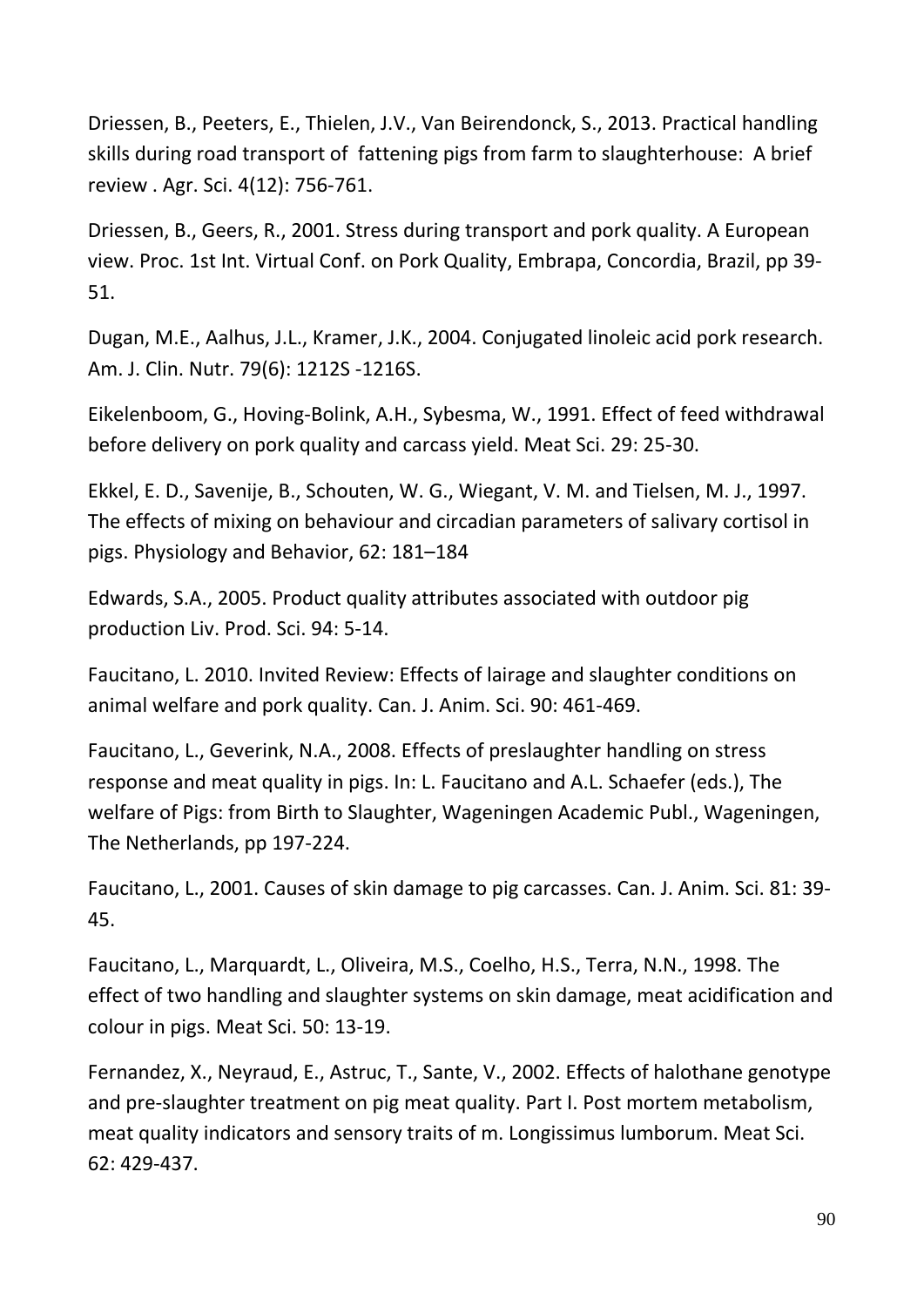Driessen, B., Peeters, E., Thielen, J.V., Van Beirendonck, S., 2013. Practical handling skills during road transport of  fattening pigs from farm to slaughterhouse:  A brief review . Agr. Sci. 4(12): 756-761.

Driessen, B., Geers, R., 2001. Stress during transport and pork quality. A European view. Proc. 1st Int. Virtual Conf. on Pork Quality, Embrapa, Concordia, Brazil, pp 39-51.

Dugan, M.E., Aalhus, J.L., Kramer, J.K., 2004. Conjugated linoleic acid pork research. Am. J. Clin. Nutr. 79(6): 1212S -1216S.

Eikelenboom, G., Hoving-Bolink, A.H., Sybesma, W., 1991. Effect of feed withdrawal before delivery on pork quality and carcass yield. Meat Sci. 29: 25-30.

Ekkel, E. D., Savenije, B., Schouten, W. G., Wiegant, V. M. and Tielsen, M. J., 1997. The effects of mixing on behaviour and circadian parameters of salivary cortisol in pigs. Physiology and Behavior, 62: 181–184

Edwards, S.A., 2005. Product quality attributes associated with outdoor pig production Liv. Prod. Sci. 94: 5-14.

Faucitano, L. 2010. Invited Review: Effects of lairage and slaughter conditions on animal welfare and pork quality. Can. J. Anim. Sci. 90: 461-469.

Faucitano, L., Geverink, N.A., 2008. Effects of preslaughter handling on stress response and meat quality in pigs. In: L. Faucitano and A.L. Schaefer (eds.), The welfare of Pigs: from Birth to Slaughter, Wageningen Academic Publ., Wageningen, The Netherlands, pp 197-224.

Faucitano, L., 2001. Causes of skin damage to pig carcasses. Can. J. Anim. Sci. 81: 39-45.

Faucitano, L., Marquardt, L., Oliveira, M.S., Coelho, H.S., Terra, N.N., 1998. The effect of two handling and slaughter systems on skin damage, meat acidification and colour in pigs. Meat Sci. 50: 13-19.

Fernandez, X., Neyraud, E., Astruc, T., Sante, V., 2002. Effects of halothane genotype and pre-slaughter treatment on pig meat quality. Part I. Post mortem metabolism, meat quality indicators and sensory traits of m. Longissimus lumborum. Meat Sci. 62: 429-437.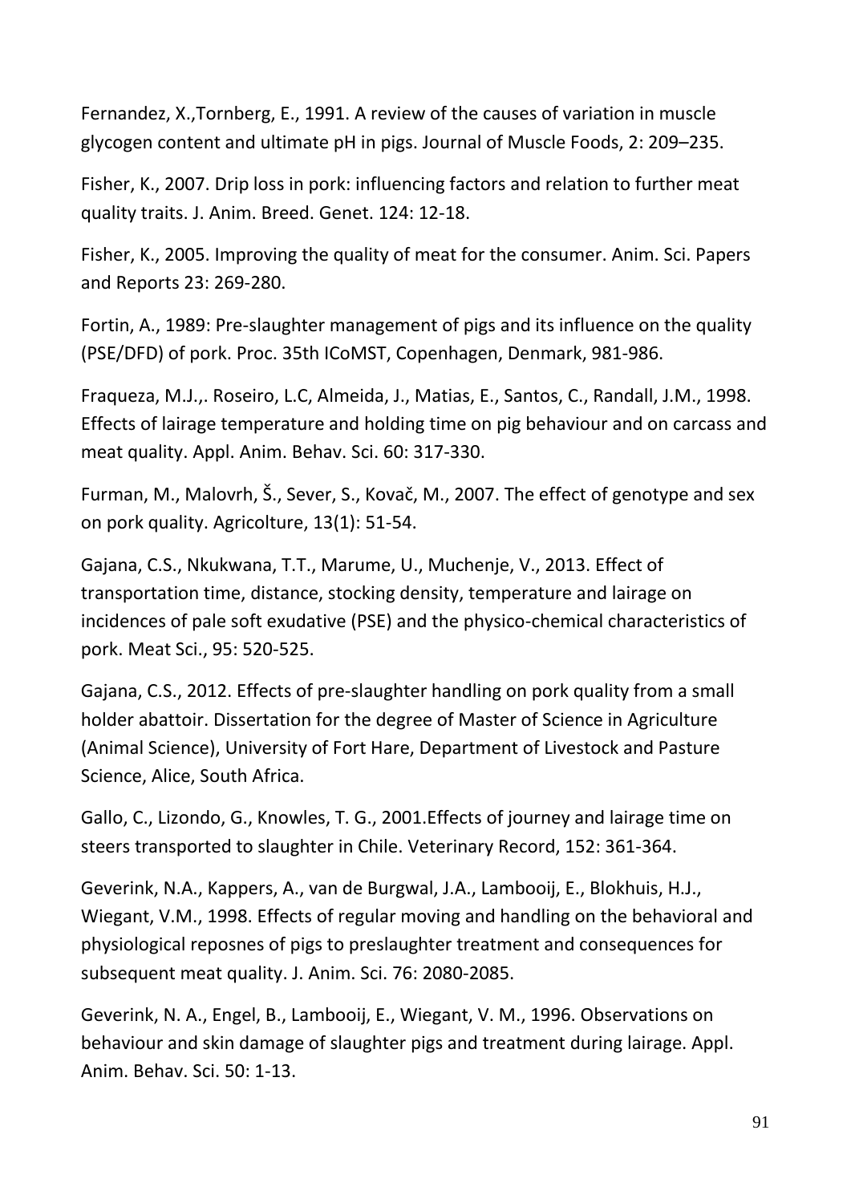Fernandez, X.,Tornberg, E., 1991. A review of the causes of variation in muscle glycogen content and ultimate pH in pigs. Journal of Muscle Foods, 2: 209–235.

Fisher, K., 2007. Drip loss in pork: influencing factors and relation to further meat quality traits. J. Anim. Breed. Genet. 124: 12-18.

Fisher, K., 2005. Improving the quality of meat for the consumer. Anim. Sci. Papers and Reports 23: 269-280.

Fortin, A., 1989: Pre-slaughter management of pigs and its influence on the quality (PSE/DFD) of pork. Proc. 35th ICoMST, Copenhagen, Denmark, 981-986.

Fraqueza, M.J.,. Roseiro, L.C, Almeida, J., Matias, E., Santos, C., Randall, J.M., 1998. Effects of lairage temperature and holding time on pig behaviour and on carcass and meat quality. Appl. Anim. Behav. Sci. 60: 317-330.

Furman, M., Malovrh, Š., Sever, S., Kovač, M., 2007. The effect of genotype and sex on pork quality. Agricolture, 13(1): 51-54.

Gajana, C.S., Nkukwana, T.T., Marume, U., Muchenje, V., 2013. Effect of transportation time, distance, stocking density, temperature and lairage on incidences of pale soft exudative (PSE) and the physico-chemical characteristics of pork. Meat Sci., 95: 520-525.

Gajana, C.S., 2012. Effects of pre-slaughter handling on pork quality from a small holder abattoir. Dissertation for the degree of Master of Science in Agriculture (Animal Science), University of Fort Hare, Department of Livestock and Pasture Science, Alice, South Africa.

Gallo, C., Lizondo, G., Knowles, T. G., 2001.Effects of journey and lairage time on steers transported to slaughter in Chile. Veterinary Record, 152: 361-364.

Geverink, N.A., Kappers, A., van de Burgwal, J.A., Lambooij, E., Blokhuis, H.J., Wiegant, V.M., 1998. Effects of regular moving and handling on the behavioral and physiological reposnes of pigs to preslaughter treatment and consequences for subsequent meat quality. J. Anim. Sci. 76: 2080-2085.

Geverink, N. A., Engel, B., Lambooij, E., Wiegant, V. M., 1996. Observations on behaviour and skin damage of slaughter pigs and treatment during lairage. Appl. Anim. Behav. Sci. 50: 1-13.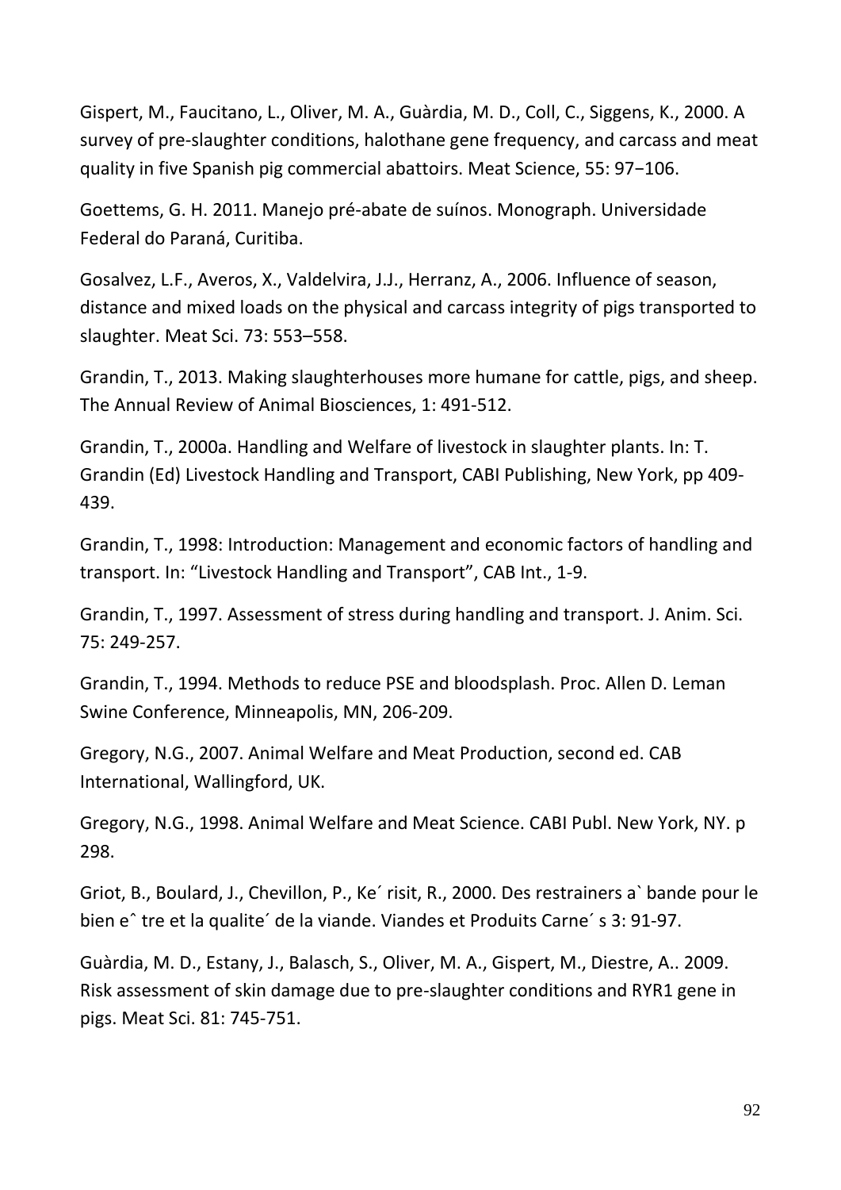Gispert, M., Faucitano, L., Oliver, M. A., Guàrdia, M. D., Coll, C., Siggens, K., 2000. A survey of pre-slaughter conditions, halothane gene frequency, and carcass and meat quality in five Spanish pig commercial abattoirs. Meat Science, 55: 97−106.

Goettems, G. H. 2011. Manejo pré-abate de suínos. Monograph. Universidade Federal do Paraná, Curitiba.

Gosalvez, L.F., Averos, X., Valdelvira, J.J., Herranz, A., 2006. Influence of season, distance and mixed loads on the physical and carcass integrity of pigs transported to slaughter. Meat Sci. 73: 553–558.

Grandin, T., 2013. Making slaughterhouses more humane for cattle, pigs, and sheep. The Annual Review of Animal Biosciences, 1: 491-512.

Grandin, T., 2000a. Handling and Welfare of livestock in slaughter plants. In: T. Grandin (Ed) Livestock Handling and Transport, CABI Publishing, New York, pp 409-439.

Grandin, T., 1998: Introduction: Management and economic factors of handling and transport. In: "Livestock Handling and Transport", CAB Int., 1-9.

Grandin, T., 1997. Assessment of stress during handling and transport. J. Anim. Sci. 75: 249-257.

Grandin, T., 1994. Methods to reduce PSE and bloodsplash. Proc. Allen D. Leman Swine Conference, Minneapolis, MN, 206-209.

Gregory, N.G., 2007. Animal Welfare and Meat Production, second ed. CAB International, Wallingford, UK.

Gregory, N.G., 1998. Animal Welfare and Meat Science. CABI Publ. New York, NY. p 298.

Griot, B., Boulard, J., Chevillon, P., Ke´ risit, R., 2000. Des restrainers a` bande pour le bien eˆ tre et la qualite´ de la viande. Viandes et Produits Carne´ s 3: 91-97.

Guàrdia, M. D., Estany, J., Balasch, S., Oliver, M. A., Gispert, M., Diestre, A.. 2009. Risk assessment of skin damage due to pre-slaughter conditions and RYR1 gene in pigs. Meat Sci. 81: 745-751.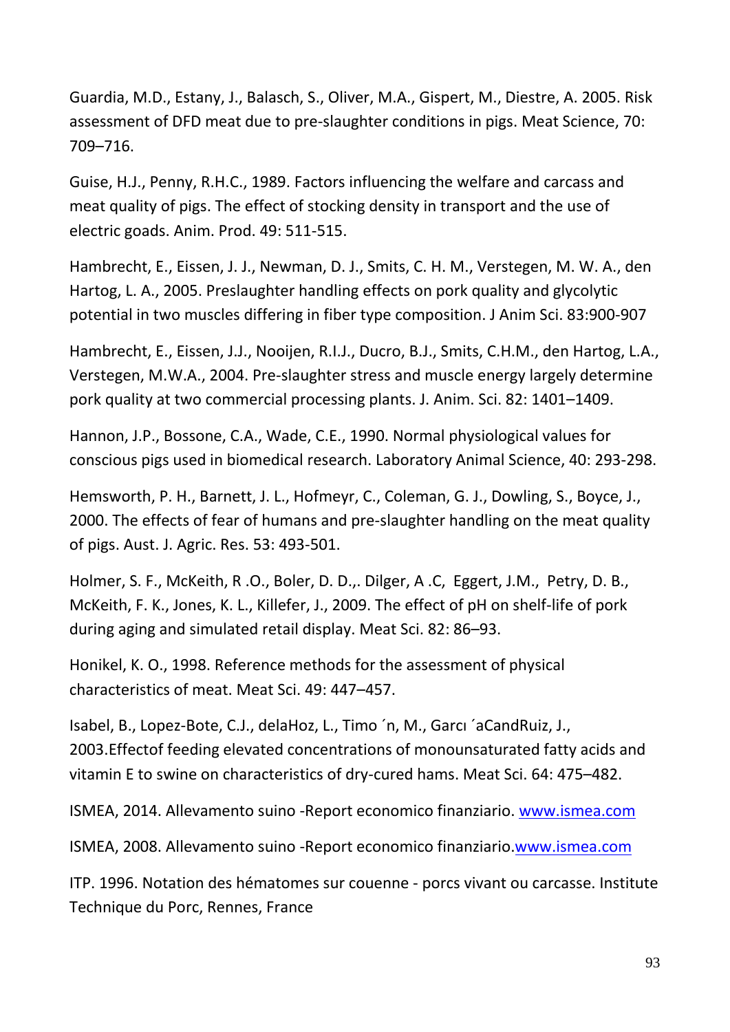Guardia, M.D., Estany, J., Balasch, S., Oliver, M.A., Gispert, M., Diestre, A. 2005. Risk assessment of DFD meat due to pre-slaughter conditions in pigs. Meat Science, 70: 709–716.

Guise, H.J., Penny, R.H.C., 1989. Factors influencing the welfare and carcass and meat quality of pigs. The effect of stocking density in transport and the use of electric goads. Anim. Prod. 49: 511-515.

Hambrecht, E., Eissen, J. J., Newman, D. J., Smits, C. H. M., Verstegen, M. W. A., den Hartog, L. A., 2005. Preslaughter handling effects on pork quality and glycolytic potential in two muscles differing in fiber type composition. J Anim Sci. 83:900-907

Hambrecht, E., Eissen, J.J., Nooijen, R.I.J., Ducro, B.J., Smits, C.H.M., den Hartog, L.A., Verstegen, M.W.A., 2004. Pre-slaughter stress and muscle energy largely determine pork quality at two commercial processing plants. J. Anim. Sci. 82: 1401–1409.

Hannon, J.P., Bossone, C.A., Wade, C.E., 1990. Normal physiological values for conscious pigs used in biomedical research. Laboratory Animal Science, 40: 293-298.

Hemsworth, P. H., Barnett, J. L., Hofmeyr, C., Coleman, G. J., Dowling, S., Boyce, J., 2000. The effects of fear of humans and pre-slaughter handling on the meat quality of pigs. Aust. J. Agric. Res. 53: 493-501.

Holmer, S. F., McKeith, R .O., Boler, D. D.,. Dilger, A .C, Eggert, J.M., Petry, D. B., McKeith, F. K., Jones, K. L., Killefer, J., 2009. The effect of pH on shelf-life of pork during aging and simulated retail display. Meat Sci. 82: 86–93.

Honikel, K. O., 1998. Reference methods for the assessment of physical characteristics of meat. Meat Sci. 49: 447–457.

Isabel, B., Lopez-Bote, C.J., delaHoz, L., Timo ´n, M., Garcı ´aCandRuiz, J., 2003.Effectof feeding elevated concentrations of monounsaturated fatty acids and vitamin E to swine on characteristics of dry-cured hams. Meat Sci. 64: 475–482.

ISMEA, 2014. Allevamento suino -Report economico finanziario. www.ismea.com

ISMEA, 2008. Allevamento suino -Report economico finanziario.www.ismea.com

ITP. 1996. Notation des hématomes sur couenne - porcs vivant ou carcasse. Institute Technique du Porc, Rennes, France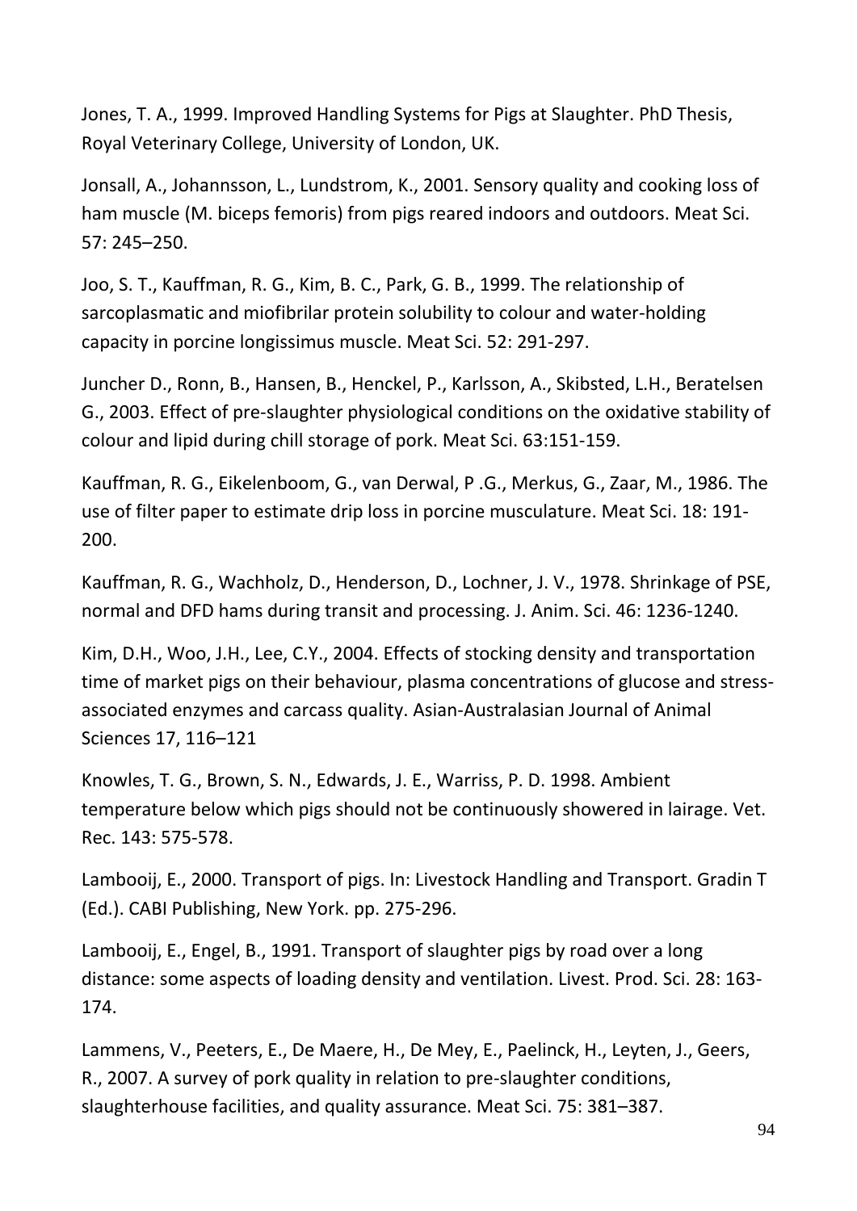Jones, T. A., 1999. Improved Handling Systems for Pigs at Slaughter. PhD Thesis, Royal Veterinary College, University of London, UK.

Jonsall, A., Johannsson, L., Lundstrom, K., 2001. Sensory quality and cooking loss of ham muscle (M. biceps femoris) from pigs reared indoors and outdoors. Meat Sci. 57: 245–250.

Joo, S. T., Kauffman, R. G., Kim, B. C., Park, G. B., 1999. The relationship of sarcoplasmatic and miofibrilar protein solubility to colour and water-holding capacity in porcine longissimus muscle. Meat Sci. 52: 291-297.

Juncher D., Ronn, B., Hansen, B., Henckel, P., Karlsson, A., Skibsted, L.H., Beratelsen G., 2003. Effect of pre-slaughter physiological conditions on the oxidative stability of colour and lipid during chill storage of pork. Meat Sci. 63:151-159.

Kauffman, R. G., Eikelenboom, G., van Derwal, P .G., Merkus, G., Zaar, M., 1986. The use of filter paper to estimate drip loss in porcine musculature. Meat Sci. 18: 191-200.

Kauffman, R. G., Wachholz, D., Henderson, D., Lochner, J. V., 1978. Shrinkage of PSE, normal and DFD hams during transit and processing. J. Anim. Sci. 46: 1236-1240.

Kim, D.H., Woo, J.H., Lee, C.Y., 2004. Effects of stocking density and transportation time of market pigs on their behaviour, plasma concentrations of glucose and stress-associated enzymes and carcass quality. Asian-Australasian Journal of Animal Sciences 17, 116–121

Knowles, T. G., Brown, S. N., Edwards, J. E., Warriss, P. D. 1998. Ambient temperature below which pigs should not be continuously showered in lairage. Vet. Rec. 143: 575-578.

Lambooij, E., 2000. Transport of pigs. In: Livestock Handling and Transport. Gradin T (Ed.). CABI Publishing, New York. pp. 275-296.

Lambooij, E., Engel, B., 1991. Transport of slaughter pigs by road over a long distance: some aspects of loading density and ventilation. Livest. Prod. Sci. 28: 163-174.

Lammens, V., Peeters, E., De Maere, H., De Mey, E., Paelinck, H., Leyten, J., Geers, R., 2007. A survey of pork quality in relation to pre-slaughter conditions, slaughterhouse facilities, and quality assurance. Meat Sci. 75: 381–387.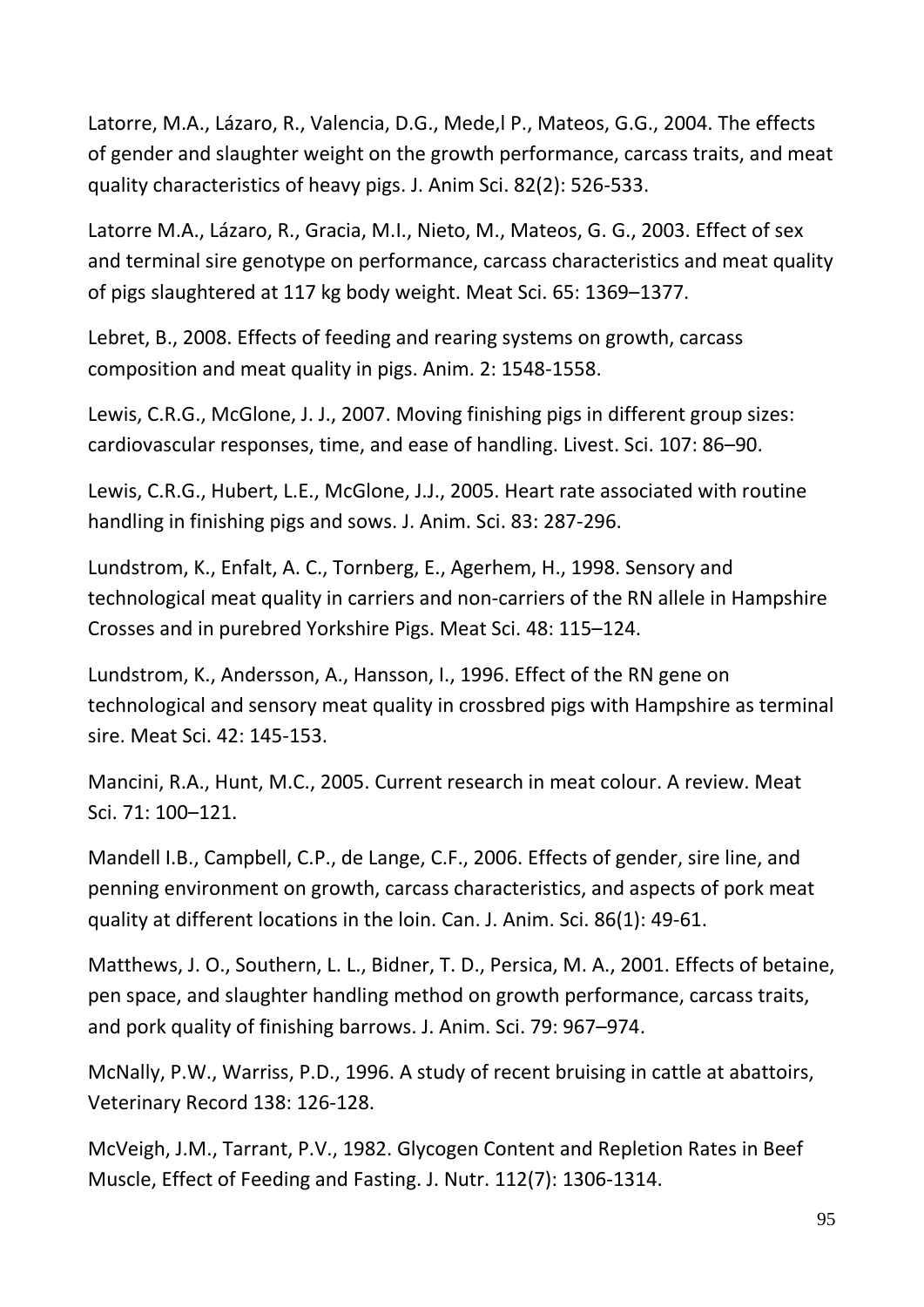Latorre, M.A., Lázaro, R., Valencia, D.G., Mede,l P., Mateos, G.G., 2004. The effects of gender and slaughter weight on the growth performance, carcass traits, and meat quality characteristics of heavy pigs. J. Anim Sci. 82(2): 526-533.

Latorre M.A., Lázaro, R., Gracia, M.I., Nieto, M., Mateos, G. G., 2003. Effect of sex and terminal sire genotype on performance, carcass characteristics and meat quality of pigs slaughtered at 117 kg body weight. Meat Sci. 65: 1369–1377.

Lebret, B., 2008. Effects of feeding and rearing systems on growth, carcass composition and meat quality in pigs. Anim. 2: 1548-1558.

Lewis, C.R.G., McGlone, J. J., 2007. Moving finishing pigs in different group sizes: cardiovascular responses, time, and ease of handling. Livest. Sci. 107: 86–90.

Lewis, C.R.G., Hubert, L.E., McGlone, J.J., 2005. Heart rate associated with routine handling in finishing pigs and sows. J. Anim. Sci. 83: 287-296.

Lundstrom, K., Enfalt, A. C., Tornberg, E., Agerhem, H., 1998. Sensory and technological meat quality in carriers and non-carriers of the RN allele in Hampshire Crosses and in purebred Yorkshire Pigs. Meat Sci. 48: 115–124.

Lundstrom, K., Andersson, A., Hansson, I., 1996. Effect of the RN gene on technological and sensory meat quality in crossbred pigs with Hampshire as terminal sire. Meat Sci. 42: 145-153.

Mancini, R.A., Hunt, M.C., 2005. Current research in meat colour. A review. Meat Sci. 71: 100–121.

Mandell I.B., Campbell, C.P., de Lange, C.F., 2006. Effects of gender, sire line, and penning environment on growth, carcass characteristics, and aspects of pork meat quality at different locations in the loin. Can. J. Anim. Sci. 86(1): 49-61.

Matthews, J. O., Southern, L. L., Bidner, T. D., Persica, M. A., 2001. Effects of betaine, pen space, and slaughter handling method on growth performance, carcass traits, and pork quality of finishing barrows. J. Anim. Sci. 79: 967–974.

McNally, P.W., Warriss, P.D., 1996. A study of recent bruising in cattle at abattoirs, Veterinary Record 138: 126-128.

McVeigh, J.M., Tarrant, P.V., 1982. Glycogen Content and Repletion Rates in Beef Muscle, Effect of Feeding and Fasting. J. Nutr. 112(7): 1306-1314.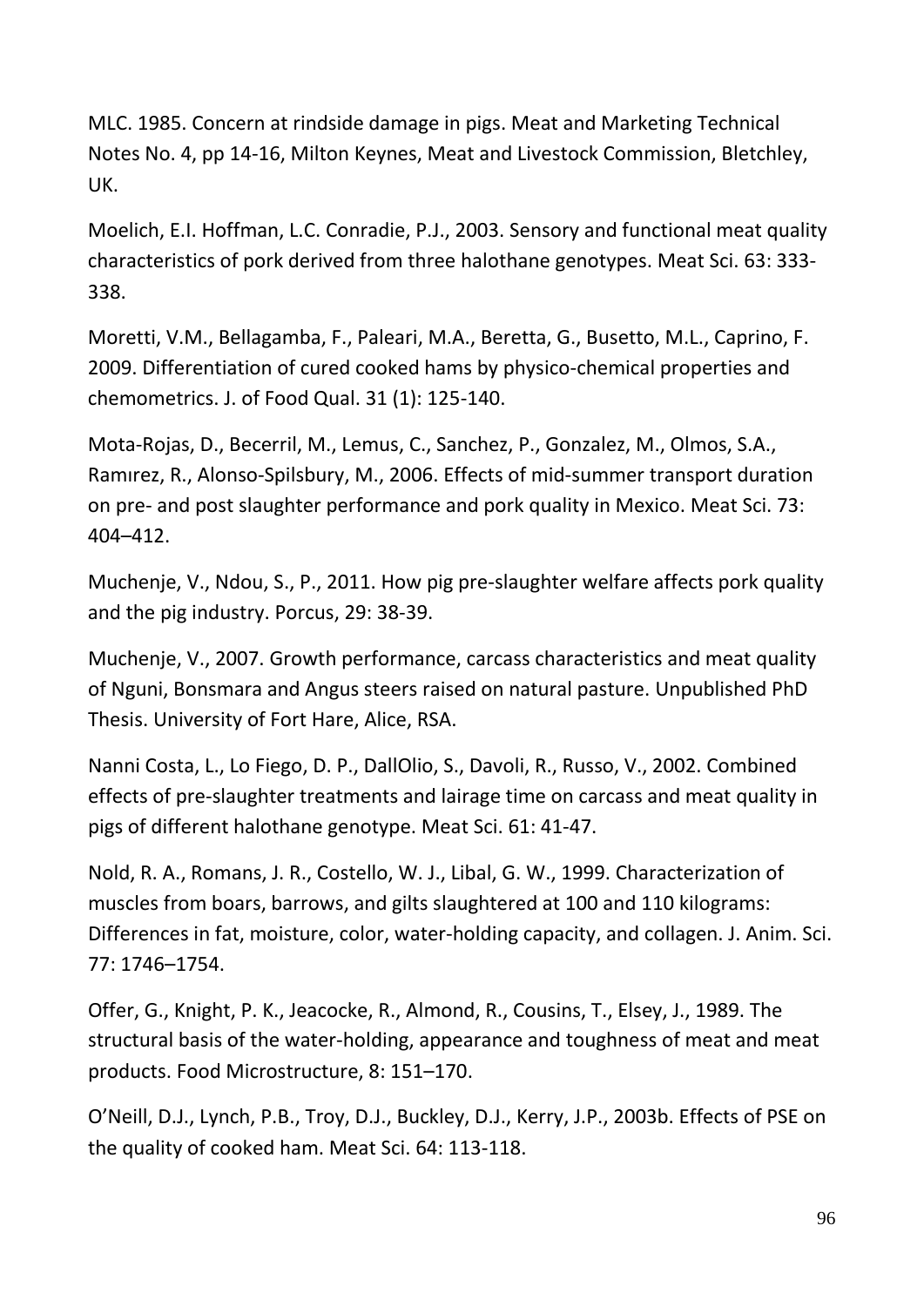MLC. 1985. Concern at rindside damage in pigs. Meat and Marketing Technical Notes No. 4, pp 14-16, Milton Keynes, Meat and Livestock Commission, Bletchley, UK.

Moelich, E.I. Hoffman, L.C. Conradie, P.J., 2003. Sensory and functional meat quality characteristics of pork derived from three halothane genotypes. Meat Sci. 63: 333-338.

Moretti, V.M., Bellagamba, F., Paleari, M.A., Beretta, G., Busetto, M.L., Caprino, F. 2009. Differentiation of cured cooked hams by physico-chemical properties and chemometrics. J. of Food Qual. 31 (1): 125-140.

Mota-Rojas, D., Becerril, M., Lemus, C., Sanchez, P., Gonzalez, M., Olmos, S.A., Ramırez, R., Alonso-Spilsbury, M., 2006. Effects of mid-summer transport duration on pre- and post slaughter performance and pork quality in Mexico. Meat Sci. 73: 404–412.

Muchenje, V., Ndou, S., P., 2011. How pig pre-slaughter welfare affects pork quality and the pig industry. Porcus, 29: 38-39.

Muchenje, V., 2007. Growth performance, carcass characteristics and meat quality of Nguni, Bonsmara and Angus steers raised on natural pasture. Unpublished PhD Thesis. University of Fort Hare, Alice, RSA.

Nanni Costa, L., Lo Fiego, D. P., DallOlio, S., Davoli, R., Russo, V., 2002. Combined effects of pre-slaughter treatments and lairage time on carcass and meat quality in pigs of different halothane genotype. Meat Sci. 61: 41-47.

Nold, R. A., Romans, J. R., Costello, W. J., Libal, G. W., 1999. Characterization of muscles from boars, barrows, and gilts slaughtered at 100 and 110 kilograms: Differences in fat, moisture, color, water-holding capacity, and collagen. J. Anim. Sci. 77: 1746–1754.

Offer, G., Knight, P. K., Jeacocke, R., Almond, R., Cousins, T., Elsey, J., 1989. The structural basis of the water-holding, appearance and toughness of meat and meat products. Food Microstructure, 8: 151–170.

O'Neill, D.J., Lynch, P.B., Troy, D.J., Buckley, D.J., Kerry, J.P., 2003b. Effects of PSE on the quality of cooked ham. Meat Sci. 64: 113-118.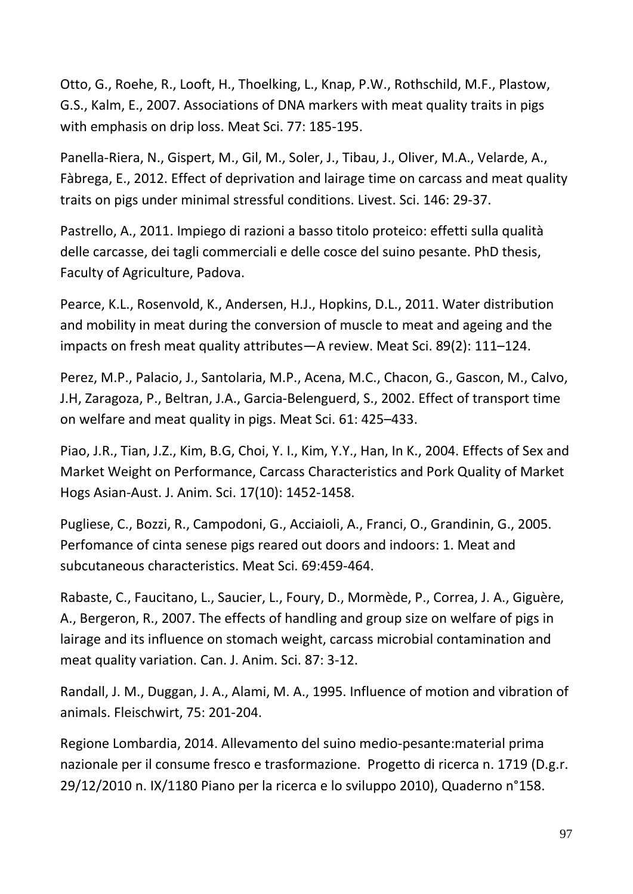Otto, G., Roehe, R., Looft, H., Thoelking, L., Knap, P.W., Rothschild, M.F., Plastow, G.S., Kalm, E., 2007. Associations of DNA markers with meat quality traits in pigs with emphasis on drip loss. Meat Sci. 77: 185-195.

Panella-Riera, N., Gispert, M., Gil, M., Soler, J., Tibau, J., Oliver, M.A., Velarde, A., Fàbrega, E., 2012. Effect of deprivation and lairage time on carcass and meat quality traits on pigs under minimal stressful conditions. Livest. Sci. 146: 29-37.

Pastrello, A., 2011. Impiego di razioni a basso titolo proteico: effetti sulla qualità delle carcasse, dei tagli commerciali e delle cosce del suino pesante. PhD thesis, Faculty of Agriculture, Padova.

Pearce, K.L., Rosenvold, K., Andersen, H.J., Hopkins, D.L., 2011. Water distribution and mobility in meat during the conversion of muscle to meat and ageing and the impacts on fresh meat quality attributes—A review. Meat Sci. 89(2): 111–124.

Perez, M.P., Palacio, J., Santolaria, M.P., Acena, M.C., Chacon, G., Gascon, M., Calvo, J.H, Zaragoza, P., Beltran, J.A., Garcia-Belenguerd, S., 2002. Effect of transport time on welfare and meat quality in pigs. Meat Sci. 61: 425–433.

Piao, J.R., Tian, J.Z., Kim, B.G, Choi, Y. I., Kim, Y.Y., Han, In K., 2004. Effects of Sex and Market Weight on Performance, Carcass Characteristics and Pork Quality of Market Hogs Asian-Aust. J. Anim. Sci. 17(10): 1452-1458.

Pugliese, C., Bozzi, R., Campodoni, G., Acciaioli, A., Franci, O., Grandinin, G., 2005. Perfomance of cinta senese pigs reared out doors and indoors: 1. Meat and subcutaneous characteristics. Meat Sci. 69:459-464.

Rabaste, C., Faucitano, L., Saucier, L., Foury, D., Mormède, P., Correa, J. A., Giguère, A., Bergeron, R., 2007. The effects of handling and group size on welfare of pigs in lairage and its influence on stomach weight, carcass microbial contamination and meat quality variation. Can. J. Anim. Sci. 87: 3-12.

Randall, J. M., Duggan, J. A., Alami, M. A., 1995. Influence of motion and vibration of animals. Fleischwirt, 75: 201-204.

Regione Lombardia, 2014. Allevamento del suino medio-pesante:material prima nazionale per il consume fresco e trasformazione. Progetto di ricerca n. 1719 (D.g.r. 29/12/2010 n. IX/1180 Piano per la ricerca e lo sviluppo 2010), Quaderno n°158.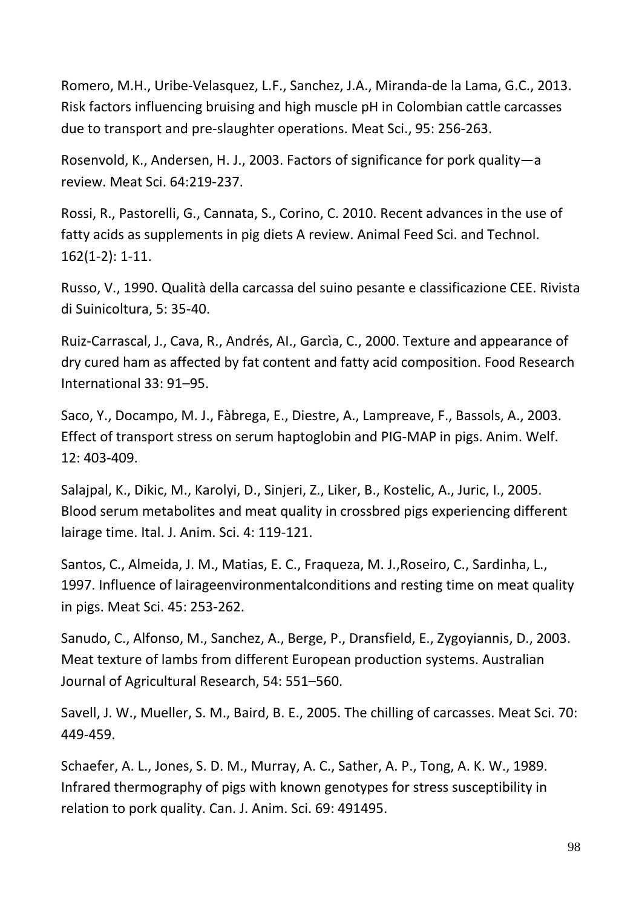Romero, M.H., Uribe-Velasquez, L.F., Sanchez, J.A., Miranda-de la Lama, G.C., 2013. Risk factors influencing bruising and high muscle pH in Colombian cattle carcasses due to transport and pre-slaughter operations. Meat Sci., 95: 256-263.

Rosenvold, K., Andersen, H. J., 2003. Factors of significance for pork quality—a review. Meat Sci. 64:219-237.

Rossi, R., Pastorelli, G., Cannata, S., Corino, C. 2010. Recent advances in the use of fatty acids as supplements in pig diets A review. Animal Feed Sci. and Technol. 162(1-2): 1-11.

Russo, V., 1990. Qualità della carcassa del suino pesante e classificazione CEE. Rivista di Suinicoltura, 5: 35-40.

Ruiz-Carrascal, J., Cava, R., Andrés, AI., Garcìa, C., 2000. Texture and appearance of dry cured ham as affected by fat content and fatty acid composition. Food Research International 33: 91–95.

Saco, Y., Docampo, M. J., Fàbrega, E., Diestre, A., Lampreave, F., Bassols, A., 2003. Effect of transport stress on serum haptoglobin and PIG-MAP in pigs. Anim. Welf. 12: 403-409.

Salajpal, K., Dikic, M., Karolyi, D., Sinjeri, Z., Liker, B., Kostelic, A., Juric, I., 2005. Blood serum metabolites and meat quality in crossbred pigs experiencing different lairage time. Ital. J. Anim. Sci. 4: 119-121.

Santos, C., Almeida, J. M., Matias, E. C., Fraqueza, M. J.,Roseiro, C., Sardinha, L., 1997. Influence of lairageenvironmentalconditions and resting time on meat quality in pigs. Meat Sci. 45: 253-262.

Sanudo, C., Alfonso, M., Sanchez, A., Berge, P., Dransfield, E., Zygoyiannis, D., 2003. Meat texture of lambs from different European production systems. Australian Journal of Agricultural Research, 54: 551–560.

Savell, J. W., Mueller, S. M., Baird, B. E., 2005. The chilling of carcasses. Meat Sci. 70: 449-459.

Schaefer, A. L., Jones, S. D. M., Murray, A. C., Sather, A. P., Tong, A. K. W., 1989. Infrared thermography of pigs with known genotypes for stress susceptibility in relation to pork quality. Can. J. Anim. Sci. 69: 491495.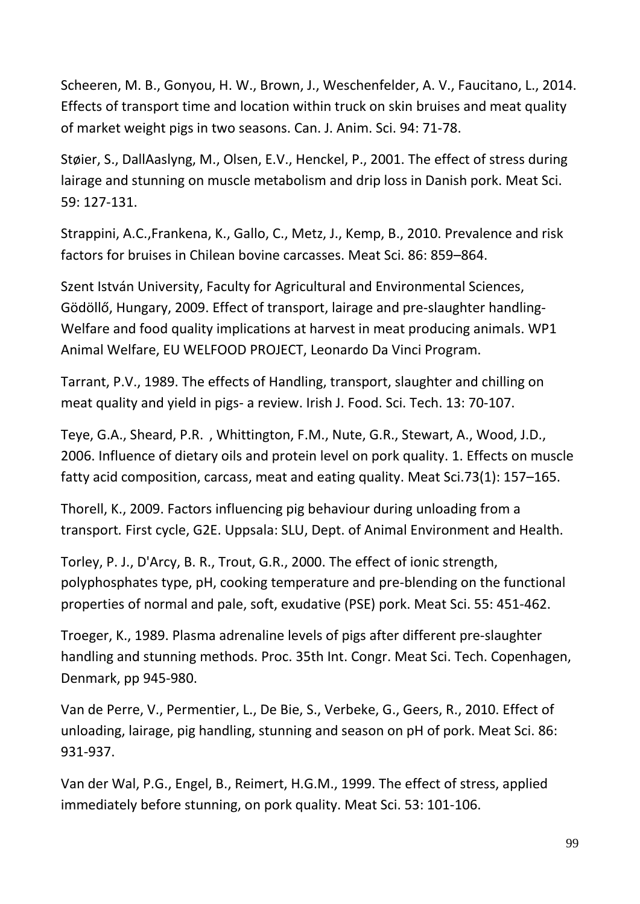Scheeren, M. B., Gonyou, H. W., Brown, J., Weschenfelder, A. V., Faucitano, L., 2014. Effects of transport time and location within truck on skin bruises and meat quality of market weight pigs in two seasons. Can. J. Anim. Sci. 94: 71-78.

Støier, S., DallAaslyng, M., Olsen, E.V., Henckel, P., 2001. The effect of stress during lairage and stunning on muscle metabolism and drip loss in Danish pork. Meat Sci. 59: 127-131.

Strappini, A.C.,Frankena, K., Gallo, C., Metz, J., Kemp, B., 2010. Prevalence and risk factors for bruises in Chilean bovine carcasses. Meat Sci. 86: 859–864.

Szent István University, Faculty for Agricultural and Environmental Sciences, Gödöllő, Hungary, 2009. Effect of transport, lairage and pre-slaughter handling- Welfare and food quality implications at harvest in meat producing animals. WP1 Animal Welfare, EU WELFOOD PROJECT, Leonardo Da Vinci Program.

Tarrant, P.V., 1989. The effects of Handling, transport, slaughter and chilling on meat quality and yield in pigs- a review. Irish J. Food. Sci. Tech. 13: 70-107.

Teye, G.A., Sheard, P.R. , Whittington, F.M., Nute, G.R., Stewart, A., Wood, J.D., 2006. Influence of dietary oils and protein level on pork quality. 1. Effects on muscle fatty acid composition, carcass, meat and eating quality. Meat Sci.73(1): 157–165.

Thorell, K., 2009. Factors influencing pig behaviour during unloading from a transport. First cycle, G2E. Uppsala: SLU, Dept. of Animal Environment and Health.

Torley, P. J., D'Arcy, B. R., Trout, G.R., 2000. The effect of ionic strength, polyphosphates type, pH, cooking temperature and pre-blending on the functional properties of normal and pale, soft, exudative (PSE) pork. Meat Sci. 55: 451-462.

Troeger, K., 1989. Plasma adrenaline levels of pigs after different pre-slaughter handling and stunning methods. Proc. 35th Int. Congr. Meat Sci. Tech. Copenhagen, Denmark, pp 945-980.

Van de Perre, V., Permentier, L., De Bie, S., Verbeke, G., Geers, R., 2010. Effect of unloading, lairage, pig handling, stunning and season on pH of pork. Meat Sci. 86: 931-937.

Van der Wal, P.G., Engel, B., Reimert, H.G.M., 1999. The effect of stress, applied immediately before stunning, on pork quality. Meat Sci. 53: 101-106.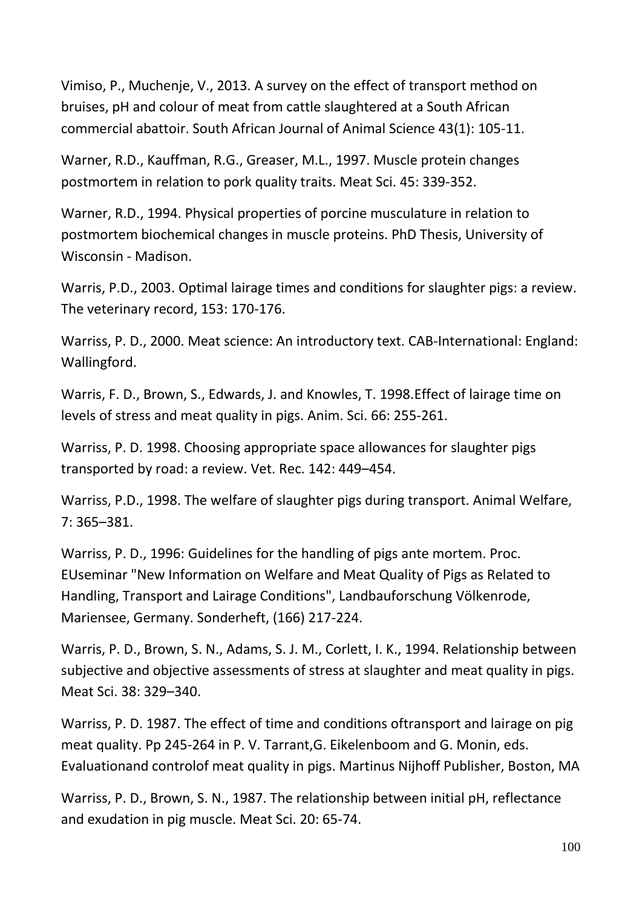Vimiso, P., Muchenje, V., 2013. A survey on the effect of transport method on bruises, pH and colour of meat from cattle slaughtered at a South African commercial abattoir. South African Journal of Animal Science 43(1): 105-11.

Warner, R.D., Kauffman, R.G., Greaser, M.L., 1997. Muscle protein changes postmortem in relation to pork quality traits. Meat Sci. 45: 339-352.

Warner, R.D., 1994. Physical properties of porcine musculature in relation to postmortem biochemical changes in muscle proteins. PhD Thesis, University of Wisconsin - Madison.

Warris, P.D., 2003. Optimal lairage times and conditions for slaughter pigs: a review. The veterinary record, 153: 170-176.

Warriss, P. D., 2000. Meat science: An introductory text. CAB-International: England: Wallingford.

Warris, F. D., Brown, S., Edwards, J. and Knowles, T. 1998.Effect of lairage time on levels of stress and meat quality in pigs. Anim. Sci. 66: 255-261.

Warriss, P. D. 1998. Choosing appropriate space allowances for slaughter pigs transported by road: a review. Vet. Rec. 142: 449–454.

Warriss, P.D., 1998. The welfare of slaughter pigs during transport. Animal Welfare, 7: 365–381.

Warriss, P. D., 1996: Guidelines for the handling of pigs ante mortem. Proc. EUseminar "New Information on Welfare and Meat Quality of Pigs as Related to Handling, Transport and Lairage Conditions", Landbauforschung Völkenrode, Mariensee, Germany. Sonderheft, (166) 217-224.

Warris, P. D., Brown, S. N., Adams, S. J. M., Corlett, I. K., 1994. Relationship between subjective and objective assessments of stress at slaughter and meat quality in pigs. Meat Sci. 38: 329–340.

Warriss, P. D. 1987. The effect of time and conditions oftransport and lairage on pig meat quality. Pp 245-264 in P. V. Tarrant,G. Eikelenboom and G. Monin, eds. Evaluationand controlof meat quality in pigs. Martinus Nijhoff Publisher, Boston, MA

Warriss, P. D., Brown, S. N., 1987. The relationship between initial pH, reflectance and exudation in pig muscle. Meat Sci. 20: 65-74.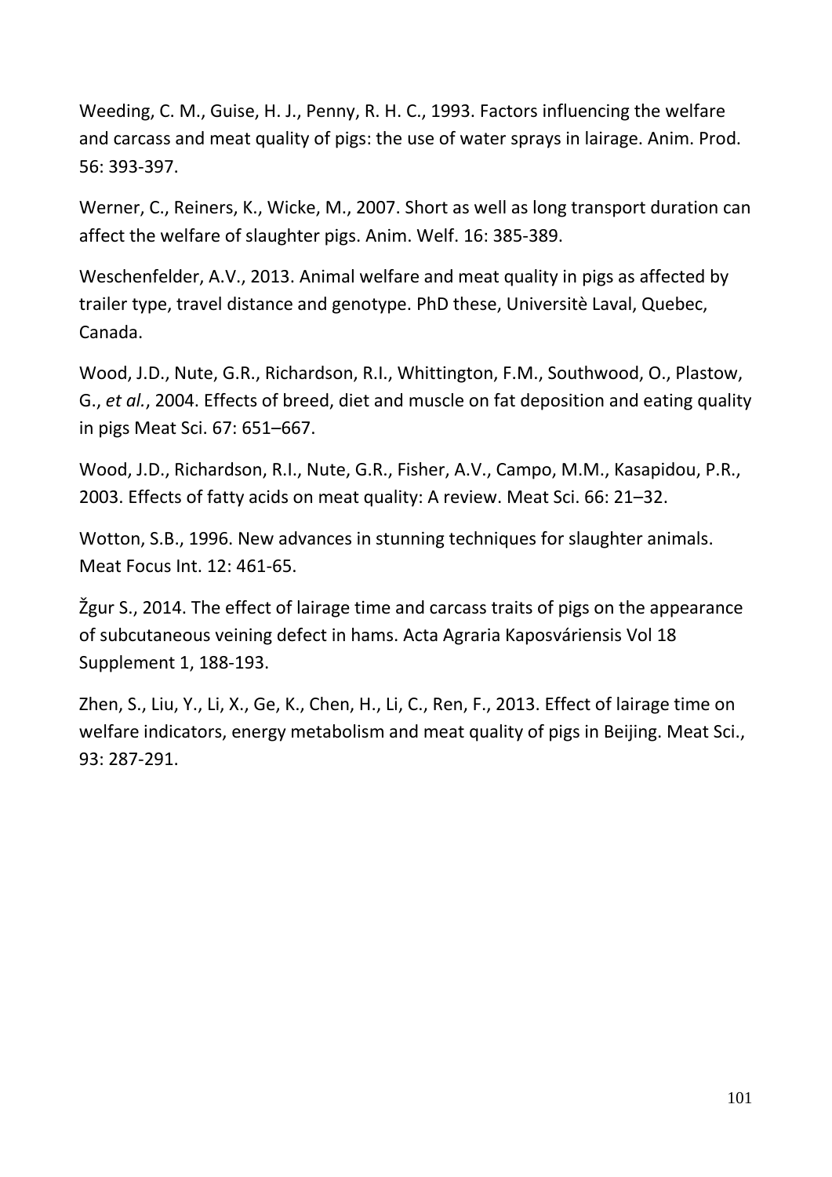Weeding, C. M., Guise, H. J., Penny, R. H. C., 1993. Factors influencing the welfare and carcass and meat quality of pigs: the use of water sprays in lairage. Anim. Prod. 56: 393-397.

Werner, C., Reiners, K., Wicke, M., 2007. Short as well as long transport duration can affect the welfare of slaughter pigs. Anim. Welf. 16: 385-389.

Weschenfelder, A.V., 2013. Animal welfare and meat quality in pigs as affected by trailer type, travel distance and genotype. PhD these, Universitè Laval, Quebec, Canada.

Wood, J.D., Nute, G.R., Richardson, R.I., Whittington, F.M., Southwood, O., Plastow, G., *et al.*, 2004. Effects of breed, diet and muscle on fat deposition and eating quality in pigs Meat Sci. 67: 651–667.

Wood, J.D., Richardson, R.I., Nute, G.R., Fisher, A.V., Campo, M.M., Kasapidou, P.R., 2003. Effects of fatty acids on meat quality: A review. Meat Sci. 66: 21–32.

Wotton, S.B., 1996. New advances in stunning techniques for slaughter animals. Meat Focus Int. 12: 461-65.

Žgur S., 2014. The effect of lairage time and carcass traits of pigs on the appearance of subcutaneous veining defect in hams. Acta Agraria Kaposváriensis Vol 18 Supplement 1, 188-193.

Zhen, S., Liu, Y., Li, X., Ge, K., Chen, H., Li, C., Ren, F., 2013. Effect of lairage time on welfare indicators, energy metabolism and meat quality of pigs in Beijing. Meat Sci., 93: 287-291.